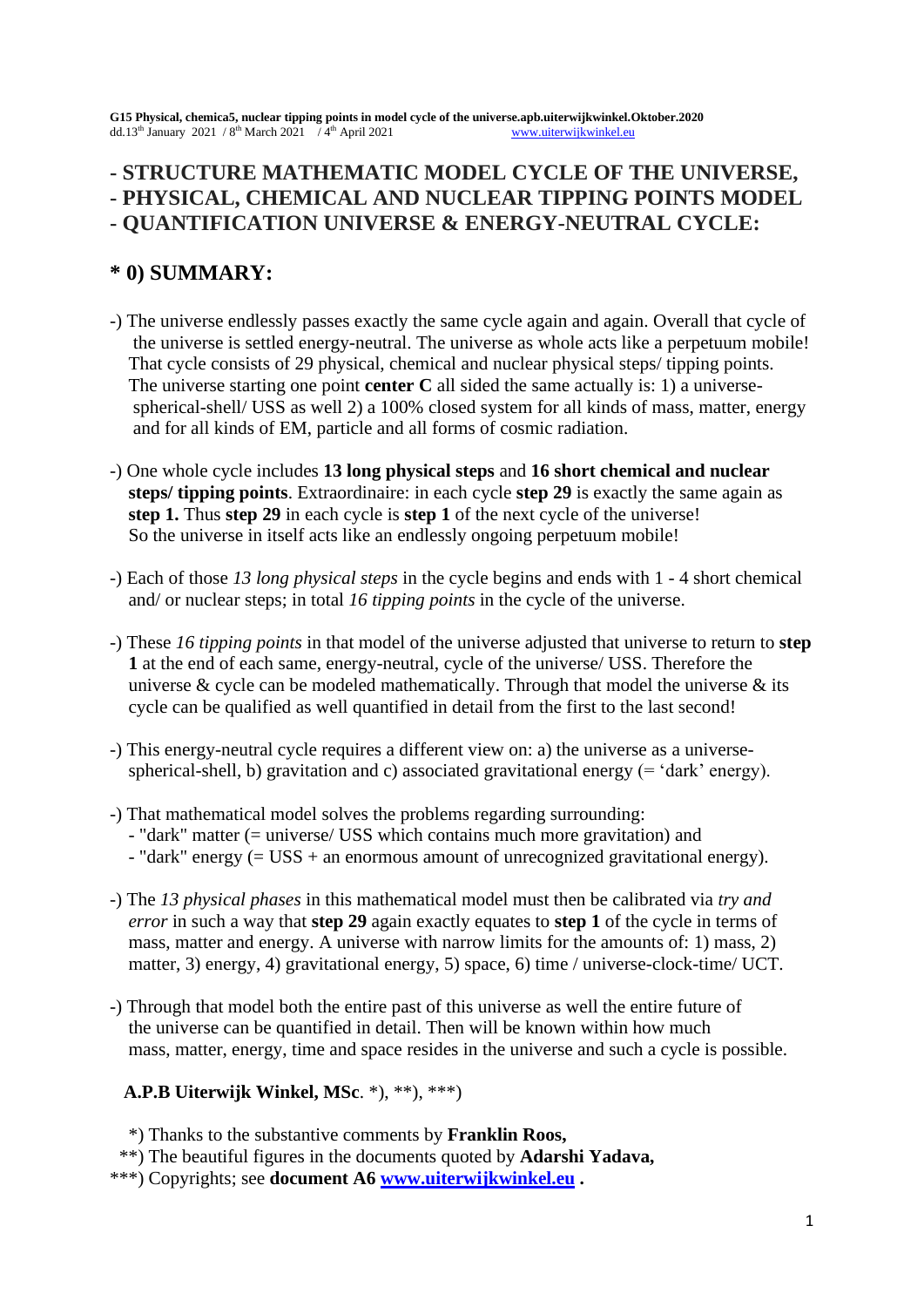**G15 Physical, chemica5, nuclear tipping points in model cycle of the universe.apb.uiterwijkwinkel.Oktober.2020**
dd.13th January 2021 / 8th March 2021 / 4th April 2021 www.uiterwijkwinkel.eu

# - STRUCTURE MATHEMATIC MODEL CYCLE OF THE UNIVERSE, - PHYSICAL, CHEMICAL AND NUCLEAR TIPPING POINTS MODEL - QUANTIFICATION UNIVERSE & ENERGY-NEUTRAL CYCLE:

## * 0) SUMMARY:

-) The universe endlessly passes exactly the same cycle again and again. Overall that cycle of the universe is settled energy-neutral. The universe as whole acts like a perpetuum mobile! That cycle consists of 29 physical, chemical and nuclear physical steps/ tipping points. The universe starting one point **center C** all sided the same actually is: 1) a universe-spherical-shell/ USS as well 2) a 100% closed system for all kinds of mass, matter, energy and for all kinds of EM, particle and all forms of cosmic radiation.

-) One whole cycle includes **13 long physical steps** and **16 short chemical and nuclear steps/ tipping points**. Extraordinaire: in each cycle **step 29** is exactly the same again as **step 1.** Thus **step 29** in each cycle is **step 1** of the next cycle of the universe! So the universe in itself acts like an endlessly ongoing perpetuum mobile!

-) Each of those *13 long physical steps* in the cycle begins and ends with 1 - 4 short chemical and/ or nuclear steps; in total *16 tipping points* in the cycle of the universe.

-) These *16 tipping points* in that model of the universe adjusted that universe to return to **step 1** at the end of each same, energy-neutral, cycle of the universe/ USS. Therefore the universe & cycle can be modeled mathematically. Through that model the universe & its cycle can be qualified as well quantified in detail from the first to the last second!

-) This energy-neutral cycle requires a different view on: a) the universe as a universe-spherical-shell, b) gravitation and c) associated gravitational energy (= 'dark' energy).

-) That mathematical model solves the problems regarding surrounding:
- "dark" matter (= universe/ USS which contains much more gravitation) and
- "dark" energy (= USS + an enormous amount of unrecognized gravitational energy).

-) The *13 physical phases* in this mathematical model must then be calibrated via *try and error* in such a way that **step 29** again exactly equates to **step 1** of the cycle in terms of mass, matter and energy. A universe with narrow limits for the amounts of: 1) mass, 2) matter, 3) energy, 4) gravitational energy, 5) space, 6) time / universe-clock-time/ UCT.

-) Through that model both the entire past of this universe as well the entire future of the universe can be quantified in detail. Then will be known within how much mass, matter, energy, time and space resides in the universe and such a cycle is possible.

**A.P.B Uiterwijk Winkel, MSc**. *), **), ***)

*) Thanks to the substantive comments by **Franklin Roos,**
**) The beautiful figures in the documents quoted by **Adarshi Yadava,**
***) Copyrights; see **document A6 www.uiterwijkwinkel.eu .**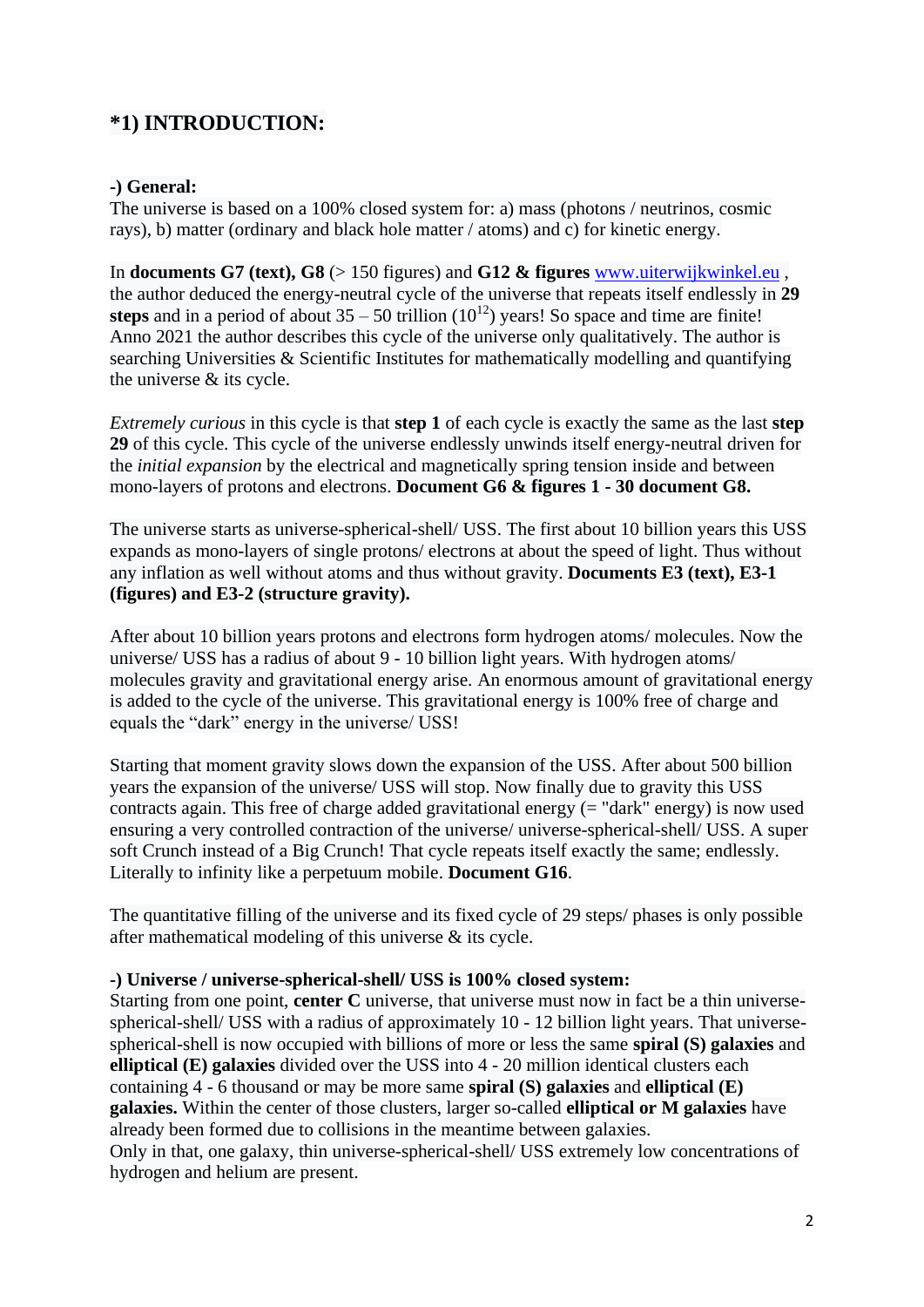# *1) INTRODUCTION:

**-) General:**
The universe is based on a 100% closed system for: a) mass (photons / neutrinos, cosmic rays), b) matter (ordinary and black hole matter / atoms) and c) for kinetic energy.

In **documents G7 (text), G8** (> 150 figures) and **G12 & figures** www.uiterwijkwinkel.eu , the author deduced the energy-neutral cycle of the universe that repeats itself endlessly in **29 steps** and in a period of about 35 – 50 trillion ($10^{12}$) years! So space and time are finite! Anno 2021 the author describes this cycle of the universe only qualitatively. The author is searching Universities & Scientific Institutes for mathematically modelling and quantifying the universe & its cycle.

*Extremely curious* in this cycle is that **step 1** of each cycle is exactly the same as the last **step 29** of this cycle. This cycle of the universe endlessly unwinds itself energy-neutral driven for the *initial expansion* by the electrical and magnetically spring tension inside and between mono-layers of protons and electrons. **Document G6 & figures 1 - 30 document G8.**

The universe starts as universe-spherical-shell/ USS. The first about 10 billion years this USS expands as mono-layers of single protons/ electrons at about the speed of light. Thus without any inflation as well without atoms and thus without gravity. **Documents E3 (text), E3-1 (figures) and E3-2 (structure gravity).**

After about 10 billion years protons and electrons form hydrogen atoms/ molecules. Now the universe/ USS has a radius of about 9 - 10 billion light years. With hydrogen atoms/ molecules gravity and gravitational energy arise. An enormous amount of gravitational energy is added to the cycle of the universe. This gravitational energy is 100% free of charge and equals the "dark" energy in the universe/ USS!

Starting that moment gravity slows down the expansion of the USS. After about 500 billion years the expansion of the universe/ USS will stop. Now finally due to gravity this USS contracts again. This free of charge added gravitational energy (= "dark" energy) is now used ensuring a very controlled contraction of the universe/ universe-spherical-shell/ USS. A super soft Crunch instead of a Big Crunch! That cycle repeats itself exactly the same; endlessly. Literally to infinity like a perpetuum mobile. **Document G16**.

The quantitative filling of the universe and its fixed cycle of 29 steps/ phases is only possible after mathematical modeling of this universe & its cycle.

**-) Universe / universe-spherical-shell/ USS is 100% closed system:**
Starting from one point, **center C** universe, that universe must now in fact be a thin universe-spherical-shell/ USS with a radius of approximately 10 - 12 billion light years. That universe-spherical-shell is now occupied with billions of more or less the same **spiral (S) galaxies** and **elliptical (E) galaxies** divided over the USS into 4 - 20 million identical clusters each containing 4 - 6 thousand or may be more same **spiral (S) galaxies** and **elliptical (E) galaxies.** Within the center of those clusters, larger so-called **elliptical or M galaxies** have already been formed due to collisions in the meantime between galaxies.
Only in that, one galaxy, thin universe-spherical-shell/ USS extremely low concentrations of hydrogen and helium are present.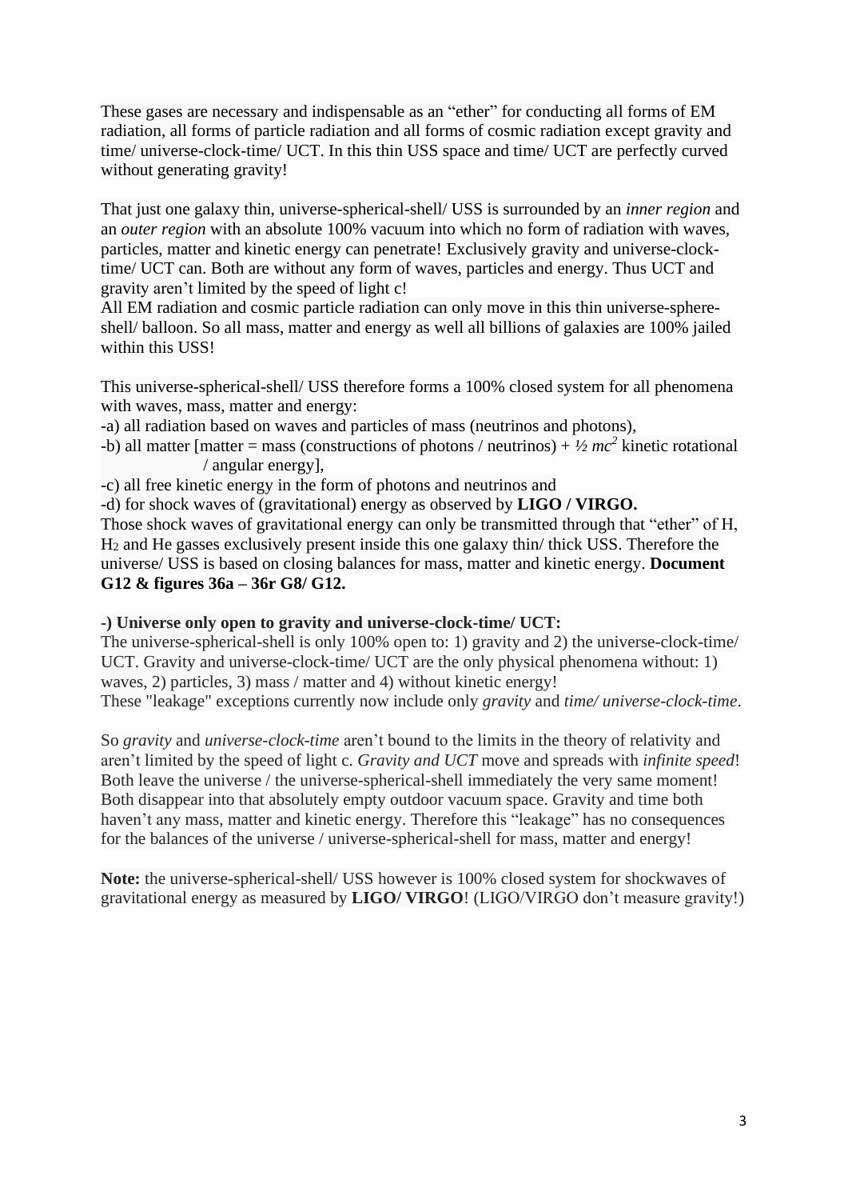These gases are necessary and indispensable as an "ether" for conducting all forms of EM radiation, all forms of particle radiation and all forms of cosmic radiation except gravity and time/ universe-clock-time/ UCT. In this thin USS space and time/ UCT are perfectly curved without generating gravity!

That just one galaxy thin, universe-spherical-shell/ USS is surrounded by an *inner region* and an *outer region* with an absolute 100% vacuum into which no form of radiation with waves, particles, matter and kinetic energy can penetrate! Exclusively gravity and universe-clock-time/ UCT can. Both are without any form of waves, particles and energy. Thus UCT and gravity aren't limited by the speed of light c!
All EM radiation and cosmic particle radiation can only move in this thin universe-sphere-shell/ balloon. So all mass, matter and energy as well all billions of galaxies are 100% jailed within this USS!

This universe-spherical-shell/ USS therefore forms a 100% closed system for all phenomena with waves, mass, matter and energy:
-a) all radiation based on waves and particles of mass (neutrinos and photons),
-b) all matter [matter = mass (constructions of photons / neutrinos) + $\frac{1}{2}\, mc^2$ kinetic rotational / angular energy],
-c) all free kinetic energy in the form of photons and neutrinos and
-d) for shock waves of (gravitational) energy as observed by **LIGO / VIRGO.**
Those shock waves of gravitational energy can only be transmitted through that "ether" of H, $H_2$ and He gasses exclusively present inside this one galaxy thin/ thick USS. Therefore the universe/ USS is based on closing balances for mass, matter and kinetic energy. **Document G12 & figures 36a – 36r G8/ G12.**

**-) Universe only open to gravity and universe-clock-time/ UCT:**
The universe-spherical-shell is only 100% open to: 1) gravity and 2) the universe-clock-time/ UCT. Gravity and universe-clock-time/ UCT are the only physical phenomena without: 1) waves, 2) particles, 3) mass / matter and 4) without kinetic energy!
These "leakage" exceptions currently now include only *gravity* and *time/ universe-clock-time*.

So *gravity* and *universe-clock-time* aren't bound to the limits in the theory of relativity and aren't limited by the speed of light c. *Gravity and UCT* move and spreads with *infinite speed*! Both leave the universe / the universe-spherical-shell immediately the very same moment! Both disappear into that absolutely empty outdoor vacuum space. Gravity and time both haven't any mass, matter and kinetic energy. Therefore this "leakage" has no consequences for the balances of the universe / universe-spherical-shell for mass, matter and energy!

**Note:** the universe-spherical-shell/ USS however is 100% closed system for shockwaves of gravitational energy as measured by **LIGO/ VIRGO**! (LIGO/VIRGO don't measure gravity!)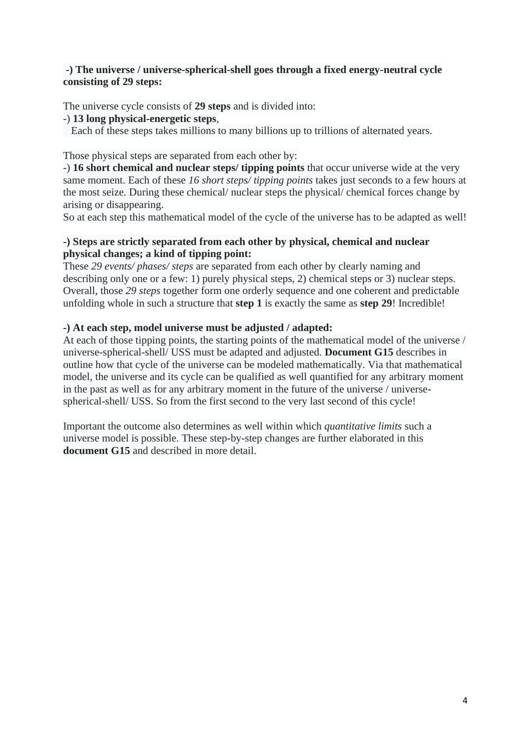**-) The universe / universe-spherical-shell goes through a fixed energy-neutral cycle consisting of 29 steps:**

The universe cycle consists of **29 steps** and is divided into:
-) **13 long physical-energetic steps**,
Each of these steps takes millions to many billions up to trillions of alternated years.

Those physical steps are separated from each other by:
-) **16 short chemical and nuclear steps/ tipping points** that occur universe wide at the very same moment. Each of these *16 short steps/ tipping points* takes just seconds to a few hours at the most seize. During these chemical/ nuclear steps the physical/ chemical forces change by arising or disappearing.
So at each step this mathematical model of the cycle of the universe has to be adapted as well!

**-) Steps are strictly separated from each other by physical, chemical and nuclear physical changes; a kind of tipping point:**
These *29 events/ phases/ steps* are separated from each other by clearly naming and describing only one or a few: 1) purely physical steps, 2) chemical steps or 3) nuclear steps. Overall, those *29 steps* together form one orderly sequence and one coherent and predictable unfolding whole in such a structure that **step 1** is exactly the same as **step 29**! Incredible!

**-) At each step, model universe must be adjusted / adapted:**
At each of those tipping points, the starting points of the mathematical model of the universe / universe-spherical-shell/ USS must be adapted and adjusted. **Document G15** describes in outline how that cycle of the universe can be modeled mathematically. Via that mathematical model, the universe and its cycle can be qualified as well quantified for any arbitrary moment in the past as well as for any arbitrary moment in the future of the universe / universe-spherical-shell/ USS. So from the first second to the very last second of this cycle!

Important the outcome also determines as well within which *quantitative limits* such a universe model is possible. These step-by-step changes are further elaborated in this **document G15** and described in more detail.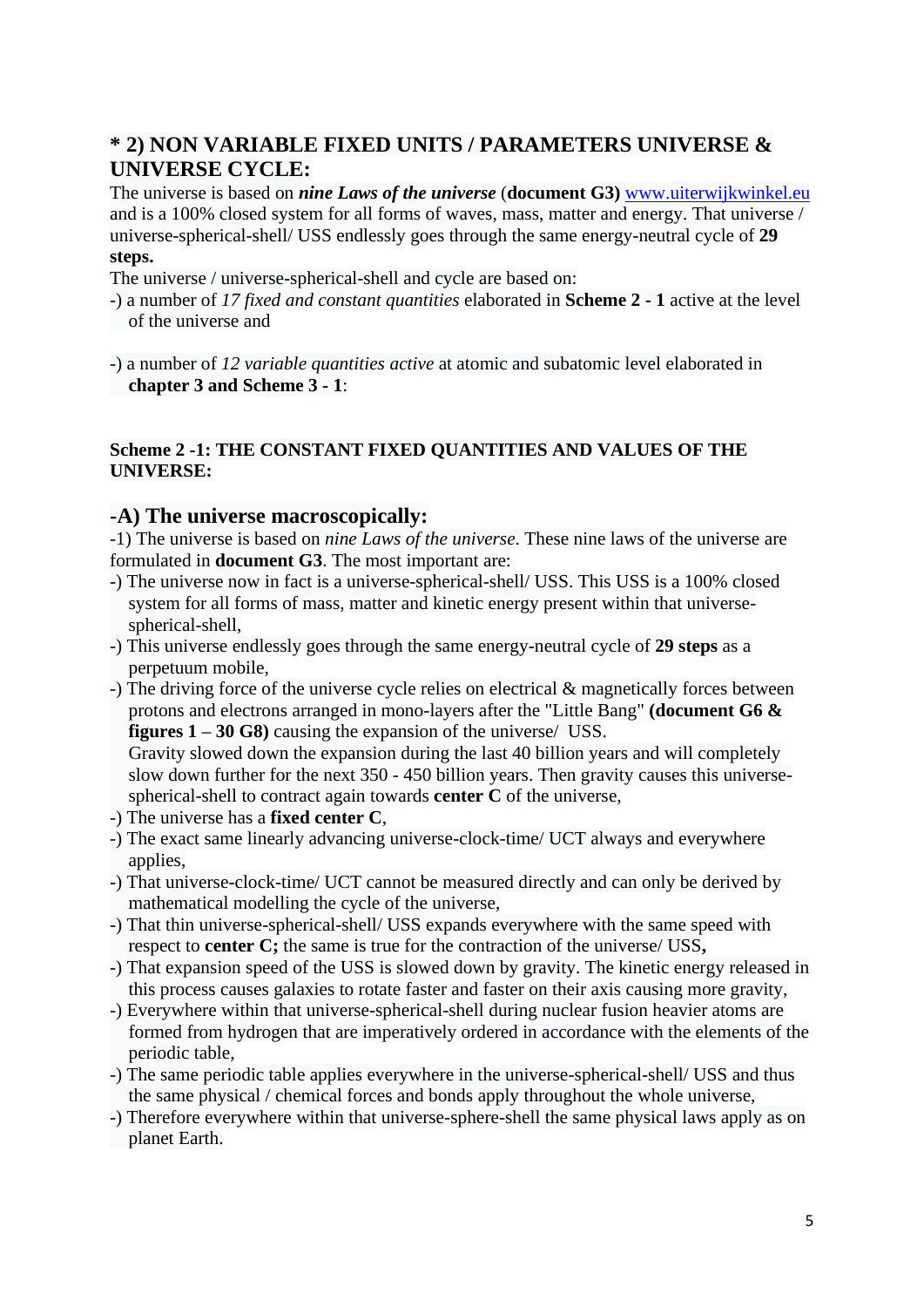## * 2) NON VARIABLE FIXED UNITS / PARAMETERS UNIVERSE & UNIVERSE CYCLE:

The universe is based on ***nine Laws of the universe*** (**document G3**) www.uiterwijkwinkel.eu and is a 100% closed system for all forms of waves, mass, matter and energy. That universe / universe-spherical-shell/ USS endlessly goes through the same energy-neutral cycle of **29 steps.**

The universe / universe-spherical-shell and cycle are based on:

-) a number of *17 fixed and constant quantities* elaborated in **Scheme 2 - 1** active at the level of the universe and

-) a number of *12 variable quantities active* at atomic and subatomic level elaborated in **chapter 3 and Scheme 3 - 1**:

**Scheme 2 -1: THE CONSTANT FIXED QUANTITIES AND VALUES OF THE UNIVERSE:**

### -A) The universe macroscopically:

-1) The universe is based on *nine Laws of the universe*. These nine laws of the universe are formulated in **document G3**. The most important are:

-) The universe now in fact is a universe-spherical-shell/ USS. This USS is a 100% closed system for all forms of mass, matter and kinetic energy present within that universe-spherical-shell,

-) This universe endlessly goes through the same energy-neutral cycle of **29 steps** as a perpetuum mobile,

-) The driving force of the universe cycle relies on electrical & magnetically forces between protons and electrons arranged in mono-layers after the "Little Bang" **(document G6 & figures 1 – 30 G8)** causing the expansion of the universe/ USS.
Gravity slowed down the expansion during the last 40 billion years and will completely slow down further for the next 350 - 450 billion years. Then gravity causes this universe-spherical-shell to contract again towards **center C** of the universe,

-) The universe has a **fixed center C**,

-) The exact same linearly advancing universe-clock-time/ UCT always and everywhere applies,

-) That universe-clock-time/ UCT cannot be measured directly and can only be derived by mathematical modelling the cycle of the universe,

-) That thin universe-spherical-shell/ USS expands everywhere with the same speed with respect to **center C;** the same is true for the contraction of the universe/ USS**,**

-) That expansion speed of the USS is slowed down by gravity. The kinetic energy released in this process causes galaxies to rotate faster and faster on their axis causing more gravity,

-) Everywhere within that universe-spherical-shell during nuclear fusion heavier atoms are formed from hydrogen that are imperatively ordered in accordance with the elements of the periodic table,

-) The same periodic table applies everywhere in the universe-spherical-shell/ USS and thus the same physical / chemical forces and bonds apply throughout the whole universe,

-) Therefore everywhere within that universe-sphere-shell the same physical laws apply as on planet Earth.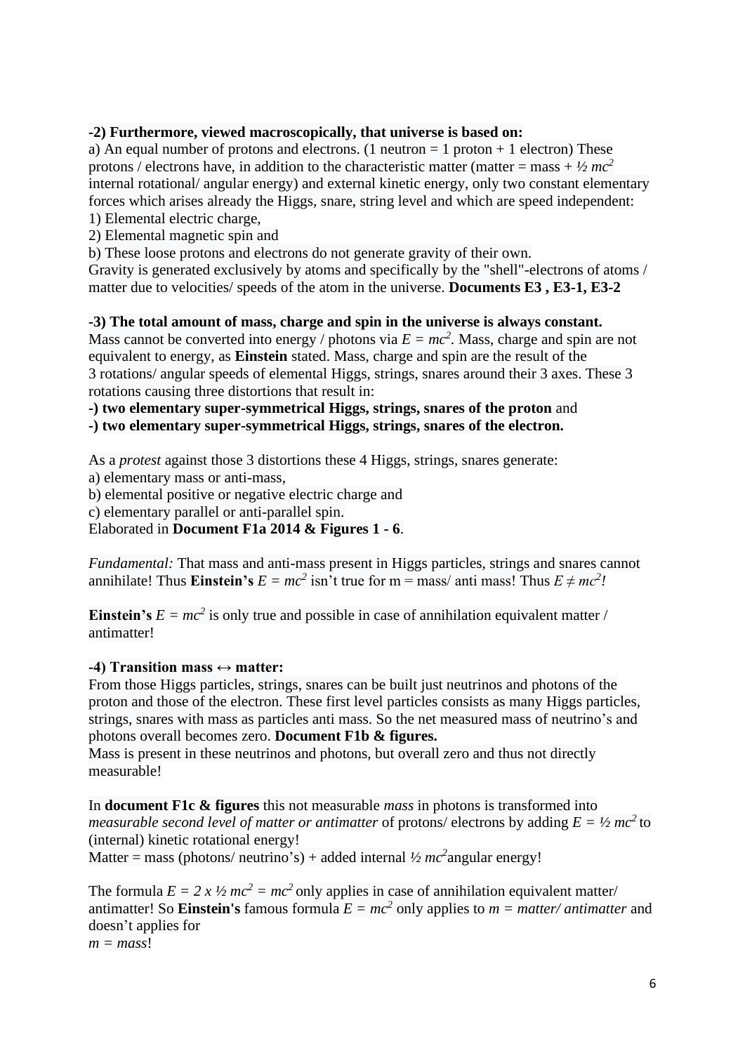**-2) Furthermore, viewed macroscopically, that universe is based on:**

a) An equal number of protons and electrons. (1 neutron = 1 proton + 1 electron) These protons / electrons have, in addition to the characteristic matter (matter = mass + $½ mc^2$ internal rotational/ angular energy) and external kinetic energy, only two constant elementary forces which arises already the Higgs, snare, string level and which are speed independent:

1) Elemental electric charge,
2) Elemental magnetic spin and

b) These loose protons and electrons do not generate gravity of their own.
Gravity is generated exclusively by atoms and specifically by the "shell"-electrons of atoms / matter due to velocities/ speeds of the atom in the universe. **Documents E3 , E3-1, E3-2**

**-3) The total amount of mass, charge and spin in the universe is always constant.**

Mass cannot be converted into energy / photons via $E = mc^2$. Mass, charge and spin are not equivalent to energy, as **Einstein** stated. Mass, charge and spin are the result of the 3 rotations/ angular speeds of elemental Higgs, strings, snares around their 3 axes. These 3 rotations causing three distortions that result in:

**-) two elementary super-symmetrical Higgs, strings, snares of the proton** and
**-) two elementary super-symmetrical Higgs, strings, snares of the electron.**

As a *protest* against those 3 distortions these 4 Higgs, strings, snares generate:

a) elementary mass or anti-mass,
b) elemental positive or negative electric charge and
c) elementary parallel or anti-parallel spin.

Elaborated in **Document F1a 2014 & Figures 1 - 6**.

*Fundamental:* That mass and anti-mass present in Higgs particles, strings and snares cannot annihilate! Thus **Einstein's** $E = mc^2$ isn't true for m = mass/ anti mass! Thus $E \neq mc^2$*!*

**Einstein's** $E = mc^2$ is only true and possible in case of annihilation equivalent matter / antimatter!

**-4) Transition mass ↔ matter:**

From those Higgs particles, strings, snares can be built just neutrinos and photons of the proton and those of the electron. These first level particles consists as many Higgs particles, strings, snares with mass as particles anti mass. So the net measured mass of neutrino's and photons overall becomes zero. **Document F1b & figures.**

Mass is present in these neutrinos and photons, but overall zero and thus not directly measurable!

In **document F1c & figures** this not measurable *mass* in photons is transformed into *measurable second level of matter or antimatter* of protons/ electrons by adding $E = ½ mc^2$ to (internal) kinetic rotational energy!

Matter = mass (photons/ neutrino's) + added internal $½ mc^2$ angular energy!

The formula $E = 2 \times ½ mc^2 = mc^2$ only applies in case of annihilation equivalent matter/ antimatter! So **Einstein's** famous formula $E = mc^2$ only applies to *m = matter/ antimatter* and doesn't applies for
*m = mass*!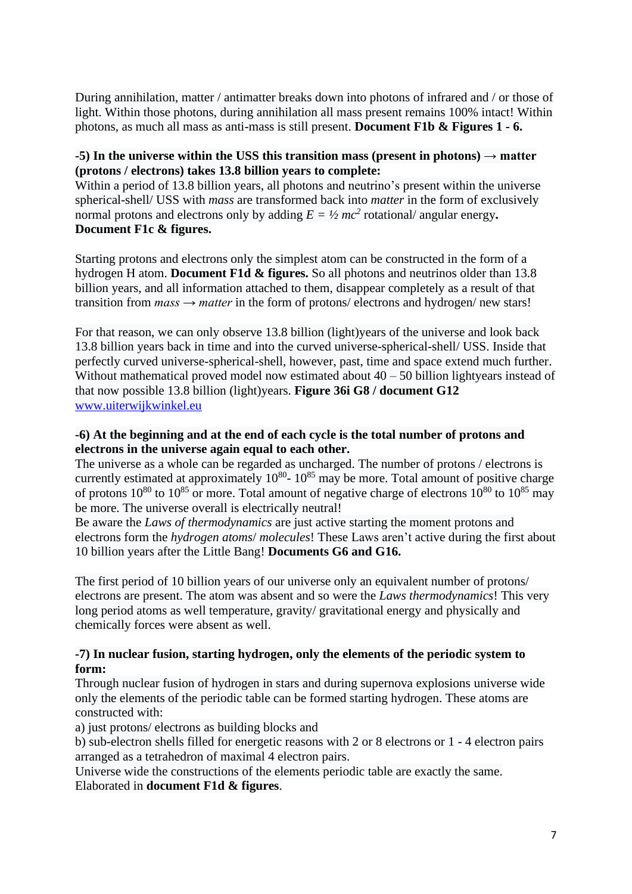During annihilation, matter / antimatter breaks down into photons of infrared and / or those of light. Within those photons, during annihilation all mass present remains 100% intact! Within photons, as much all mass as anti-mass is still present. **Document F1b & Figures 1 - 6.**

**-5) In the universe within the USS this transition mass (present in photons) → matter (protons / electrons) takes 13.8 billion years to complete:**

Within a period of 13.8 billion years, all photons and neutrino's present within the universe spherical-shell/ USS with *mass* are transformed back into *matter* in the form of exclusively normal protons and electrons only by adding $E = ½ mc^2$ rotational/ angular energy. **Document F1c & figures.**

Starting protons and electrons only the simplest atom can be constructed in the form of a hydrogen H atom. **Document F1d & figures.** So all photons and neutrinos older than 13.8 billion years, and all information attached to them, disappear completely as a result of that transition from *mass* → *matter* in the form of protons/ electrons and hydrogen/ new stars!

For that reason, we can only observe 13.8 billion (light)years of the universe and look back 13.8 billion years back in time and into the curved universe-spherical-shell/ USS. Inside that perfectly curved universe-spherical-shell, however, past, time and space extend much further. Without mathematical proved model now estimated about 40 – 50 billion lightyears instead of that now possible 13.8 billion (light)years. **Figure 36i G8 / document G12** www.uiterwijkwinkel.eu

**-6) At the beginning and at the end of each cycle is the total number of protons and electrons in the universe again equal to each other.**

The universe as a whole can be regarded as uncharged. The number of protons / electrons is currently estimated at approximately $10^{80}$- $10^{85}$ may be more. Total amount of positive charge of protons $10^{80}$ to $10^{85}$ or more. Total amount of negative charge of electrons $10^{80}$ to $10^{85}$ may be more. The universe overall is electrically neutral!

Be aware the *Laws of thermodynamics* are just active starting the moment protons and electrons form the *hydrogen atoms*/ *molecules*! These Laws aren't active during the first about 10 billion years after the Little Bang! **Documents G6 and G16.**

The first period of 10 billion years of our universe only an equivalent number of protons/ electrons are present. The atom was absent and so were the *Laws thermodynamics*! This very long period atoms as well temperature, gravity/ gravitational energy and physically and chemically forces were absent as well.

**-7) In nuclear fusion, starting hydrogen, only the elements of the periodic system to form:**

Through nuclear fusion of hydrogen in stars and during supernova explosions universe wide only the elements of the periodic table can be formed starting hydrogen. These atoms are constructed with:

a) just protons/ electrons as building blocks and

b) sub-electron shells filled for energetic reasons with 2 or 8 electrons or 1 - 4 electron pairs arranged as a tetrahedron of maximal 4 electron pairs.

Universe wide the constructions of the elements periodic table are exactly the same. Elaborated in **document F1d & figures**.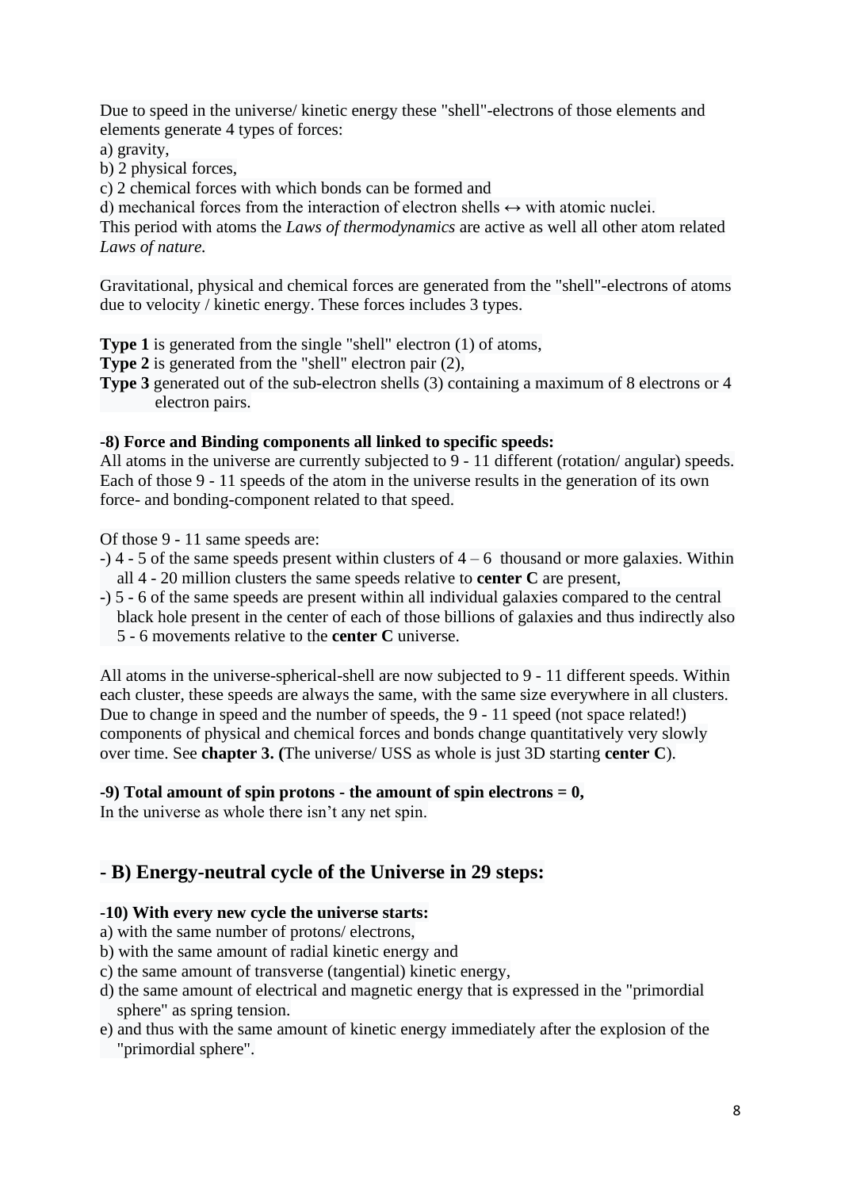Due to speed in the universe/ kinetic energy these "shell"-electrons of those elements and elements generate 4 types of forces:
a) gravity,
b) 2 physical forces,
c) 2 chemical forces with which bonds can be formed and
d) mechanical forces from the interaction of electron shells ↔ with atomic nuclei.
This period with atoms the *Laws of thermodynamics* are active as well all other atom related *Laws of nature.*

Gravitational, physical and chemical forces are generated from the "shell"-electrons of atoms due to velocity / kinetic energy. These forces includes 3 types.

**Type 1** is generated from the single "shell" electron (1) of atoms,
**Type 2** is generated from the "shell" electron pair (2),
**Type 3** generated out of the sub-electron shells (3) containing a maximum of 8 electrons or 4 electron pairs.

**-8) Force and Binding components all linked to specific speeds:**
All atoms in the universe are currently subjected to 9 - 11 different (rotation/ angular) speeds. Each of those 9 - 11 speeds of the atom in the universe results in the generation of its own force- and bonding-component related to that speed.

Of those 9 - 11 same speeds are:
-) 4 - 5 of the same speeds present within clusters of 4 – 6 thousand or more galaxies. Within all 4 - 20 million clusters the same speeds relative to **center C** are present,
-) 5 - 6 of the same speeds are present within all individual galaxies compared to the central black hole present in the center of each of those billions of galaxies and thus indirectly also 5 - 6 movements relative to the **center C** universe.

All atoms in the universe-spherical-shell are now subjected to 9 - 11 different speeds. Within each cluster, these speeds are always the same, with the same size everywhere in all clusters. Due to change in speed and the number of speeds, the 9 - 11 speed (not space related!) components of physical and chemical forces and bonds change quantitatively very slowly over time. See **chapter 3. (**The universe/ USS as whole is just 3D starting **center C**).

**-9) Total amount of spin protons - the amount of spin electrons = 0,**
In the universe as whole there isn't any net spin.

## - B) Energy-neutral cycle of the Universe in 29 steps:

**-10) With every new cycle the universe starts:**
a) with the same number of protons/ electrons,
b) with the same amount of radial kinetic energy and
c) the same amount of transverse (tangential) kinetic energy,
d) the same amount of electrical and magnetic energy that is expressed in the "primordial sphere" as spring tension.
e) and thus with the same amount of kinetic energy immediately after the explosion of the "primordial sphere".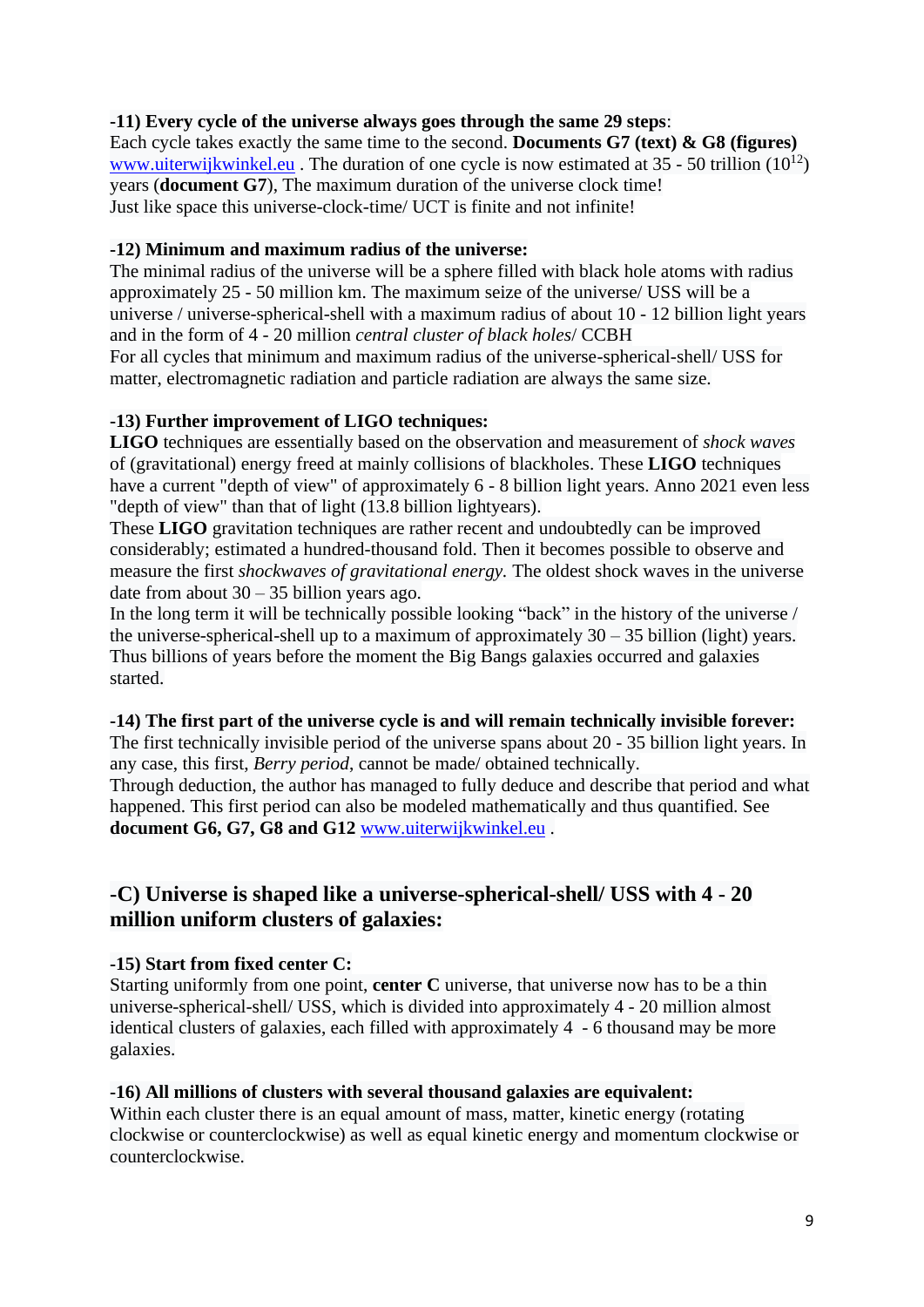**-11) Every cycle of the universe always goes through the same 29 steps**:
Each cycle takes exactly the same time to the second. **Documents G7 (text) & G8 (figures)** www.uiterwijkwinkel.eu . The duration of one cycle is now estimated at 35 - 50 trillion ($10^{12}$) years (**document G7**), The maximum duration of the universe clock time!
Just like space this universe-clock-time/ UCT is finite and not infinite!

**-12) Minimum and maximum radius of the universe:**
The minimal radius of the universe will be a sphere filled with black hole atoms with radius approximately 25 - 50 million km. The maximum seize of the universe/ USS will be a universe / universe-spherical-shell with a maximum radius of about 10 - 12 billion light years and in the form of 4 - 20 million *central cluster of black holes*/ CCBH
For all cycles that minimum and maximum radius of the universe-spherical-shell/ USS for matter, electromagnetic radiation and particle radiation are always the same size.

**-13) Further improvement of LIGO techniques:**
**LIGO** techniques are essentially based on the observation and measurement of *shock waves* of (gravitational) energy freed at mainly collisions of blackholes. These **LIGO** techniques have a current "depth of view" of approximately 6 - 8 billion light years. Anno 2021 even less "depth of view" than that of light (13.8 billion lightyears).
These **LIGO** gravitation techniques are rather recent and undoubtedly can be improved considerably; estimated a hundred-thousand fold. Then it becomes possible to observe and measure the first *shockwaves of gravitational energy.* The oldest shock waves in the universe date from about 30 – 35 billion years ago.
In the long term it will be technically possible looking "back" in the history of the universe / the universe-spherical-shell up to a maximum of approximately 30 – 35 billion (light) years. Thus billions of years before the moment the Big Bangs galaxies occurred and galaxies started.

**-14) The first part of the universe cycle is and will remain technically invisible forever:**
The first technically invisible period of the universe spans about 20 - 35 billion light years. In any case, this first, *Berry period*, cannot be made/ obtained technically.
Through deduction, the author has managed to fully deduce and describe that period and what happened. This first period can also be modeled mathematically and thus quantified. See **document G6, G7, G8 and G12** www.uiterwijkwinkel.eu .

## -C) Universe is shaped like a universe-spherical-shell/ USS with 4 - 20 million uniform clusters of galaxies:

**-15) Start from fixed center C:**
Starting uniformly from one point, **center C** universe, that universe now has to be a thin universe-spherical-shell/ USS, which is divided into approximately 4 - 20 million almost identical clusters of galaxies, each filled with approximately 4 - 6 thousand may be more galaxies.

**-16) All millions of clusters with several thousand galaxies are equivalent:**
Within each cluster there is an equal amount of mass, matter, kinetic energy (rotating clockwise or counterclockwise) as well as equal kinetic energy and momentum clockwise or counterclockwise.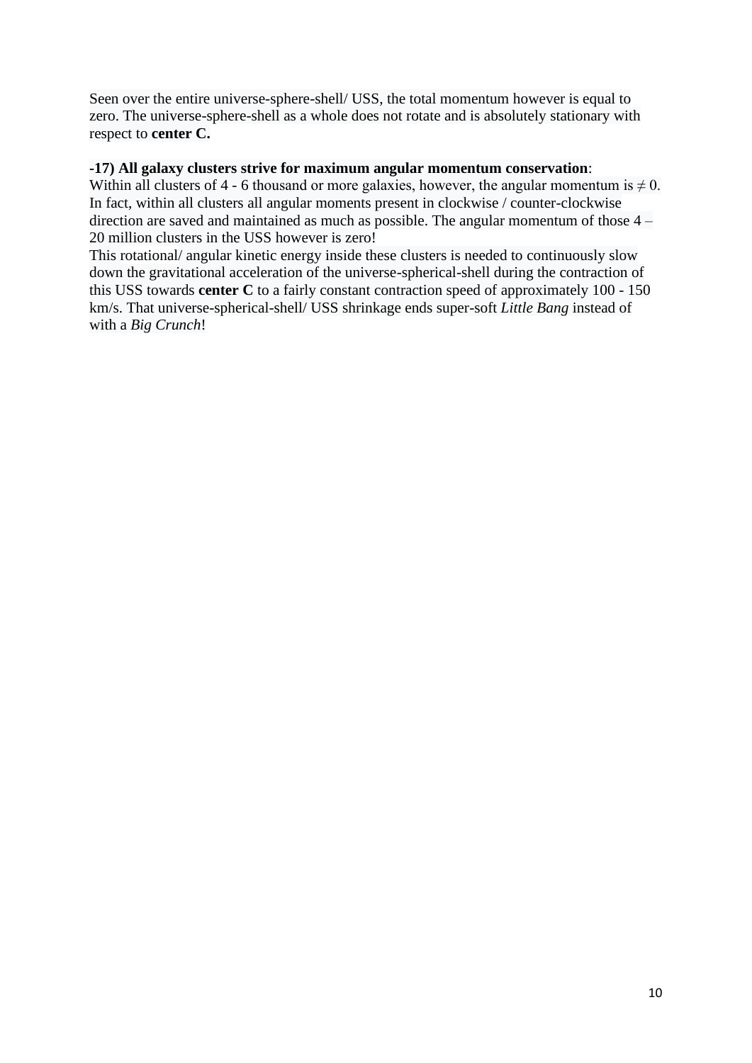Seen over the entire universe-sphere-shell/ USS, the total momentum however is equal to zero. The universe-sphere-shell as a whole does not rotate and is absolutely stationary with respect to **center C.**

**-17) All galaxy clusters strive for maximum angular momentum conservation**:
Within all clusters of 4 - 6 thousand or more galaxies, however, the angular momentum is ≠ 0. In fact, within all clusters all angular moments present in clockwise / counter-clockwise direction are saved and maintained as much as possible. The angular momentum of those 4 – 20 million clusters in the USS however is zero!
This rotational/ angular kinetic energy inside these clusters is needed to continuously slow down the gravitational acceleration of the universe-spherical-shell during the contraction of this USS towards **center C** to a fairly constant contraction speed of approximately 100 - 150 km/s. That universe-spherical-shell/ USS shrinkage ends super-soft *Little Bang* instead of with a *Big Crunch*!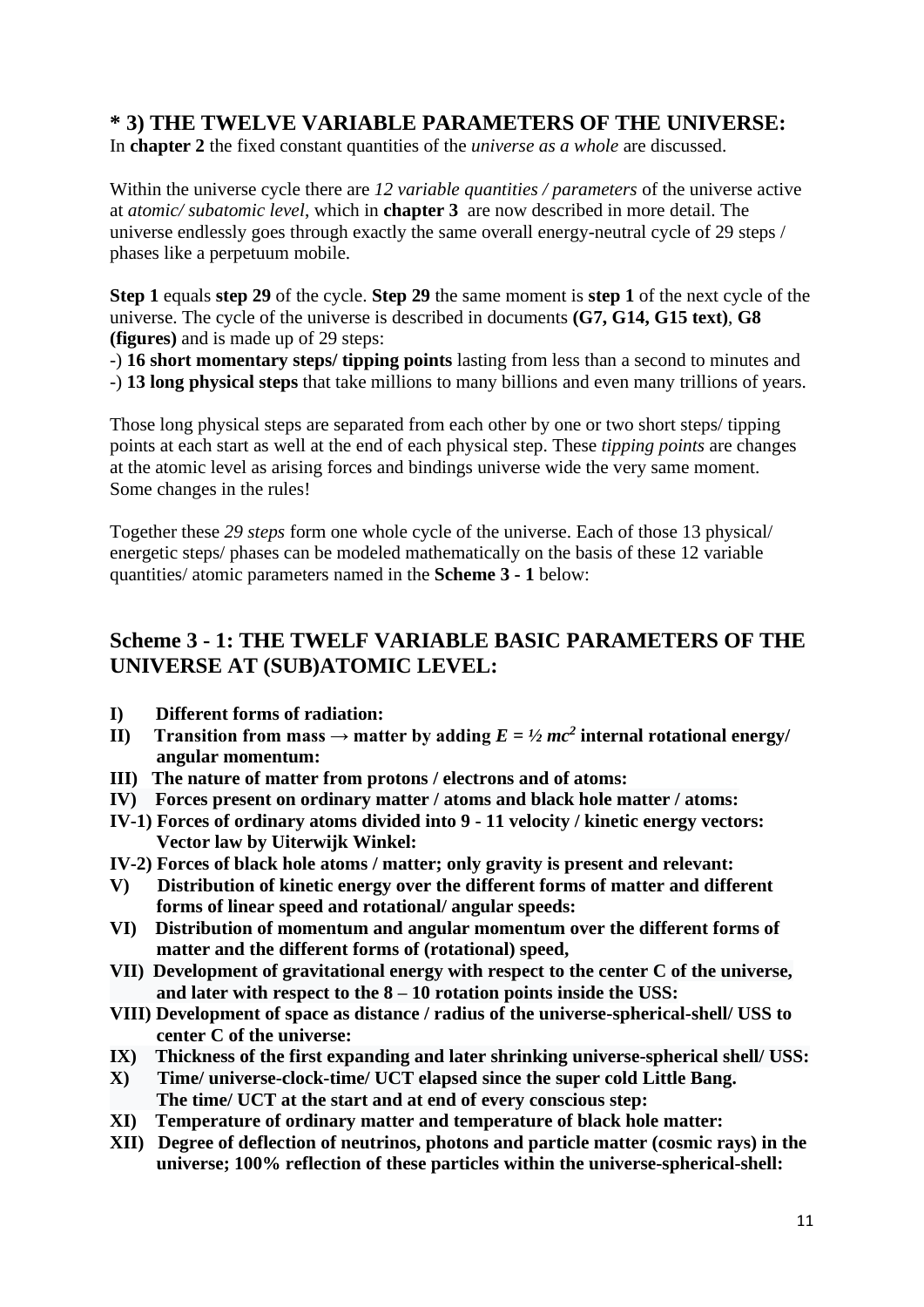## * 3) THE TWELVE VARIABLE PARAMETERS OF THE UNIVERSE:

In **chapter 2** the fixed constant quantities of the *universe as a whole* are discussed.

Within the universe cycle there are *12 variable quantities / parameters* of the universe active at *atomic/ subatomic level*, which in **chapter 3** are now described in more detail. The universe endlessly goes through exactly the same overall energy-neutral cycle of 29 steps / phases like a perpetuum mobile.

**Step 1** equals **step 29** of the cycle. **Step 29** the same moment is **step 1** of the next cycle of the universe. The cycle of the universe is described in documents **(G7, G14, G15 text)**, **G8 (figures)** and is made up of 29 steps:

-) **16 short momentary steps/ tipping points** lasting from less than a second to minutes and
-) **13 long physical steps** that take millions to many billions and even many trillions of years.

Those long physical steps are separated from each other by one or two short steps/ tipping points at each start as well at the end of each physical step. These *tipping points* are changes at the atomic level as arising forces and bindings universe wide the very same moment. Some changes in the rules!

Together these *29 steps* form one whole cycle of the universe. Each of those 13 physical/ energetic steps/ phases can be modeled mathematically on the basis of these 12 variable quantities/ atomic parameters named in the **Scheme 3 - 1** below:

## Scheme 3 - 1: THE TWELF VARIABLE BASIC PARAMETERS OF THE UNIVERSE AT (SUB)ATOMIC LEVEL:

**I) Different forms of radiation:**
**II) Transition from mass → matter by adding $E = ½ mc^2$ internal rotational energy/ angular momentum:**
**III) The nature of matter from protons / electrons and of atoms:**
**IV) Forces present on ordinary matter / atoms and black hole matter / atoms:**
**IV-1) Forces of ordinary atoms divided into 9 - 11 velocity / kinetic energy vectors: Vector law by Uiterwijk Winkel:**
**IV-2) Forces of black hole atoms / matter; only gravity is present and relevant:**
**V) Distribution of kinetic energy over the different forms of matter and different forms of linear speed and rotational/ angular speeds:**
**VI) Distribution of momentum and angular momentum over the different forms of matter and the different forms of (rotational) speed,**
**VII) Development of gravitational energy with respect to the center C of the universe, and later with respect to the 8 – 10 rotation points inside the USS:**
**VIII) Development of space as distance / radius of the universe-spherical-shell/ USS to center C of the universe:**
**IX) Thickness of the first expanding and later shrinking universe-spherical shell/ USS:**
**X) Time/ universe-clock-time/ UCT elapsed since the super cold Little Bang. The time/ UCT at the start and at end of every conscious step:**
**XI) Temperature of ordinary matter and temperature of black hole matter:**
**XII) Degree of deflection of neutrinos, photons and particle matter (cosmic rays) in the universe; 100% reflection of these particles within the universe-spherical-shell:**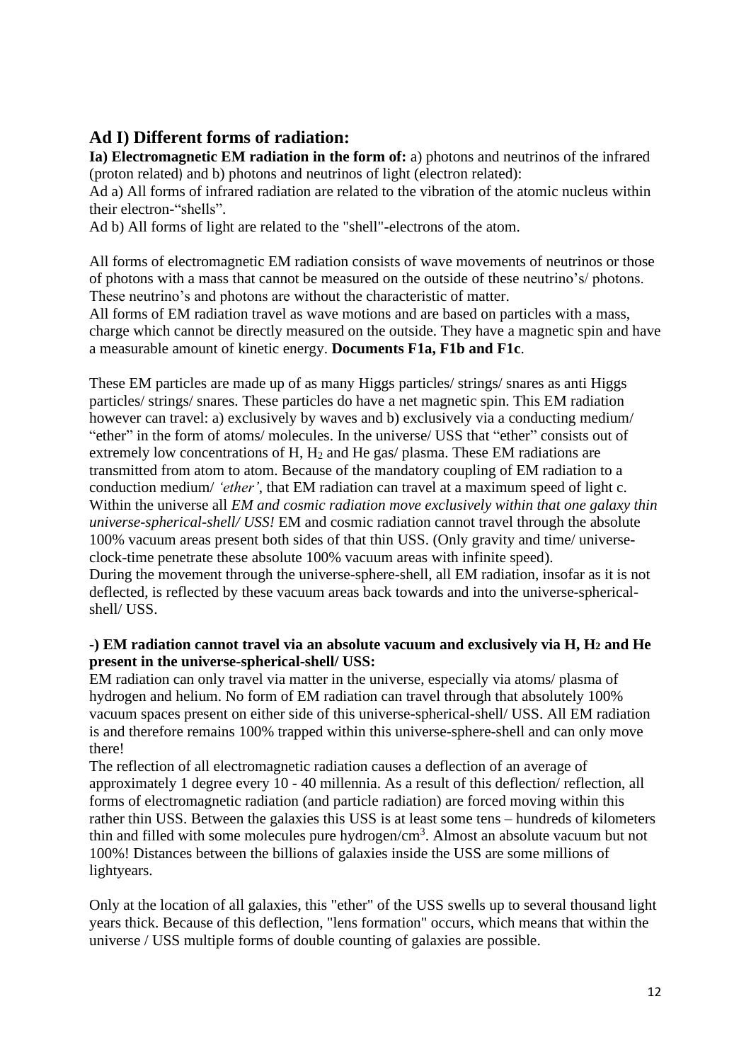## Ad I) Different forms of radiation:

**Ia) Electromagnetic EM radiation in the form of:** a) photons and neutrinos of the infrared (proton related) and b) photons and neutrinos of light (electron related):

Ad a) All forms of infrared radiation are related to the vibration of the atomic nucleus within their electron-"shells".

Ad b) All forms of light are related to the "shell"-electrons of the atom.

All forms of electromagnetic EM radiation consists of wave movements of neutrinos or those of photons with a mass that cannot be measured on the outside of these neutrino's/ photons. These neutrino's and photons are without the characteristic of matter.
All forms of EM radiation travel as wave motions and are based on particles with a mass, charge which cannot be directly measured on the outside. They have a magnetic spin and have a measurable amount of kinetic energy. **Documents F1a, F1b and F1c**.

These EM particles are made up of as many Higgs particles/ strings/ snares as anti Higgs particles/ strings/ snares. These particles do have a net magnetic spin. This EM radiation however can travel: a) exclusively by waves and b) exclusively via a conducting medium/ "ether" in the form of atoms/ molecules. In the universe/ USS that "ether" consists out of extremely low concentrations of H, $H_2$ and He gas/ plasma. These EM radiations are transmitted from atom to atom. Because of the mandatory coupling of EM radiation to a conduction medium/ *'ether'*, that EM radiation can travel at a maximum speed of light c. Within the universe all *EM and cosmic radiation move exclusively within that one galaxy thin universe-spherical-shell/ USS!* EM and cosmic radiation cannot travel through the absolute 100% vacuum areas present both sides of that thin USS. (Only gravity and time/ universe-clock-time penetrate these absolute 100% vacuum areas with infinite speed).
During the movement through the universe-sphere-shell, all EM radiation, insofar as it is not deflected, is reflected by these vacuum areas back towards and into the universe-spherical-shell/ USS.

**-) EM radiation cannot travel via an absolute vacuum and exclusively via H, $H_2$ and He present in the universe-spherical-shell/ USS:**

EM radiation can only travel via matter in the universe, especially via atoms/ plasma of hydrogen and helium. No form of EM radiation can travel through that absolutely 100% vacuum spaces present on either side of this universe-spherical-shell/ USS. All EM radiation is and therefore remains 100% trapped within this universe-sphere-shell and can only move there!

The reflection of all electromagnetic radiation causes a deflection of an average of approximately 1 degree every 10 - 40 millennia. As a result of this deflection/ reflection, all forms of electromagnetic radiation (and particle radiation) are forced moving within this rather thin USS. Between the galaxies this USS is at least some tens – hundreds of kilometers thin and filled with some molecules pure hydrogen/$cm^3$. Almost an absolute vacuum but not 100%! Distances between the billions of galaxies inside the USS are some millions of lightyears.

Only at the location of all galaxies, this "ether" of the USS swells up to several thousand light years thick. Because of this deflection, "lens formation" occurs, which means that within the universe / USS multiple forms of double counting of galaxies are possible.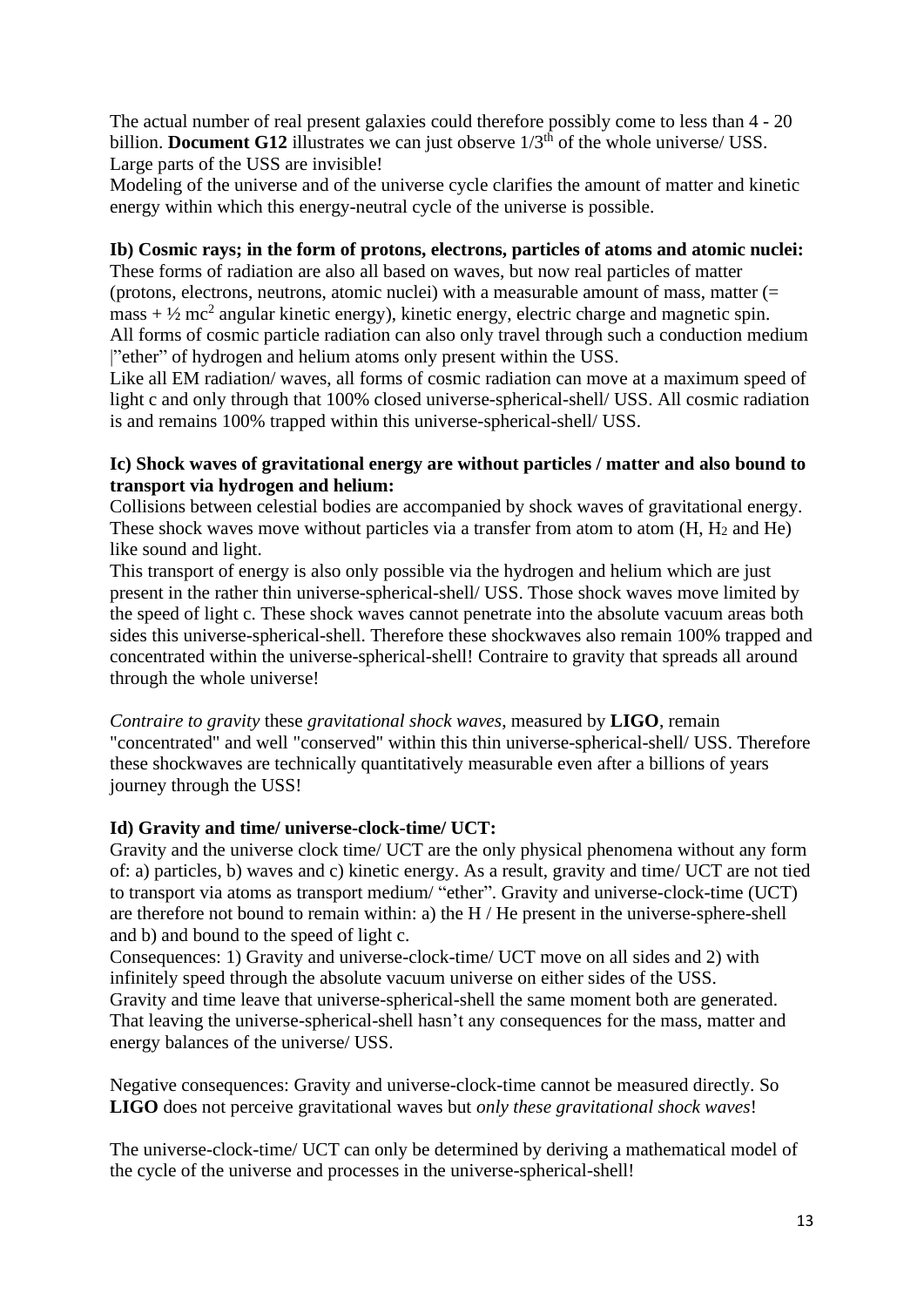The actual number of real present galaxies could therefore possibly come to less than 4 - 20 billion. **Document G12** illustrates we can just observe $1/3^{th}$ of the whole universe/ USS. Large parts of the USS are invisible!
Modeling of the universe and of the universe cycle clarifies the amount of matter and kinetic energy within which this energy-neutral cycle of the universe is possible.

**Ib) Cosmic rays; in the form of protons, electrons, particles of atoms and atomic nuclei:**
These forms of radiation are also all based on waves, but now real particles of matter (protons, electrons, neutrons, atomic nuclei) with a measurable amount of mass, matter (= mass + ½ $mc^2$ angular kinetic energy), kinetic energy, electric charge and magnetic spin.
All forms of cosmic particle radiation can also only travel through such a conduction medium |"ether" of hydrogen and helium atoms only present within the USS.
Like all EM radiation/ waves, all forms of cosmic radiation can move at a maximum speed of light c and only through that 100% closed universe-spherical-shell/ USS. All cosmic radiation is and remains 100% trapped within this universe-spherical-shell/ USS.

**Ic) Shock waves of gravitational energy are without particles / matter and also bound to transport via hydrogen and helium:**
Collisions between celestial bodies are accompanied by shock waves of gravitational energy. These shock waves move without particles via a transfer from atom to atom (H, $H_2$ and He) like sound and light.
This transport of energy is also only possible via the hydrogen and helium which are just present in the rather thin universe-spherical-shell/ USS. Those shock waves move limited by the speed of light c. These shock waves cannot penetrate into the absolute vacuum areas both sides this universe-spherical-shell. Therefore these shockwaves also remain 100% trapped and concentrated within the universe-spherical-shell! Contraire to gravity that spreads all around through the whole universe!

*Contraire to gravity* these *gravitational shock waves*, measured by **LIGO**, remain "concentrated" and well "conserved" within this thin universe-spherical-shell/ USS. Therefore these shockwaves are technically quantitatively measurable even after a billions of years journey through the USS!

**Id) Gravity and time/ universe-clock-time/ UCT:**
Gravity and the universe clock time/ UCT are the only physical phenomena without any form of: a) particles, b) waves and c) kinetic energy. As a result, gravity and time/ UCT are not tied to transport via atoms as transport medium/ "ether". Gravity and universe-clock-time (UCT) are therefore not bound to remain within: a) the H / He present in the universe-sphere-shell and b) and bound to the speed of light c.
Consequences: 1) Gravity and universe-clock-time/ UCT move on all sides and 2) with infinitely speed through the absolute vacuum universe on either sides of the USS.
Gravity and time leave that universe-spherical-shell the same moment both are generated. That leaving the universe-spherical-shell hasn't any consequences for the mass, matter and energy balances of the universe/ USS.

Negative consequences: Gravity and universe-clock-time cannot be measured directly. So **LIGO** does not perceive gravitational waves but *only these gravitational shock waves*!

The universe-clock-time/ UCT can only be determined by deriving a mathematical model of the cycle of the universe and processes in the universe-spherical-shell!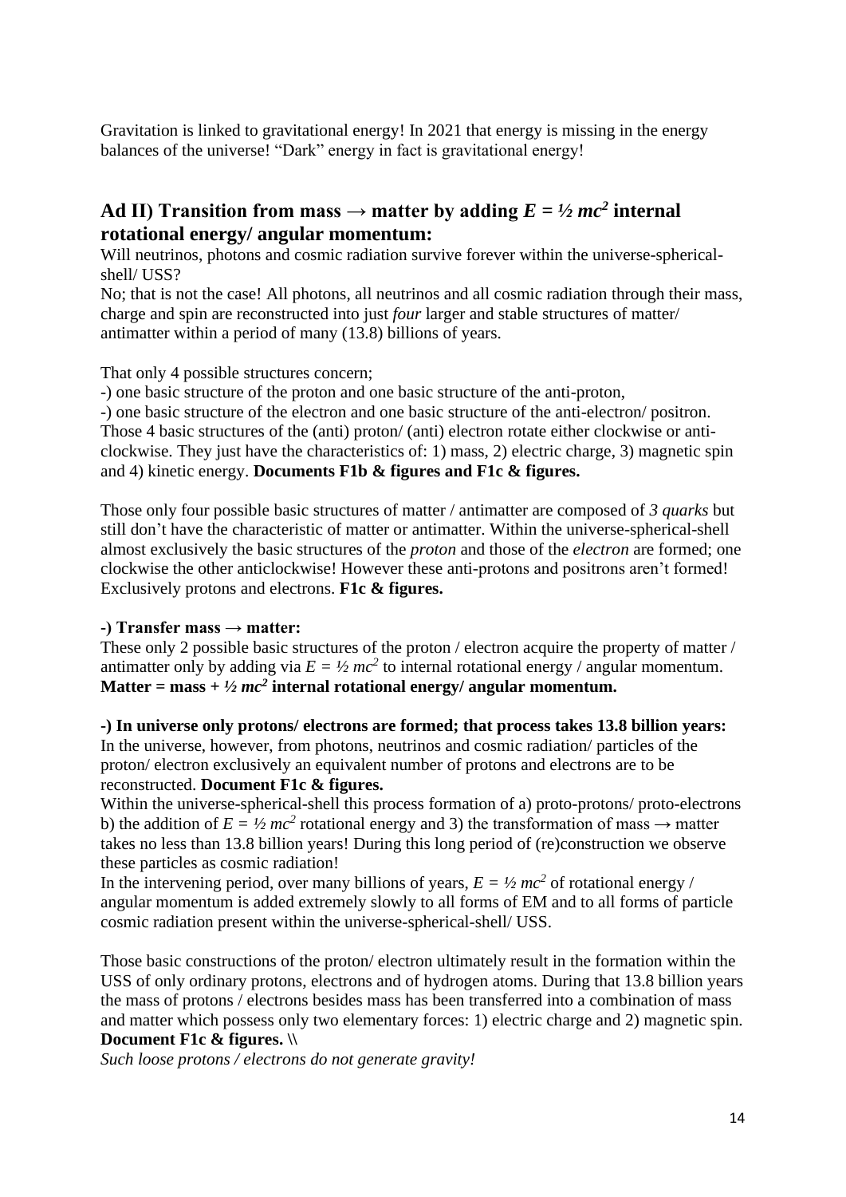Gravitation is linked to gravitational energy! In 2021 that energy is missing in the energy balances of the universe! "Dark" energy in fact is gravitational energy!

## Ad II) Transition from mass → matter by adding $E = ½ mc^2$ internal rotational energy/ angular momentum:

Will neutrinos, photons and cosmic radiation survive forever within the universe-spherical-shell/ USS?

No; that is not the case! All photons, all neutrinos and all cosmic radiation through their mass, charge and spin are reconstructed into just *four* larger and stable structures of matter/ antimatter within a period of many (13.8) billions of years.

That only 4 possible structures concern;

-) one basic structure of the proton and one basic structure of the anti-proton,

-) one basic structure of the electron and one basic structure of the anti-electron/ positron. Those 4 basic structures of the (anti) proton/ (anti) electron rotate either clockwise or anti-clockwise. They just have the characteristics of: 1) mass, 2) electric charge, 3) magnetic spin and 4) kinetic energy. **Documents F1b & figures and F1c & figures.**

Those only four possible basic structures of matter / antimatter are composed of *3 quarks* but still don't have the characteristic of matter or antimatter. Within the universe-spherical-shell almost exclusively the basic structures of the *proton* and those of the *electron* are formed; one clockwise the other anticlockwise! However these anti-protons and positrons aren't formed! Exclusively protons and electrons. **F1c & figures.**

**-) Transfer mass → matter:**

These only 2 possible basic structures of the proton / electron acquire the property of matter / antimatter only by adding via $E = ½ mc^2$ to internal rotational energy / angular momentum. **Matter = mass + $½ mc^2$ internal rotational energy/ angular momentum.**

**-) In universe only protons/ electrons are formed; that process takes 13.8 billion years:**

In the universe, however, from photons, neutrinos and cosmic radiation/ particles of the proton/ electron exclusively an equivalent number of protons and electrons are to be reconstructed. **Document F1c & figures.**

Within the universe-spherical-shell this process formation of a) proto-protons/ proto-electrons b) the addition of $E = ½ mc^2$ rotational energy and 3) the transformation of mass → matter takes no less than 13.8 billion years! During this long period of (re)construction we observe these particles as cosmic radiation!

In the intervening period, over many billions of years, $E = ½ mc^2$ of rotational energy / angular momentum is added extremely slowly to all forms of EM and to all forms of particle cosmic radiation present within the universe-spherical-shell/ USS.

Those basic constructions of the proton/ electron ultimately result in the formation within the USS of only ordinary protons, electrons and of hydrogen atoms. During that 13.8 billion years the mass of protons / electrons besides mass has been transferred into a combination of mass and matter which possess only two elementary forces: 1) electric charge and 2) magnetic spin. **Document F1c & figures. \\**

*Such loose protons / electrons do not generate gravity!*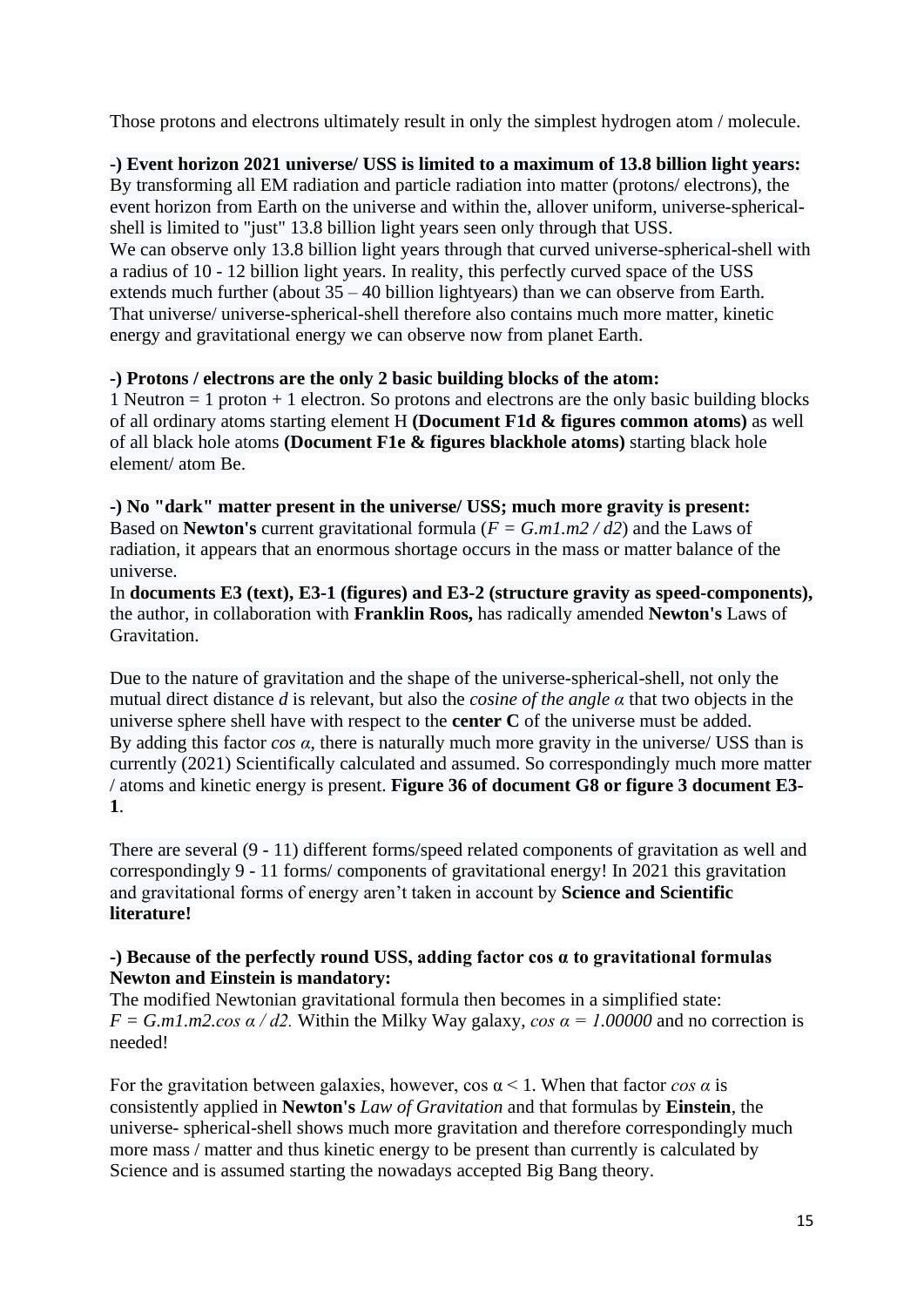Those protons and electrons ultimately result in only the simplest hydrogen atom / molecule.

**-) Event horizon 2021 universe/ USS is limited to a maximum of 13.8 billion light years:**
By transforming all EM radiation and particle radiation into matter (protons/ electrons), the event horizon from Earth on the universe and within the, allover uniform, universe-spherical-shell is limited to "just" 13.8 billion light years seen only through that USS.
We can observe only 13.8 billion light years through that curved universe-spherical-shell with a radius of 10 - 12 billion light years. In reality, this perfectly curved space of the USS extends much further (about 35 – 40 billion lightyears) than we can observe from Earth.
That universe/ universe-spherical-shell therefore also contains much more matter, kinetic energy and gravitational energy we can observe now from planet Earth.

**-) Protons / electrons are the only 2 basic building blocks of the atom:**
1 Neutron = 1 proton + 1 electron. So protons and electrons are the only basic building blocks of all ordinary atoms starting element H **(Document F1d & figures common atoms)** as well of all black hole atoms **(Document F1e & figures blackhole atoms)** starting black hole element/ atom Be.

**-) No "dark" matter present in the universe/ USS; much more gravity is present:**
Based on **Newton's** current gravitational formula ($F = G.m1.m2 / d2$) and the Laws of radiation, it appears that an enormous shortage occurs in the mass or matter balance of the universe.
In **documents E3 (text), E3-1 (figures) and E3-2 (structure gravity as speed-components),** the author, in collaboration with **Franklin Roos,** has radically amended **Newton's** Laws of Gravitation.

Due to the nature of gravitation and the shape of the universe-spherical-shell, not only the mutual direct distance *d* is relevant, but also the *cosine of the angle α* that two objects in the universe sphere shell have with respect to the **center C** of the universe must be added.
By adding this factor *cos α*, there is naturally much more gravity in the universe/ USS than is currently (2021) Scientifically calculated and assumed. So correspondingly much more matter / atoms and kinetic energy is present. **Figure 36 of document G8 or figure 3 document E3-1**.

There are several (9 - 11) different forms/speed related components of gravitation as well and correspondingly 9 - 11 forms/ components of gravitational energy! In 2021 this gravitation and gravitational forms of energy aren't taken in account by **Science and Scientific literature!**

**-) Because of the perfectly round USS, adding factor cos α to gravitational formulas Newton and Einstein is mandatory:**
The modified Newtonian gravitational formula then becomes in a simplified state:
$F = G.m1.m2.\cos\alpha / d2.$ Within the Milky Way galaxy, $\cos\alpha = 1.00000$ and no correction is needed!

For the gravitation between galaxies, however, $\cos\alpha < 1$. When that factor *cos α* is consistently applied in **Newton's** *Law of Gravitation* and that formulas by **Einstein**, the universe- spherical-shell shows much more gravitation and therefore correspondingly much more mass / matter and thus kinetic energy to be present than currently is calculated by Science and is assumed starting the nowadays accepted Big Bang theory.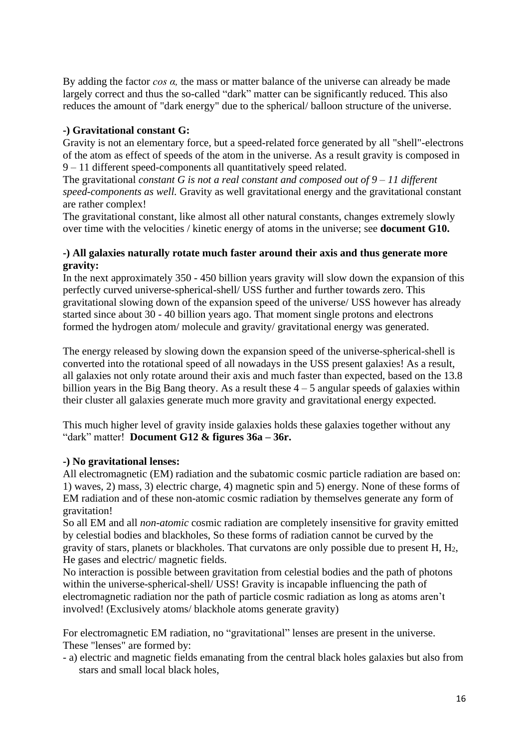By adding the factor *cos α,* the mass or matter balance of the universe can already be made largely correct and thus the so-called "dark" matter can be significantly reduced. This also reduces the amount of "dark energy" due to the spherical/ balloon structure of the universe.

**-) Gravitational constant G:**

Gravity is not an elementary force, but a speed-related force generated by all "shell"-electrons of the atom as effect of speeds of the atom in the universe. As a result gravity is composed in 9 – 11 different speed-components all quantitatively speed related.

The gravitational *constant G is not a real constant and composed out of 9 – 11 different speed-components as well.* Gravity as well gravitational energy and the gravitational constant are rather complex!

The gravitational constant, like almost all other natural constants, changes extremely slowly over time with the velocities / kinetic energy of atoms in the universe; see **document G10.**

**-) All galaxies naturally rotate much faster around their axis and thus generate more gravity:**

In the next approximately 350 - 450 billion years gravity will slow down the expansion of this perfectly curved universe-spherical-shell/ USS further and further towards zero. This gravitational slowing down of the expansion speed of the universe/ USS however has already started since about 30 - 40 billion years ago. That moment single protons and electrons formed the hydrogen atom/ molecule and gravity/ gravitational energy was generated.

The energy released by slowing down the expansion speed of the universe-spherical-shell is converted into the rotational speed of all nowadays in the USS present galaxies! As a result, all galaxies not only rotate around their axis and much faster than expected, based on the 13.8 billion years in the Big Bang theory. As a result these 4 – 5 angular speeds of galaxies within their cluster all galaxies generate much more gravity and gravitational energy expected.

This much higher level of gravity inside galaxies holds these galaxies together without any "dark" matter! **Document G12 & figures 36a – 36r.**

**-) No gravitational lenses:**

All electromagnetic (EM) radiation and the subatomic cosmic particle radiation are based on: 1) waves, 2) mass, 3) electric charge, 4) magnetic spin and 5) energy. None of these forms of EM radiation and of these non-atomic cosmic radiation by themselves generate any form of gravitation!

So all EM and all *non-atomic* cosmic radiation are completely insensitive for gravity emitted by celestial bodies and blackholes, So these forms of radiation cannot be curved by the gravity of stars, planets or blackholes. That curvatons are only possible due to present H, $H_2$, He gases and electric/ magnetic fields.

No interaction is possible between gravitation from celestial bodies and the path of photons within the universe-spherical-shell/ USS! Gravity is incapable influencing the path of electromagnetic radiation nor the path of particle cosmic radiation as long as atoms aren't involved! (Exclusively atoms/ blackhole atoms generate gravity)

For electromagnetic EM radiation, no "gravitational" lenses are present in the universe. These "lenses" are formed by:

- a) electric and magnetic fields emanating from the central black holes galaxies but also from stars and small local black holes,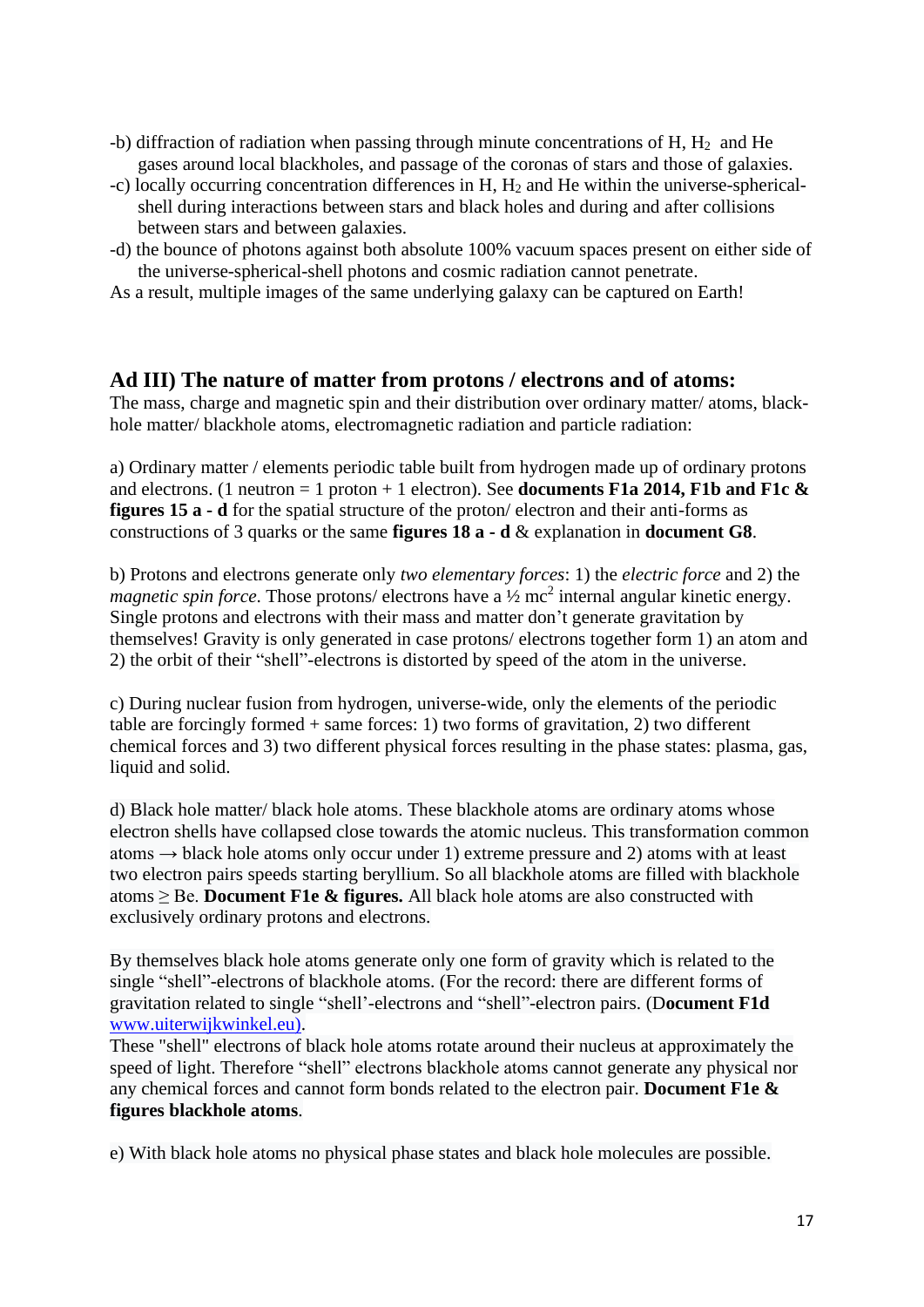-b) diffraction of radiation when passing through minute concentrations of H, $H_2$ and He gases around local blackholes, and passage of the coronas of stars and those of galaxies.

-c) locally occurring concentration differences in H, $H_2$ and He within the universe-spherical-shell during interactions between stars and black holes and during and after collisions between stars and between galaxies.

-d) the bounce of photons against both absolute 100% vacuum spaces present on either side of the universe-spherical-shell photons and cosmic radiation cannot penetrate.

As a result, multiple images of the same underlying galaxy can be captured on Earth!

## Ad III) The nature of matter from protons / electrons and of atoms:

The mass, charge and magnetic spin and their distribution over ordinary matter/ atoms, black-hole matter/ blackhole atoms, electromagnetic radiation and particle radiation:

a) Ordinary matter / elements periodic table built from hydrogen made up of ordinary protons and electrons. (1 neutron = 1 proton + 1 electron). See **documents F1a 2014, F1b and F1c & figures 15 a - d** for the spatial structure of the proton/ electron and their anti-forms as constructions of 3 quarks or the same **figures 18 a - d** & explanation in **document G8**.

b) Protons and electrons generate only *two elementary forces*: 1) the *electric force* and 2) the *magnetic spin force*. Those protons/ electrons have a ½ $mc^2$ internal angular kinetic energy. Single protons and electrons with their mass and matter don't generate gravitation by themselves! Gravity is only generated in case protons/ electrons together form 1) an atom and 2) the orbit of their "shell"-electrons is distorted by speed of the atom in the universe.

c) During nuclear fusion from hydrogen, universe-wide, only the elements of the periodic table are forcingly formed + same forces: 1) two forms of gravitation, 2) two different chemical forces and 3) two different physical forces resulting in the phase states: plasma, gas, liquid and solid.

d) Black hole matter/ black hole atoms. These blackhole atoms are ordinary atoms whose electron shells have collapsed close towards the atomic nucleus. This transformation common atoms → black hole atoms only occur under 1) extreme pressure and 2) atoms with at least two electron pairs speeds starting beryllium. So all blackhole atoms are filled with blackhole atoms ≥ Be. **Document F1e & figures.** All black hole atoms are also constructed with exclusively ordinary protons and electrons.

By themselves black hole atoms generate only one form of gravity which is related to the single "shell"-electrons of blackhole atoms. (For the record: there are different forms of gravitation related to single "shell'-electrons and "shell"-electron pairs. (D**ocument F1d** www.uiterwijkwinkel.eu).

These "shell" electrons of black hole atoms rotate around their nucleus at approximately the speed of light. Therefore "shell" electrons blackhole atoms cannot generate any physical nor any chemical forces and cannot form bonds related to the electron pair. **Document F1e & figures blackhole atoms**.

e) With black hole atoms no physical phase states and black hole molecules are possible.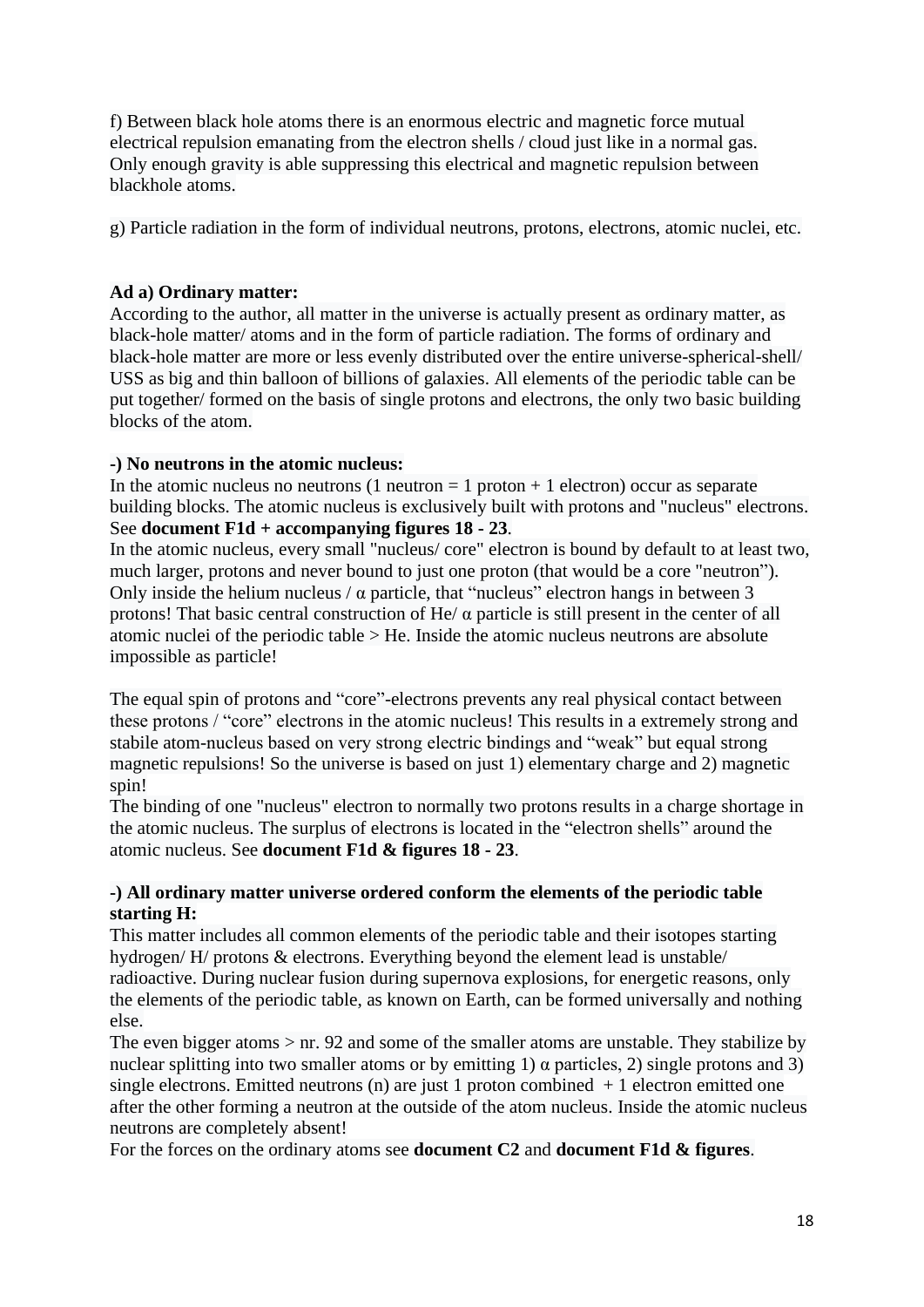f) Between black hole atoms there is an enormous electric and magnetic force mutual electrical repulsion emanating from the electron shells / cloud just like in a normal gas. Only enough gravity is able suppressing this electrical and magnetic repulsion between blackhole atoms.

g) Particle radiation in the form of individual neutrons, protons, electrons, atomic nuclei, etc.

**Ad a) Ordinary matter:**
According to the author, all matter in the universe is actually present as ordinary matter, as black-hole matter/ atoms and in the form of particle radiation. The forms of ordinary and black-hole matter are more or less evenly distributed over the entire universe-spherical-shell/ USS as big and thin balloon of billions of galaxies. All elements of the periodic table can be put together/ formed on the basis of single protons and electrons, the only two basic building blocks of the atom.

**-) No neutrons in the atomic nucleus:**
In the atomic nucleus no neutrons (1 neutron = 1 proton + 1 electron) occur as separate building blocks. The atomic nucleus is exclusively built with protons and "nucleus" electrons. See **document F1d + accompanying figures 18 - 23**.
In the atomic nucleus, every small "nucleus/ core" electron is bound by default to at least two, much larger, protons and never bound to just one proton (that would be a core "neutron"). Only inside the helium nucleus / α particle, that "nucleus" electron hangs in between 3 protons! That basic central construction of He/ α particle is still present in the center of all atomic nuclei of the periodic table > He. Inside the atomic nucleus neutrons are absolute impossible as particle!

The equal spin of protons and "core"-electrons prevents any real physical contact between these protons / "core" electrons in the atomic nucleus! This results in a extremely strong and stabile atom-nucleus based on very strong electric bindings and "weak" but equal strong magnetic repulsions! So the universe is based on just 1) elementary charge and 2) magnetic spin!
The binding of one "nucleus" electron to normally two protons results in a charge shortage in the atomic nucleus. The surplus of electrons is located in the "electron shells" around the atomic nucleus. See **document F1d & figures 18 - 23**.

**-) All ordinary matter universe ordered conform the elements of the periodic table starting H:**
This matter includes all common elements of the periodic table and their isotopes starting hydrogen/ H/ protons & electrons. Everything beyond the element lead is unstable/ radioactive. During nuclear fusion during supernova explosions, for energetic reasons, only the elements of the periodic table, as known on Earth, can be formed universally and nothing else.
The even bigger atoms > nr. 92 and some of the smaller atoms are unstable. They stabilize by nuclear splitting into two smaller atoms or by emitting 1) α particles, 2) single protons and 3) single electrons. Emitted neutrons (n) are just 1 proton combined + 1 electron emitted one after the other forming a neutron at the outside of the atom nucleus. Inside the atomic nucleus neutrons are completely absent!
For the forces on the ordinary atoms see **document C2** and **document F1d & figures**.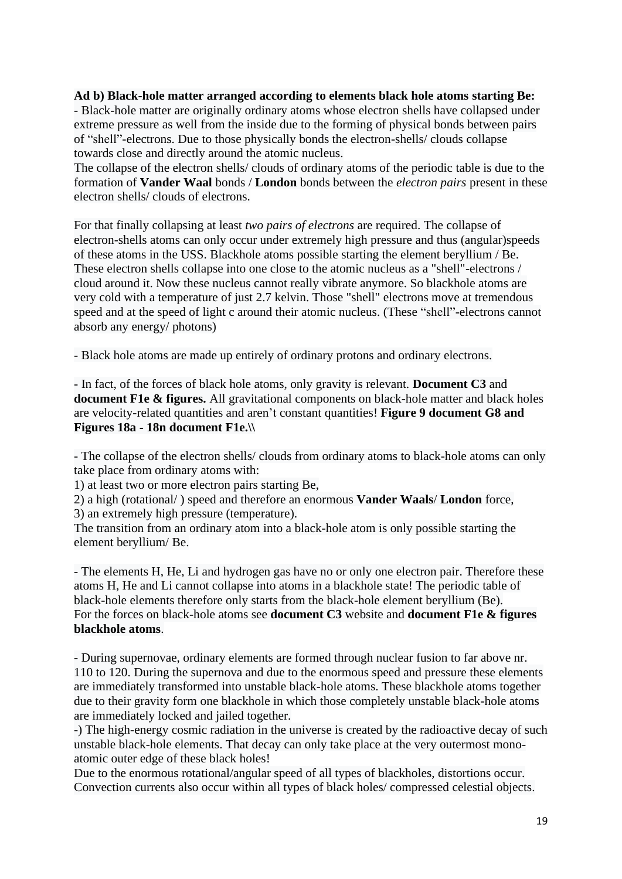**Ad b) Black-hole matter arranged according to elements black hole atoms starting Be:**
- Black-hole matter are originally ordinary atoms whose electron shells have collapsed under extreme pressure as well from the inside due to the forming of physical bonds between pairs of "shell"-electrons. Due to those physically bonds the electron-shells/ clouds collapse towards close and directly around the atomic nucleus.
The collapse of the electron shells/ clouds of ordinary atoms of the periodic table is due to the formation of **Vander Waal** bonds / **London** bonds between the *electron pairs* present in these electron shells/ clouds of electrons.

For that finally collapsing at least *two pairs of electrons* are required. The collapse of electron-shells atoms can only occur under extremely high pressure and thus (angular)speeds of these atoms in the USS. Blackhole atoms possible starting the element beryllium / Be. These electron shells collapse into one close to the atomic nucleus as a "shell"-electrons / cloud around it. Now these nucleus cannot really vibrate anymore. So blackhole atoms are very cold with a temperature of just 2.7 kelvin. Those "shell" electrons move at tremendous speed and at the speed of light c around their atomic nucleus. (These "shell"-electrons cannot absorb any energy/ photons)

- Black hole atoms are made up entirely of ordinary protons and ordinary electrons.

- In fact, of the forces of black hole atoms, only gravity is relevant. **Document C3** and **document F1e & figures.** All gravitational components on black-hole matter and black holes are velocity-related quantities and aren't constant quantities! **Figure 9 document G8 and Figures 18a - 18n document F1e.\\**

- The collapse of the electron shells/ clouds from ordinary atoms to black-hole atoms can only take place from ordinary atoms with:
1) at least two or more electron pairs starting Be,
2) a high (rotational/ ) speed and therefore an enormous **Vander Waals**/ **London** force,
3) an extremely high pressure (temperature).
The transition from an ordinary atom into a black-hole atom is only possible starting the element beryllium/ Be.

- The elements H, He, Li and hydrogen gas have no or only one electron pair. Therefore these atoms H, He and Li cannot collapse into atoms in a blackhole state! The periodic table of black-hole elements therefore only starts from the black-hole element beryllium (Be).
For the forces on black-hole atoms see **document C3** website and **document F1e & figures blackhole atoms**.

- During supernovae, ordinary elements are formed through nuclear fusion to far above nr. 110 to 120. During the supernova and due to the enormous speed and pressure these elements are immediately transformed into unstable black-hole atoms. These blackhole atoms together due to their gravity form one blackhole in which those completely unstable black-hole atoms are immediately locked and jailed together.
-) The high-energy cosmic radiation in the universe is created by the radioactive decay of such unstable black-hole elements. That decay can only take place at the very outermost mono-atomic outer edge of these black holes!
Due to the enormous rotational/angular speed of all types of blackholes, distortions occur. Convection currents also occur within all types of black holes/ compressed celestial objects.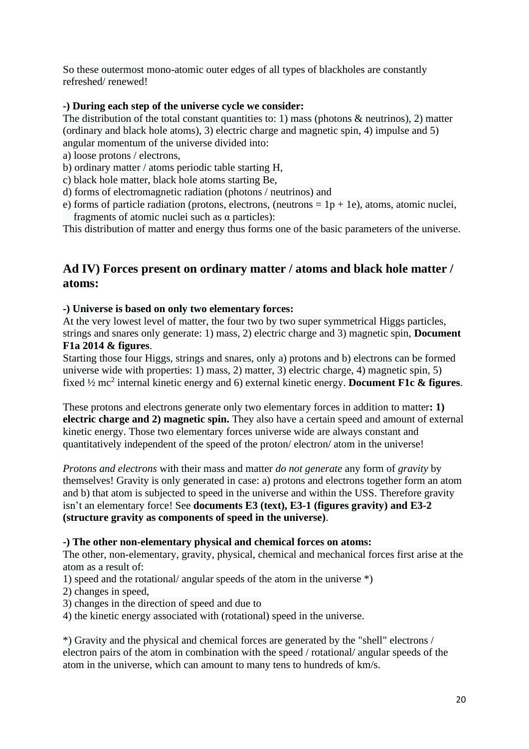So these outermost mono-atomic outer edges of all types of blackholes are constantly refreshed/ renewed!

**-) During each step of the universe cycle we consider:**
The distribution of the total constant quantities to: 1) mass (photons & neutrinos), 2) matter (ordinary and black hole atoms), 3) electric charge and magnetic spin, 4) impulse and 5) angular momentum of the universe divided into:
a) loose protons / electrons,
b) ordinary matter / atoms periodic table starting H,
c) black hole matter, black hole atoms starting Be,
d) forms of electromagnetic radiation (photons / neutrinos) and
e) forms of particle radiation (protons, electrons, (neutrons = 1p + 1e), atoms, atomic nuclei, fragments of atomic nuclei such as α particles):
This distribution of matter and energy thus forms one of the basic parameters of the universe.

## Ad IV) Forces present on ordinary matter / atoms and black hole matter / atoms:

**-) Universe is based on only two elementary forces:**
At the very lowest level of matter, the four two by two super symmetrical Higgs particles, strings and snares only generate: 1) mass, 2) electric charge and 3) magnetic spin, **Document F1a 2014 & figures**.
Starting those four Higgs, strings and snares, only a) protons and b) electrons can be formed universe wide with properties: 1) mass, 2) matter, 3) electric charge, 4) magnetic spin, 5) fixed ½ $mc^2$ internal kinetic energy and 6) external kinetic energy. **Document F1c & figures**.

These protons and electrons generate only two elementary forces in addition to matter**: 1) electric charge and 2) magnetic spin.** They also have a certain speed and amount of external kinetic energy. Those two elementary forces universe wide are always constant and quantitatively independent of the speed of the proton/ electron/ atom in the universe!

*Protons and electrons* with their mass and matter *do not generate* any form of *gravity* by themselves! Gravity is only generated in case: a) protons and electrons together form an atom and b) that atom is subjected to speed in the universe and within the USS. Therefore gravity isn't an elementary force! See **documents E3 (text), E3-1 (figures gravity) and E3-2 (structure gravity as components of speed in the universe)**.

**-) The other non-elementary physical and chemical forces on atoms:**
The other, non-elementary, gravity, physical, chemical and mechanical forces first arise at the atom as a result of:
1) speed and the rotational/ angular speeds of the atom in the universe *)
2) changes in speed,
3) changes in the direction of speed and due to
4) the kinetic energy associated with (rotational) speed in the universe.

*) Gravity and the physical and chemical forces are generated by the "shell" electrons / electron pairs of the atom in combination with the speed / rotational/ angular speeds of the atom in the universe, which can amount to many tens to hundreds of km/s.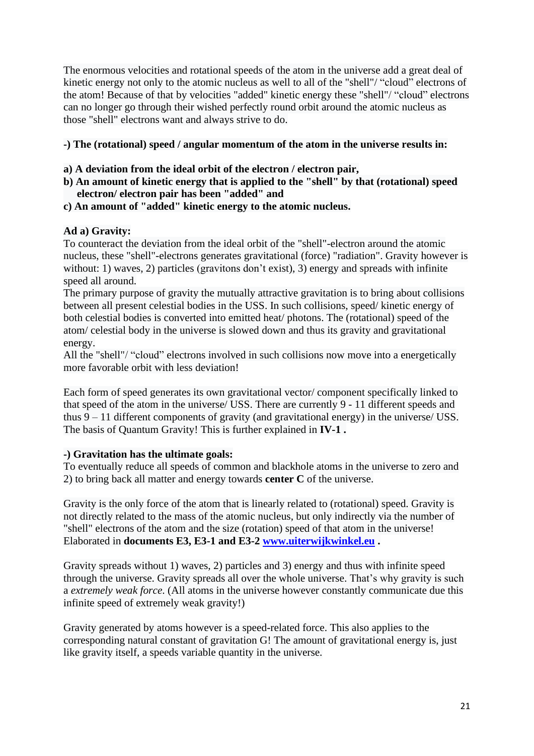The enormous velocities and rotational speeds of the atom in the universe add a great deal of kinetic energy not only to the atomic nucleus as well to all of the "shell"/ “cloud” electrons of the atom! Because of that by velocities "added" kinetic energy these "shell"/ “cloud” electrons can no longer go through their wished perfectly round orbit around the atomic nucleus as those "shell" electrons want and always strive to do.

**-) The (rotational) speed / angular momentum of the atom in the universe results in:**

**a) A deviation from the ideal orbit of the electron / electron pair,**
**b) An amount of kinetic energy that is applied to the "shell" by that (rotational) speed electron/ electron pair has been "added" and**
**c) An amount of "added" kinetic energy to the atomic nucleus.**

**Ad a) Gravity:**
To counteract the deviation from the ideal orbit of the "shell"-electron around the atomic nucleus, these "shell"-electrons generates gravitational (force) "radiation". Gravity however is without: 1) waves, 2) particles (gravitons don’t exist), 3) energy and spreads with infinite speed all around.
The primary purpose of gravity the mutually attractive gravitation is to bring about collisions between all present celestial bodies in the USS. In such collisions, speed/ kinetic energy of both celestial bodies is converted into emitted heat/ photons. The (rotational) speed of the atom/ celestial body in the universe is slowed down and thus its gravity and gravitational energy.
All the "shell"/ “cloud” electrons involved in such collisions now move into a energetically more favorable orbit with less deviation!

Each form of speed generates its own gravitational vector/ component specifically linked to that speed of the atom in the universe/ USS. There are currently 9 - 11 different speeds and thus 9 – 11 different components of gravity (and gravitational energy) in the universe/ USS. The basis of Quantum Gravity! This is further explained in **IV-1 .**

**-) Gravitation has the ultimate goals:**
To eventually reduce all speeds of common and blackhole atoms in the universe to zero and 2) to bring back all matter and energy towards **center C** of the universe.

Gravity is the only force of the atom that is linearly related to (rotational) speed. Gravity is not directly related to the mass of the atomic nucleus, but only indirectly via the number of "shell" electrons of the atom and the size (rotation) speed of that atom in the universe!
Elaborated in **documents E3, E3-1 and E3-2** [www.uiterwijkwinkel.eu](http://www.uiterwijkwinkel.eu) **.**

Gravity spreads without 1) waves, 2) particles and 3) energy and thus with infinite speed through the universe. Gravity spreads all over the whole universe. That’s why gravity is such a *extremely weak force.* (All atoms in the universe however constantly communicate due this infinite speed of extremely weak gravity!)

Gravity generated by atoms however is a speed-related force. This also applies to the corresponding natural constant of gravitation G! The amount of gravitational energy is, just like gravity itself, a speeds variable quantity in the universe.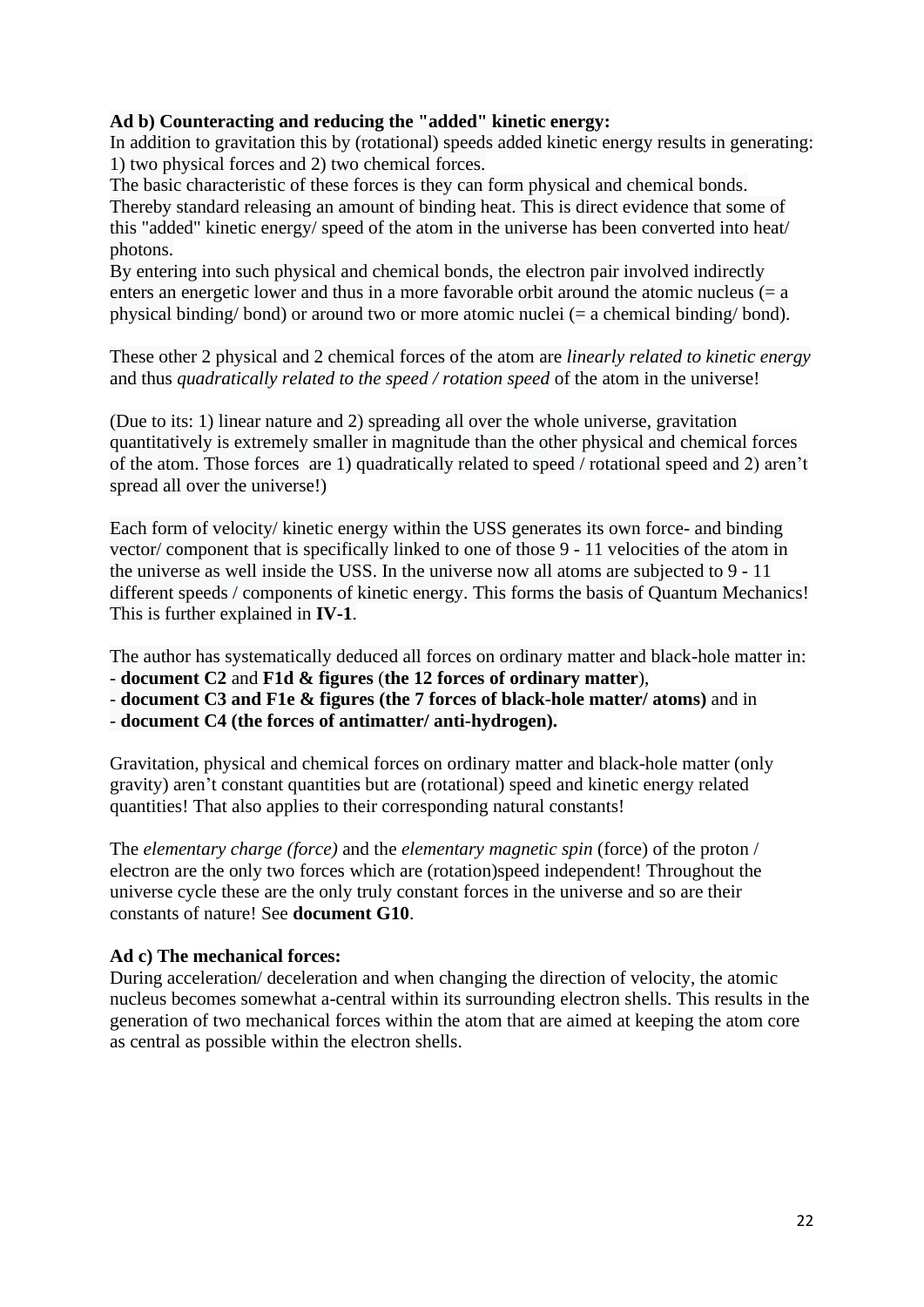**Ad b) Counteracting and reducing the "added" kinetic energy:**
In addition to gravitation this by (rotational) speeds added kinetic energy results in generating: 1) two physical forces and 2) two chemical forces.
The basic characteristic of these forces is they can form physical and chemical bonds. Thereby standard releasing an amount of binding heat. This is direct evidence that some of this "added" kinetic energy/ speed of the atom in the universe has been converted into heat/ photons.
By entering into such physical and chemical bonds, the electron pair involved indirectly enters an energetic lower and thus in a more favorable orbit around the atomic nucleus (= a physical binding/ bond) or around two or more atomic nuclei (= a chemical binding/ bond).

These other 2 physical and 2 chemical forces of the atom are *linearly related to kinetic energy* and thus *quadratically related to the speed / rotation speed* of the atom in the universe!

(Due to its: 1) linear nature and 2) spreading all over the whole universe, gravitation quantitatively is extremely smaller in magnitude than the other physical and chemical forces of the atom. Those forces are 1) quadratically related to speed / rotational speed and 2) aren't spread all over the universe!)

Each form of velocity/ kinetic energy within the USS generates its own force- and binding vector/ component that is specifically linked to one of those 9 - 11 velocities of the atom in the universe as well inside the USS. In the universe now all atoms are subjected to 9 - 11 different speeds / components of kinetic energy. This forms the basis of Quantum Mechanics! This is further explained in **IV-1**.

The author has systematically deduced all forces on ordinary matter and black-hole matter in:
- **document C2** and **F1d & figures** (**the 12 forces of ordinary matter**),
- **document C3 and F1e & figures (the 7 forces of black-hole matter/ atoms)** and in
- **document C4 (the forces of antimatter/ anti-hydrogen).**

Gravitation, physical and chemical forces on ordinary matter and black-hole matter (only gravity) aren't constant quantities but are (rotational) speed and kinetic energy related quantities! That also applies to their corresponding natural constants!

The *elementary charge (force)* and the *elementary magnetic spin* (force) of the proton / electron are the only two forces which are (rotation)speed independent! Throughout the universe cycle these are the only truly constant forces in the universe and so are their constants of nature! See **document G10**.

**Ad c) The mechanical forces:**
During acceleration/ deceleration and when changing the direction of velocity, the atomic nucleus becomes somewhat a-central within its surrounding electron shells. This results in the generation of two mechanical forces within the atom that are aimed at keeping the atom core as central as possible within the electron shells.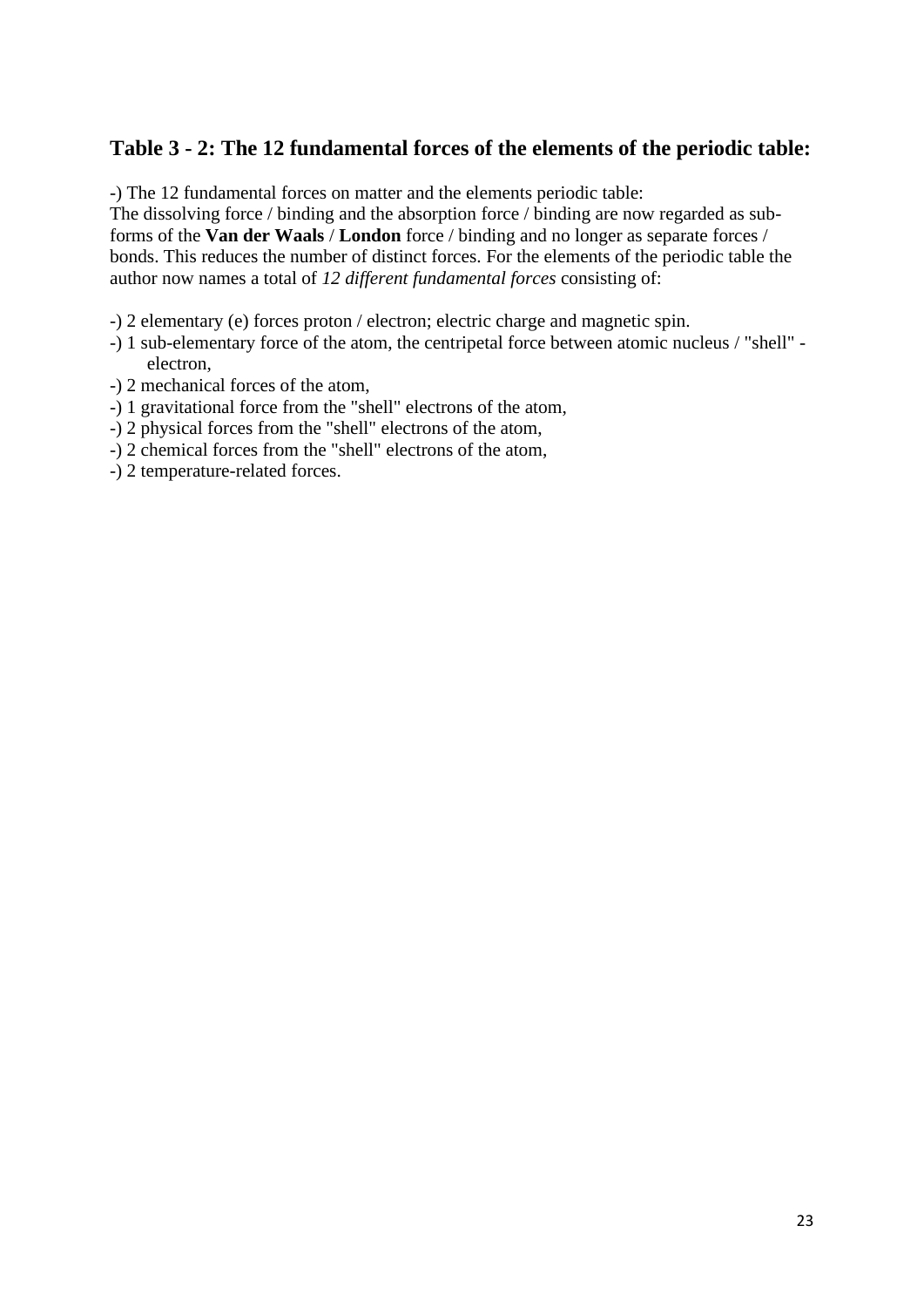## Table 3 - 2: The 12 fundamental forces of the elements of the periodic table:

-) The 12 fundamental forces on matter and the elements periodic table:
The dissolving force / binding and the absorption force / binding are now regarded as sub-forms of the **Van der Waals** / **London** force / binding and no longer as separate forces / bonds. This reduces the number of distinct forces. For the elements of the periodic table the author now names a total of *12 different fundamental forces* consisting of:

-) 2 elementary (e) forces proton / electron; electric charge and magnetic spin.
-) 1 sub-elementary force of the atom, the centripetal force between atomic nucleus / "shell" - electron,
-) 2 mechanical forces of the atom,
-) 1 gravitational force from the "shell" electrons of the atom,
-) 2 physical forces from the "shell" electrons of the atom,
-) 2 chemical forces from the "shell" electrons of the atom,
-) 2 temperature-related forces.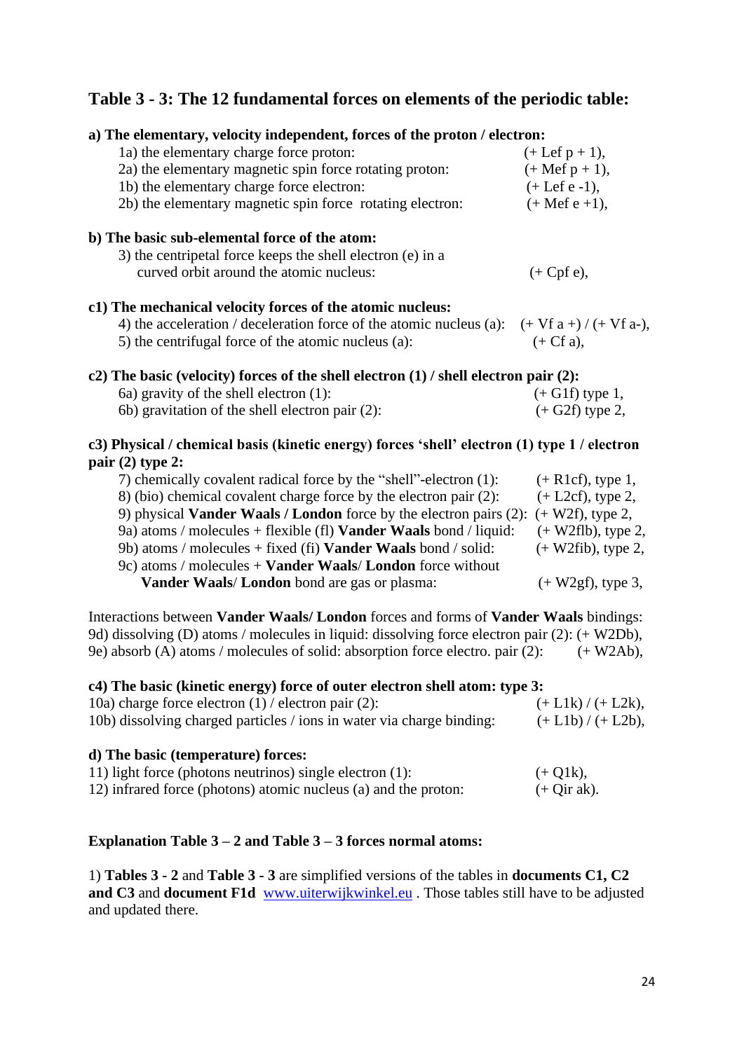## Table 3 - 3: The 12 fundamental forces on elements of the periodic table:

**a) The elementary, velocity independent, forces of the proton / electron:**

1a) the elementary charge force proton: (+ Lef p + 1),
2a) the elementary magnetic spin force rotating proton: (+ Mef p + 1),
1b) the elementary charge force electron: (+ Lef e -1),
2b) the elementary magnetic spin force rotating electron: (+ Mef e +1),

**b) The basic sub-elemental force of the atom:**

3) the centripetal force keeps the shell electron (e) in a curved orbit around the atomic nucleus: (+ Cpf e),

**c1) The mechanical velocity forces of the atomic nucleus:**

4) the acceleration / deceleration force of the atomic nucleus (a): (+ Vf a +) / (+ Vf a-),
5) the centrifugal force of the atomic nucleus (a): (+ Cf a),

**c2) The basic (velocity) forces of the shell electron (1) / shell electron pair (2):**

6a) gravity of the shell electron (1): (+ G1f) type 1,
6b) gravitation of the shell electron pair (2): (+ G2f) type 2,

**c3) Physical / chemical basis (kinetic energy) forces 'shell' electron (1) type 1 / electron pair (2) type 2:**

7) chemically covalent radical force by the "shell"-electron (1): (+ R1cf), type 1,
8) (bio) chemical covalent charge force by the electron pair (2): (+ L2cf), type 2,
9) physical **Vander Waals / London** force by the electron pairs (2): (+ W2f), type 2,
9a) atoms / molecules + flexible (fl) **Vander Waals** bond / liquid: (+ W2flb), type 2,
9b) atoms / molecules + fixed (fi) **Vander Waals** bond / solid: (+ W2fib), type 2,
9c) atoms / molecules + **Vander Waals**/ **London** force without **Vander Waals**/ **London** bond are gas or plasma: (+ W2gf), type 3,

Interactions between **Vander Waals/ London** forces and forms of **Vander Waals** bindings:
9d) dissolving (D) atoms / molecules in liquid: dissolving force electron pair (2): (+ W2Db),
9e) absorb (A) atoms / molecules of solid: absorption force electro. pair (2): (+ W2Ab),

**c4) The basic (kinetic energy) force of outer electron shell atom: type 3:**

10a) charge force electron (1) / electron pair (2): (+ L1k) / (+ L2k),
10b) dissolving charged particles / ions in water via charge binding: (+ L1b) / (+ L2b),

**d) The basic (temperature) forces:**

11) light force (photons neutrinos) single electron (1): (+ Q1k),
12) infrared force (photons) atomic nucleus (a) and the proton: (+ Qir ak).

**Explanation Table 3 – 2 and Table 3 – 3 forces normal atoms:**

1) **Tables 3 - 2** and **Table 3 - 3** are simplified versions of the tables in **documents C1, C2 and C3** and **document F1d** www.uiterwijkwinkel.eu . Those tables still have to be adjusted and updated there.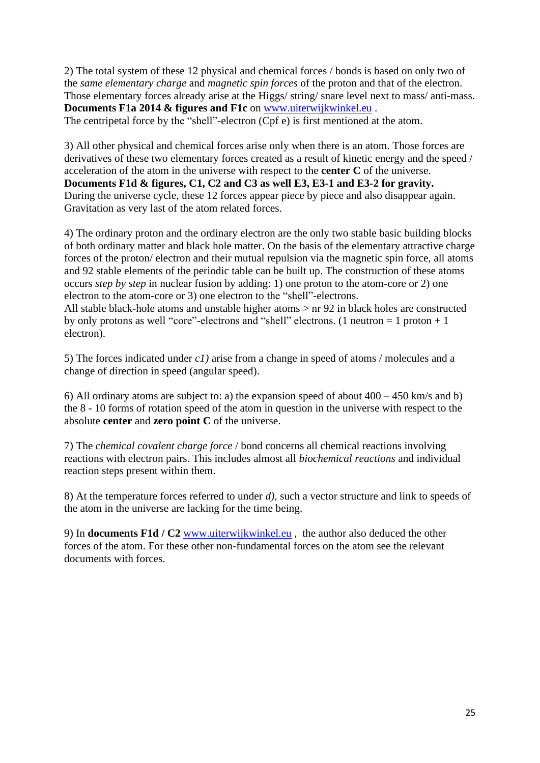2) The total system of these 12 physical and chemical forces / bonds is based on only two of the *same elementary charge* and *magnetic spin forces* of the proton and that of the electron. Those elementary forces already arise at the Higgs/ string/ snare level next to mass/ anti-mass. **Documents F1a 2014 & figures and F1c** on www.uiterwijkwinkel.eu .
The centripetal force by the "shell"-electron (Cpf e) is first mentioned at the atom.

3) All other physical and chemical forces arise only when there is an atom. Those forces are derivatives of these two elementary forces created as a result of kinetic energy and the speed / acceleration of the atom in the universe with respect to the **center C** of the universe.
**Documents F1d & figures, C1, C2 and C3 as well E3, E3-1 and E3-2 for gravity.**
During the universe cycle, these 12 forces appear piece by piece and also disappear again. Gravitation as very last of the atom related forces.

4) The ordinary proton and the ordinary electron are the only two stable basic building blocks of both ordinary matter and black hole matter. On the basis of the elementary attractive charge forces of the proton/ electron and their mutual repulsion via the magnetic spin force, all atoms and 92 stable elements of the periodic table can be built up. The construction of these atoms occurs *step by step* in nuclear fusion by adding: 1) one proton to the atom-core or 2) one electron to the atom-core or 3) one electron to the "shell"-electrons.
All stable black-hole atoms and unstable higher atoms > nr 92 in black holes are constructed by only protons as well "core"-electrons and "shell" electrons. (1 neutron = 1 proton + 1 electron).

5) The forces indicated under *c1)* arise from a change in speed of atoms / molecules and a change of direction in speed (angular speed).

6) All ordinary atoms are subject to: a) the expansion speed of about 400 – 450 km/s and b) the 8 - 10 forms of rotation speed of the atom in question in the universe with respect to the absolute **center** and **zero point C** of the universe.

7) The *chemical covalent charge force* / bond concerns all chemical reactions involving reactions with electron pairs. This includes almost all *biochemical reactions* and individual reaction steps present within them.

8) At the temperature forces referred to under *d)*, such a vector structure and link to speeds of the atom in the universe are lacking for the time being.

9) In **documents F1d / C2** www.uiterwijkwinkel.eu , the author also deduced the other forces of the atom. For these other non-fundamental forces on the atom see the relevant documents with forces.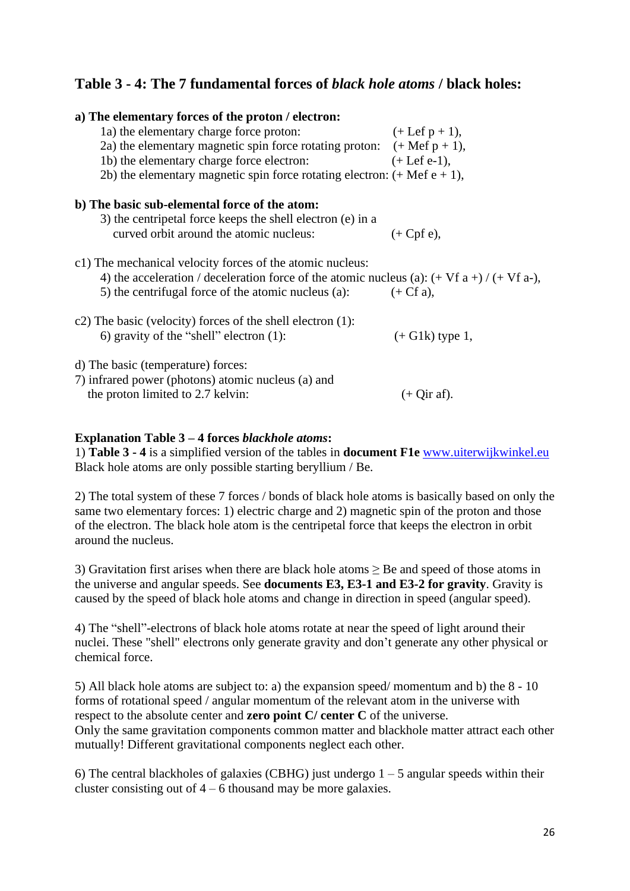## Table 3 - 4: The 7 fundamental forces of *black hole atoms* / black holes:

**a) The elementary forces of the proton / electron:**

1a) the elementary charge force proton: (+ Lef p + 1),
2a) the elementary magnetic spin force rotating proton: (+ Mef p + 1),
1b) the elementary charge force electron: (+ Lef e-1),
2b) the elementary magnetic spin force rotating electron: (+ Mef e + 1),

**b) The basic sub-elemental force of the atom:**

3) the centripetal force keeps the shell electron (e) in a curved orbit around the atomic nucleus: (+ Cpf e),

c1) The mechanical velocity forces of the atomic nucleus:

4) the acceleration / deceleration force of the atomic nucleus (a): (+ Vf a +) / (+ Vf a-),
5) the centrifugal force of the atomic nucleus (a): (+ Cf a),

c2) The basic (velocity) forces of the shell electron (1):

6) gravity of the "shell" electron (1): (+ G1k) type 1,

d) The basic (temperature) forces:

7) infrared power (photons) atomic nucleus (a) and the proton limited to 2.7 kelvin: (+ Qir af).

**Explanation Table 3 – 4 forces *blackhole atoms*:**

1) **Table 3 - 4** is a simplified version of the tables in **document F1e** www.uiterwijkwinkel.eu
Black hole atoms are only possible starting beryllium / Be.

2) The total system of these 7 forces / bonds of black hole atoms is basically based on only the same two elementary forces: 1) electric charge and 2) magnetic spin of the proton and those of the electron. The black hole atom is the centripetal force that keeps the electron in orbit around the nucleus.

3) Gravitation first arises when there are black hole atoms ≥ Be and speed of those atoms in the universe and angular speeds. See **documents E3, E3-1 and E3-2 for gravity**. Gravity is caused by the speed of black hole atoms and change in direction in speed (angular speed).

4) The "shell"-electrons of black hole atoms rotate at near the speed of light around their nuclei. These "shell" electrons only generate gravity and don't generate any other physical or chemical force.

5) All black hole atoms are subject to: a) the expansion speed/ momentum and b) the 8 - 10 forms of rotational speed / angular momentum of the relevant atom in the universe with respect to the absolute center and **zero point C/ center C** of the universe.
Only the same gravitation components common matter and blackhole matter attract each other mutually! Different gravitational components neglect each other.

6) The central blackholes of galaxies (CBHG) just undergo 1 – 5 angular speeds within their cluster consisting out of 4 – 6 thousand may be more galaxies.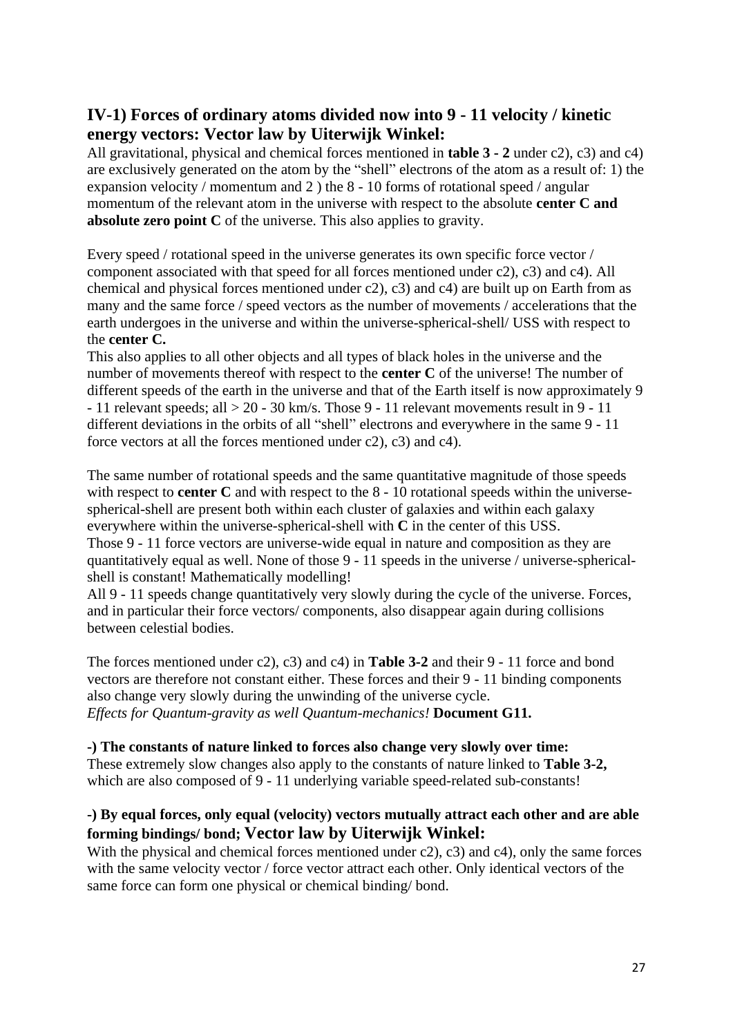## IV-1) Forces of ordinary atoms divided now into 9 - 11 velocity / kinetic energy vectors: Vector law by Uiterwijk Winkel:

All gravitational, physical and chemical forces mentioned in **table 3 - 2** under c2), c3) and c4) are exclusively generated on the atom by the "shell" electrons of the atom as a result of: 1) the expansion velocity / momentum and 2 ) the 8 - 10 forms of rotational speed / angular momentum of the relevant atom in the universe with respect to the absolute **center C and absolute zero point C** of the universe. This also applies to gravity.

Every speed / rotational speed in the universe generates its own specific force vector / component associated with that speed for all forces mentioned under c2), c3) and c4). All chemical and physical forces mentioned under c2), c3) and c4) are built up on Earth from as many and the same force / speed vectors as the number of movements / accelerations that the earth undergoes in the universe and within the universe-spherical-shell/ USS with respect to the **center C.**

This also applies to all other objects and all types of black holes in the universe and the number of movements thereof with respect to the **center C** of the universe! The number of different speeds of the earth in the universe and that of the Earth itself is now approximately 9 - 11 relevant speeds; all > 20 - 30 km/s. Those 9 - 11 relevant movements result in 9 - 11 different deviations in the orbits of all "shell" electrons and everywhere in the same 9 - 11 force vectors at all the forces mentioned under c2), c3) and c4).

The same number of rotational speeds and the same quantitative magnitude of those speeds with respect to **center C** and with respect to the 8 - 10 rotational speeds within the universe-spherical-shell are present both within each cluster of galaxies and within each galaxy everywhere within the universe-spherical-shell with **C** in the center of this USS.

Those 9 - 11 force vectors are universe-wide equal in nature and composition as they are quantitatively equal as well. None of those 9 - 11 speeds in the universe / universe-spherical-shell is constant! Mathematically modelling!

All 9 - 11 speeds change quantitatively very slowly during the cycle of the universe. Forces, and in particular their force vectors/ components, also disappear again during collisions between celestial bodies.

The forces mentioned under c2), c3) and c4) in **Table 3-2** and their 9 - 11 force and bond vectors are therefore not constant either. These forces and their 9 - 11 binding components also change very slowly during the unwinding of the universe cycle.
*Effects for Quantum-gravity as well Quantum-mechanics!* **Document G11.**

**-) The constants of nature linked to forces also change very slowly over time:**
These extremely slow changes also apply to the constants of nature linked to **Table 3-2,** which are also composed of 9 - 11 underlying variable speed-related sub-constants!

**-) By equal forces, only equal (velocity) vectors mutually attract each other and are able forming bindings/ bond; Vector law by Uiterwijk Winkel:**
With the physical and chemical forces mentioned under c2), c3) and c4), only the same forces with the same velocity vector / force vector attract each other. Only identical vectors of the same force can form one physical or chemical binding/ bond.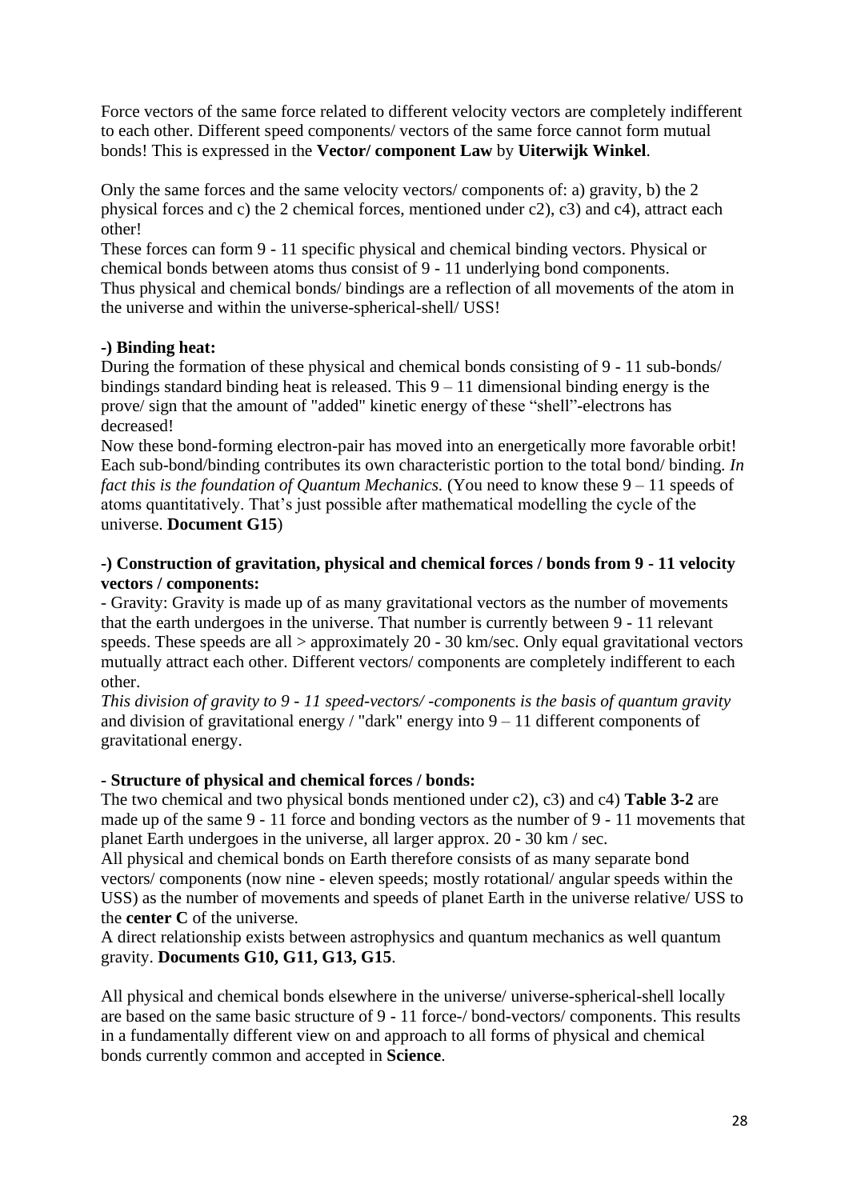Force vectors of the same force related to different velocity vectors are completely indifferent to each other. Different speed components/ vectors of the same force cannot form mutual bonds! This is expressed in the **Vector/ component Law** by **Uiterwijk Winkel**.

Only the same forces and the same velocity vectors/ components of: a) gravity, b) the 2 physical forces and c) the 2 chemical forces, mentioned under c2), c3) and c4), attract each other!
These forces can form 9 - 11 specific physical and chemical binding vectors. Physical or chemical bonds between atoms thus consist of 9 - 11 underlying bond components.
Thus physical and chemical bonds/ bindings are a reflection of all movements of the atom in the universe and within the universe-spherical-shell/ USS!

**-) Binding heat:**
During the formation of these physical and chemical bonds consisting of 9 - 11 sub-bonds/ bindings standard binding heat is released. This 9 – 11 dimensional binding energy is the prove/ sign that the amount of "added" kinetic energy of these "shell"-electrons has decreased!
Now these bond-forming electron-pair has moved into an energetically more favorable orbit! Each sub-bond/binding contributes its own characteristic portion to the total bond/ binding. *In fact this is the foundation of Quantum Mechanics.* (You need to know these 9 – 11 speeds of atoms quantitatively. That's just possible after mathematical modelling the cycle of the universe. **Document G15**)

**-) Construction of gravitation, physical and chemical forces / bonds from 9 - 11 velocity vectors / components:**
- Gravity: Gravity is made up of as many gravitational vectors as the number of movements that the earth undergoes in the universe. That number is currently between 9 - 11 relevant speeds. These speeds are all > approximately 20 - 30 km/sec. Only equal gravitational vectors mutually attract each other. Different vectors/ components are completely indifferent to each other.
*This division of gravity to 9 - 11 speed-vectors/ -components is the basis of quantum gravity* and division of gravitational energy / "dark" energy into 9 – 11 different components of gravitational energy.

**- Structure of physical and chemical forces / bonds:**
The two chemical and two physical bonds mentioned under c2), c3) and c4) **Table 3-2** are made up of the same 9 - 11 force and bonding vectors as the number of 9 - 11 movements that planet Earth undergoes in the universe, all larger approx. 20 - 30 km / sec.
All physical and chemical bonds on Earth therefore consists of as many separate bond vectors/ components (now nine - eleven speeds; mostly rotational/ angular speeds within the USS) as the number of movements and speeds of planet Earth in the universe relative/ USS to the **center C** of the universe.
A direct relationship exists between astrophysics and quantum mechanics as well quantum gravity. **Documents G10, G11, G13, G15**.

All physical and chemical bonds elsewhere in the universe/ universe-spherical-shell locally are based on the same basic structure of 9 - 11 force-/ bond-vectors/ components. This results in a fundamentally different view on and approach to all forms of physical and chemical bonds currently common and accepted in **Science**.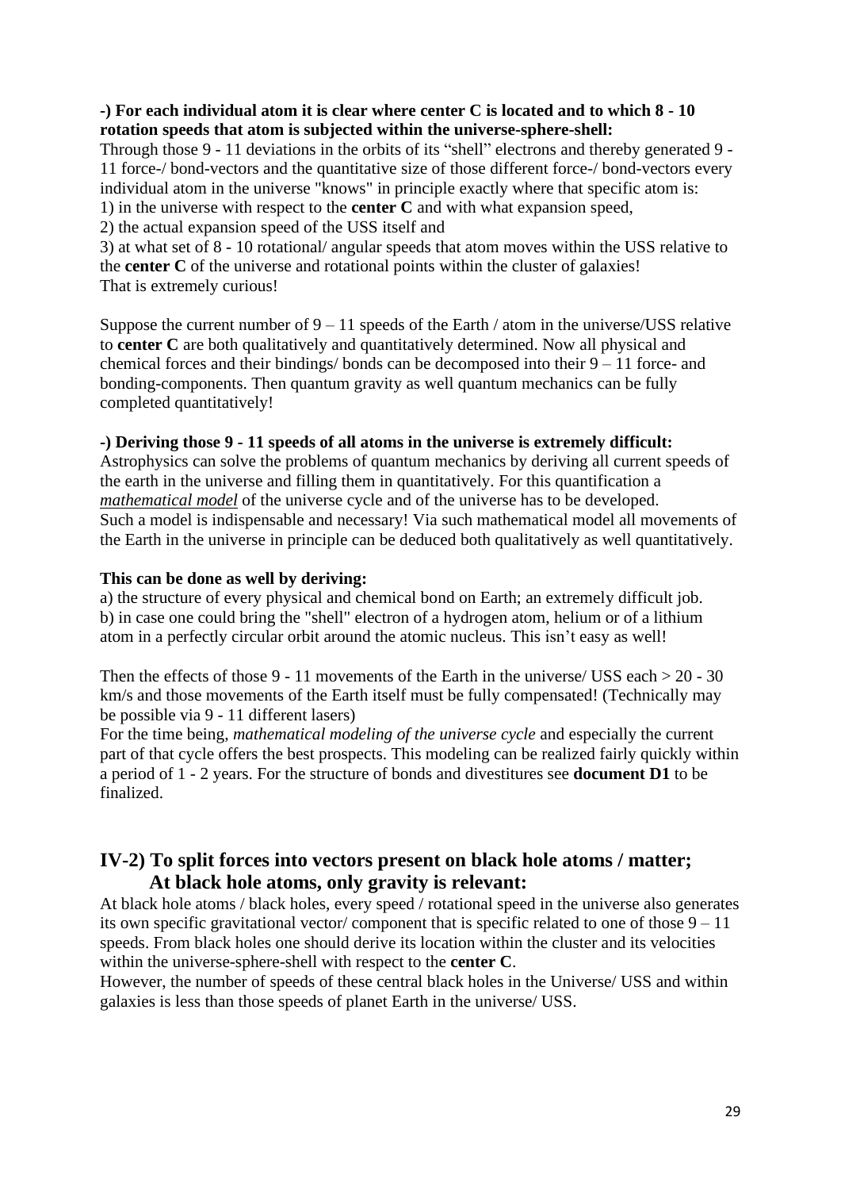**-) For each individual atom it is clear where center C is located and to which 8 - 10 rotation speeds that atom is subjected within the universe-sphere-shell:**

Through those 9 - 11 deviations in the orbits of its "shell" electrons and thereby generated 9 - 11 force-/ bond-vectors and the quantitative size of those different force-/ bond-vectors every individual atom in the universe "knows" in principle exactly where that specific atom is:

1) in the universe with respect to the **center C** and with what expansion speed,
2) the actual expansion speed of the USS itself and
3) at what set of 8 - 10 rotational/ angular speeds that atom moves within the USS relative to the **center C** of the universe and rotational points within the cluster of galaxies!

That is extremely curious!

Suppose the current number of 9 – 11 speeds of the Earth / atom in the universe/USS relative to **center C** are both qualitatively and quantitatively determined. Now all physical and chemical forces and their bindings/ bonds can be decomposed into their 9 – 11 force- and bonding-components. Then quantum gravity as well quantum mechanics can be fully completed quantitatively!

**-) Deriving those 9 - 11 speeds of all atoms in the universe is extremely difficult:**

Astrophysics can solve the problems of quantum mechanics by deriving all current speeds of the earth in the universe and filling them in quantitatively. For this quantification a ***mathematical model*** of the universe cycle and of the universe has to be developed. Such a model is indispensable and necessary! Via such mathematical model all movements of the Earth in the universe in principle can be deduced both qualitatively as well quantitatively.

**This can be done as well by deriving:**

a) the structure of every physical and chemical bond on Earth; an extremely difficult job.
b) in case one could bring the "shell" electron of a hydrogen atom, helium or of a lithium atom in a perfectly circular orbit around the atomic nucleus. This isn't easy as well!

Then the effects of those 9 - 11 movements of the Earth in the universe/ USS each > 20 - 30 km/s and those movements of the Earth itself must be fully compensated! (Technically may be possible via 9 - 11 different lasers)

For the time being, *mathematical modeling of the universe cycle* and especially the current part of that cycle offers the best prospects. This modeling can be realized fairly quickly within a period of 1 - 2 years. For the structure of bonds and divestitures see **document D1** to be finalized.

## IV-2) To split forces into vectors present on black hole atoms / matter; At black hole atoms, only gravity is relevant:

At black hole atoms / black holes, every speed / rotational speed in the universe also generates its own specific gravitational vector/ component that is specific related to one of those 9 – 11 speeds. From black holes one should derive its location within the cluster and its velocities within the universe-sphere-shell with respect to the **center C**.

However, the number of speeds of these central black holes in the Universe/ USS and within galaxies is less than those speeds of planet Earth in the universe/ USS.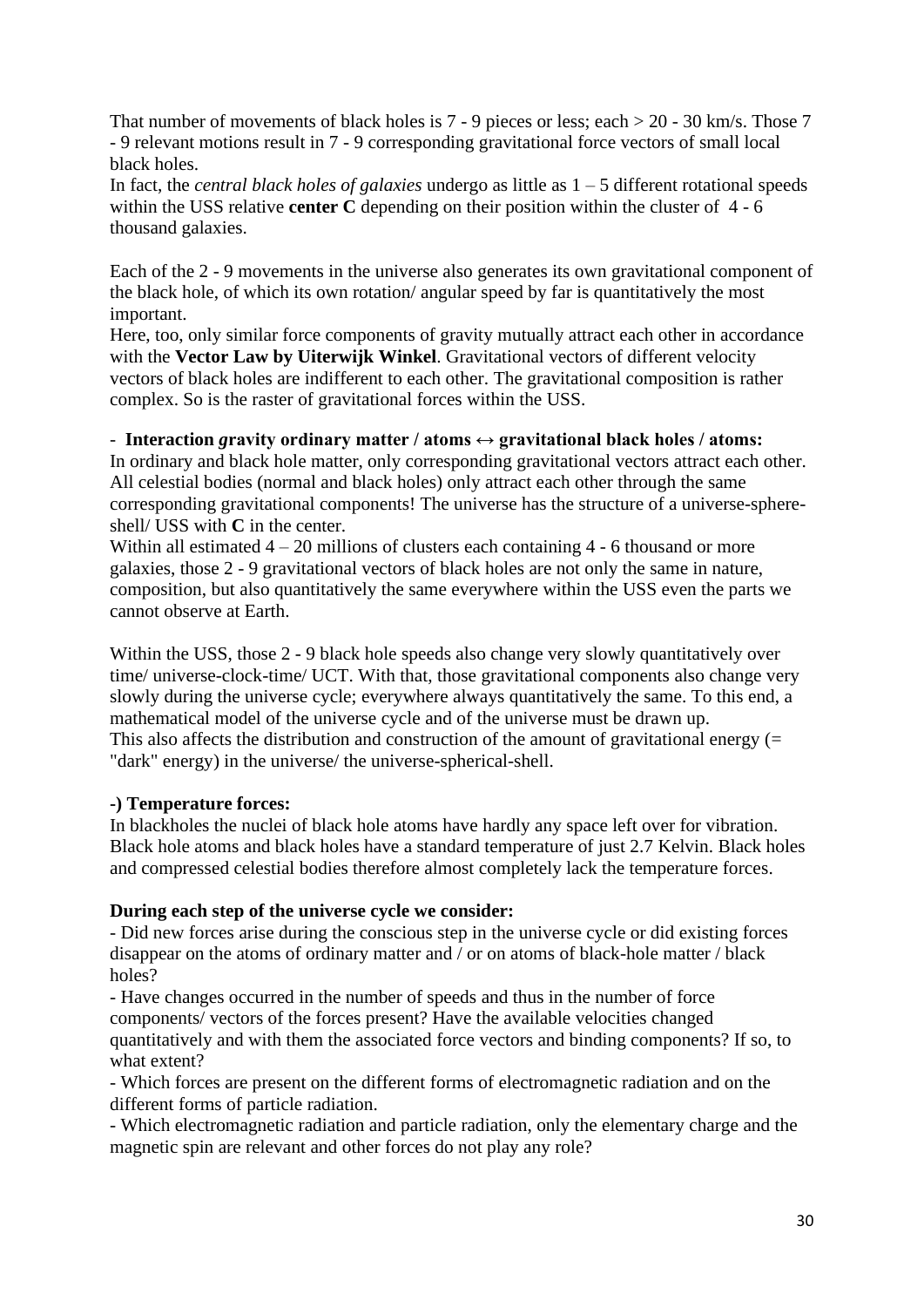That number of movements of black holes is 7 - 9 pieces or less; each > 20 - 30 km/s. Those 7 - 9 relevant motions result in 7 - 9 corresponding gravitational force vectors of small local black holes.
In fact, the *central black holes of galaxies* undergo as little as 1 – 5 different rotational speeds within the USS relative **center C** depending on their position within the cluster of 4 - 6 thousand galaxies.

Each of the 2 - 9 movements in the universe also generates its own gravitational component of the black hole, of which its own rotation/ angular speed by far is quantitatively the most important.
Here, too, only similar force components of gravity mutually attract each other in accordance with the **Vector Law by Uiterwijk Winkel**. Gravitational vectors of different velocity vectors of black holes are indifferent to each other. The gravitational composition is rather complex. So is the raster of gravitational forces within the USS.

- **Interaction *g*ravity ordinary matter / atoms ↔ gravitational black holes / atoms:**
In ordinary and black hole matter, only corresponding gravitational vectors attract each other. All celestial bodies (normal and black holes) only attract each other through the same corresponding gravitational components! The universe has the structure of a universe-sphere-shell/ USS with **C** in the center.
Within all estimated 4 – 20 millions of clusters each containing 4 - 6 thousand or more galaxies, those 2 - 9 gravitational vectors of black holes are not only the same in nature, composition, but also quantitatively the same everywhere within the USS even the parts we cannot observe at Earth.

Within the USS, those 2 - 9 black hole speeds also change very slowly quantitatively over time/ universe-clock-time/ UCT. With that, those gravitational components also change very slowly during the universe cycle; everywhere always quantitatively the same. To this end, a mathematical model of the universe cycle and of the universe must be drawn up.
This also affects the distribution and construction of the amount of gravitational energy (= "dark" energy) in the universe/ the universe-spherical-shell.

**-) Temperature forces:**
In blackholes the nuclei of black hole atoms have hardly any space left over for vibration. Black hole atoms and black holes have a standard temperature of just 2.7 Kelvin. Black holes and compressed celestial bodies therefore almost completely lack the temperature forces.

**During each step of the universe cycle we consider:**
- Did new forces arise during the conscious step in the universe cycle or did existing forces disappear on the atoms of ordinary matter and / or on atoms of black-hole matter / black holes?
- Have changes occurred in the number of speeds and thus in the number of force components/ vectors of the forces present? Have the available velocities changed quantitatively and with them the associated force vectors and binding components? If so, to what extent?
- Which forces are present on the different forms of electromagnetic radiation and on the different forms of particle radiation.
- Which electromagnetic radiation and particle radiation, only the elementary charge and the magnetic spin are relevant and other forces do not play any role?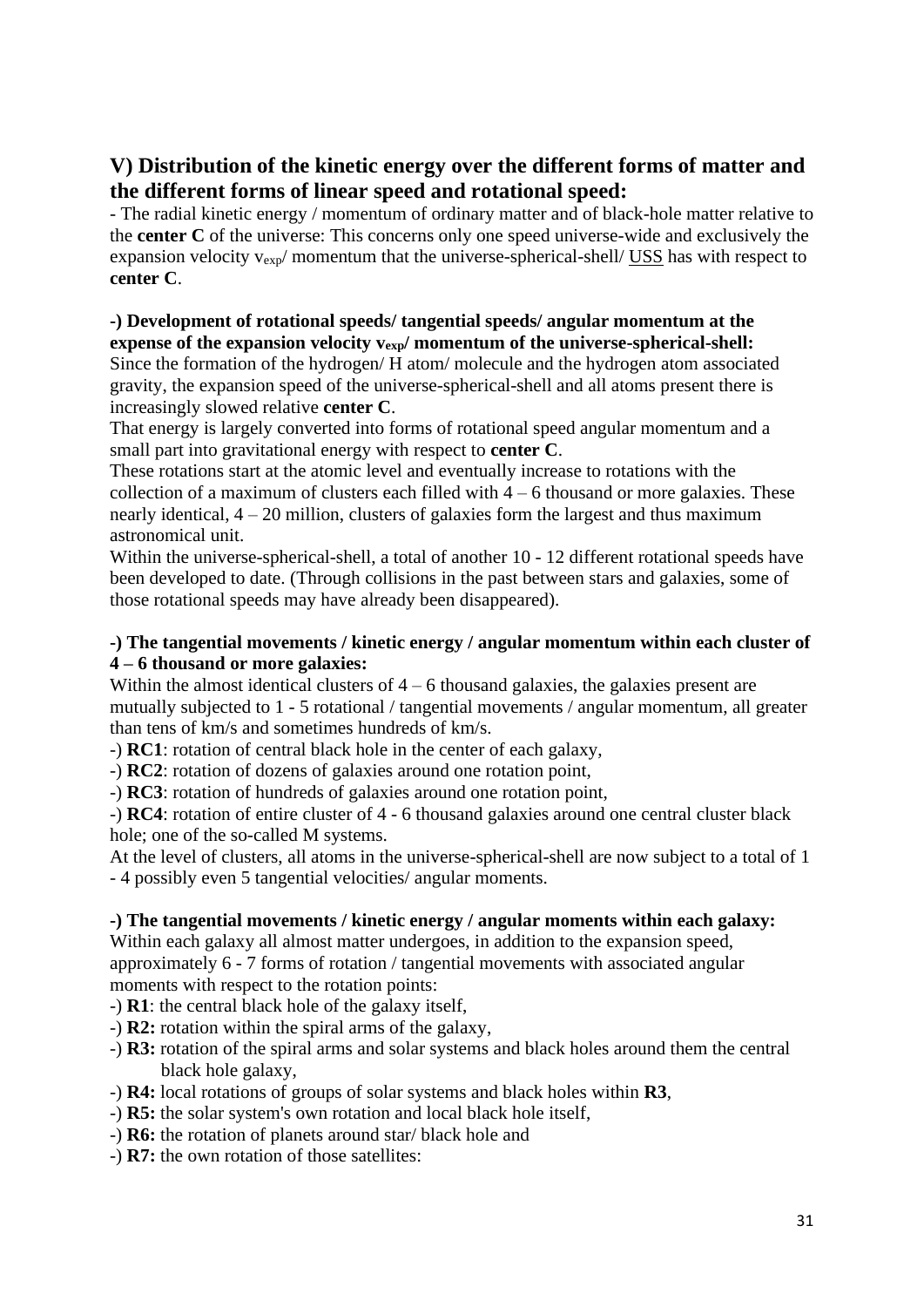## V) Distribution of the kinetic energy over the different forms of matter and the different forms of linear speed and rotational speed:

- The radial kinetic energy / momentum of ordinary matter and of black-hole matter relative to the **center C** of the universe: This concerns only one speed universe-wide and exclusively the expansion velocity $v_{exp}$/ momentum that the universe-spherical-shell/ USS has with respect to **center C**.

**-) Development of rotational speeds/ tangential speeds/ angular momentum at the expense of the expansion velocity $v_{exp}$/ momentum of the universe-spherical-shell:**

Since the formation of the hydrogen/ H atom/ molecule and the hydrogen atom associated gravity, the expansion speed of the universe-spherical-shell and all atoms present there is increasingly slowed relative **center C**.

That energy is largely converted into forms of rotational speed angular momentum and a small part into gravitational energy with respect to **center C**.

These rotations start at the atomic level and eventually increase to rotations with the collection of a maximum of clusters each filled with 4 – 6 thousand or more galaxies. These nearly identical, 4 – 20 million, clusters of galaxies form the largest and thus maximum astronomical unit.

Within the universe-spherical-shell, a total of another 10 - 12 different rotational speeds have been developed to date. (Through collisions in the past between stars and galaxies, some of those rotational speeds may have already been disappeared).

**-) The tangential movements / kinetic energy / angular momentum within each cluster of 4 – 6 thousand or more galaxies:**

Within the almost identical clusters of 4 – 6 thousand galaxies, the galaxies present are mutually subjected to 1 - 5 rotational / tangential movements / angular momentum, all greater than tens of km/s and sometimes hundreds of km/s.

-) **RC1**: rotation of central black hole in the center of each galaxy,
-) **RC2**: rotation of dozens of galaxies around one rotation point,
-) **RC3**: rotation of hundreds of galaxies around one rotation point,
-) **RC4**: rotation of entire cluster of 4 - 6 thousand galaxies around one central cluster black hole; one of the so-called M systems.

At the level of clusters, all atoms in the universe-spherical-shell are now subject to a total of 1 - 4 possibly even 5 tangential velocities/ angular moments.

**-) The tangential movements / kinetic energy / angular moments within each galaxy:**

Within each galaxy all almost matter undergoes, in addition to the expansion speed, approximately 6 - 7 forms of rotation / tangential movements with associated angular moments with respect to the rotation points:

-) **R1**: the central black hole of the galaxy itself,
-) **R2:** rotation within the spiral arms of the galaxy,
-) **R3:** rotation of the spiral arms and solar systems and black holes around them the central black hole galaxy,
-) **R4:** local rotations of groups of solar systems and black holes within **R3**,
-) **R5:** the solar system's own rotation and local black hole itself,
-) **R6:** the rotation of planets around star/ black hole and
-) **R7:** the own rotation of those satellites: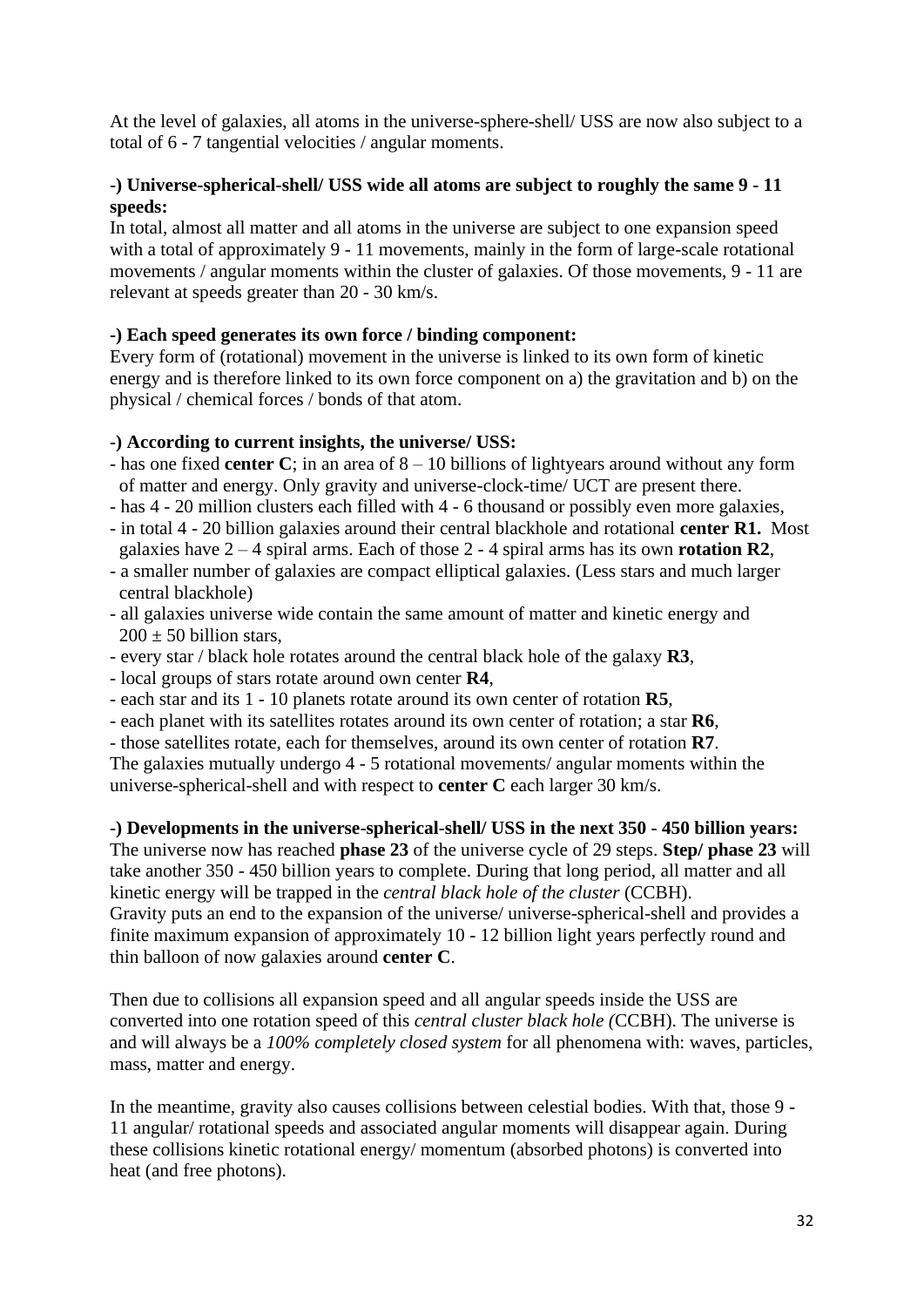At the level of galaxies, all atoms in the universe-sphere-shell/ USS are now also subject to a total of 6 - 7 tangential velocities / angular moments.

**-) Universe-spherical-shell/ USS wide all atoms are subject to roughly the same 9 - 11 speeds:**
In total, almost all matter and all atoms in the universe are subject to one expansion speed with a total of approximately 9 - 11 movements, mainly in the form of large-scale rotational movements / angular moments within the cluster of galaxies. Of those movements, 9 - 11 are relevant at speeds greater than 20 - 30 km/s.

**-) Each speed generates its own force / binding component:**
Every form of (rotational) movement in the universe is linked to its own form of kinetic energy and is therefore linked to its own force component on a) the gravitation and b) on the physical / chemical forces / bonds of that atom.

**-) According to current insights, the universe/ USS:**
- has one fixed **center C**; in an area of 8 – 10 billions of lightyears around without any form of matter and energy. Only gravity and universe-clock-time/ UCT are present there.
- has 4 - 20 million clusters each filled with 4 - 6 thousand or possibly even more galaxies,
- in total 4 - 20 billion galaxies around their central blackhole and rotational **center R1.** Most galaxies have 2 – 4 spiral arms. Each of those 2 - 4 spiral arms has its own **rotation R2**,
- a smaller number of galaxies are compact elliptical galaxies. (Less stars and much larger central blackhole)
- all galaxies universe wide contain the same amount of matter and kinetic energy and $200 \pm 50$ billion stars,
- every star / black hole rotates around the central black hole of the galaxy **R3**,
- local groups of stars rotate around own center **R4**,
- each star and its 1 - 10 planets rotate around its own center of rotation **R5**,
- each planet with its satellites rotates around its own center of rotation; a star **R6**,
- those satellites rotate, each for themselves, around its own center of rotation **R7**.

The galaxies mutually undergo 4 - 5 rotational movements/ angular moments within the universe-spherical-shell and with respect to **center C** each larger 30 km/s.

**-) Developments in the universe-spherical-shell/ USS in the next 350 - 450 billion years:**
The universe now has reached **phase 23** of the universe cycle of 29 steps. **Step/ phase 23** will take another 350 - 450 billion years to complete. During that long period, all matter and all kinetic energy will be trapped in the *central black hole of the cluster* (CCBH).
Gravity puts an end to the expansion of the universe/ universe-spherical-shell and provides a finite maximum expansion of approximately 10 - 12 billion light years perfectly round and thin balloon of now galaxies around **center C**.

Then due to collisions all expansion speed and all angular speeds inside the USS are converted into one rotation speed of this *central cluster black hole (*CCBH). The universe is and will always be a *100% completely closed system* for all phenomena with: waves, particles, mass, matter and energy.

In the meantime, gravity also causes collisions between celestial bodies. With that, those 9 - 11 angular/ rotational speeds and associated angular moments will disappear again. During these collisions kinetic rotational energy/ momentum (absorbed photons) is converted into heat (and free photons).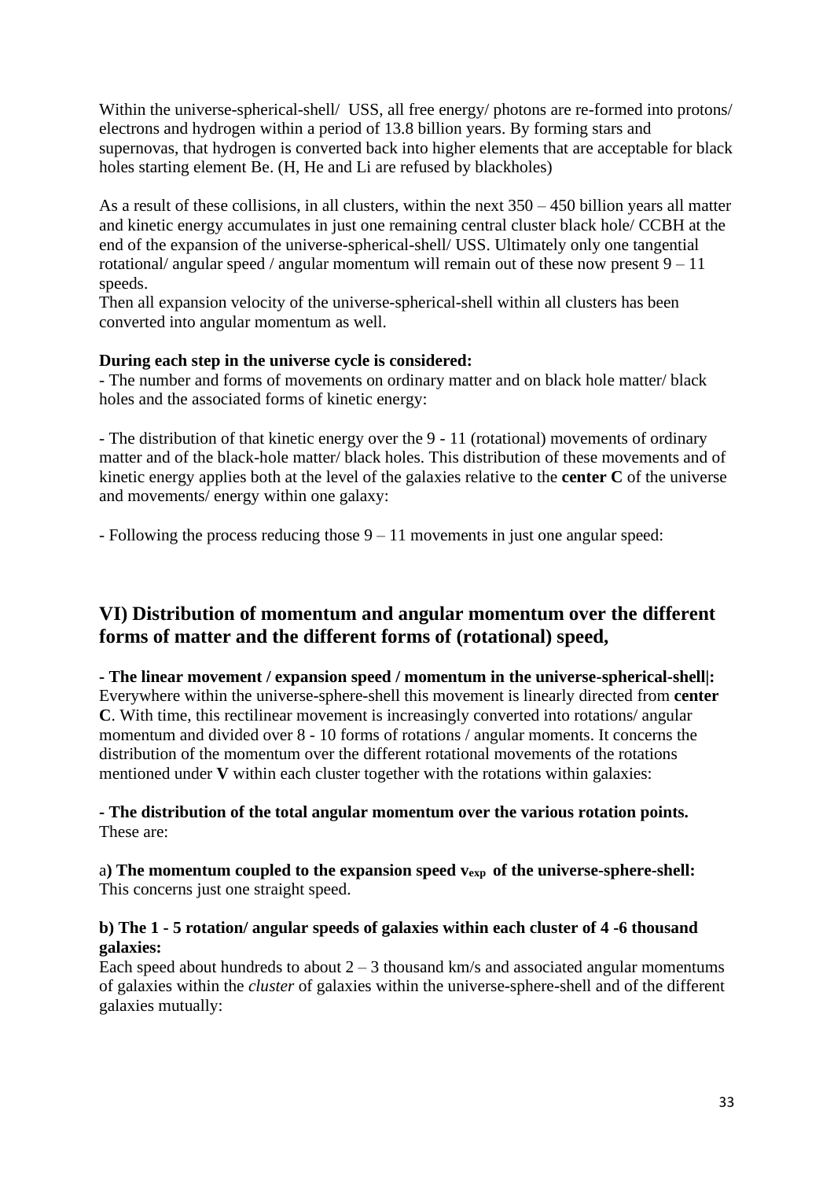Within the universe-spherical-shell/ USS, all free energy/ photons are re-formed into protons/ electrons and hydrogen within a period of 13.8 billion years. By forming stars and supernovas, that hydrogen is converted back into higher elements that are acceptable for black holes starting element Be. (H, He and Li are refused by blackholes)

As a result of these collisions, in all clusters, within the next 350 – 450 billion years all matter and kinetic energy accumulates in just one remaining central cluster black hole/ CCBH at the end of the expansion of the universe-spherical-shell/ USS. Ultimately only one tangential rotational/ angular speed / angular momentum will remain out of these now present 9 – 11 speeds.
Then all expansion velocity of the universe-spherical-shell within all clusters has been converted into angular momentum as well.

**During each step in the universe cycle is considered:**
- The number and forms of movements on ordinary matter and on black hole matter/ black holes and the associated forms of kinetic energy:

- The distribution of that kinetic energy over the 9 - 11 (rotational) movements of ordinary matter and of the black-hole matter/ black holes. This distribution of these movements and of kinetic energy applies both at the level of the galaxies relative to the **center C** of the universe and movements/ energy within one galaxy:

- Following the process reducing those 9 – 11 movements in just one angular speed:

## VI) Distribution of momentum and angular momentum over the different forms of matter and the different forms of (rotational) speed,

**- The linear movement / expansion speed / momentum in the universe-spherical-shell|:**
Everywhere within the universe-sphere-shell this movement is linearly directed from **center C**. With time, this rectilinear movement is increasingly converted into rotations/ angular momentum and divided over 8 - 10 forms of rotations / angular moments. It concerns the distribution of the momentum over the different rotational movements of the rotations mentioned under **V** within each cluster together with the rotations within galaxies:

**- The distribution of the total angular momentum over the various rotation points.**
These are:

**a) The momentum coupled to the expansion speed $v_{exp}$ of the universe-sphere-shell:**
This concerns just one straight speed.

**b) The 1 - 5 rotation/ angular speeds of galaxies within each cluster of 4 -6 thousand galaxies:**
Each speed about hundreds to about 2 – 3 thousand km/s and associated angular momentums of galaxies within the *cluster* of galaxies within the universe-sphere-shell and of the different galaxies mutually: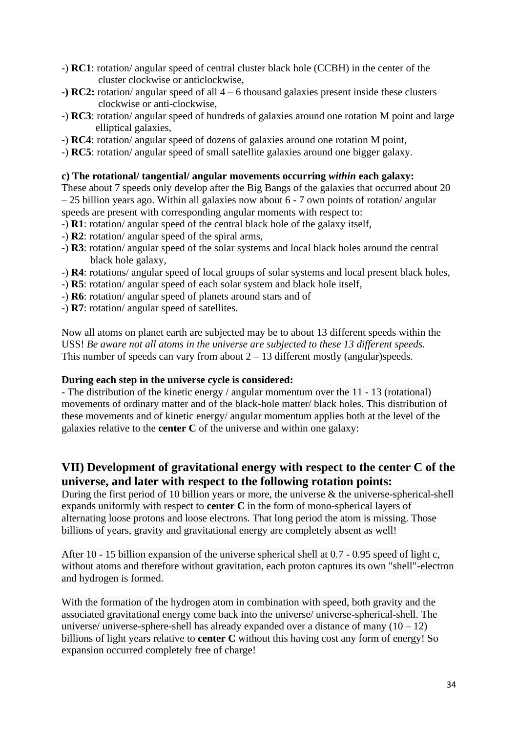-) **RC1**: rotation/ angular speed of central cluster black hole (CCBH) in the center of the cluster clockwise or anticlockwise,
**-) RC2:** rotation/ angular speed of all 4 – 6 thousand galaxies present inside these clusters clockwise or anti-clockwise,
-) **RC3**: rotation/ angular speed of hundreds of galaxies around one rotation M point and large elliptical galaxies,
-) **RC4**: rotation/ angular speed of dozens of galaxies around one rotation M point,
-) **RC5**: rotation/ angular speed of small satellite galaxies around one bigger galaxy.

**c) The rotational/ tangential/ angular movements occurring *within* each galaxy:**
These about 7 speeds only develop after the Big Bangs of the galaxies that occurred about 20 – 25 billion years ago. Within all galaxies now about 6 - 7 own points of rotation/ angular speeds are present with corresponding angular moments with respect to:
-) **R1**: rotation/ angular speed of the central black hole of the galaxy itself,
-) **R2**: rotation/ angular speed of the spiral arms,
-) **R3**: rotation/ angular speed of the solar systems and local black holes around the central black hole galaxy,
-) **R4**: rotations/ angular speed of local groups of solar systems and local present black holes,
-) **R5**: rotation/ angular speed of each solar system and black hole itself,
-) **R6**: rotation/ angular speed of planets around stars and of
-) **R7**: rotation/ angular speed of satellites.

Now all atoms on planet earth are subjected may be to about 13 different speeds within the USS! *Be aware not all atoms in the universe are subjected to these 13 different speeds.* This number of speeds can vary from about 2 – 13 different mostly (angular)speeds.

**During each step in the universe cycle is considered:**
- The distribution of the kinetic energy / angular momentum over the 11 - 13 (rotational) movements of ordinary matter and of the black-hole matter/ black holes. This distribution of these movements and of kinetic energy/ angular momentum applies both at the level of the galaxies relative to the **center C** of the universe and within one galaxy:

## VII) Development of gravitational energy with respect to the center C of the universe, and later with respect to the following rotation points:

During the first period of 10 billion years or more, the universe & the universe-spherical-shell expands uniformly with respect to **center C** in the form of mono-spherical layers of alternating loose protons and loose electrons. That long period the atom is missing. Those billions of years, gravity and gravitational energy are completely absent as well!

After 10 - 15 billion expansion of the universe spherical shell at 0.7 - 0.95 speed of light c, without atoms and therefore without gravitation, each proton captures its own "shell"-electron and hydrogen is formed.

With the formation of the hydrogen atom in combination with speed, both gravity and the associated gravitational energy come back into the universe/ universe-spherical-shell. The universe/ universe-sphere-shell has already expanded over a distance of many (10 – 12) billions of light years relative to **center C** without this having cost any form of energy! So expansion occurred completely free of charge!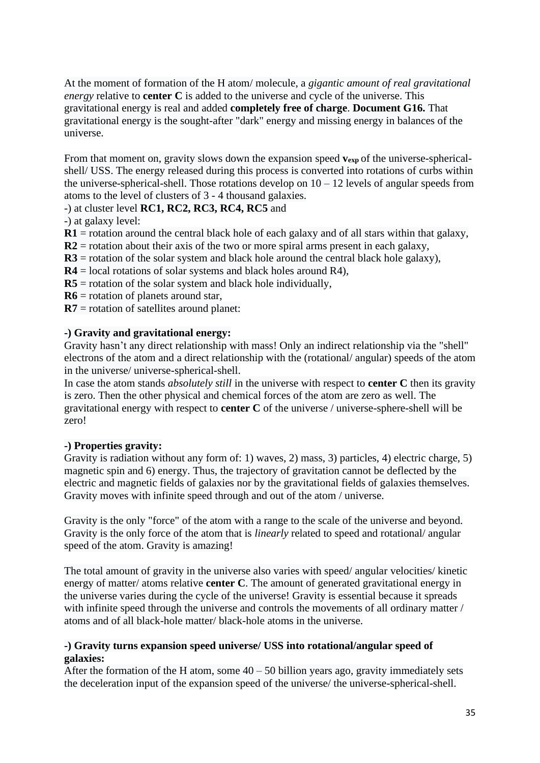At the moment of formation of the H atom/ molecule, a *gigantic amount of real gravitational energy* relative to **center C** is added to the universe and cycle of the universe. This gravitational energy is real and added **completely free of charge**. **Document G16.** That gravitational energy is the sought-after "dark" energy and missing energy in balances of the universe.

From that moment on, gravity slows down the expansion speed $\mathbf{v_{exp}}$ of the universe-spherical-shell/ USS. The energy released during this process is converted into rotations of curbs within the universe-spherical-shell. Those rotations develop on 10 – 12 levels of angular speeds from atoms to the level of clusters of 3 - 4 thousand galaxies.
-) at cluster level **RC1, RC2, RC3, RC4, RC5** and
-) at galaxy level:
**R1** = rotation around the central black hole of each galaxy and of all stars within that galaxy,
**R2** = rotation about their axis of the two or more spiral arms present in each galaxy,
**R3** = rotation of the solar system and black hole around the central black hole galaxy),
**R4** = local rotations of solar systems and black holes around R4),
**R5** = rotation of the solar system and black hole individually,
**R6** = rotation of planets around star,
**R7** = rotation of satellites around planet:

**-) Gravity and gravitational energy:**
Gravity hasn't any direct relationship with mass! Only an indirect relationship via the "shell" electrons of the atom and a direct relationship with the (rotational/ angular) speeds of the atom in the universe/ universe-spherical-shell.
In case the atom stands *absolutely still* in the universe with respect to **center C** then its gravity is zero. Then the other physical and chemical forces of the atom are zero as well. The gravitational energy with respect to **center C** of the universe / universe-sphere-shell will be zero!

**-) Properties gravity:**
Gravity is radiation without any form of: 1) waves, 2) mass, 3) particles, 4) electric charge, 5) magnetic spin and 6) energy. Thus, the trajectory of gravitation cannot be deflected by the electric and magnetic fields of galaxies nor by the gravitational fields of galaxies themselves. Gravity moves with infinite speed through and out of the atom / universe.

Gravity is the only "force" of the atom with a range to the scale of the universe and beyond. Gravity is the only force of the atom that is *linearly* related to speed and rotational/ angular speed of the atom. Gravity is amazing!

The total amount of gravity in the universe also varies with speed/ angular velocities/ kinetic energy of matter/ atoms relative **center C**. The amount of generated gravitational energy in the universe varies during the cycle of the universe! Gravity is essential because it spreads with infinite speed through the universe and controls the movements of all ordinary matter / atoms and of all black-hole matter/ black-hole atoms in the universe.

**-) Gravity turns expansion speed universe/ USS into rotational/angular speed of galaxies:**
After the formation of the H atom, some 40 – 50 billion years ago, gravity immediately sets the deceleration input of the expansion speed of the universe/ the universe-spherical-shell.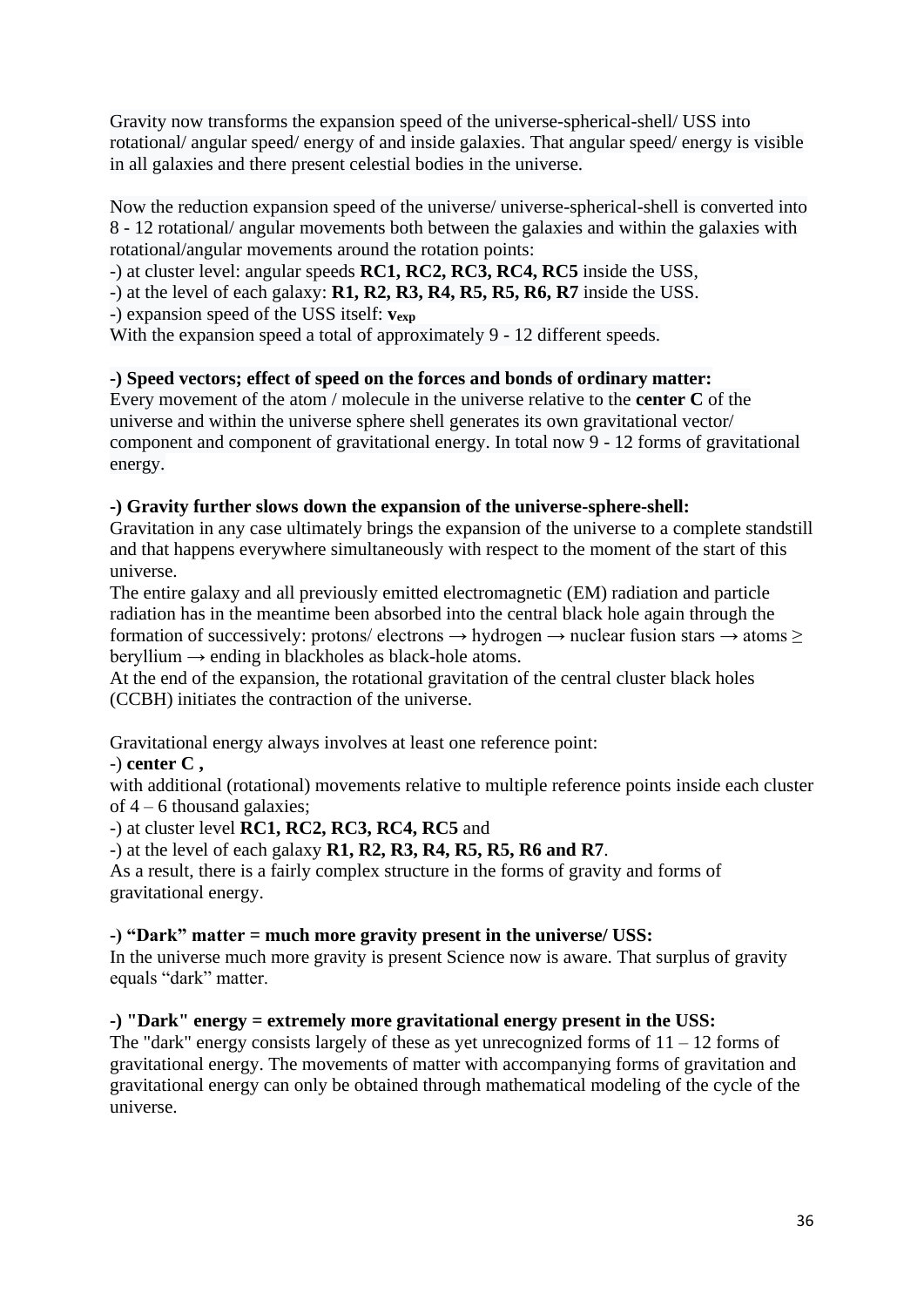Gravity now transforms the expansion speed of the universe-spherical-shell/ USS into rotational/ angular speed/ energy of and inside galaxies. That angular speed/ energy is visible in all galaxies and there present celestial bodies in the universe.

Now the reduction expansion speed of the universe/ universe-spherical-shell is converted into 8 - 12 rotational/ angular movements both between the galaxies and within the galaxies with rotational/angular movements around the rotation points:
-) at cluster level: angular speeds **RC1, RC2, RC3, RC4, RC5** inside the USS,
-) at the level of each galaxy: **R1, R2, R3, R4, R5, R5, R6, R7** inside the USS.
-) expansion speed of the USS itself: $\mathbf{v_{exp}}$
With the expansion speed a total of approximately 9 - 12 different speeds.

**-) Speed vectors; effect of speed on the forces and bonds of ordinary matter:**
Every movement of the atom / molecule in the universe relative to the **center C** of the universe and within the universe sphere shell generates its own gravitational vector/ component and component of gravitational energy. In total now 9 - 12 forms of gravitational energy.

**-) Gravity further slows down the expansion of the universe-sphere-shell:**
Gravitation in any case ultimately brings the expansion of the universe to a complete standstill and that happens everywhere simultaneously with respect to the moment of the start of this universe.
The entire galaxy and all previously emitted electromagnetic (EM) radiation and particle radiation has in the meantime been absorbed into the central black hole again through the formation of successively: protons/ electrons → hydrogen → nuclear fusion stars → atoms ≥ beryllium → ending in blackholes as black-hole atoms.
At the end of the expansion, the rotational gravitation of the central cluster black holes (CCBH) initiates the contraction of the universe.

Gravitational energy always involves at least one reference point:
-) **center C ,**
with additional (rotational) movements relative to multiple reference points inside each cluster of 4 – 6 thousand galaxies;
-) at cluster level **RC1, RC2, RC3, RC4, RC5** and
-) at the level of each galaxy **R1, R2, R3, R4, R5, R5, R6 and R7**.
As a result, there is a fairly complex structure in the forms of gravity and forms of gravitational energy.

**-) "Dark" matter = much more gravity present in the universe/ USS:**
In the universe much more gravity is present Science now is aware. That surplus of gravity equals "dark" matter.

**-) "Dark" energy = extremely more gravitational energy present in the USS:**
The "dark" energy consists largely of these as yet unrecognized forms of 11 – 12 forms of gravitational energy. The movements of matter with accompanying forms of gravitation and gravitational energy can only be obtained through mathematical modeling of the cycle of the universe.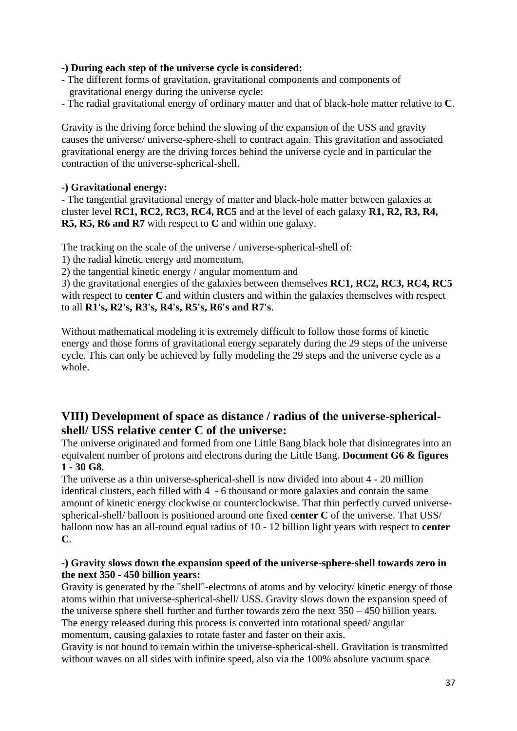**-) During each step of the universe cycle is considered:**

- The different forms of gravitation, gravitational components and components of gravitational energy during the universe cycle:
- The radial gravitational energy of ordinary matter and that of black-hole matter relative to **C**.

Gravity is the driving force behind the slowing of the expansion of the USS and gravity causes the universe/ universe-sphere-shell to contract again. This gravitation and associated gravitational energy are the driving forces behind the universe cycle and in particular the contraction of the universe-spherical-shell.

**-) Gravitational energy:**

- The tangential gravitational energy of matter and black-hole matter between galaxies at cluster level **RC1, RC2, RC3, RC4, RC5** and at the level of each galaxy **R1, R2, R3, R4, R5, R5, R6 and R7** with respect to **C** and within one galaxy.

The tracking on the scale of the universe / universe-spherical-shell of:

1) the radial kinetic energy and momentum,
2) the tangential kinetic energy / angular momentum and
3) the gravitational energies of the galaxies between themselves **RC1, RC2, RC3, RC4, RC5** with respect to **center C** and within clusters and within the galaxies themselves with respect to all **R1's, R2's, R3's, R4's, R5's, R6's and R7's**.

Without mathematical modeling it is extremely difficult to follow those forms of kinetic energy and those forms of gravitational energy separately during the 29 steps of the universe cycle. This can only be achieved by fully modeling the 29 steps and the universe cycle as a whole.

## VIII) Development of space as distance / radius of the universe-spherical-shell/ USS relative center C of the universe:

The universe originated and formed from one Little Bang black hole that disintegrates into an equivalent number of protons and electrons during the Little Bang. **Document G6 & figures 1 - 30 G8**.

The universe as a thin universe-spherical-shell is now divided into about 4 - 20 million identical clusters, each filled with 4 - 6 thousand or more galaxies and contain the same amount of kinetic energy clockwise or counterclockwise. That thin perfectly curved universe-spherical-shell/ balloon is positioned around one fixed **center C** of the universe. That USS/ balloon now has an all-round equal radius of 10 - 12 billion light years with respect to **center C**.

**-) Gravity slows down the expansion speed of the universe-sphere-shell towards zero in the next 350 - 450 billion years:**

Gravity is generated by the "shell"-electrons of atoms and by velocity/ kinetic energy of those atoms within that universe-spherical-shell/ USS. Gravity slows down the expansion speed of the universe sphere shell further and further towards zero the next 350 – 450 billion years. The energy released during this process is converted into rotational speed/ angular momentum, causing galaxies to rotate faster and faster on their axis.

Gravity is not bound to remain within the universe-spherical-shell. Gravitation is transmitted without waves on all sides with infinite speed, also via the 100% absolute vacuum space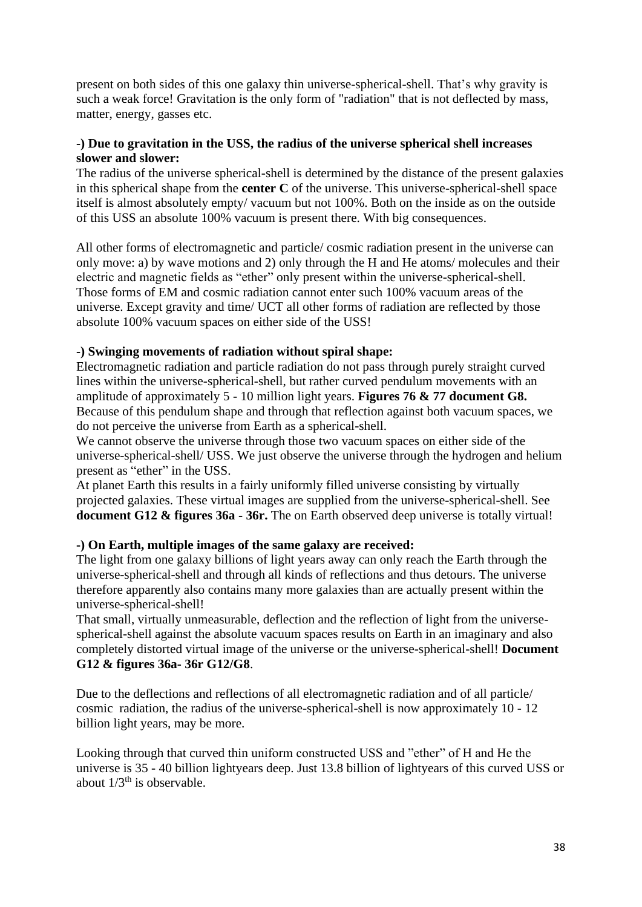present on both sides of this one galaxy thin universe-spherical-shell. That's why gravity is such a weak force! Gravitation is the only form of "radiation" that is not deflected by mass, matter, energy, gasses etc.

**-) Due to gravitation in the USS, the radius of the universe spherical shell increases slower and slower:**

The radius of the universe spherical-shell is determined by the distance of the present galaxies in this spherical shape from the **center C** of the universe. This universe-spherical-shell space itself is almost absolutely empty/ vacuum but not 100%. Both on the inside as on the outside of this USS an absolute 100% vacuum is present there. With big consequences.

All other forms of electromagnetic and particle/ cosmic radiation present in the universe can only move: a) by wave motions and 2) only through the H and He atoms/ molecules and their electric and magnetic fields as "ether" only present within the universe-spherical-shell. Those forms of EM and cosmic radiation cannot enter such 100% vacuum areas of the universe. Except gravity and time/ UCT all other forms of radiation are reflected by those absolute 100% vacuum spaces on either side of the USS!

**-) Swinging movements of radiation without spiral shape:**

Electromagnetic radiation and particle radiation do not pass through purely straight curved lines within the universe-spherical-shell, but rather curved pendulum movements with an amplitude of approximately 5 - 10 million light years. **Figures 76 & 77 document G8.** Because of this pendulum shape and through that reflection against both vacuum spaces, we do not perceive the universe from Earth as a spherical-shell.

We cannot observe the universe through those two vacuum spaces on either side of the universe-spherical-shell/ USS. We just observe the universe through the hydrogen and helium present as "ether" in the USS.

At planet Earth this results in a fairly uniformly filled universe consisting by virtually projected galaxies. These virtual images are supplied from the universe-spherical-shell. See **document G12 & figures 36a - 36r.** The on Earth observed deep universe is totally virtual!

**-) On Earth, multiple images of the same galaxy are received:**

The light from one galaxy billions of light years away can only reach the Earth through the universe-spherical-shell and through all kinds of reflections and thus detours. The universe therefore apparently also contains many more galaxies than are actually present within the universe-spherical-shell!

That small, virtually unmeasurable, deflection and the reflection of light from the universe-spherical-shell against the absolute vacuum spaces results on Earth in an imaginary and also completely distorted virtual image of the universe or the universe-spherical-shell! **Document G12 & figures 36a- 36r G12/G8**.

Due to the deflections and reflections of all electromagnetic radiation and of all particle/ cosmic radiation, the radius of the universe-spherical-shell is now approximately 10 - 12 billion light years, may be more.

Looking through that curved thin uniform constructed USS and "ether" of H and He the universe is 35 - 40 billion lightyears deep. Just 13.8 billion of lightyears of this curved USS or about $1/3^{th}$ is observable.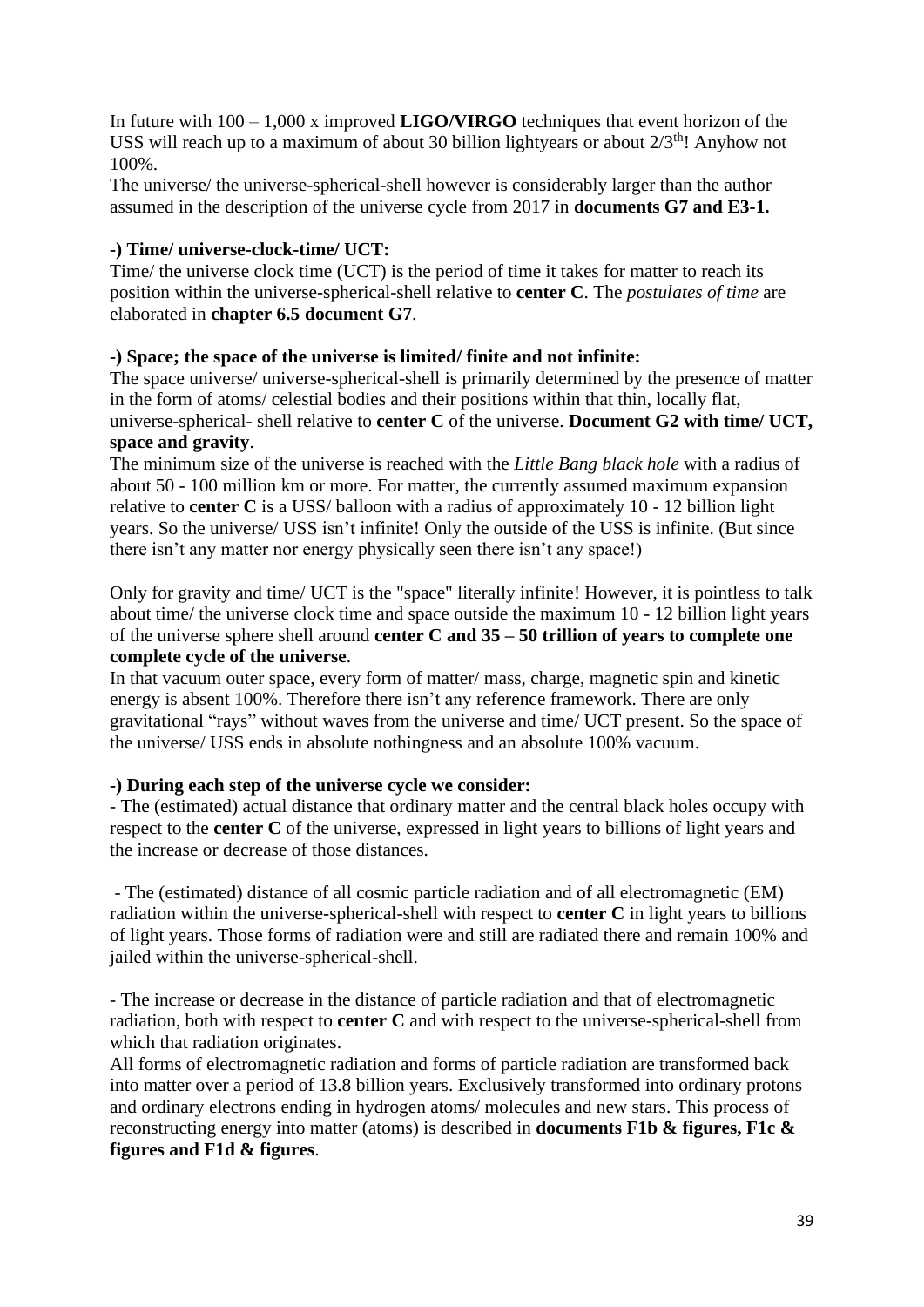In future with 100 – 1,000 x improved **LIGO/VIRGO** techniques that event horizon of the USS will reach up to a maximum of about 30 billion lightyears or about 2/3$^{th}$! Anyhow not 100%.
The universe/ the universe-spherical-shell however is considerably larger than the author assumed in the description of the universe cycle from 2017 in **documents G7 and E3-1.**

**-) Time/ universe-clock-time/ UCT:**
Time/ the universe clock time (UCT) is the period of time it takes for matter to reach its position within the universe-spherical-shell relative to **center C**. The *postulates of time* are elaborated in **chapter 6.5 document G7**.

**-) Space; the space of the universe is limited/ finite and not infinite:**
The space universe/ universe-spherical-shell is primarily determined by the presence of matter in the form of atoms/ celestial bodies and their positions within that thin, locally flat, universe-spherical- shell relative to **center C** of the universe. **Document G2 with time/ UCT, space and gravity**.
The minimum size of the universe is reached with the *Little Bang black hole* with a radius of about 50 - 100 million km or more. For matter, the currently assumed maximum expansion relative to **center C** is a USS/ balloon with a radius of approximately 10 - 12 billion light years. So the universe/ USS isn't infinite! Only the outside of the USS is infinite. (But since there isn't any matter nor energy physically seen there isn't any space!)

Only for gravity and time/ UCT is the "space" literally infinite! However, it is pointless to talk about time/ the universe clock time and space outside the maximum 10 - 12 billion light years of the universe sphere shell around **center C and 35 – 50 trillion of years to complete one complete cycle of the universe**.
In that vacuum outer space, every form of matter/ mass, charge, magnetic spin and kinetic energy is absent 100%. Therefore there isn't any reference framework. There are only gravitational "rays" without waves from the universe and time/ UCT present. So the space of the universe/ USS ends in absolute nothingness and an absolute 100% vacuum.

**-) During each step of the universe cycle we consider:**
- The (estimated) actual distance that ordinary matter and the central black holes occupy with respect to the **center C** of the universe, expressed in light years to billions of light years and the increase or decrease of those distances.

- The (estimated) distance of all cosmic particle radiation and of all electromagnetic (EM) radiation within the universe-spherical-shell with respect to **center C** in light years to billions of light years. Those forms of radiation were and still are radiated there and remain 100% and jailed within the universe-spherical-shell.

- The increase or decrease in the distance of particle radiation and that of electromagnetic radiation, both with respect to **center C** and with respect to the universe-spherical-shell from which that radiation originates.
All forms of electromagnetic radiation and forms of particle radiation are transformed back into matter over a period of 13.8 billion years. Exclusively transformed into ordinary protons and ordinary electrons ending in hydrogen atoms/ molecules and new stars. This process of reconstructing energy into matter (atoms) is described in **documents F1b & figures, F1c & figures and F1d & figures**.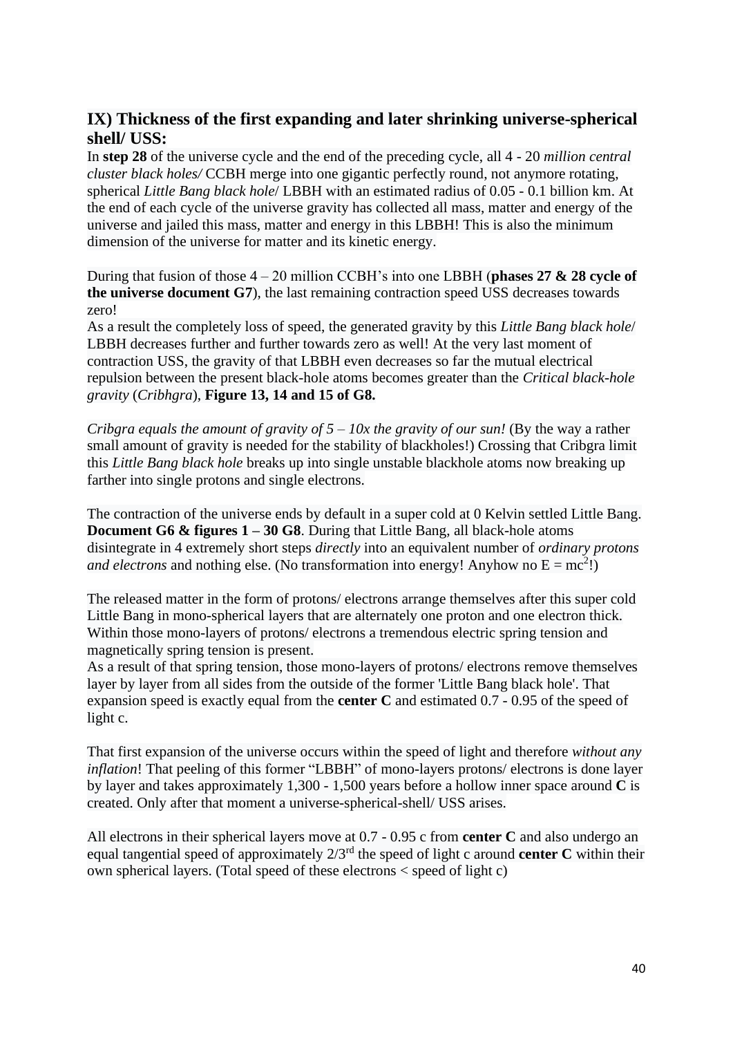## IX) Thickness of the first expanding and later shrinking universe-spherical shell/ USS:

In **step 28** of the universe cycle and the end of the preceding cycle, all 4 - 20 *million central cluster black holes/* CCBH merge into one gigantic perfectly round, not anymore rotating, spherical *Little Bang black hole*/ LBBH with an estimated radius of 0.05 - 0.1 billion km. At the end of each cycle of the universe gravity has collected all mass, matter and energy of the universe and jailed this mass, matter and energy in this LBBH! This is also the minimum dimension of the universe for matter and its kinetic energy.

During that fusion of those 4 – 20 million CCBH's into one LBBH (**phases 27 & 28 cycle of the universe document G7**), the last remaining contraction speed USS decreases towards zero!
As a result the completely loss of speed, the generated gravity by this *Little Bang black hole*/ LBBH decreases further and further towards zero as well! At the very last moment of contraction USS, the gravity of that LBBH even decreases so far the mutual electrical repulsion between the present black-hole atoms becomes greater than the *Critical black-hole gravity* (*Cribhgra*), **Figure 13, 14 and 15 of G8.**

*Cribgra equals the amount of gravity of 5 – 10x the gravity of our sun!* (By the way a rather small amount of gravity is needed for the stability of blackholes!) Crossing that Cribgra limit this *Little Bang black hole* breaks up into single unstable blackhole atoms now breaking up farther into single protons and single electrons.

The contraction of the universe ends by default in a super cold at 0 Kelvin settled Little Bang. **Document G6 & figures 1 – 30 G8**. During that Little Bang, all black-hole atoms disintegrate in 4 extremely short steps *directly* into an equivalent number of *ordinary protons and electrons* and nothing else. (No transformation into energy! Anyhow no $E = mc^2$!)

The released matter in the form of protons/ electrons arrange themselves after this super cold Little Bang in mono-spherical layers that are alternately one proton and one electron thick. Within those mono-layers of protons/ electrons a tremendous electric spring tension and magnetically spring tension is present.
As a result of that spring tension, those mono-layers of protons/ electrons remove themselves layer by layer from all sides from the outside of the former 'Little Bang black hole'. That expansion speed is exactly equal from the **center C** and estimated 0.7 - 0.95 of the speed of light c.

That first expansion of the universe occurs within the speed of light and therefore *without any inflation*! That peeling of this former "LBBH" of mono-layers protons/ electrons is done layer by layer and takes approximately 1,300 - 1,500 years before a hollow inner space around **C** is created. Only after that moment a universe-spherical-shell/ USS arises.

All electrons in their spherical layers move at 0.7 - 0.95 c from **center C** and also undergo an equal tangential speed of approximately 2/3$^{rd}$ the speed of light c around **center C** within their own spherical layers. (Total speed of these electrons < speed of light c)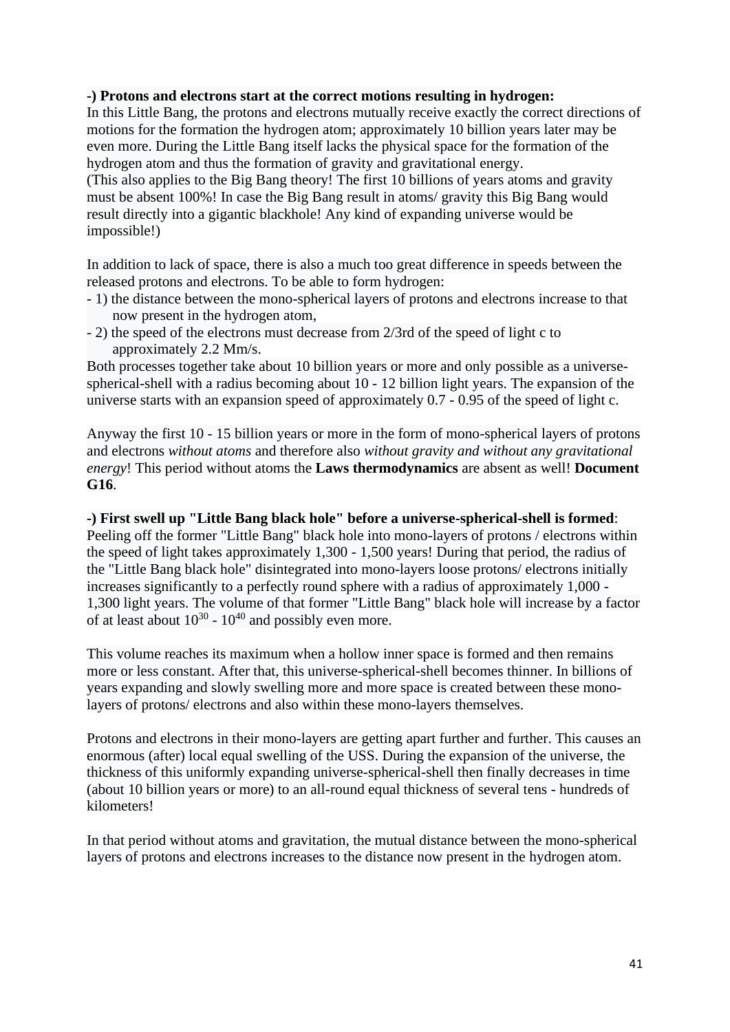**-) Protons and electrons start at the correct motions resulting in hydrogen:**
In this Little Bang, the protons and electrons mutually receive exactly the correct directions of motions for the formation the hydrogen atom; approximately 10 billion years later may be even more. During the Little Bang itself lacks the physical space for the formation of the hydrogen atom and thus the formation of gravity and gravitational energy.
(This also applies to the Big Bang theory! The first 10 billions of years atoms and gravity must be absent 100%! In case the Big Bang result in atoms/ gravity this Big Bang would result directly into a gigantic blackhole! Any kind of expanding universe would be impossible!)

In addition to lack of space, there is also a much too great difference in speeds between the released protons and electrons. To be able to form hydrogen:
- 1) the distance between the mono-spherical layers of protons and electrons increase to that now present in the hydrogen atom,
- 2) the speed of the electrons must decrease from 2/3rd of the speed of light c to approximately 2.2 Mm/s.

Both processes together take about 10 billion years or more and only possible as a universe-spherical-shell with a radius becoming about 10 - 12 billion light years. The expansion of the universe starts with an expansion speed of approximately 0.7 - 0.95 of the speed of light c.

Anyway the first 10 - 15 billion years or more in the form of mono-spherical layers of protons and electrons *without atoms* and therefore also *without gravity and without any gravitational energy*! This period without atoms the **Laws thermodynamics** are absent as well! **Document G16**.

**-) First swell up "Little Bang black hole" before a universe-spherical-shell is formed**:
Peeling off the former "Little Bang" black hole into mono-layers of protons / electrons within the speed of light takes approximately 1,300 - 1,500 years! During that period, the radius of the "Little Bang black hole" disintegrated into mono-layers loose protons/ electrons initially increases significantly to a perfectly round sphere with a radius of approximately 1,000 - 1,300 light years. The volume of that former "Little Bang" black hole will increase by a factor of at least about $10^{30}$ - $10^{40}$ and possibly even more.

This volume reaches its maximum when a hollow inner space is formed and then remains more or less constant. After that, this universe-spherical-shell becomes thinner. In billions of years expanding and slowly swelling more and more space is created between these mono-layers of protons/ electrons and also within these mono-layers themselves.

Protons and electrons in their mono-layers are getting apart further and further. This causes an enormous (after) local equal swelling of the USS. During the expansion of the universe, the thickness of this uniformly expanding universe-spherical-shell then finally decreases in time (about 10 billion years or more) to an all-round equal thickness of several tens - hundreds of kilometers!

In that period without atoms and gravitation, the mutual distance between the mono-spherical layers of protons and electrons increases to the distance now present in the hydrogen atom.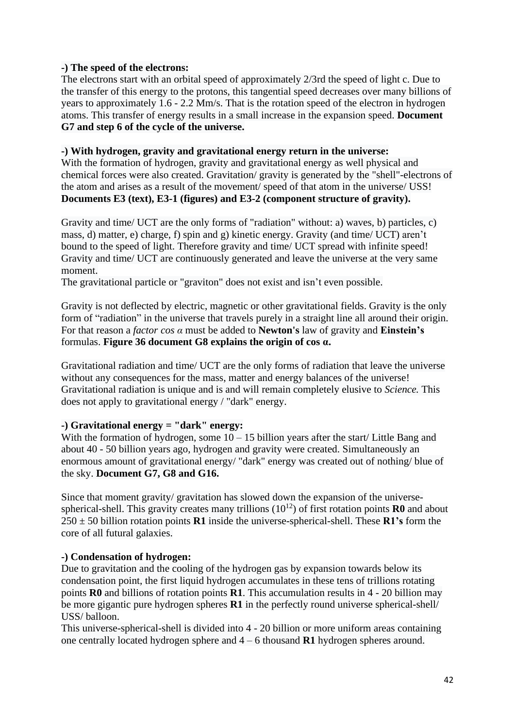**-) The speed of the electrons:**
The electrons start with an orbital speed of approximately 2/3rd the speed of light c. Due to the transfer of this energy to the protons, this tangential speed decreases over many billions of years to approximately 1.6 - 2.2 Mm/s. That is the rotation speed of the electron in hydrogen atoms. This transfer of energy results in a small increase in the expansion speed. **Document G7 and step 6 of the cycle of the universe.**

**-) With hydrogen, gravity and gravitational energy return in the universe:**
With the formation of hydrogen, gravity and gravitational energy as well physical and chemical forces were also created. Gravitation/ gravity is generated by the "shell"-electrons of the atom and arises as a result of the movement/ speed of that atom in the universe/ USS! **Documents E3 (text), E3-1 (figures) and E3-2 (component structure of gravity).**

Gravity and time/ UCT are the only forms of "radiation" without: a) waves, b) particles, c) mass, d) matter, e) charge, f) spin and g) kinetic energy. Gravity (and time/ UCT) aren't bound to the speed of light. Therefore gravity and time/ UCT spread with infinite speed! Gravity and time/ UCT are continuously generated and leave the universe at the very same moment.
The gravitational particle or "graviton" does not exist and isn't even possible.

Gravity is not deflected by electric, magnetic or other gravitational fields. Gravity is the only form of "radiation" in the universe that travels purely in a straight line all around their origin. For that reason a *factor cos α* must be added to **Newton's** law of gravity and **Einstein's** formulas. **Figure 36 document G8 explains the origin of cos α.**

Gravitational radiation and time/ UCT are the only forms of radiation that leave the universe without any consequences for the mass, matter and energy balances of the universe! Gravitational radiation is unique and is and will remain completely elusive to *Science.* This does not apply to gravitational energy / "dark" energy.

**-) Gravitational energy = "dark" energy:**
With the formation of hydrogen, some 10 – 15 billion years after the start/ Little Bang and about 40 - 50 billion years ago, hydrogen and gravity were created. Simultaneously an enormous amount of gravitational energy/ "dark" energy was created out of nothing/ blue of the sky. **Document G7, G8 and G16.**

Since that moment gravity/ gravitation has slowed down the expansion of the universe-spherical-shell. This gravity creates many trillions ($10^{12}$) of first rotation points **R0** and about 250 ± 50 billion rotation points **R1** inside the universe-spherical-shell. These **R1's** form the core of all futural galaxies.

**-) Condensation of hydrogen:**
Due to gravitation and the cooling of the hydrogen gas by expansion towards below its condensation point, the first liquid hydrogen accumulates in these tens of trillions rotating points **R0** and billions of rotation points **R1**. This accumulation results in 4 - 20 billion may be more gigantic pure hydrogen spheres **R1** in the perfectly round universe spherical-shell/ USS/ balloon.
This universe-spherical-shell is divided into 4 - 20 billion or more uniform areas containing one centrally located hydrogen sphere and 4 – 6 thousand **R1** hydrogen spheres around.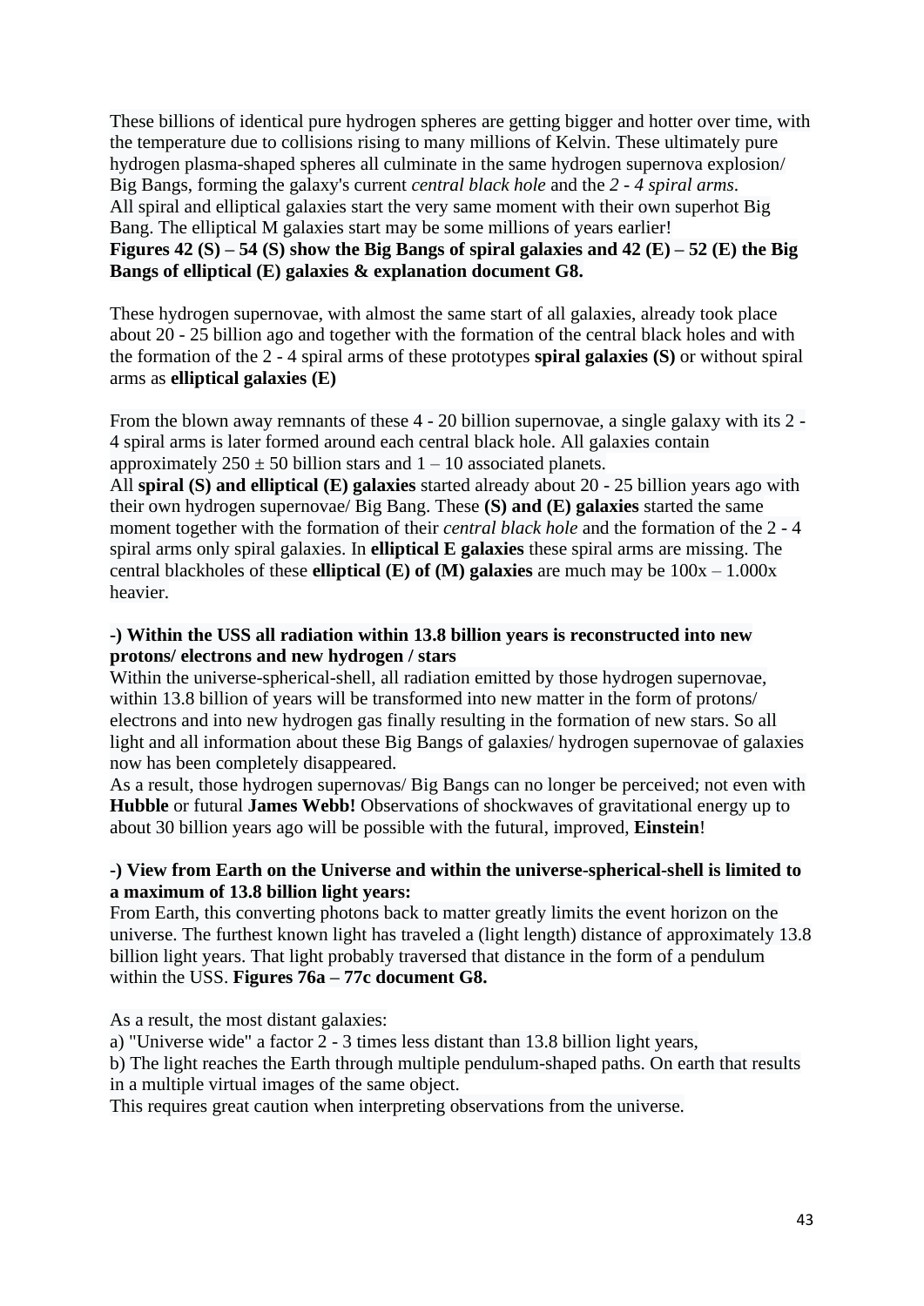These billions of identical pure hydrogen spheres are getting bigger and hotter over time, with the temperature due to collisions rising to many millions of Kelvin. These ultimately pure hydrogen plasma-shaped spheres all culminate in the same hydrogen supernova explosion/ Big Bangs, forming the galaxy's current *central black hole* and the *2 - 4 spiral arms*.
All spiral and elliptical galaxies start the very same moment with their own superhot Big Bang. The elliptical M galaxies start may be some millions of years earlier!
**Figures 42 (S) – 54 (S) show the Big Bangs of spiral galaxies and 42 (E) – 52 (E) the Big Bangs of elliptical (E) galaxies & explanation document G8.**

These hydrogen supernovae, with almost the same start of all galaxies, already took place about 20 - 25 billion ago and together with the formation of the central black holes and with the formation of the 2 - 4 spiral arms of these prototypes **spiral galaxies (S)** or without spiral arms as **elliptical galaxies (E)**

From the blown away remnants of these 4 - 20 billion supernovae, a single galaxy with its 2 - 4 spiral arms is later formed around each central black hole. All galaxies contain approximately 250 ± 50 billion stars and 1 – 10 associated planets.
All **spiral (S) and elliptical (E) galaxies** started already about 20 - 25 billion years ago with their own hydrogen supernovae/ Big Bang. These **(S) and (E) galaxies** started the same moment together with the formation of their *central black hole* and the formation of the 2 - 4 spiral arms only spiral galaxies. In **elliptical E galaxies** these spiral arms are missing. The central blackholes of these **elliptical (E) of (M) galaxies** are much may be 100x – 1.000x heavier.

**-) Within the USS all radiation within 13.8 billion years is reconstructed into new protons/ electrons and new hydrogen / stars**
Within the universe-spherical-shell, all radiation emitted by those hydrogen supernovae, within 13.8 billion of years will be transformed into new matter in the form of protons/ electrons and into new hydrogen gas finally resulting in the formation of new stars. So all light and all information about these Big Bangs of galaxies/ hydrogen supernovae of galaxies now has been completely disappeared.
As a result, those hydrogen supernovas/ Big Bangs can no longer be perceived; not even with **Hubble** or futural **James Webb!** Observations of shockwaves of gravitational energy up to about 30 billion years ago will be possible with the futural, improved, **Einstein**!

**-) View from Earth on the Universe and within the universe-spherical-shell is limited to a maximum of 13.8 billion light years:**
From Earth, this converting photons back to matter greatly limits the event horizon on the universe. The furthest known light has traveled a (light length) distance of approximately 13.8 billion light years. That light probably traversed that distance in the form of a pendulum within the USS. **Figures 76a – 77c document G8.**

As a result, the most distant galaxies:
a) "Universe wide" a factor 2 - 3 times less distant than 13.8 billion light years,
b) The light reaches the Earth through multiple pendulum-shaped paths. On earth that results in a multiple virtual images of the same object.
This requires great caution when interpreting observations from the universe.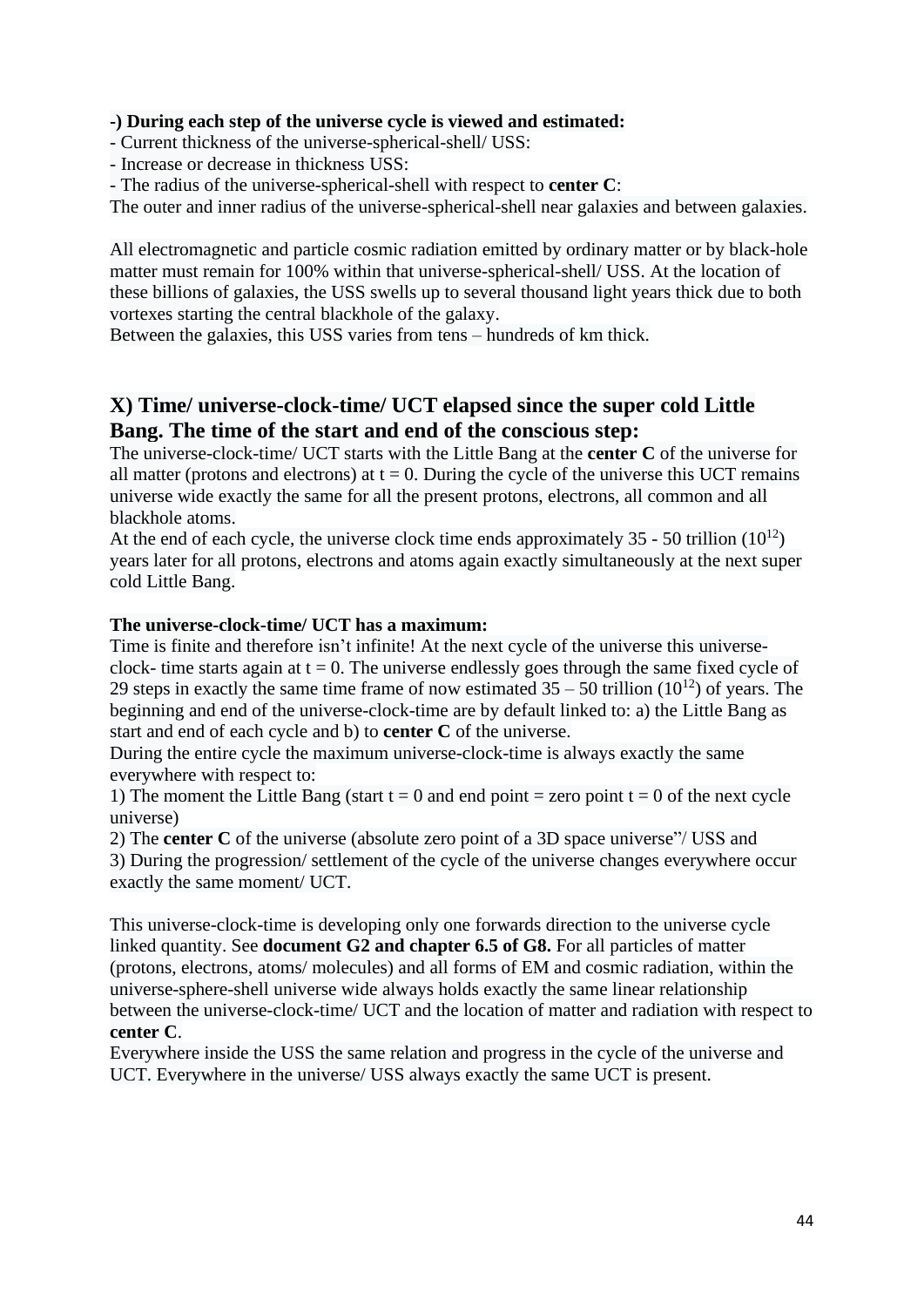**-) During each step of the universe cycle is viewed and estimated:**
- Current thickness of the universe-spherical-shell/ USS:
- Increase or decrease in thickness USS:
- The radius of the universe-spherical-shell with respect to **center C**:

The outer and inner radius of the universe-spherical-shell near galaxies and between galaxies.

All electromagnetic and particle cosmic radiation emitted by ordinary matter or by black-hole matter must remain for 100% within that universe-spherical-shell/ USS. At the location of these billions of galaxies, the USS swells up to several thousand light years thick due to both vortexes starting the central blackhole of the galaxy.
Between the galaxies, this USS varies from tens – hundreds of km thick.

## X) Time/ universe-clock-time/ UCT elapsed since the super cold Little Bang. The time of the start and end of the conscious step:

The universe-clock-time/ UCT starts with the Little Bang at the **center C** of the universe for all matter (protons and electrons) at $t = 0$. During the cycle of the universe this UCT remains universe wide exactly the same for all the present protons, electrons, all common and all blackhole atoms.
At the end of each cycle, the universe clock time ends approximately 35 - 50 trillion ($10^{12}$) years later for all protons, electrons and atoms again exactly simultaneously at the next super cold Little Bang.

**The universe-clock-time/ UCT has a maximum:**
Time is finite and therefore isn't infinite! At the next cycle of the universe this universe-clock- time starts again at $t = 0$. The universe endlessly goes through the same fixed cycle of 29 steps in exactly the same time frame of now estimated 35 – 50 trillion ($10^{12}$) of years. The beginning and end of the universe-clock-time are by default linked to: a) the Little Bang as start and end of each cycle and b) to **center C** of the universe.
During the entire cycle the maximum universe-clock-time is always exactly the same everywhere with respect to:
1) The moment the Little Bang (start $t = 0$ and end point = zero point $t = 0$ of the next cycle universe)
2) The **center C** of the universe (absolute zero point of a 3D space universe"/ USS and
3) During the progression/ settlement of the cycle of the universe changes everywhere occur exactly the same moment/ UCT.

This universe-clock-time is developing only one forwards direction to the universe cycle linked quantity. See **document G2 and chapter 6.5 of G8.** For all particles of matter (protons, electrons, atoms/ molecules) and all forms of EM and cosmic radiation, within the universe-sphere-shell universe wide always holds exactly the same linear relationship between the universe-clock-time/ UCT and the location of matter and radiation with respect to **center C**.
Everywhere inside the USS the same relation and progress in the cycle of the universe and UCT. Everywhere in the universe/ USS always exactly the same UCT is present.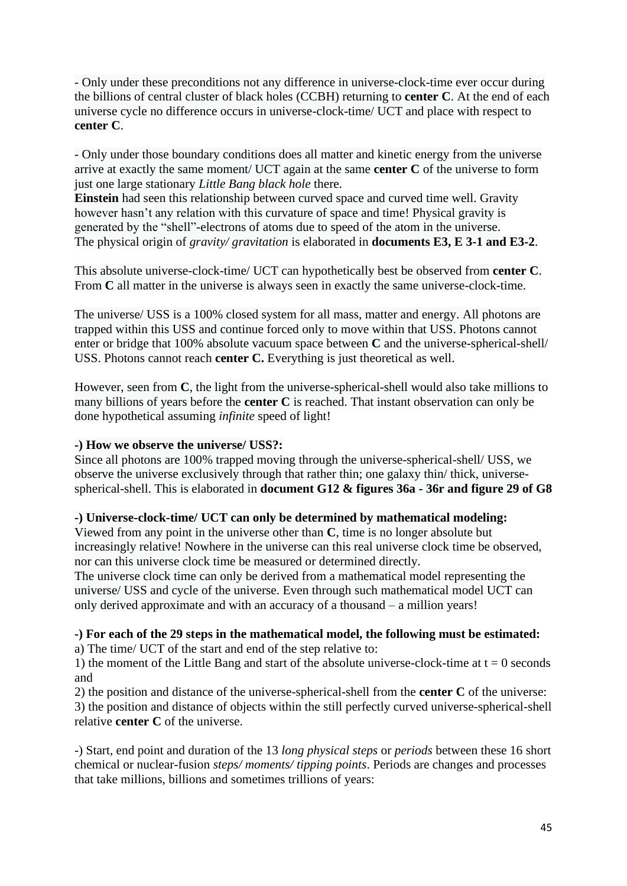- Only under these preconditions not any difference in universe-clock-time ever occur during the billions of central cluster of black holes (CCBH) returning to **center C**. At the end of each universe cycle no difference occurs in universe-clock-time/ UCT and place with respect to **center C**.

- Only under those boundary conditions does all matter and kinetic energy from the universe arrive at exactly the same moment/ UCT again at the same **center C** of the universe to form just one large stationary *Little Bang black hole* there.
**Einstein** had seen this relationship between curved space and curved time well. Gravity however hasn't any relation with this curvature of space and time! Physical gravity is generated by the "shell"-electrons of atoms due to speed of the atom in the universe.
The physical origin of *gravity/ gravitation* is elaborated in **documents E3, E 3-1 and E3-2**.

This absolute universe-clock-time/ UCT can hypothetically best be observed from **center C**. From **C** all matter in the universe is always seen in exactly the same universe-clock-time.

The universe/ USS is a 100% closed system for all mass, matter and energy. All photons are trapped within this USS and continue forced only to move within that USS. Photons cannot enter or bridge that 100% absolute vacuum space between **C** and the universe-spherical-shell/ USS. Photons cannot reach **center C.** Everything is just theoretical as well.

However, seen from **C**, the light from the universe-spherical-shell would also take millions to many billions of years before the **center C** is reached. That instant observation can only be done hypothetical assuming *infinite* speed of light!

**-) How we observe the universe/ USS?:**
Since all photons are 100% trapped moving through the universe-spherical-shell/ USS, we observe the universe exclusively through that rather thin; one galaxy thin/ thick, universe-spherical-shell. This is elaborated in **document G12 & figures 36a - 36r and figure 29 of G8**

**-) Universe-clock-time/ UCT can only be determined by mathematical modeling:**
Viewed from any point in the universe other than **C**, time is no longer absolute but increasingly relative! Nowhere in the universe can this real universe clock time be observed, nor can this universe clock time be measured or determined directly.
The universe clock time can only be derived from a mathematical model representing the universe/ USS and cycle of the universe. Even through such mathematical model UCT can only derived approximate and with an accuracy of a thousand – a million years!

**-) For each of the 29 steps in the mathematical model, the following must be estimated:**
a) The time/ UCT of the start and end of the step relative to:
1) the moment of the Little Bang and start of the absolute universe-clock-time at t = 0 seconds and
2) the position and distance of the universe-spherical-shell from the **center C** of the universe:
3) the position and distance of objects within the still perfectly curved universe-spherical-shell relative **center C** of the universe.

-) Start, end point and duration of the 13 *long physical steps* or *periods* between these 16 short chemical or nuclear-fusion *steps/ moments/ tipping points*. Periods are changes and processes that take millions, billions and sometimes trillions of years: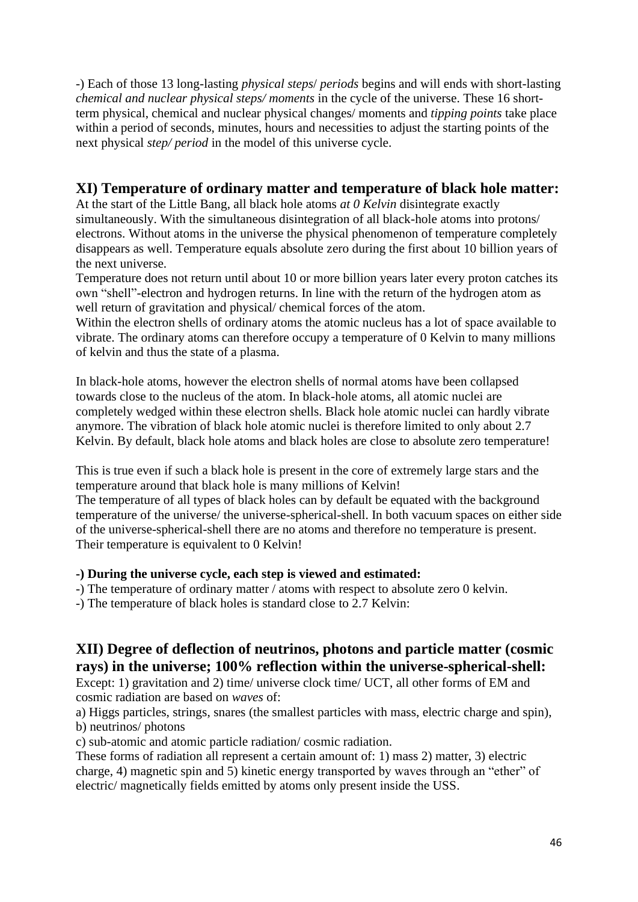-) Each of those 13 long-lasting *physical steps*/ *periods* begins and will ends with short-lasting *chemical and nuclear physical steps/ moments* in the cycle of the universe. These 16 short-term physical, chemical and nuclear physical changes/ moments and *tipping points* take place within a period of seconds, minutes, hours and necessities to adjust the starting points of the next physical *step/ period* in the model of this universe cycle.

## XI) Temperature of ordinary matter and temperature of black hole matter:

At the start of the Little Bang, all black hole atoms *at 0 Kelvin* disintegrate exactly simultaneously. With the simultaneous disintegration of all black-hole atoms into protons/ electrons. Without atoms in the universe the physical phenomenon of temperature completely disappears as well. Temperature equals absolute zero during the first about 10 billion years of the next universe.

Temperature does not return until about 10 or more billion years later every proton catches its own "shell"-electron and hydrogen returns. In line with the return of the hydrogen atom as well return of gravitation and physical/ chemical forces of the atom.

Within the electron shells of ordinary atoms the atomic nucleus has a lot of space available to vibrate. The ordinary atoms can therefore occupy a temperature of 0 Kelvin to many millions of kelvin and thus the state of a plasma.

In black-hole atoms, however the electron shells of normal atoms have been collapsed towards close to the nucleus of the atom. In black-hole atoms, all atomic nuclei are completely wedged within these electron shells. Black hole atomic nuclei can hardly vibrate anymore. The vibration of black hole atomic nuclei is therefore limited to only about 2.7 Kelvin. By default, black hole atoms and black holes are close to absolute zero temperature!

This is true even if such a black hole is present in the core of extremely large stars and the temperature around that black hole is many millions of Kelvin!

The temperature of all types of black holes can by default be equated with the background temperature of the universe/ the universe-spherical-shell. In both vacuum spaces on either side of the universe-spherical-shell there are no atoms and therefore no temperature is present. Their temperature is equivalent to 0 Kelvin!

**-) During the universe cycle, each step is viewed and estimated:**

-) The temperature of ordinary matter / atoms with respect to absolute zero 0 kelvin.

-) The temperature of black holes is standard close to 2.7 Kelvin:

## XII) Degree of deflection of neutrinos, photons and particle matter (cosmic rays) in the universe; 100% reflection within the universe-spherical-shell:

Except: 1) gravitation and 2) time/ universe clock time/ UCT, all other forms of EM and cosmic radiation are based on *waves* of:

a) Higgs particles, strings, snares (the smallest particles with mass, electric charge and spin),

b) neutrinos/ photons

c) sub-atomic and atomic particle radiation/ cosmic radiation.

These forms of radiation all represent a certain amount of: 1) mass 2) matter, 3) electric charge, 4) magnetic spin and 5) kinetic energy transported by waves through an "ether" of electric/ magnetically fields emitted by atoms only present inside the USS.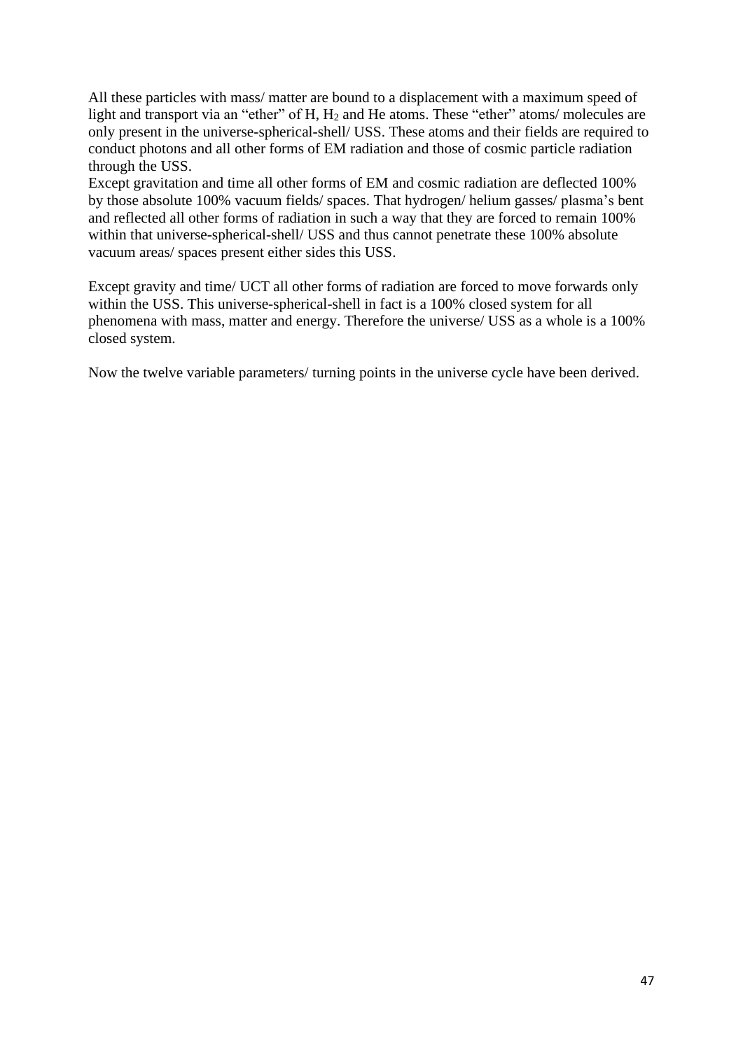All these particles with mass/ matter are bound to a displacement with a maximum speed of light and transport via an "ether" of H, $H_2$ and He atoms. These "ether" atoms/ molecules are only present in the universe-spherical-shell/ USS. These atoms and their fields are required to conduct photons and all other forms of EM radiation and those of cosmic particle radiation through the USS.
Except gravitation and time all other forms of EM and cosmic radiation are deflected 100% by those absolute 100% vacuum fields/ spaces. That hydrogen/ helium gasses/ plasma's bent and reflected all other forms of radiation in such a way that they are forced to remain 100% within that universe-spherical-shell/ USS and thus cannot penetrate these 100% absolute vacuum areas/ spaces present either sides this USS.

Except gravity and time/ UCT all other forms of radiation are forced to move forwards only within the USS. This universe-spherical-shell in fact is a 100% closed system for all phenomena with mass, matter and energy. Therefore the universe/ USS as a whole is a 100% closed system.

Now the twelve variable parameters/ turning points in the universe cycle have been derived.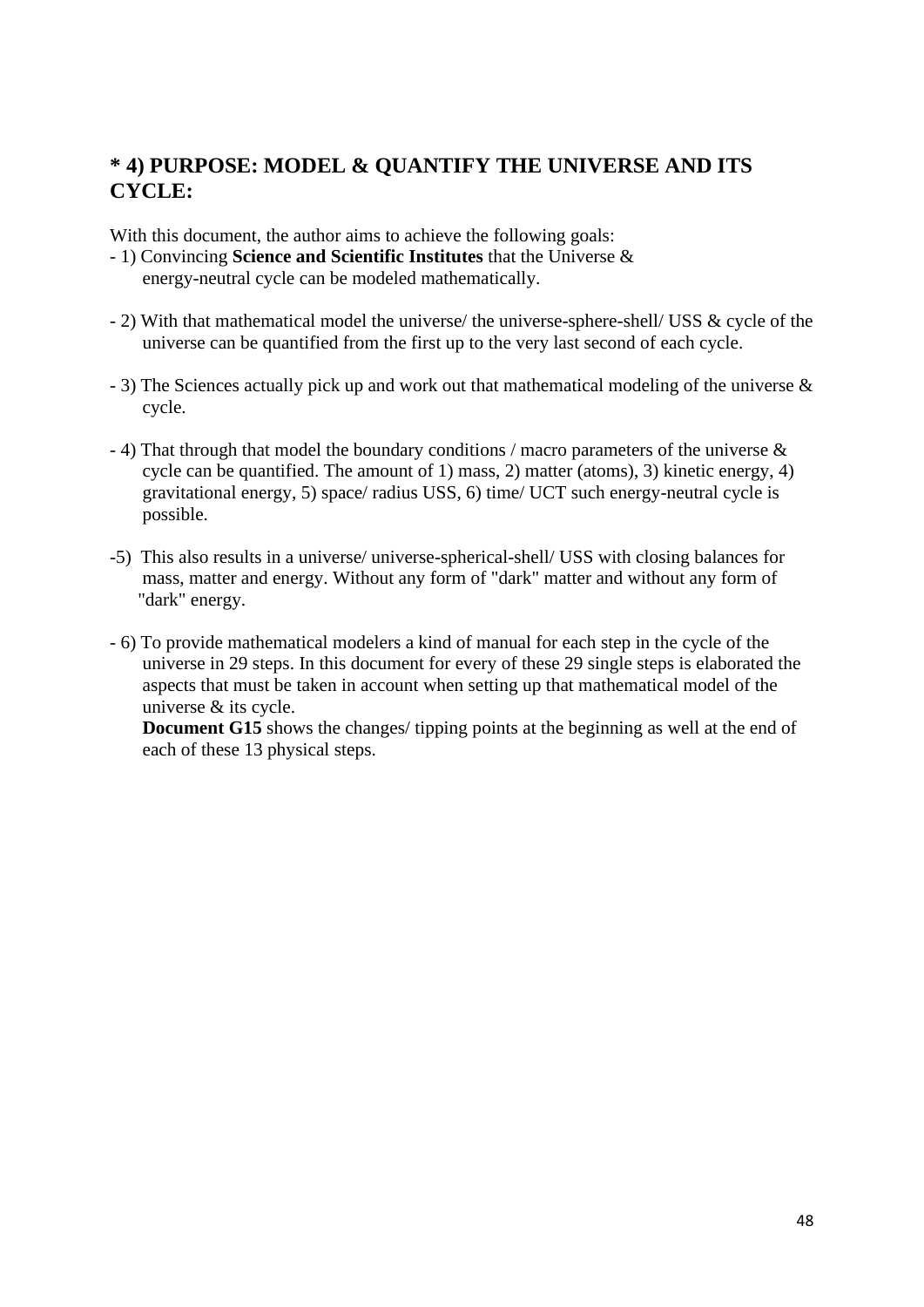## * 4) PURPOSE: MODEL & QUANTIFY THE UNIVERSE AND ITS CYCLE:

With this document, the author aims to achieve the following goals:

- 1) Convincing **Science and Scientific Institutes** that the Universe & energy-neutral cycle can be modeled mathematically.

- 2) With that mathematical model the universe/ the universe-sphere-shell/ USS & cycle of the universe can be quantified from the first up to the very last second of each cycle.

- 3) The Sciences actually pick up and work out that mathematical modeling of the universe & cycle.

- 4) That through that model the boundary conditions / macro parameters of the universe & cycle can be quantified. The amount of 1) mass, 2) matter (atoms), 3) kinetic energy, 4) gravitational energy, 5) space/ radius USS, 6) time/ UCT such energy-neutral cycle is possible.

-5) This also results in a universe/ universe-spherical-shell/ USS with closing balances for mass, matter and energy. Without any form of "dark" matter and without any form of "dark" energy.

- 6) To provide mathematical modelers a kind of manual for each step in the cycle of the universe in 29 steps. In this document for every of these 29 single steps is elaborated the aspects that must be taken in account when setting up that mathematical model of the universe & its cycle.
  **Document G15** shows the changes/ tipping points at the beginning as well at the end of each of these 13 physical steps.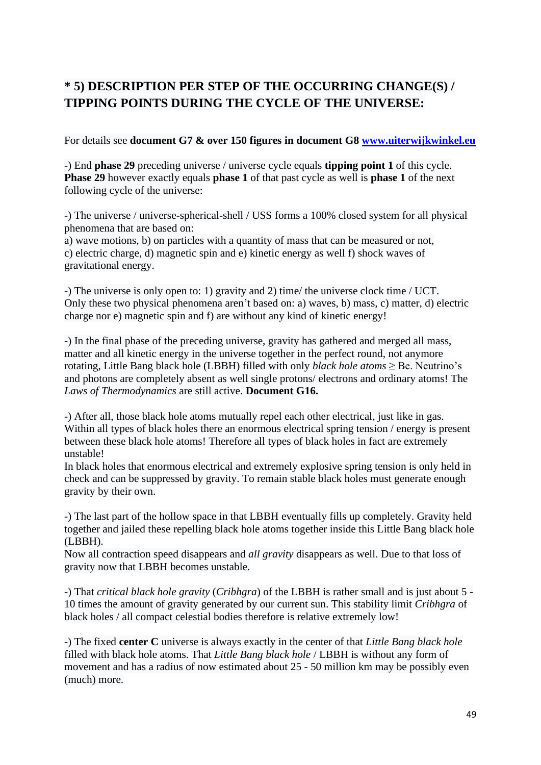## * 5) DESCRIPTION PER STEP OF THE OCCURRING CHANGE(S) / TIPPING POINTS DURING THE CYCLE OF THE UNIVERSE:

For details see **document G7 & over 150 figures in document G8 [www.uiterwijkwinkel.eu](www.uiterwijkwinkel.eu)**

-) End **phase 29** preceding universe / universe cycle equals **tipping point 1** of this cycle. **Phase 29** however exactly equals **phase 1** of that past cycle as well is **phase 1** of the next following cycle of the universe:

-) The universe / universe-spherical-shell / USS forms a 100% closed system for all physical phenomena that are based on:
a) wave motions, b) on particles with a quantity of mass that can be measured or not, c) electric charge, d) magnetic spin and e) kinetic energy as well f) shock waves of gravitational energy.

-) The universe is only open to: 1) gravity and 2) time/ the universe clock time / UCT. Only these two physical phenomena aren't based on: a) waves, b) mass, c) matter, d) electric charge nor e) magnetic spin and f) are without any kind of kinetic energy!

-) In the final phase of the preceding universe, gravity has gathered and merged all mass, matter and all kinetic energy in the universe together in the perfect round, not anymore rotating, Little Bang black hole (LBBH) filled with only *black hole atoms* ≥ Be. Neutrino's and photons are completely absent as well single protons/ electrons and ordinary atoms! The *Laws of Thermodynamics* are still active. **Document G16.**

-) After all, those black hole atoms mutually repel each other electrical, just like in gas. Within all types of black holes there an enormous electrical spring tension / energy is present between these black hole atoms! Therefore all types of black holes in fact are extremely unstable!
In black holes that enormous electrical and extremely explosive spring tension is only held in check and can be suppressed by gravity. To remain stable black holes must generate enough gravity by their own.

-) The last part of the hollow space in that LBBH eventually fills up completely. Gravity held together and jailed these repelling black hole atoms together inside this Little Bang black hole (LBBH).
Now all contraction speed disappears and *all gravity* disappears as well. Due to that loss of gravity now that LBBH becomes unstable.

-) That *critical black hole gravity* (*Cribhgra*) of the LBBH is rather small and is just about 5 - 10 times the amount of gravity generated by our current sun. This stability limit *Cribhgra* of black holes / all compact celestial bodies therefore is relative extremely low!

-) The fixed **center C** universe is always exactly in the center of that *Little Bang black hole* filled with black hole atoms. That *Little Bang black hole* / LBBH is without any form of movement and has a radius of now estimated about 25 - 50 million km may be possibly even (much) more.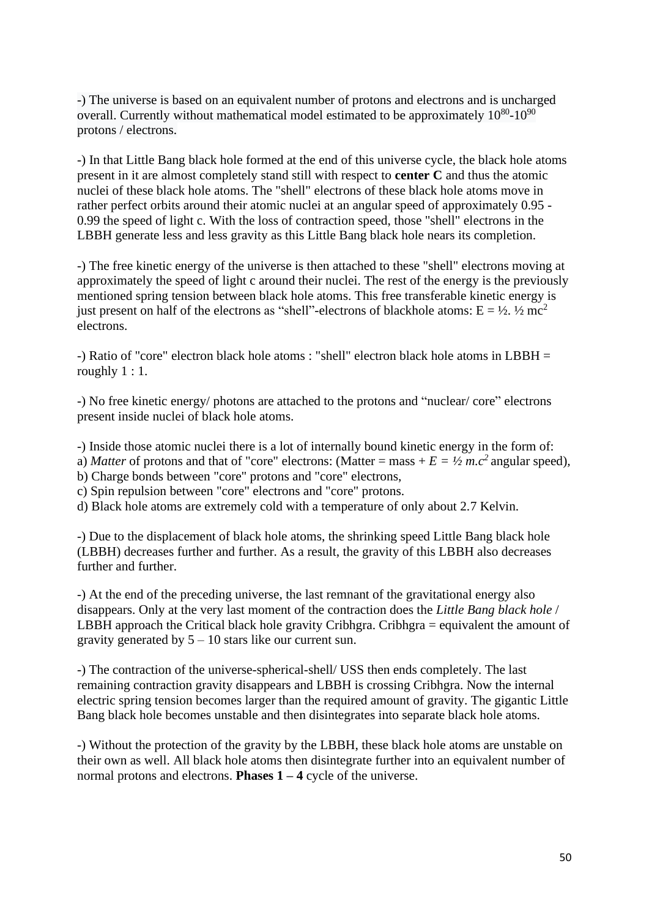-) The universe is based on an equivalent number of protons and electrons and is uncharged overall. Currently without mathematical model estimated to be approximately $10^{80}$-$10^{90}$ protons / electrons.

-) In that Little Bang black hole formed at the end of this universe cycle, the black hole atoms present in it are almost completely stand still with respect to **center C** and thus the atomic nuclei of these black hole atoms. The "shell" electrons of these black hole atoms move in rather perfect orbits around their atomic nuclei at an angular speed of approximately 0.95 - 0.99 the speed of light c. With the loss of contraction speed, those "shell" electrons in the LBBH generate less and less gravity as this Little Bang black hole nears its completion.

-) The free kinetic energy of the universe is then attached to these "shell" electrons moving at approximately the speed of light c around their nuclei. The rest of the energy is the previously mentioned spring tension between black hole atoms. This free transferable kinetic energy is just present on half of the electrons as "shell"-electrons of blackhole atoms: $E = ½. ½ mc^2$ electrons.

-) Ratio of "core" electron black hole atoms : "shell" electron black hole atoms in LBBH = roughly 1 : 1.

-) No free kinetic energy/ photons are attached to the protons and "nuclear/ core" electrons present inside nuclei of black hole atoms.

-) Inside those atomic nuclei there is a lot of internally bound kinetic energy in the form of:
a) *Matter* of protons and that of "core" electrons: (Matter = mass + $E = ½ m.c^2$ angular speed),
b) Charge bonds between "core" protons and "core" electrons,
c) Spin repulsion between "core" electrons and "core" protons.
d) Black hole atoms are extremely cold with a temperature of only about 2.7 Kelvin.

-) Due to the displacement of black hole atoms, the shrinking speed Little Bang black hole (LBBH) decreases further and further. As a result, the gravity of this LBBH also decreases further and further.

-) At the end of the preceding universe, the last remnant of the gravitational energy also disappears. Only at the very last moment of the contraction does the *Little Bang black hole* / LBBH approach the Critical black hole gravity Cribhgra. Cribhgra = equivalent the amount of gravity generated by 5 – 10 stars like our current sun.

-) The contraction of the universe-spherical-shell/ USS then ends completely. The last remaining contraction gravity disappears and LBBH is crossing Cribhgra. Now the internal electric spring tension becomes larger than the required amount of gravity. The gigantic Little Bang black hole becomes unstable and then disintegrates into separate black hole atoms.

-) Without the protection of the gravity by the LBBH, these black hole atoms are unstable on their own as well. All black hole atoms then disintegrate further into an equivalent number of normal protons and electrons. **Phases 1 – 4** cycle of the universe.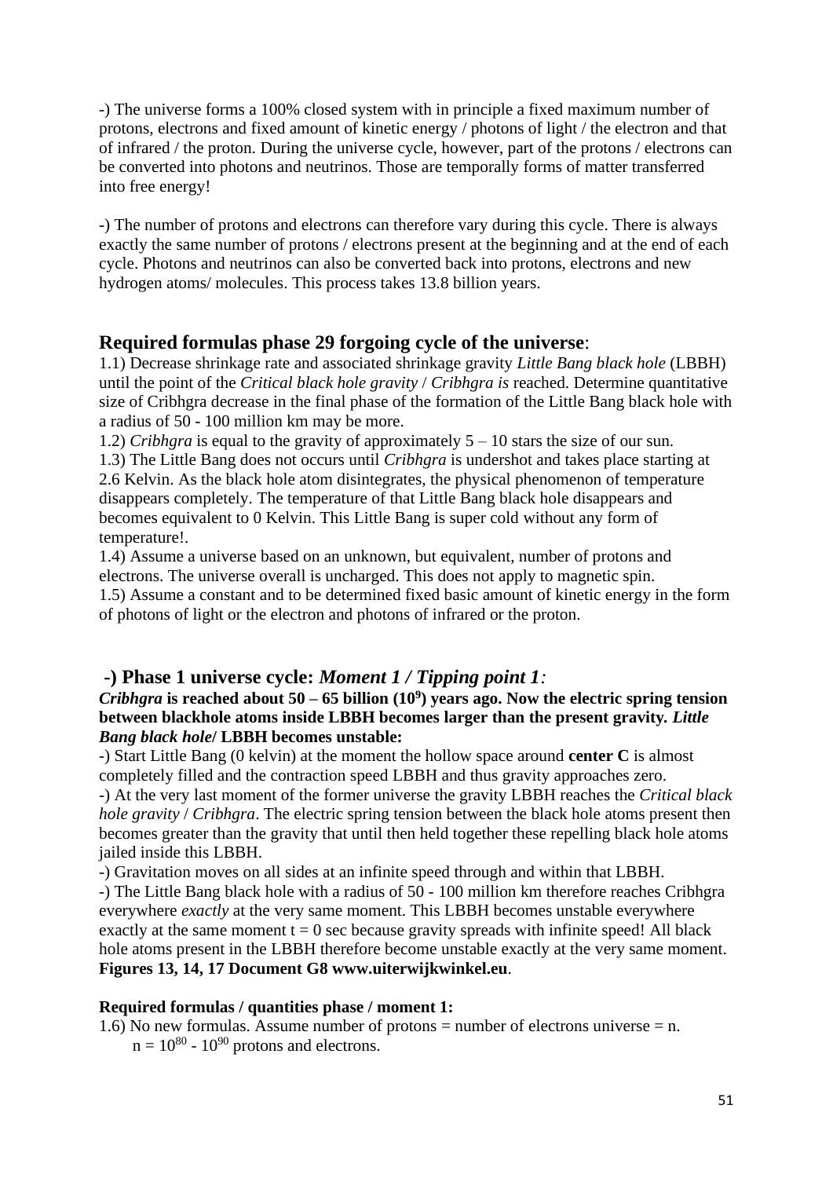-) The universe forms a 100% closed system with in principle a fixed maximum number of protons, electrons and fixed amount of kinetic energy / photons of light / the electron and that of infrared / the proton. During the universe cycle, however, part of the protons / electrons can be converted into photons and neutrinos. Those are temporally forms of matter transferred into free energy!

-) The number of protons and electrons can therefore vary during this cycle. There is always exactly the same number of protons / electrons present at the beginning and at the end of each cycle. Photons and neutrinos can also be converted back into protons, electrons and new hydrogen atoms/ molecules. This process takes 13.8 billion years.

## **Required formulas phase 29 forgoing cycle of the universe**:

1.1) Decrease shrinkage rate and associated shrinkage gravity *Little Bang black hole* (LBBH) until the point of the *Critical black hole gravity* / *Cribhgra is* reached. Determine quantitative size of Cribhgra decrease in the final phase of the formation of the Little Bang black hole with a radius of 50 - 100 million km may be more.

1.2) *Cribhgra* is equal to the gravity of approximately 5 – 10 stars the size of our sun.

1.3) The Little Bang does not occurs until *Cribhgra* is undershot and takes place starting at 2.6 Kelvin. As the black hole atom disintegrates, the physical phenomenon of temperature disappears completely. The temperature of that Little Bang black hole disappears and becomes equivalent to 0 Kelvin. This Little Bang is super cold without any form of temperature!.

1.4) Assume a universe based on an unknown, but equivalent, number of protons and electrons. The universe overall is uncharged. This does not apply to magnetic spin.

1.5) Assume a constant and to be determined fixed basic amount of kinetic energy in the form of photons of light or the electron and photons of infrared or the proton.

## **-) Phase 1 universe cycle:** ***Moment 1 / Tipping point 1:***

***Cribhgra* is reached about 50 – 65 billion ($10^9$) years ago. Now the electric spring tension between blackhole atoms inside LBBH becomes larger than the present gravity. *Little Bang black hole*/ LBBH becomes unstable:**

-) Start Little Bang (0 kelvin) at the moment the hollow space around **center C** is almost completely filled and the contraction speed LBBH and thus gravity approaches zero.

-) At the very last moment of the former universe the gravity LBBH reaches the *Critical black hole gravity* / *Cribhgra*. The electric spring tension between the black hole atoms present then becomes greater than the gravity that until then held together these repelling black hole atoms jailed inside this LBBH.

-) Gravitation moves on all sides at an infinite speed through and within that LBBH.

-) The Little Bang black hole with a radius of 50 - 100 million km therefore reaches Cribhgra everywhere *exactly* at the very same moment. This LBBH becomes unstable everywhere exactly at the same moment t = 0 sec because gravity spreads with infinite speed! All black hole atoms present in the LBBH therefore become unstable exactly at the very same moment. **Figures 13, 14, 17 Document G8 www.uiterwijkwinkel.eu**.

**Required formulas / quantities phase / moment 1:**

1.6) No new formulas. Assume number of protons = number of electrons universe = n.
$n = 10^{80} - 10^{90}$ protons and electrons.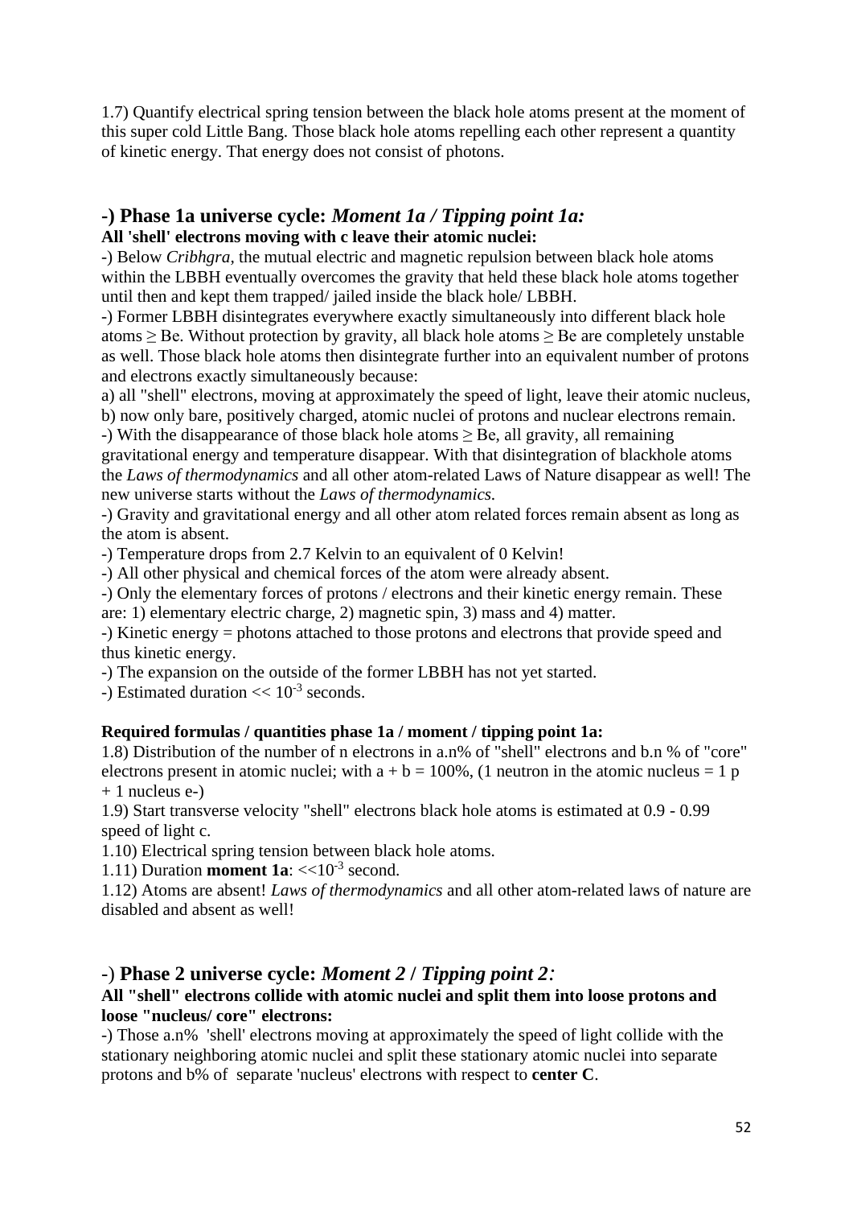1.7) Quantify electrical spring tension between the black hole atoms present at the moment of this super cold Little Bang. Those black hole atoms repelling each other represent a quantity of kinetic energy. That energy does not consist of photons.

## -) Phase 1a universe cycle: *Moment 1a / Tipping point 1a:*

**All 'shell' electrons moving with c leave their atomic nuclei:**

-) Below *Cribhgra*, the mutual electric and magnetic repulsion between black hole atoms within the LBBH eventually overcomes the gravity that held these black hole atoms together until then and kept them trapped/ jailed inside the black hole/ LBBH.

-) Former LBBH disintegrates everywhere exactly simultaneously into different black hole atoms ≥ Be. Without protection by gravity, all black hole atoms ≥ Be are completely unstable as well. Those black hole atoms then disintegrate further into an equivalent number of protons and electrons exactly simultaneously because:

a) all "shell" electrons, moving at approximately the speed of light, leave their atomic nucleus,
b) now only bare, positively charged, atomic nuclei of protons and nuclear electrons remain.

-) With the disappearance of those black hole atoms ≥ Be, all gravity, all remaining gravitational energy and temperature disappear. With that disintegration of blackhole atoms the *Laws of thermodynamics* and all other atom-related Laws of Nature disappear as well! The new universe starts without the *Laws of thermodynamics.*

-) Gravity and gravitational energy and all other atom related forces remain absent as long as the atom is absent.

-) Temperature drops from 2.7 Kelvin to an equivalent of 0 Kelvin!

-) All other physical and chemical forces of the atom were already absent.

-) Only the elementary forces of protons / electrons and their kinetic energy remain. These are: 1) elementary electric charge, 2) magnetic spin, 3) mass and 4) matter.

-) Kinetic energy = photons attached to those protons and electrons that provide speed and thus kinetic energy.

-) The expansion on the outside of the former LBBH has not yet started.

-) Estimated duration $<< 10^{-3}$ seconds.

**Required formulas / quantities phase 1a / moment / tipping point 1a:**

1.8) Distribution of the number of n electrons in a.n% of "shell" electrons and b.n % of "core" electrons present in atomic nuclei; with a + b = 100%, (1 neutron in the atomic nucleus = 1 p + 1 nucleus e-)

1.9) Start transverse velocity "shell" electrons black hole atoms is estimated at 0.9 - 0.99 speed of light c.

1.10) Electrical spring tension between black hole atoms.

1.11) Duration **moment 1a**: $<<10^{-3}$ second.

1.12) Atoms are absent! *Laws of thermodynamics* and all other atom-related laws of nature are disabled and absent as well!

## -) Phase 2 universe cycle: *Moment 2 / Tipping point 2:*

**All "shell" electrons collide with atomic nuclei and split them into loose protons and loose "nucleus/ core" electrons:**

-) Those a.n% 'shell' electrons moving at approximately the speed of light collide with the stationary neighboring atomic nuclei and split these stationary atomic nuclei into separate protons and b% of separate 'nucleus' electrons with respect to **center C**.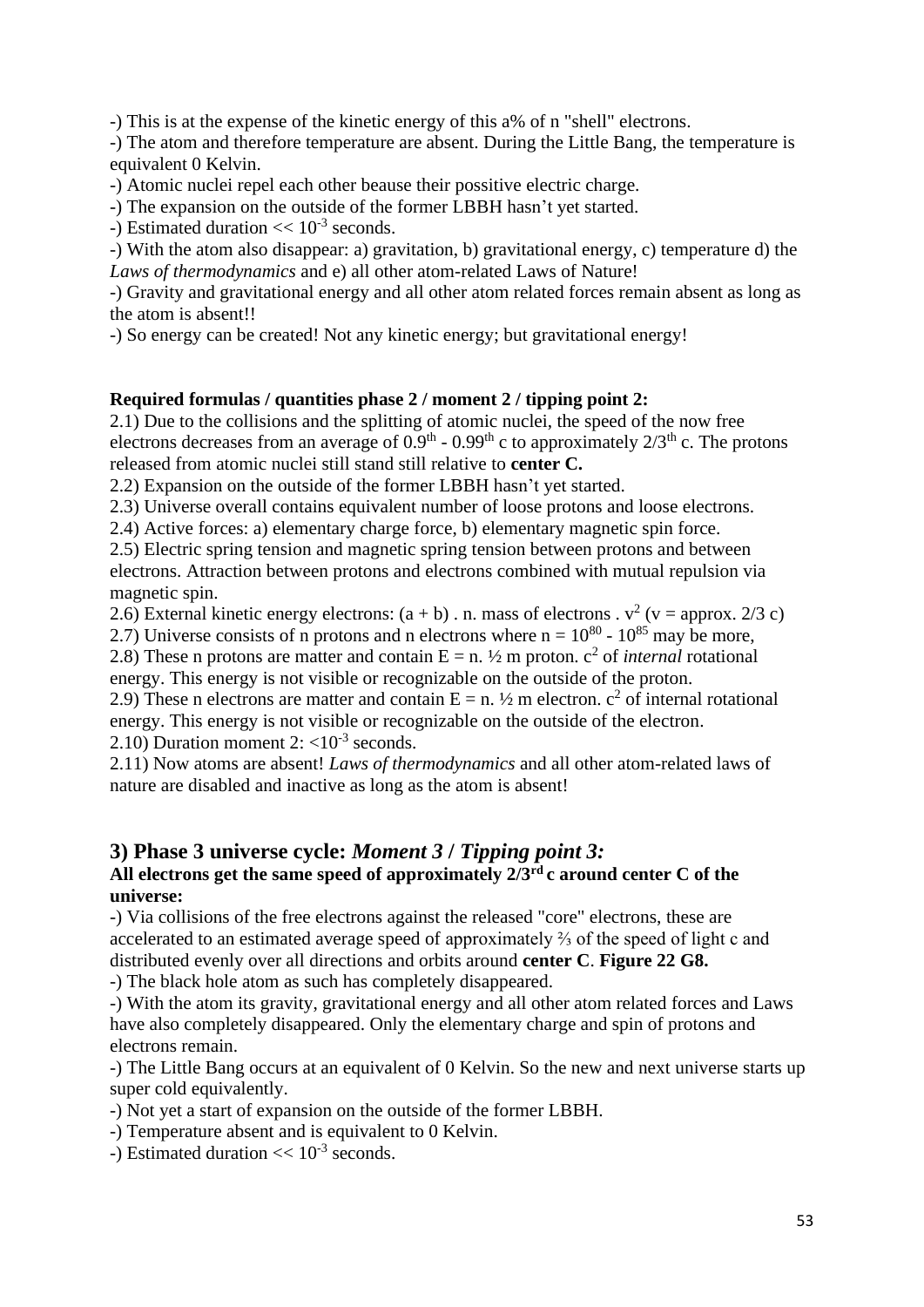-) This is at the expense of the kinetic energy of this a% of n "shell" electrons.

-) The atom and therefore temperature are absent. During the Little Bang, the temperature is equivalent 0 Kelvin.

-) Atomic nuclei repel each other beause their possitive electric charge.

-) The expansion on the outside of the former LBBH hasn't yet started.

-) Estimated duration $<< 10^{-3}$ seconds.

-) With the atom also disappear: a) gravitation, b) gravitational energy, c) temperature d) the *Laws of thermodynamics* and e) all other atom-related Laws of Nature!

-) Gravity and gravitational energy and all other atom related forces remain absent as long as the atom is absent!!

-) So energy can be created! Not any kinetic energy; but gravitational energy!

**Required formulas / quantities phase 2 / moment 2 / tipping point 2:**

2.1) Due to the collisions and the splitting of atomic nuclei, the speed of the now free electrons decreases from an average of $0.9^{th}$ - $0.99^{th}$ c to approximately $2/3^{th}$ c. The protons released from atomic nuclei still stand still relative to **center C.**

2.2) Expansion on the outside of the former LBBH hasn't yet started.

2.3) Universe overall contains equivalent number of loose protons and loose electrons.

2.4) Active forces: a) elementary charge force, b) elementary magnetic spin force.

2.5) Electric spring tension and magnetic spring tension between protons and between electrons. Attraction between protons and electrons combined with mutual repulsion via magnetic spin.

2.6) External kinetic energy electrons: $(a + b)$ . n. mass of electrons . $v^2$ ($v$ = approx. 2/3 c)

2.7) Universe consists of n protons and n electrons where $n = 10^{80}$ - $10^{85}$ may be more,

2.8) These n protons are matter and contain $E = n. \frac{1}{2}$ m proton. $c^2$ of *internal* rotational energy. This energy is not visible or recognizable on the outside of the proton.

2.9) These n electrons are matter and contain $E = n. \frac{1}{2}$ m electron. $c^2$ of internal rotational energy. This energy is not visible or recognizable on the outside of the electron.

2.10) Duration moment 2: $<10^{-3}$ seconds.

2.11) Now atoms are absent! *Laws of thermodynamics* and all other atom-related laws of nature are disabled and inactive as long as the atom is absent!

## 3) Phase 3 universe cycle: *Moment 3 / Tipping point 3:*

**All electrons get the same speed of approximately $2/3^{rd}$ c around center C of the universe:**

-) Via collisions of the free electrons against the released "core" electrons, these are accelerated to an estimated average speed of approximately ⅔ of the speed of light c and distributed evenly over all directions and orbits around **center C**. **Figure 22 G8.**

-) The black hole atom as such has completely disappeared.

-) With the atom its gravity, gravitational energy and all other atom related forces and Laws have also completely disappeared. Only the elementary charge and spin of protons and electrons remain.

-) The Little Bang occurs at an equivalent of 0 Kelvin. So the new and next universe starts up super cold equivalently.

-) Not yet a start of expansion on the outside of the former LBBH.

-) Temperature absent and is equivalent to 0 Kelvin.

-) Estimated duration $<< 10^{-3}$ seconds.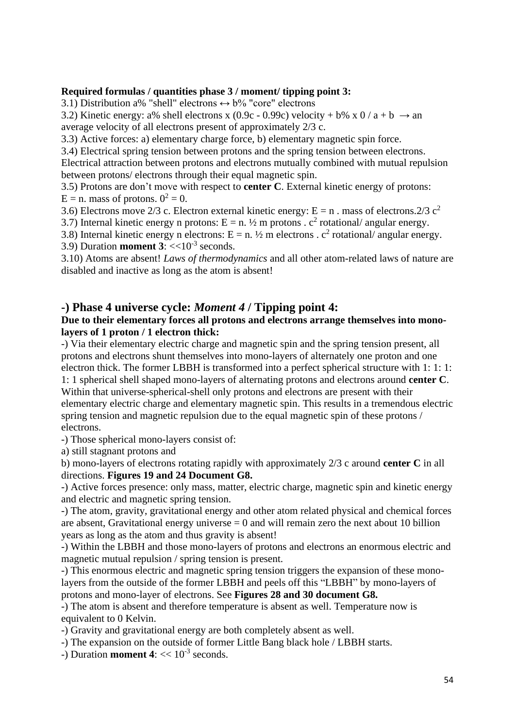**Required formulas / quantities phase 3 / moment/ tipping point 3:**

3.1) Distribution a% "shell" electrons ↔ b% "core" electrons

3.2) Kinetic energy: a% shell electrons x (0.9c - 0.99c) velocity + b% x 0 / a + b → an average velocity of all electrons present of approximately 2/3 c.

3.3) Active forces: a) elementary charge force, b) elementary magnetic spin force.

3.4) Electrical spring tension between protons and the spring tension between electrons. Electrical attraction between protons and electrons mutually combined with mutual repulsion between protons/ electrons through their equal magnetic spin.

3.5) Protons are don't move with respect to **center C**. External kinetic energy of protons: E = n. mass of protons. $0^2 = 0$.

3.6) Electrons move 2/3 c. Electron external kinetic energy: E = n . mass of electrons.2/3 $c^2$

3.7) Internal kinetic energy n protons: E = n. ½ m protons . $c^2$ rotational/ angular energy.

3.8) Internal kinetic energy n electrons: E = n. ½ m electrons . $c^2$ rotational/ angular energy.

3.9) Duration **moment 3**: $<<10^{-3}$ seconds.

3.10) Atoms are absent! *Laws of thermodynamics* and all other atom-related laws of nature are disabled and inactive as long as the atom is absent!

## -) Phase 4 universe cycle: *Moment 4* / Tipping point 4:

**Due to their elementary forces all protons and electrons arrange themselves into mono-layers of 1 proton / 1 electron thick:**

-) Via their elementary electric charge and magnetic spin and the spring tension present, all protons and electrons shunt themselves into mono-layers of alternately one proton and one electron thick. The former LBBH is transformed into a perfect spherical structure with 1: 1: 1: 1: 1 spherical shell shaped mono-layers of alternating protons and electrons around **center C**. Within that universe-spherical-shell only protons and electrons are present with their elementary electric charge and elementary magnetic spin. This results in a tremendous electric spring tension and magnetic repulsion due to the equal magnetic spin of these protons / electrons.

-) Those spherical mono-layers consist of:

a) still stagnant protons and

b) mono-layers of electrons rotating rapidly with approximately 2/3 c around **center C** in all directions. **Figures 19 and 24 Document G8.**

-) Active forces presence: only mass, matter, electric charge, magnetic spin and kinetic energy and electric and magnetic spring tension.

-) The atom, gravity, gravitational energy and other atom related physical and chemical forces are absent, Gravitational energy universe = 0 and will remain zero the next about 10 billion years as long as the atom and thus gravity is absent!

-) Within the LBBH and those mono-layers of protons and electrons an enormous electric and magnetic mutual repulsion / spring tension is present.

-) This enormous electric and magnetic spring tension triggers the expansion of these mono-layers from the outside of the former LBBH and peels off this "LBBH" by mono-layers of protons and mono-layer of electrons. See **Figures 28 and 30 document G8.**

-) The atom is absent and therefore temperature is absent as well. Temperature now is equivalent to 0 Kelvin.

-) Gravity and gravitational energy are both completely absent as well.

-) The expansion on the outside of former Little Bang black hole / LBBH starts.

-) Duration **moment 4**: $<< 10^{-3}$ seconds.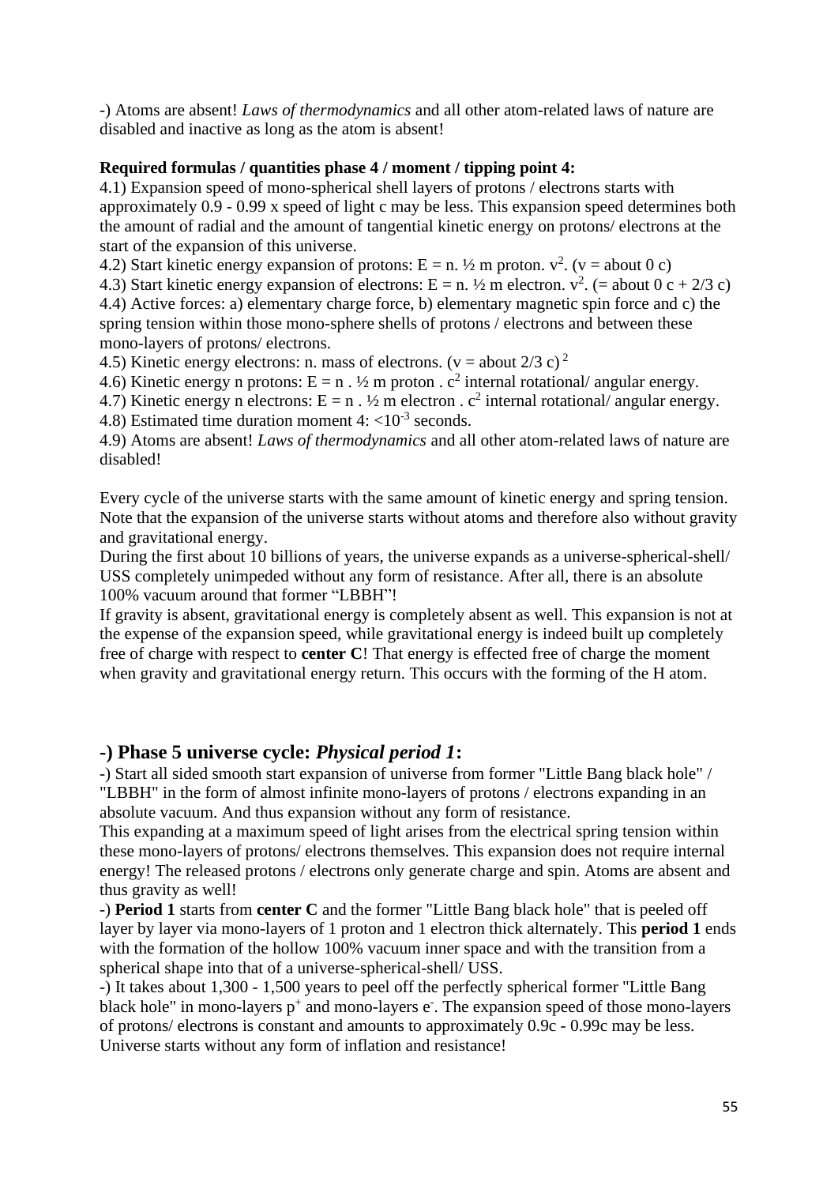-) Atoms are absent! *Laws of thermodynamics* and all other atom-related laws of nature are disabled and inactive as long as the atom is absent!

**Required formulas / quantities phase 4 / moment / tipping point 4:**

4.1) Expansion speed of mono-spherical shell layers of protons / electrons starts with approximately 0.9 - 0.99 x speed of light c may be less. This expansion speed determines both the amount of radial and the amount of tangential kinetic energy on protons/ electrons at the start of the expansion of this universe.

4.2) Start kinetic energy expansion of protons: $E = n. ½ m$ proton. $v^2$. (v = about 0 c)

4.3) Start kinetic energy expansion of electrons: $E = n. ½ m$ electron. $v^2$. (= about 0 c + 2/3 c)

4.4) Active forces: a) elementary charge force, b) elementary magnetic spin force and c) the spring tension within those mono-sphere shells of protons / electrons and between these mono-layers of protons/ electrons.

4.5) Kinetic energy electrons: n. mass of electrons. $(v = \text{about } 2/3\ c)^2$

4.6) Kinetic energy n protons: $E = n\ .\ ½\ m$ proton . $c^2$ internal rotational/ angular energy.

4.7) Kinetic energy n electrons: $E = n\ .\ ½\ m$ electron . $c^2$ internal rotational/ angular energy.

4.8) Estimated time duration moment 4: $<10^{-3}$ seconds.

4.9) Atoms are absent! *Laws of thermodynamics* and all other atom-related laws of nature are disabled!

Every cycle of the universe starts with the same amount of kinetic energy and spring tension. Note that the expansion of the universe starts without atoms and therefore also without gravity and gravitational energy.

During the first about 10 billions of years, the universe expands as a universe-spherical-shell/ USS completely unimpeded without any form of resistance. After all, there is an absolute 100% vacuum around that former "LBBH"!

If gravity is absent, gravitational energy is completely absent as well. This expansion is not at the expense of the expansion speed, while gravitational energy is indeed built up completely free of charge with respect to **center C**! That energy is effected free of charge the moment when gravity and gravitational energy return. This occurs with the forming of the H atom.

## -) Phase 5 universe cycle: *Physical period 1*:

-) Start all sided smooth start expansion of universe from former "Little Bang black hole" / "LBBH" in the form of almost infinite mono-layers of protons / electrons expanding in an absolute vacuum. And thus expansion without any form of resistance.

This expanding at a maximum speed of light arises from the electrical spring tension within these mono-layers of protons/ electrons themselves. This expansion does not require internal energy! The released protons / electrons only generate charge and spin. Atoms are absent and thus gravity as well!

-) **Period 1** starts from **center C** and the former "Little Bang black hole" that is peeled off layer by layer via mono-layers of 1 proton and 1 electron thick alternately. This **period 1** ends with the formation of the hollow 100% vacuum inner space and with the transition from a spherical shape into that of a universe-spherical-shell/ USS.

-) It takes about 1,300 - 1,500 years to peel off the perfectly spherical former "Little Bang black hole" in mono-layers $p^+$ and mono-layers $e^-$. The expansion speed of those mono-layers of protons/ electrons is constant and amounts to approximately 0.9c - 0.99c may be less. Universe starts without any form of inflation and resistance!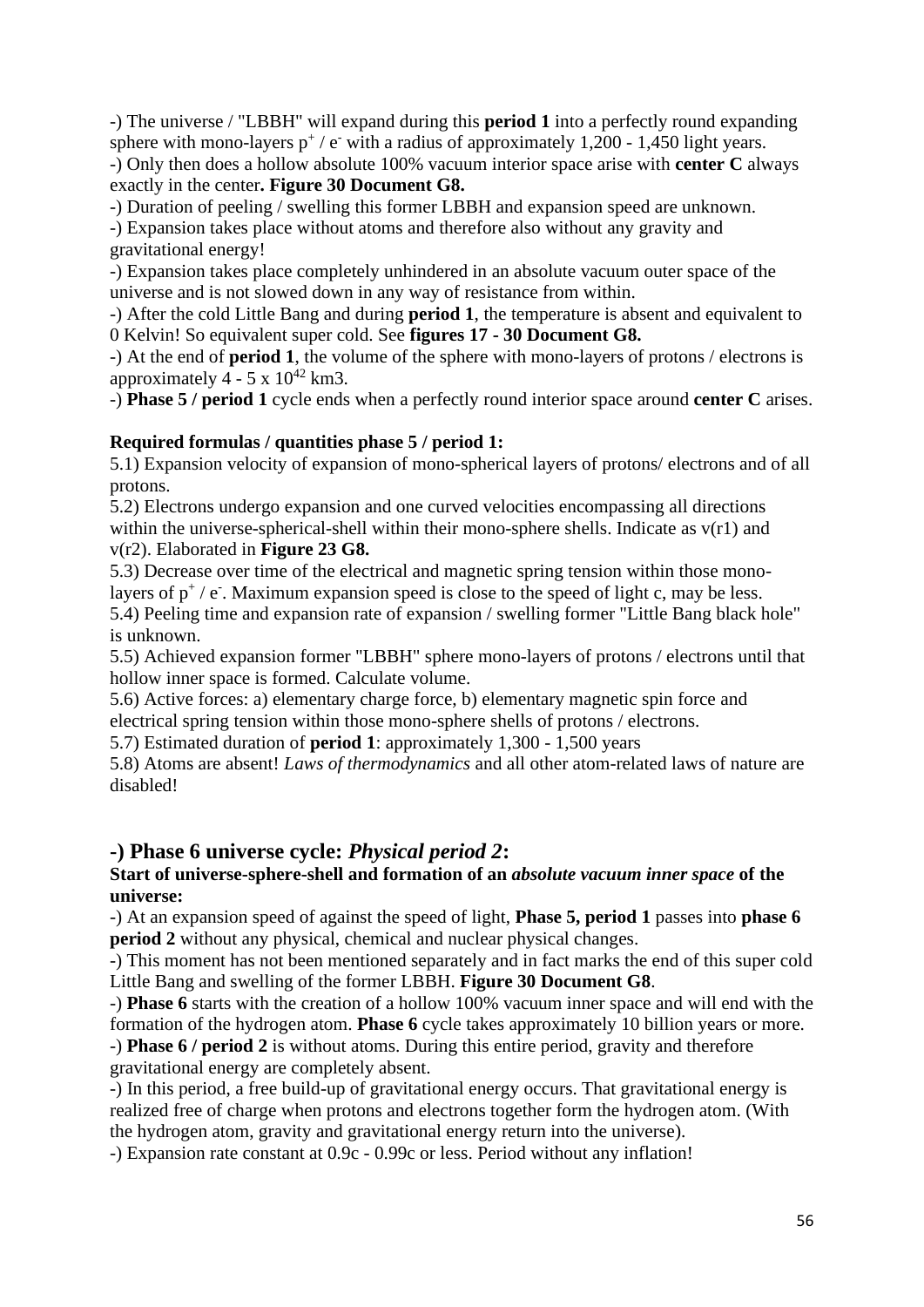-) The universe / "LBBH" will expand during this **period 1** into a perfectly round expanding sphere with mono-layers $p^+$ / $e^-$ with a radius of approximately 1,200 - 1,450 light years.
-) Only then does a hollow absolute 100% vacuum interior space arise with **center C** always exactly in the center**. Figure 30 Document G8.**
-) Duration of peeling / swelling this former LBBH and expansion speed are unknown.
-) Expansion takes place without atoms and therefore also without any gravity and gravitational energy!
-) Expansion takes place completely unhindered in an absolute vacuum outer space of the universe and is not slowed down in any way of resistance from within.
-) After the cold Little Bang and during **period 1**, the temperature is absent and equivalent to 0 Kelvin! So equivalent super cold. See **figures 17 - 30 Document G8.**
-) At the end of **period 1**, the volume of the sphere with mono-layers of protons / electrons is approximately 4 - 5 x $10^{42}$ km3.
-) **Phase 5 / period 1** cycle ends when a perfectly round interior space around **center C** arises.

**Required formulas / quantities phase 5 / period 1:**

5.1) Expansion velocity of expansion of mono-spherical layers of protons/ electrons and of all protons.
5.2) Electrons undergo expansion and one curved velocities encompassing all directions within the universe-spherical-shell within their mono-sphere shells. Indicate as v(r1) and v(r2). Elaborated in **Figure 23 G8.**
5.3) Decrease over time of the electrical and magnetic spring tension within those mono-layers of $p^+$ / $e^-$. Maximum expansion speed is close to the speed of light c, may be less.
5.4) Peeling time and expansion rate of expansion / swelling former "Little Bang black hole" is unknown.
5.5) Achieved expansion former "LBBH" sphere mono-layers of protons / electrons until that hollow inner space is formed. Calculate volume.
5.6) Active forces: a) elementary charge force, b) elementary magnetic spin force and electrical spring tension within those mono-sphere shells of protons / electrons.
5.7) Estimated duration of **period 1**: approximately 1,300 - 1,500 years
5.8) Atoms are absent! *Laws of thermodynamics* and all other atom-related laws of nature are disabled!

## -) Phase 6 universe cycle: *Physical period 2*:

**Start of universe-sphere-shell and formation of an *absolute vacuum inner space* of the universe:**

-) At an expansion speed of against the speed of light, **Phase 5, period 1** passes into **phase 6 period 2** without any physical, chemical and nuclear physical changes.
-) This moment has not been mentioned separately and in fact marks the end of this super cold Little Bang and swelling of the former LBBH. **Figure 30 Document G8**.
-) **Phase 6** starts with the creation of a hollow 100% vacuum inner space and will end with the formation of the hydrogen atom. **Phase 6** cycle takes approximately 10 billion years or more.
-) **Phase 6 / period 2** is without atoms. During this entire period, gravity and therefore gravitational energy are completely absent.
-) In this period, a free build-up of gravitational energy occurs. That gravitational energy is realized free of charge when protons and electrons together form the hydrogen atom. (With the hydrogen atom, gravity and gravitational energy return into the universe).
-) Expansion rate constant at 0.9c - 0.99c or less. Period without any inflation!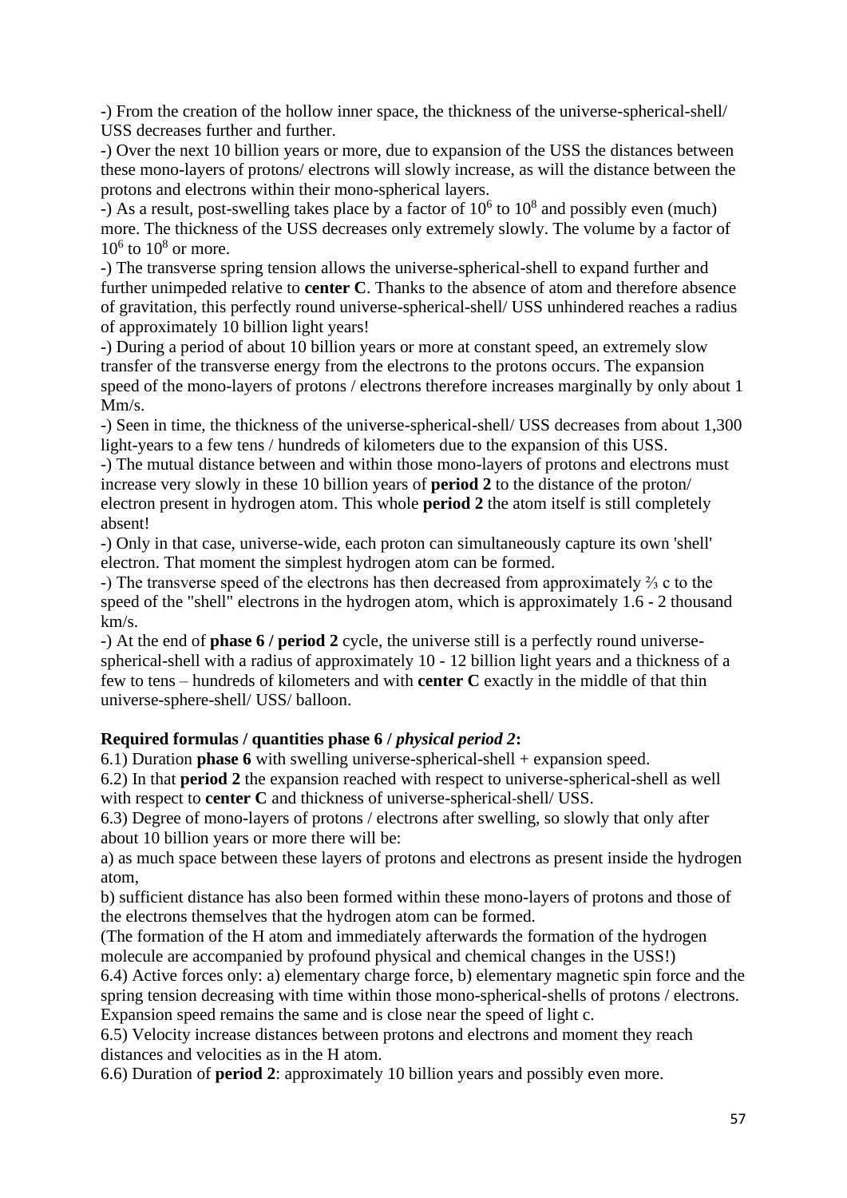-) From the creation of the hollow inner space, the thickness of the universe-spherical-shell/ USS decreases further and further.

-) Over the next 10 billion years or more, due to expansion of the USS the distances between these mono-layers of protons/ electrons will slowly increase, as will the distance between the protons and electrons within their mono-spherical layers.

-) As a result, post-swelling takes place by a factor of $10^6$ to $10^8$ and possibly even (much) more. The thickness of the USS decreases only extremely slowly. The volume by a factor of $10^6$ to $10^8$ or more.

-) The transverse spring tension allows the universe-spherical-shell to expand further and further unimpeded relative to **center C**. Thanks to the absence of atom and therefore absence of gravitation, this perfectly round universe-spherical-shell/ USS unhindered reaches a radius of approximately 10 billion light years!

-) During a period of about 10 billion years or more at constant speed, an extremely slow transfer of the transverse energy from the electrons to the protons occurs. The expansion speed of the mono-layers of protons / electrons therefore increases marginally by only about 1 Mm/s.

-) Seen in time, the thickness of the universe-spherical-shell/ USS decreases from about 1,300 light-years to a few tens / hundreds of kilometers due to the expansion of this USS.

-) The mutual distance between and within those mono-layers of protons and electrons must increase very slowly in these 10 billion years of **period 2** to the distance of the proton/ electron present in hydrogen atom. This whole **period 2** the atom itself is still completely absent!

-) Only in that case, universe-wide, each proton can simultaneously capture its own 'shell' electron. That moment the simplest hydrogen atom can be formed.

-) The transverse speed of the electrons has then decreased from approximately ⅔ c to the speed of the "shell" electrons in the hydrogen atom, which is approximately 1.6 - 2 thousand km/s.

-) At the end of **phase 6 / period 2** cycle, the universe still is a perfectly round universe-spherical-shell with a radius of approximately 10 - 12 billion light years and a thickness of a few to tens – hundreds of kilometers and with **center C** exactly in the middle of that thin universe-sphere-shell/ USS/ balloon.

**Required formulas / quantities phase 6 / *physical period 2*:**

6.1) Duration **phase 6** with swelling universe-spherical-shell + expansion speed.

6.2) In that **period 2** the expansion reached with respect to universe-spherical-shell as well with respect to **center C** and thickness of universe-spherical-shell/ USS.

6.3) Degree of mono-layers of protons / electrons after swelling, so slowly that only after about 10 billion years or more there will be:

a) as much space between these layers of protons and electrons as present inside the hydrogen atom,

b) sufficient distance has also been formed within these mono-layers of protons and those of the electrons themselves that the hydrogen atom can be formed.

(The formation of the H atom and immediately afterwards the formation of the hydrogen molecule are accompanied by profound physical and chemical changes in the USS!)

6.4) Active forces only: a) elementary charge force, b) elementary magnetic spin force and the spring tension decreasing with time within those mono-spherical-shells of protons / electrons. Expansion speed remains the same and is close near the speed of light c.

6.5) Velocity increase distances between protons and electrons and moment they reach distances and velocities as in the H atom.

6.6) Duration of **period 2**: approximately 10 billion years and possibly even more.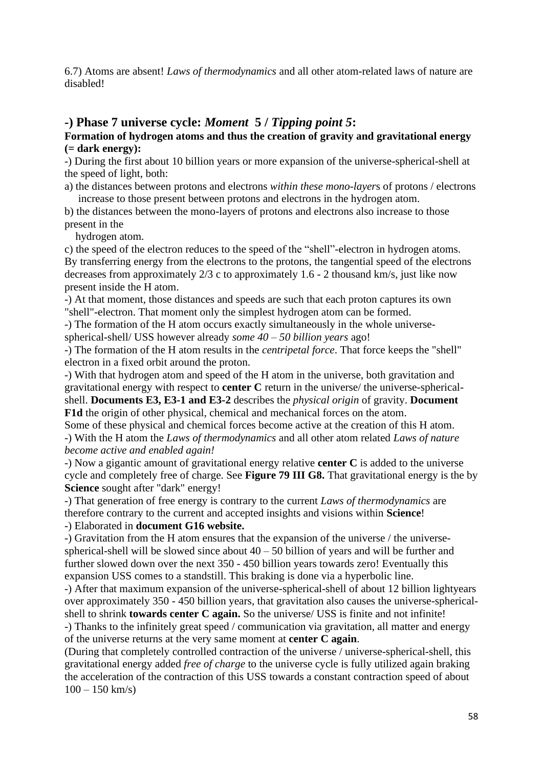6.7) Atoms are absent! *Laws of thermodynamics* and all other atom-related laws of nature are disabled!

## -) Phase 7 universe cycle: *Moment* 5 / *Tipping point 5*:

**Formation of hydrogen atoms and thus the creation of gravity and gravitational energy (= dark energy):**

-) During the first about 10 billion years or more expansion of the universe-spherical-shell at the speed of light, both:

a) the distances between protons and electrons *within these mono-layer*s of protons / electrons increase to those present between protons and electrons in the hydrogen atom.

b) the distances between the mono-layers of protons and electrons also increase to those present in the hydrogen atom.

c) the speed of the electron reduces to the speed of the "shell"-electron in hydrogen atoms. By transferring energy from the electrons to the protons, the tangential speed of the electrons decreases from approximately 2/3 c to approximately 1.6 - 2 thousand km/s, just like now present inside the H atom.

-) At that moment, those distances and speeds are such that each proton captures its own "shell"-electron. That moment only the simplest hydrogen atom can be formed.

-) The formation of the H atom occurs exactly simultaneously in the whole universe-spherical-shell/ USS however already *some 40 – 50 billion years* ago!

-) The formation of the H atom results in the *centripetal force*. That force keeps the "shell" electron in a fixed orbit around the proton.

-) With that hydrogen atom and speed of the H atom in the universe, both gravitation and gravitational energy with respect to **center C** return in the universe/ the universe-spherical-shell. **Documents E3, E3-1 and E3-2** describes the *physical origin* of gravity. **Document F1d** the origin of other physical, chemical and mechanical forces on the atom.

Some of these physical and chemical forces become active at the creation of this H atom.

-) With the H atom the *Laws of thermodynamics* and all other atom related *Laws of nature become active and enabled again!*

-) Now a gigantic amount of gravitational energy relative **center C** is added to the universe cycle and completely free of charge. See **Figure 79 III G8.** That gravitational energy is the by **Science** sought after "dark" energy!

-) That generation of free energy is contrary to the current *Laws of thermodynamics* are therefore contrary to the current and accepted insights and visions within **Science**!

-) Elaborated in **document G16 website.**

-) Gravitation from the H atom ensures that the expansion of the universe / the universe-spherical-shell will be slowed since about 40 – 50 billion of years and will be further and further slowed down over the next 350 - 450 billion years towards zero! Eventually this expansion USS comes to a standstill. This braking is done via a hyperbolic line.

-) After that maximum expansion of the universe-spherical-shell of about 12 billion lightyears over approximately 350 - 450 billion years, that gravitation also causes the universe-spherical-shell to shrink **towards center C again.** So the universe/ USS is finite and not infinite!

-) Thanks to the infinitely great speed / communication via gravitation, all matter and energy of the universe returns at the very same moment at **center C again**.

(During that completely controlled contraction of the universe / universe-spherical-shell, this gravitational energy added *free of charge* to the universe cycle is fully utilized again braking the acceleration of the contraction of this USS towards a constant contraction speed of about 100 – 150 km/s)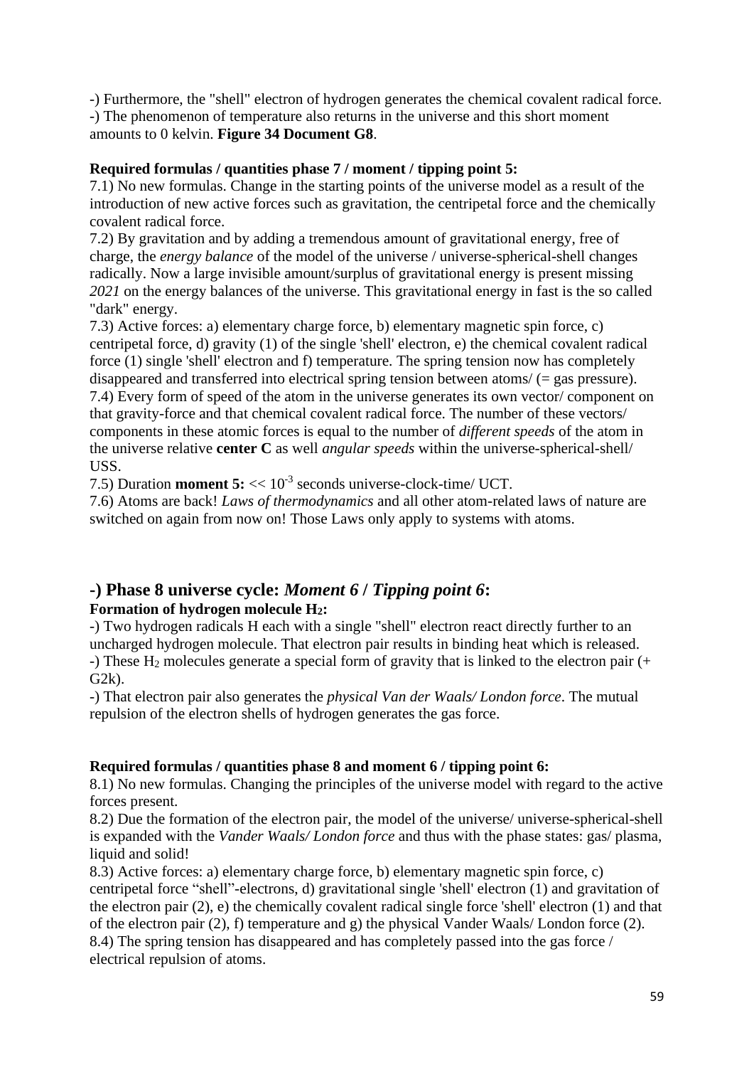-) Furthermore, the "shell" electron of hydrogen generates the chemical covalent radical force.
-) The phenomenon of temperature also returns in the universe and this short moment amounts to 0 kelvin. **Figure 34 Document G8**.

**Required formulas / quantities phase 7 / moment / tipping point 5:**

7.1) No new formulas. Change in the starting points of the universe model as a result of the introduction of new active forces such as gravitation, the centripetal force and the chemically covalent radical force.
7.2) By gravitation and by adding a tremendous amount of gravitational energy, free of charge, the *energy balance* of the model of the universe / universe-spherical-shell changes radically. Now a large invisible amount/surplus of gravitational energy is present missing *2021* on the energy balances of the universe. This gravitational energy in fast is the so called "dark" energy.
7.3) Active forces: a) elementary charge force, b) elementary magnetic spin force, c) centripetal force, d) gravity (1) of the single 'shell' electron, e) the chemical covalent radical force (1) single 'shell' electron and f) temperature. The spring tension now has completely disappeared and transferred into electrical spring tension between atoms/ (= gas pressure).
7.4) Every form of speed of the atom in the universe generates its own vector/ component on that gravity-force and that chemical covalent radical force. The number of these vectors/ components in these atomic forces is equal to the number of *different speeds* of the atom in the universe relative **center C** as well *angular speeds* within the universe-spherical-shell/ USS.
7.5) Duration **moment 5:** $<< 10^{-3}$ seconds universe-clock-time/ UCT.
7.6) Atoms are back! *Laws of thermodynamics* and all other atom-related laws of nature are switched on again from now on! Those Laws only apply to systems with atoms.

## -) Phase 8 universe cycle: *Moment 6* / *Tipping point 6*:

**Formation of hydrogen molecule $H_2$:**

-) Two hydrogen radicals H each with a single "shell" electron react directly further to an uncharged hydrogen molecule. That electron pair results in binding heat which is released.
-) These $H_2$ molecules generate a special form of gravity that is linked to the electron pair (+ G2k).
-) That electron pair also generates the *physical Van der Waals/ London force*. The mutual repulsion of the electron shells of hydrogen generates the gas force.

**Required formulas / quantities phase 8 and moment 6 / tipping point 6:**

8.1) No new formulas. Changing the principles of the universe model with regard to the active forces present.
8.2) Due the formation of the electron pair, the model of the universe/ universe-spherical-shell is expanded with the *Vander Waals/ London force* and thus with the phase states: gas/ plasma, liquid and solid!
8.3) Active forces: a) elementary charge force, b) elementary magnetic spin force, c) centripetal force "shell"-electrons, d) gravitational single 'shell' electron (1) and gravitation of the electron pair (2), e) the chemically covalent radical single force 'shell' electron (1) and that of the electron pair (2), f) temperature and g) the physical Vander Waals/ London force (2).
8.4) The spring tension has disappeared and has completely passed into the gas force / electrical repulsion of atoms.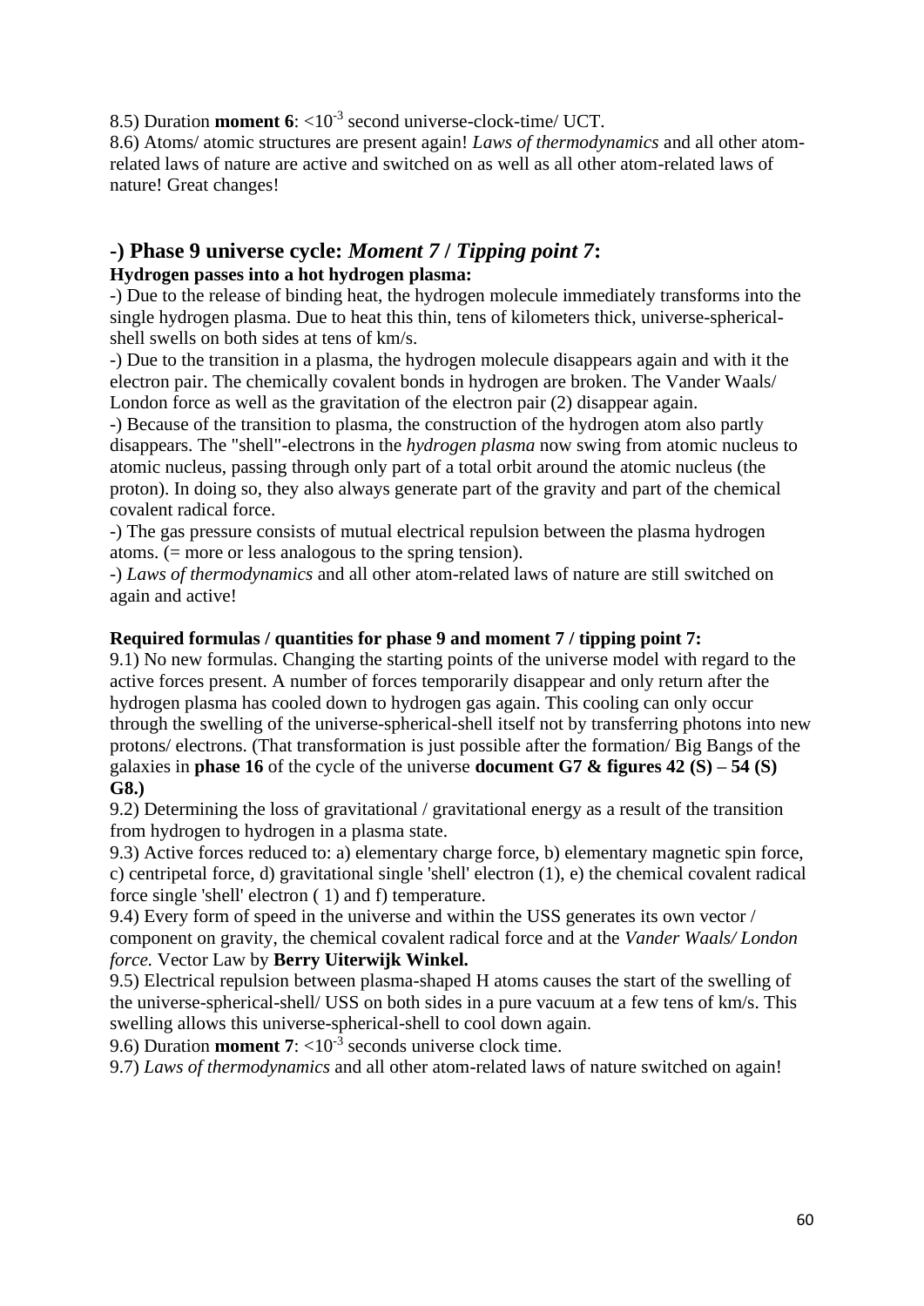8.5) Duration **moment 6**: $<10^{-3}$ second universe-clock-time/ UCT.

8.6) Atoms/ atomic structures are present again! *Laws of thermodynamics* and all other atom-related laws of nature are active and switched on as well as all other atom-related laws of nature! Great changes!

## -) Phase 9 universe cycle: *Moment 7* / *Tipping point 7*:

**Hydrogen passes into a hot hydrogen plasma:**

-) Due to the release of binding heat, the hydrogen molecule immediately transforms into the single hydrogen plasma. Due to heat this thin, tens of kilometers thick, universe-spherical-shell swells on both sides at tens of km/s.

-) Due to the transition in a plasma, the hydrogen molecule disappears again and with it the electron pair. The chemically covalent bonds in hydrogen are broken. The Vander Waals/ London force as well as the gravitation of the electron pair (2) disappear again.

-) Because of the transition to plasma, the construction of the hydrogen atom also partly disappears. The "shell"-electrons in the *hydrogen plasma* now swing from atomic nucleus to atomic nucleus, passing through only part of a total orbit around the atomic nucleus (the proton). In doing so, they also always generate part of the gravity and part of the chemical covalent radical force.

-) The gas pressure consists of mutual electrical repulsion between the plasma hydrogen atoms. (= more or less analogous to the spring tension).

-) *Laws of thermodynamics* and all other atom-related laws of nature are still switched on again and active!

**Required formulas / quantities for phase 9 and moment 7 / tipping point 7:**

9.1) No new formulas. Changing the starting points of the universe model with regard to the active forces present. A number of forces temporarily disappear and only return after the hydrogen plasma has cooled down to hydrogen gas again. This cooling can only occur through the swelling of the universe-spherical-shell itself not by transferring photons into new protons/ electrons. (That transformation is just possible after the formation/ Big Bangs of the galaxies in **phase 16** of the cycle of the universe **document G7 & figures 42 (S) – 54 (S) G8.)**

9.2) Determining the loss of gravitational / gravitational energy as a result of the transition from hydrogen to hydrogen in a plasma state.

9.3) Active forces reduced to: a) elementary charge force, b) elementary magnetic spin force, c) centripetal force, d) gravitational single 'shell' electron (1), e) the chemical covalent radical force single 'shell' electron ( 1) and f) temperature.

9.4) Every form of speed in the universe and within the USS generates its own vector / component on gravity, the chemical covalent radical force and at the *Vander Waals/ London force.* Vector Law by **Berry Uiterwijk Winkel.**

9.5) Electrical repulsion between plasma-shaped H atoms causes the start of the swelling of the universe-spherical-shell/ USS on both sides in a pure vacuum at a few tens of km/s. This swelling allows this universe-spherical-shell to cool down again.

9.6) Duration **moment 7**: $<10^{-3}$ seconds universe clock time.

9.7) *Laws of thermodynamics* and all other atom-related laws of nature switched on again!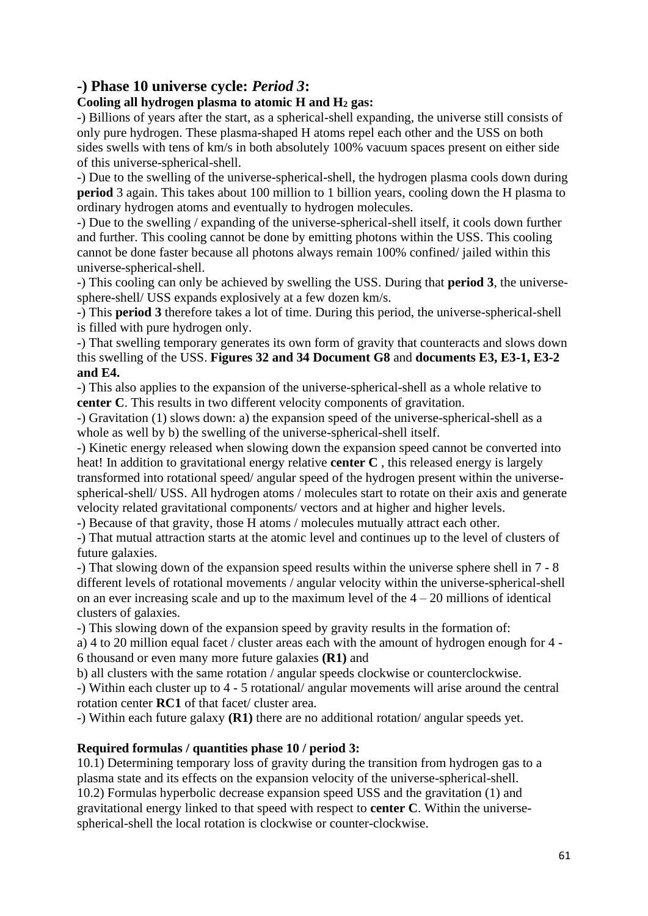## -) Phase 10 universe cycle: *Period 3*:

**Cooling all hydrogen plasma to atomic H and $H_2$ gas:**

-) Billions of years after the start, as a spherical-shell expanding, the universe still consists of only pure hydrogen. These plasma-shaped H atoms repel each other and the USS on both sides swells with tens of km/s in both absolutely 100% vacuum spaces present on either side of this universe-spherical-shell.

-) Due to the swelling of the universe-spherical-shell, the hydrogen plasma cools down during **period** 3 again. This takes about 100 million to 1 billion years, cooling down the H plasma to ordinary hydrogen atoms and eventually to hydrogen molecules.

-) Due to the swelling / expanding of the universe-spherical-shell itself, it cools down further and further. This cooling cannot be done by emitting photons within the USS. This cooling cannot be done faster because all photons always remain 100% confined/ jailed within this universe-spherical-shell.

-) This cooling can only be achieved by swelling the USS. During that **period 3**, the universe-sphere-shell/ USS expands explosively at a few dozen km/s.

-) This **period 3** therefore takes a lot of time. During this period, the universe-spherical-shell is filled with pure hydrogen only.

-) That swelling temporary generates its own form of gravity that counteracts and slows down this swelling of the USS. **Figures 32 and 34 Document G8** and **documents E3, E3-1, E3-2 and E4.**

-) This also applies to the expansion of the universe-spherical-shell as a whole relative to **center C**. This results in two different velocity components of gravitation.

-) Gravitation (1) slows down: a) the expansion speed of the universe-spherical-shell as a whole as well by b) the swelling of the universe-spherical-shell itself.

-) Kinetic energy released when slowing down the expansion speed cannot be converted into heat! In addition to gravitational energy relative **center C** , this released energy is largely transformed into rotational speed/ angular speed of the hydrogen present within the universe-spherical-shell/ USS. All hydrogen atoms / molecules start to rotate on their axis and generate velocity related gravitational components/ vectors and at higher and higher levels.

-) Because of that gravity, those H atoms / molecules mutually attract each other.

-) That mutual attraction starts at the atomic level and continues up to the level of clusters of future galaxies.

-) That slowing down of the expansion speed results within the universe sphere shell in 7 - 8 different levels of rotational movements / angular velocity within the universe-spherical-shell on an ever increasing scale and up to the maximum level of the 4 – 20 millions of identical clusters of galaxies.

-) This slowing down of the expansion speed by gravity results in the formation of:

a) 4 to 20 million equal facet / cluster areas each with the amount of hydrogen enough for 4 - 6 thousand or even many more future galaxies **(R1)** and

b) all clusters with the same rotation / angular speeds clockwise or counterclockwise.

-) Within each cluster up to 4 - 5 rotational/ angular movements will arise around the central rotation center **RC1** of that facet/ cluster area.

-) Within each future galaxy **(R1)** there are no additional rotation/ angular speeds yet.

**Required formulas / quantities phase 10 / period 3:**

10.1) Determining temporary loss of gravity during the transition from hydrogen gas to a plasma state and its effects on the expansion velocity of the universe-spherical-shell.

10.2) Formulas hyperbolic decrease expansion speed USS and the gravitation (1) and gravitational energy linked to that speed with respect to **center C**. Within the universe-spherical-shell the local rotation is clockwise or counter-clockwise.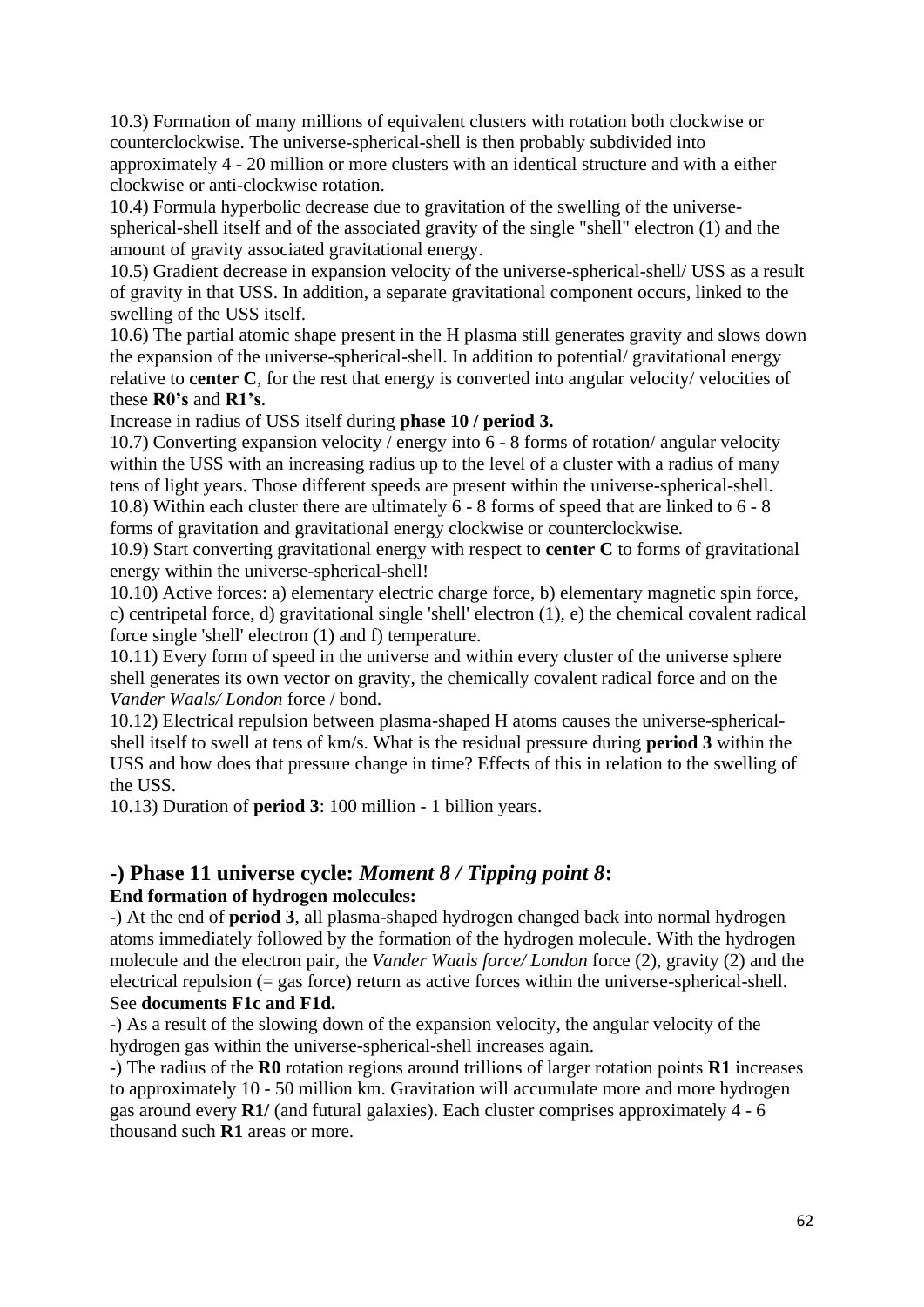10.3) Formation of many millions of equivalent clusters with rotation both clockwise or counterclockwise. The universe-spherical-shell is then probably subdivided into approximately 4 - 20 million or more clusters with an identical structure and with a either clockwise or anti-clockwise rotation.
10.4) Formula hyperbolic decrease due to gravitation of the swelling of the universe-spherical-shell itself and of the associated gravity of the single "shell" electron (1) and the amount of gravity associated gravitational energy.
10.5) Gradient decrease in expansion velocity of the universe-spherical-shell/ USS as a result of gravity in that USS. In addition, a separate gravitational component occurs, linked to the swelling of the USS itself.
10.6) The partial atomic shape present in the H plasma still generates gravity and slows down the expansion of the universe-spherical-shell. In addition to potential/ gravitational energy relative to **center C**, for the rest that energy is converted into angular velocity/ velocities of these **R0's** and **R1's**.
Increase in radius of USS itself during **phase 10 / period 3.**
10.7) Converting expansion velocity / energy into 6 - 8 forms of rotation/ angular velocity within the USS with an increasing radius up to the level of a cluster with a radius of many tens of light years. Those different speeds are present within the universe-spherical-shell.
10.8) Within each cluster there are ultimately 6 - 8 forms of speed that are linked to 6 - 8 forms of gravitation and gravitational energy clockwise or counterclockwise.
10.9) Start converting gravitational energy with respect to **center C** to forms of gravitational energy within the universe-spherical-shell!
10.10) Active forces: a) elementary electric charge force, b) elementary magnetic spin force, c) centripetal force, d) gravitational single 'shell' electron (1), e) the chemical covalent radical force single 'shell' electron (1) and f) temperature.
10.11) Every form of speed in the universe and within every cluster of the universe sphere shell generates its own vector on gravity, the chemically covalent radical force and on the *Vander Waals/ London* force / bond.
10.12) Electrical repulsion between plasma-shaped H atoms causes the universe-spherical-shell itself to swell at tens of km/s. What is the residual pressure during **period 3** within the USS and how does that pressure change in time? Effects of this in relation to the swelling of the USS.
10.13) Duration of **period 3**: 100 million - 1 billion years.

## -) Phase 11 universe cycle: *Moment 8 / Tipping point 8*:

**End formation of hydrogen molecules:**

-) At the end of **period 3**, all plasma-shaped hydrogen changed back into normal hydrogen atoms immediately followed by the formation of the hydrogen molecule. With the hydrogen molecule and the electron pair, the *Vander Waals force/ London* force (2), gravity (2) and the electrical repulsion (= gas force) return as active forces within the universe-spherical-shell. See **documents F1c and F1d.**

-) As a result of the slowing down of the expansion velocity, the angular velocity of the hydrogen gas within the universe-spherical-shell increases again.

-) The radius of the **R0** rotation regions around trillions of larger rotation points **R1** increases to approximately 10 - 50 million km. Gravitation will accumulate more and more hydrogen gas around every **R1/** (and futural galaxies). Each cluster comprises approximately 4 - 6 thousand such **R1** areas or more.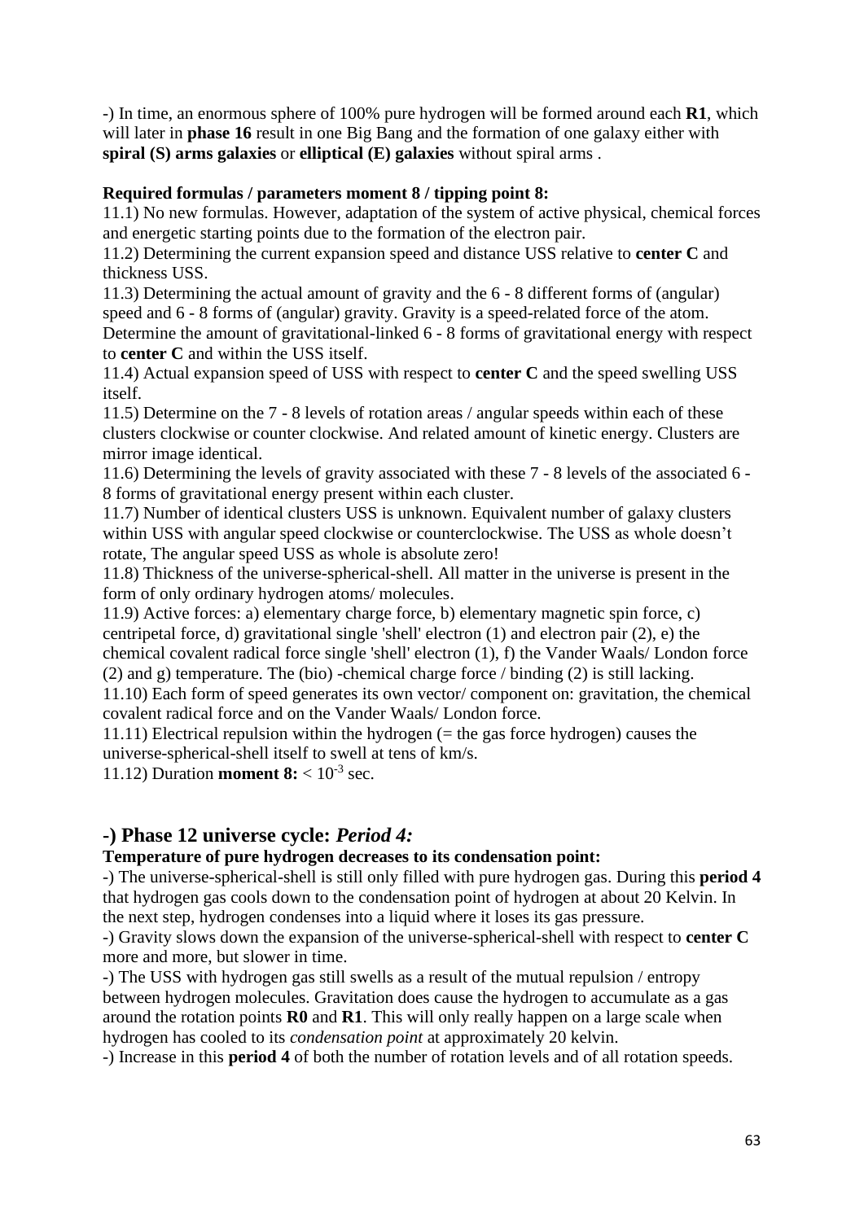-) In time, an enormous sphere of 100% pure hydrogen will be formed around each **R1**, which will later in **phase 16** result in one Big Bang and the formation of one galaxy either with **spiral (S) arms galaxies** or **elliptical (E) galaxies** without spiral arms .

**Required formulas / parameters moment 8 / tipping point 8:**

11.1) No new formulas. However, adaptation of the system of active physical, chemical forces and energetic starting points due to the formation of the electron pair.

11.2) Determining the current expansion speed and distance USS relative to **center C** and thickness USS.

11.3) Determining the actual amount of gravity and the 6 - 8 different forms of (angular) speed and 6 - 8 forms of (angular) gravity. Gravity is a speed-related force of the atom. Determine the amount of gravitational-linked 6 - 8 forms of gravitational energy with respect to **center C** and within the USS itself.

11.4) Actual expansion speed of USS with respect to **center C** and the speed swelling USS itself.

11.5) Determine on the 7 - 8 levels of rotation areas / angular speeds within each of these clusters clockwise or counter clockwise. And related amount of kinetic energy. Clusters are mirror image identical.

11.6) Determining the levels of gravity associated with these 7 - 8 levels of the associated 6 - 8 forms of gravitational energy present within each cluster.

11.7) Number of identical clusters USS is unknown. Equivalent number of galaxy clusters within USS with angular speed clockwise or counterclockwise. The USS as whole doesn't rotate, The angular speed USS as whole is absolute zero!

11.8) Thickness of the universe-spherical-shell. All matter in the universe is present in the form of only ordinary hydrogen atoms/ molecules.

11.9) Active forces: a) elementary charge force, b) elementary magnetic spin force, c) centripetal force, d) gravitational single 'shell' electron (1) and electron pair (2), e) the chemical covalent radical force single 'shell' electron (1), f) the Vander Waals/ London force (2) and g) temperature. The (bio) -chemical charge force / binding (2) is still lacking.

11.10) Each form of speed generates its own vector/ component on: gravitation, the chemical covalent radical force and on the Vander Waals/ London force.

11.11) Electrical repulsion within the hydrogen (= the gas force hydrogen) causes the universe-spherical-shell itself to swell at tens of km/s.

11.12) Duration **moment 8:** $< 10^{-3}$ sec.

## -) Phase 12 universe cycle: *Period 4:*

**Temperature of pure hydrogen decreases to its condensation point:**

-) The universe-spherical-shell is still only filled with pure hydrogen gas. During this **period 4** that hydrogen gas cools down to the condensation point of hydrogen at about 20 Kelvin. In the next step, hydrogen condenses into a liquid where it loses its gas pressure.

-) Gravity slows down the expansion of the universe-spherical-shell with respect to **center C** more and more, but slower in time.

-) The USS with hydrogen gas still swells as a result of the mutual repulsion / entropy between hydrogen molecules. Gravitation does cause the hydrogen to accumulate as a gas around the rotation points **R0** and **R1**. This will only really happen on a large scale when hydrogen has cooled to its *condensation point* at approximately 20 kelvin.

-) Increase in this **period 4** of both the number of rotation levels and of all rotation speeds.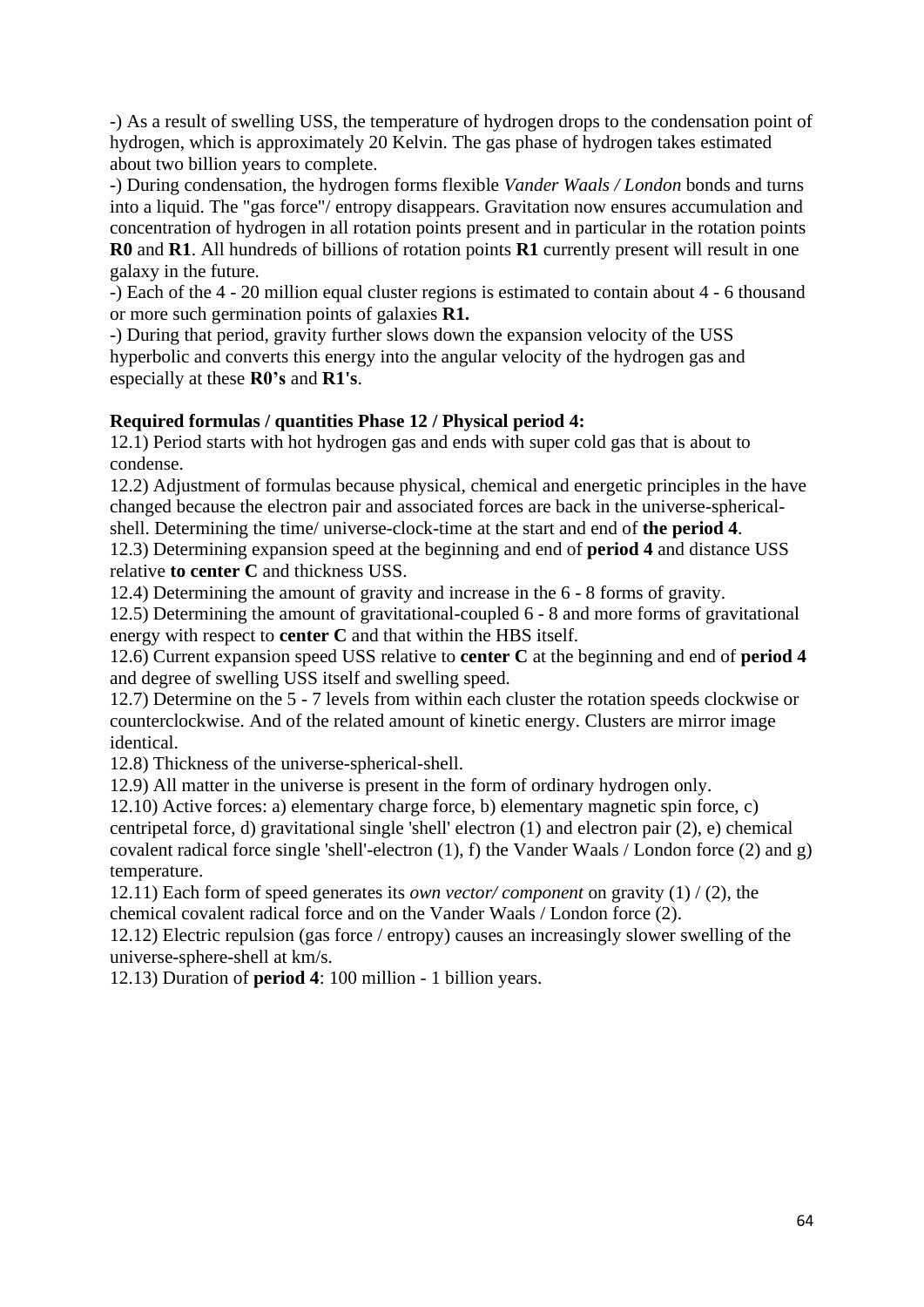-) As a result of swelling USS, the temperature of hydrogen drops to the condensation point of hydrogen, which is approximately 20 Kelvin. The gas phase of hydrogen takes estimated about two billion years to complete.

-) During condensation, the hydrogen forms flexible *Vander Waals / London* bonds and turns into a liquid. The "gas force"/ entropy disappears. Gravitation now ensures accumulation and concentration of hydrogen in all rotation points present and in particular in the rotation points **R0** and **R1**. All hundreds of billions of rotation points **R1** currently present will result in one galaxy in the future.

-) Each of the 4 - 20 million equal cluster regions is estimated to contain about 4 - 6 thousand or more such germination points of galaxies **R1.**

-) During that period, gravity further slows down the expansion velocity of the USS hyperbolic and converts this energy into the angular velocity of the hydrogen gas and especially at these **R0's** and **R1's**.

**Required formulas / quantities Phase 12 / Physical period 4:**

12.1) Period starts with hot hydrogen gas and ends with super cold gas that is about to condense.

12.2) Adjustment of formulas because physical, chemical and energetic principles in the have changed because the electron pair and associated forces are back in the universe-spherical-shell. Determining the time/ universe-clock-time at the start and end of **the period 4**.

12.3) Determining expansion speed at the beginning and end of **period 4** and distance USS relative **to center C** and thickness USS.

12.4) Determining the amount of gravity and increase in the 6 - 8 forms of gravity.

12.5) Determining the amount of gravitational-coupled 6 - 8 and more forms of gravitational energy with respect to **center C** and that within the HBS itself.

12.6) Current expansion speed USS relative to **center C** at the beginning and end of **period 4** and degree of swelling USS itself and swelling speed.

12.7) Determine on the 5 - 7 levels from within each cluster the rotation speeds clockwise or counterclockwise. And of the related amount of kinetic energy. Clusters are mirror image identical.

12.8) Thickness of the universe-spherical-shell.

12.9) All matter in the universe is present in the form of ordinary hydrogen only.

12.10) Active forces: a) elementary charge force, b) elementary magnetic spin force, c) centripetal force, d) gravitational single 'shell' electron (1) and electron pair (2), e) chemical covalent radical force single 'shell'-electron (1), f) the Vander Waals / London force (2) and g) temperature.

12.11) Each form of speed generates its *own vector/ component* on gravity (1) / (2), the chemical covalent radical force and on the Vander Waals / London force (2).

12.12) Electric repulsion (gas force / entropy) causes an increasingly slower swelling of the universe-sphere-shell at km/s.

12.13) Duration of **period 4**: 100 million - 1 billion years.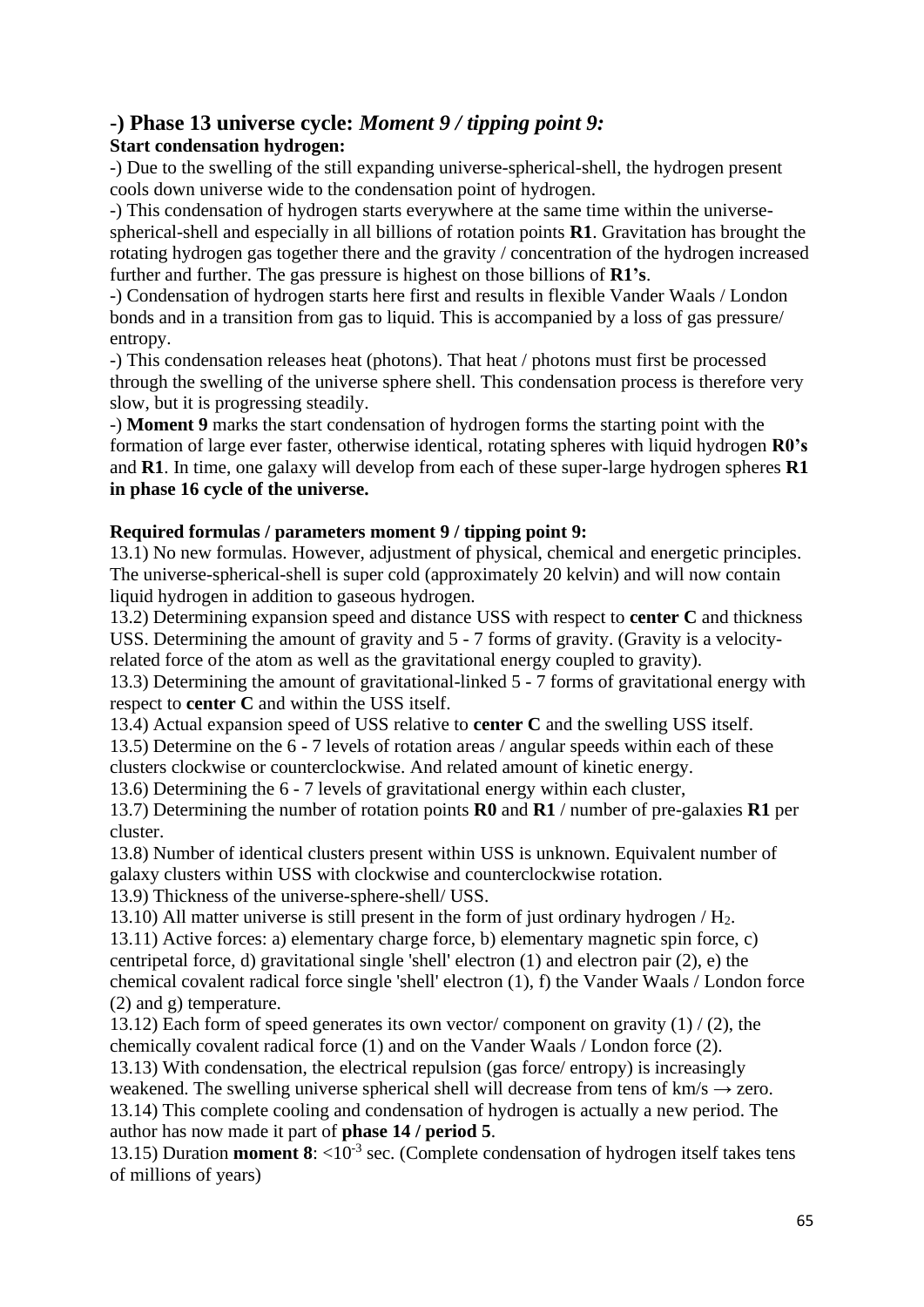## -) Phase 13 universe cycle: *Moment 9 / tipping point 9:*

**Start condensation hydrogen:**

-) Due to the swelling of the still expanding universe-spherical-shell, the hydrogen present cools down universe wide to the condensation point of hydrogen.

-) This condensation of hydrogen starts everywhere at the same time within the universe-spherical-shell and especially in all billions of rotation points **R1**. Gravitation has brought the rotating hydrogen gas together there and the gravity / concentration of the hydrogen increased further and further. The gas pressure is highest on those billions of **R1's**.

-) Condensation of hydrogen starts here first and results in flexible Vander Waals / London bonds and in a transition from gas to liquid. This is accompanied by a loss of gas pressure/ entropy.

-) This condensation releases heat (photons). That heat / photons must first be processed through the swelling of the universe sphere shell. This condensation process is therefore very slow, but it is progressing steadily.

-) **Moment 9** marks the start condensation of hydrogen forms the starting point with the formation of large ever faster, otherwise identical, rotating spheres with liquid hydrogen **R0's** and **R1**. In time, one galaxy will develop from each of these super-large hydrogen spheres **R1 in phase 16 cycle of the universe.**

**Required formulas / parameters moment 9 / tipping point 9:**

13.1) No new formulas. However, adjustment of physical, chemical and energetic principles. The universe-spherical-shell is super cold (approximately 20 kelvin) and will now contain liquid hydrogen in addition to gaseous hydrogen.

13.2) Determining expansion speed and distance USS with respect to **center C** and thickness USS. Determining the amount of gravity and 5 - 7 forms of gravity. (Gravity is a velocity-related force of the atom as well as the gravitational energy coupled to gravity).

13.3) Determining the amount of gravitational-linked 5 - 7 forms of gravitational energy with respect to **center C** and within the USS itself.

13.4) Actual expansion speed of USS relative to **center C** and the swelling USS itself.

13.5) Determine on the 6 - 7 levels of rotation areas / angular speeds within each of these clusters clockwise or counterclockwise. And related amount of kinetic energy.

13.6) Determining the 6 - 7 levels of gravitational energy within each cluster,

13.7) Determining the number of rotation points **R0** and **R1** / number of pre-galaxies **R1** per cluster.

13.8) Number of identical clusters present within USS is unknown. Equivalent number of galaxy clusters within USS with clockwise and counterclockwise rotation.

13.9) Thickness of the universe-sphere-shell/ USS.

13.10) All matter universe is still present in the form of just ordinary hydrogen / $H_2$.

13.11) Active forces: a) elementary charge force, b) elementary magnetic spin force, c) centripetal force, d) gravitational single 'shell' electron (1) and electron pair (2), e) the chemical covalent radical force single 'shell' electron (1), f) the Vander Waals / London force (2) and g) temperature.

13.12) Each form of speed generates its own vector/ component on gravity (1) / (2), the chemically covalent radical force (1) and on the Vander Waals / London force (2).

13.13) With condensation, the electrical repulsion (gas force/ entropy) is increasingly weakened. The swelling universe spherical shell will decrease from tens of km/s → zero.

13.14) This complete cooling and condensation of hydrogen is actually a new period. The author has now made it part of **phase 14 / period 5**.

13.15) Duration **moment 8**: $<10^{-3}$ sec. (Complete condensation of hydrogen itself takes tens of millions of years)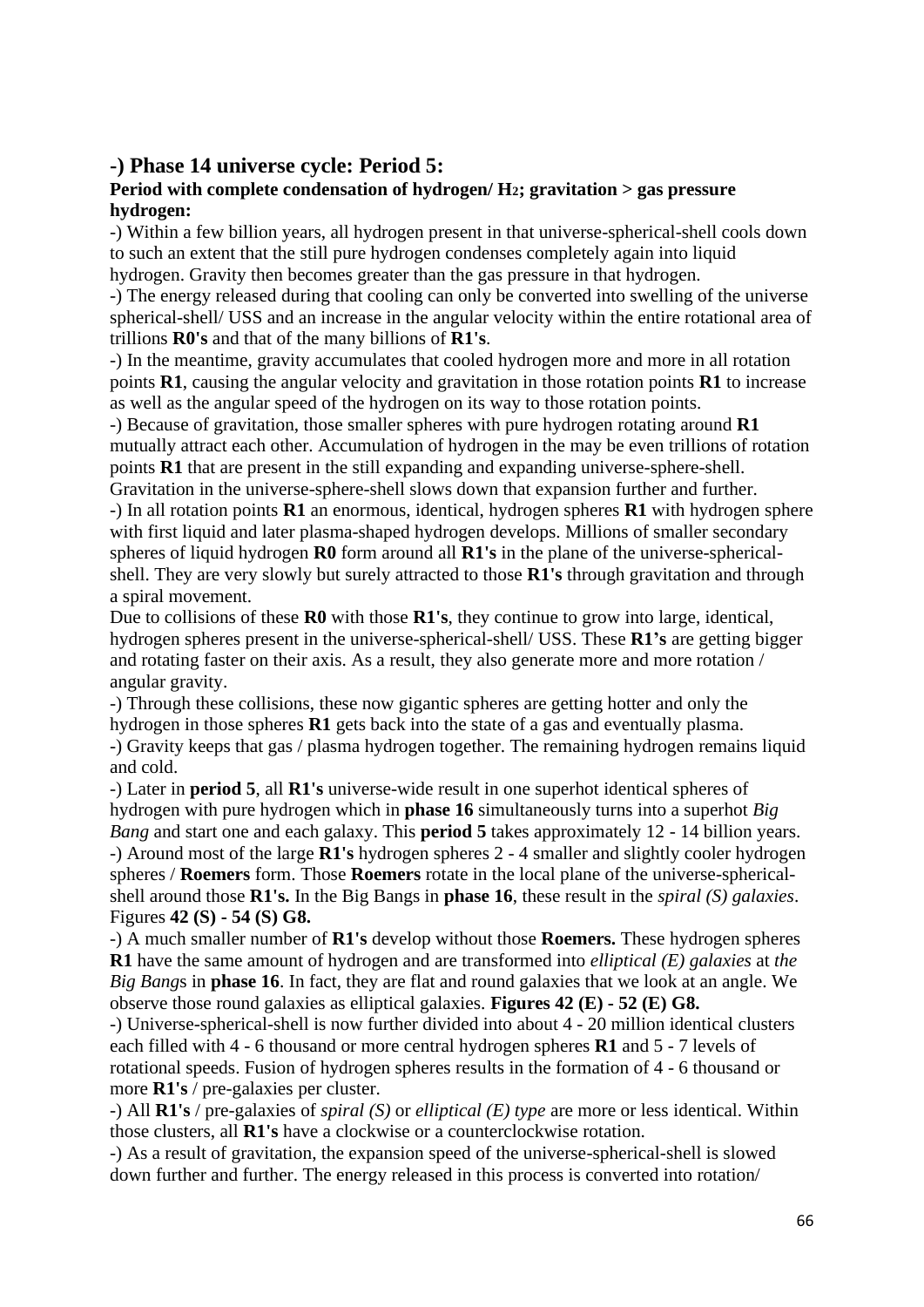## -) Phase 14 universe cycle: Period 5:

**Period with complete condensation of hydrogen/ $H_2$; gravitation > gas pressure hydrogen:**

-) Within a few billion years, all hydrogen present in that universe-spherical-shell cools down to such an extent that the still pure hydrogen condenses completely again into liquid hydrogen. Gravity then becomes greater than the gas pressure in that hydrogen.

-) The energy released during that cooling can only be converted into swelling of the universe spherical-shell/ USS and an increase in the angular velocity within the entire rotational area of trillions **R0's** and that of the many billions of **R1's**.

-) In the meantime, gravity accumulates that cooled hydrogen more and more in all rotation points **R1**, causing the angular velocity and gravitation in those rotation points **R1** to increase as well as the angular speed of the hydrogen on its way to those rotation points.

-) Because of gravitation, those smaller spheres with pure hydrogen rotating around **R1** mutually attract each other. Accumulation of hydrogen in the may be even trillions of rotation points **R1** that are present in the still expanding and expanding universe-sphere-shell. Gravitation in the universe-sphere-shell slows down that expansion further and further.

-) In all rotation points **R1** an enormous, identical, hydrogen spheres **R1** with hydrogen sphere with first liquid and later plasma-shaped hydrogen develops. Millions of smaller secondary spheres of liquid hydrogen **R0** form around all **R1's** in the plane of the universe-spherical-shell. They are very slowly but surely attracted to those **R1's** through gravitation and through a spiral movement.

Due to collisions of these **R0** with those **R1's**, they continue to grow into large, identical, hydrogen spheres present in the universe-spherical-shell/ USS. These **R1's** are getting bigger and rotating faster on their axis. As a result, they also generate more and more rotation / angular gravity.

-) Through these collisions, these now gigantic spheres are getting hotter and only the hydrogen in those spheres **R1** gets back into the state of a gas and eventually plasma.

-) Gravity keeps that gas / plasma hydrogen together. The remaining hydrogen remains liquid and cold.

-) Later in **period 5**, all **R1's** universe-wide result in one superhot identical spheres of hydrogen with pure hydrogen which in **phase 16** simultaneously turns into a superhot *Big Bang* and start one and each galaxy. This **period 5** takes approximately 12 - 14 billion years.

-) Around most of the large **R1's** hydrogen spheres 2 - 4 smaller and slightly cooler hydrogen spheres / **Roemers** form. Those **Roemers** rotate in the local plane of the universe-spherical-shell around those **R1's.** In the Big Bangs in **phase 16**, these result in the *spiral (S) galaxies*. Figures **42 (S) - 54 (S) G8.**

-) A much smaller number of **R1's** develop without those **Roemers.** These hydrogen spheres **R1** have the same amount of hydrogen and are transformed into *elliptical (E) galaxies* at *the Big Bang*s in **phase 16**. In fact, they are flat and round galaxies that we look at an angle. We observe those round galaxies as elliptical galaxies. **Figures 42 (E) - 52 (E) G8.**

-) Universe-spherical-shell is now further divided into about 4 - 20 million identical clusters each filled with 4 - 6 thousand or more central hydrogen spheres **R1** and 5 - 7 levels of rotational speeds. Fusion of hydrogen spheres results in the formation of 4 - 6 thousand or more **R1's** / pre-galaxies per cluster.

-) All **R1's** / pre-galaxies of *spiral (S)* or *elliptical (E) type* are more or less identical. Within those clusters, all **R1's** have a clockwise or a counterclockwise rotation.

-) As a result of gravitation, the expansion speed of the universe-spherical-shell is slowed down further and further. The energy released in this process is converted into rotation/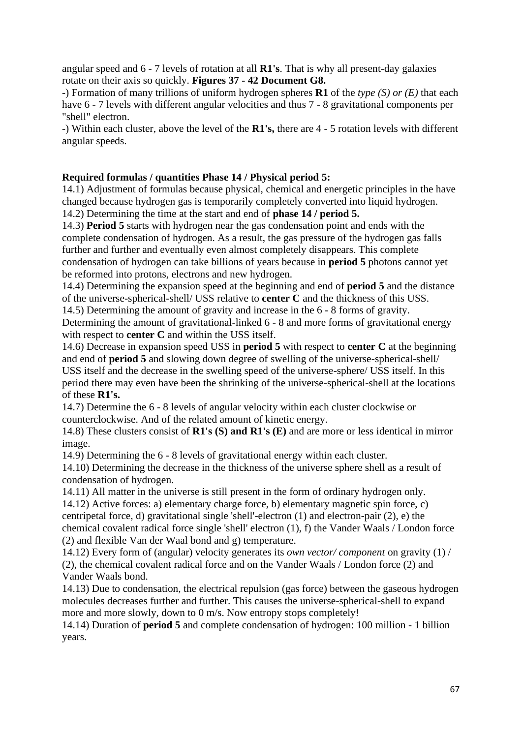angular speed and 6 - 7 levels of rotation at all **R1's**. That is why all present-day galaxies rotate on their axis so quickly. **Figures 37 - 42 Document G8.**

-) Formation of many trillions of uniform hydrogen spheres **R1** of the *type (S) or (E)* that each have 6 - 7 levels with different angular velocities and thus 7 - 8 gravitational components per "shell" electron.

-) Within each cluster, above the level of the **R1's,** there are 4 - 5 rotation levels with different angular speeds.

**Required formulas / quantities Phase 14 / Physical period 5:**

14.1) Adjustment of formulas because physical, chemical and energetic principles in the have changed because hydrogen gas is temporarily completely converted into liquid hydrogen.

14.2) Determining the time at the start and end of **phase 14 / period 5.**

14.3) **Period 5** starts with hydrogen near the gas condensation point and ends with the complete condensation of hydrogen. As a result, the gas pressure of the hydrogen gas falls further and further and eventually even almost completely disappears. This complete condensation of hydrogen can take billions of years because in **period 5** photons cannot yet be reformed into protons, electrons and new hydrogen.

14.4) Determining the expansion speed at the beginning and end of **period 5** and the distance of the universe-spherical-shell/ USS relative to **center C** and the thickness of this USS.

14.5) Determining the amount of gravity and increase in the 6 - 8 forms of gravity. Determining the amount of gravitational-linked 6 - 8 and more forms of gravitational energy with respect to **center C** and within the USS itself.

14.6) Decrease in expansion speed USS in **period 5** with respect to **center C** at the beginning and end of **period 5** and slowing down degree of swelling of the universe-spherical-shell/ USS itself and the decrease in the swelling speed of the universe-sphere/ USS itself. In this period there may even have been the shrinking of the universe-spherical-shell at the locations of these **R1's.**

14.7) Determine the 6 - 8 levels of angular velocity within each cluster clockwise or counterclockwise. And of the related amount of kinetic energy.

14.8) These clusters consist of **R1's (S) and R1's (E)** and are more or less identical in mirror image.

14.9) Determining the 6 - 8 levels of gravitational energy within each cluster.

14.10) Determining the decrease in the thickness of the universe sphere shell as a result of condensation of hydrogen.

14.11) All matter in the universe is still present in the form of ordinary hydrogen only.

14.12) Active forces: a) elementary charge force, b) elementary magnetic spin force, c) centripetal force, d) gravitational single 'shell'-electron (1) and electron-pair (2), e) the chemical covalent radical force single 'shell' electron (1), f) the Vander Waals / London force (2) and flexible Van der Waal bond and g) temperature.

14.12) Every form of (angular) velocity generates its *own vector/ component* on gravity (1) / (2), the chemical covalent radical force and on the Vander Waals / London force (2) and Vander Waals bond.

14.13) Due to condensation, the electrical repulsion (gas force) between the gaseous hydrogen molecules decreases further and further. This causes the universe-spherical-shell to expand more and more slowly, down to 0 m/s. Now entropy stops completely!

14.14) Duration of **period 5** and complete condensation of hydrogen: 100 million - 1 billion years.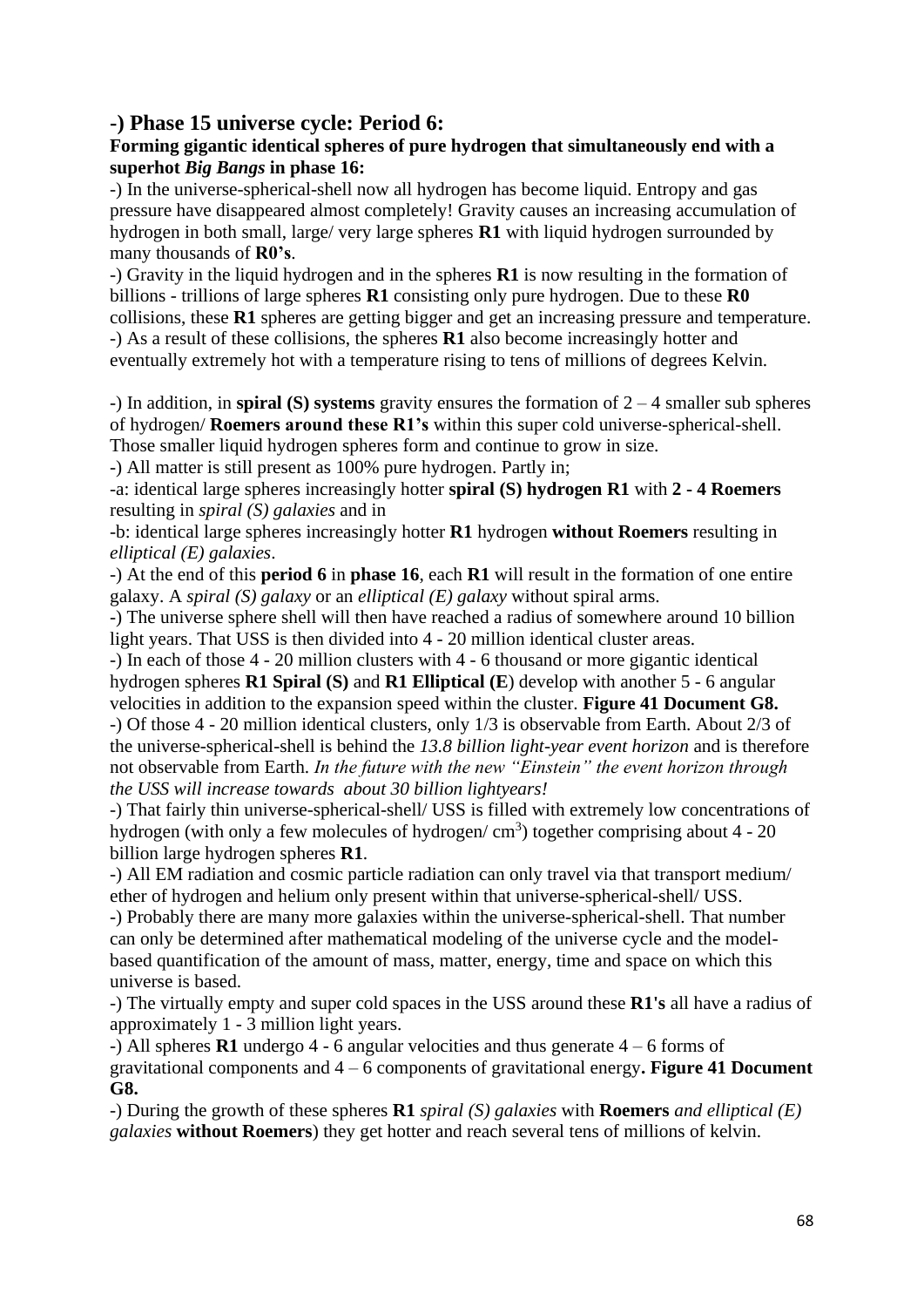## -) Phase 15 universe cycle: Period 6:

**Forming gigantic identical spheres of pure hydrogen that simultaneously end with a superhot *Big Bangs* in phase 16:**

-) In the universe-spherical-shell now all hydrogen has become liquid. Entropy and gas pressure have disappeared almost completely! Gravity causes an increasing accumulation of hydrogen in both small, large/ very large spheres **R1** with liquid hydrogen surrounded by many thousands of **R0's**.

-) Gravity in the liquid hydrogen and in the spheres **R1** is now resulting in the formation of billions - trillions of large spheres **R1** consisting only pure hydrogen. Due to these **R0** collisions, these **R1** spheres are getting bigger and get an increasing pressure and temperature.

-) As a result of these collisions, the spheres **R1** also become increasingly hotter and eventually extremely hot with a temperature rising to tens of millions of degrees Kelvin.

-) In addition, in **spiral (S) systems** gravity ensures the formation of 2 – 4 smaller sub spheres of hydrogen/ **Roemers around these R1's** within this super cold universe-spherical-shell. Those smaller liquid hydrogen spheres form and continue to grow in size.

-) All matter is still present as 100% pure hydrogen. Partly in;

-a: identical large spheres increasingly hotter **spiral (S) hydrogen R1** with **2 - 4 Roemers** resulting in *spiral (S) galaxies* and in

-b: identical large spheres increasingly hotter **R1** hydrogen **without Roemers** resulting in *elliptical (E) galaxies*.

-) At the end of this **period 6** in **phase 16**, each **R1** will result in the formation of one entire galaxy. A *spiral (S) galaxy* or an *elliptical (E) galaxy* without spiral arms.

-) The universe sphere shell will then have reached a radius of somewhere around 10 billion light years. That USS is then divided into 4 - 20 million identical cluster areas.

-) In each of those 4 - 20 million clusters with 4 - 6 thousand or more gigantic identical hydrogen spheres **R1 Spiral (S)** and **R1 Elliptical (E**) develop with another 5 - 6 angular velocities in addition to the expansion speed within the cluster. **Figure 41 Document G8.**

-) Of those 4 - 20 million identical clusters, only 1/3 is observable from Earth. About 2/3 of the universe-spherical-shell is behind the *13.8 billion light-year event horizon* and is therefore not observable from Earth. *In the future with the new "Einstein" the event horizon through the USS will increase towards about 30 billion lightyears!*

-) That fairly thin universe-spherical-shell/ USS is filled with extremely low concentrations of hydrogen (with only a few molecules of hydrogen/ $cm^3$) together comprising about 4 - 20 billion large hydrogen spheres **R1**.

-) All EM radiation and cosmic particle radiation can only travel via that transport medium/ ether of hydrogen and helium only present within that universe-spherical-shell/ USS.

-) Probably there are many more galaxies within the universe-spherical-shell. That number can only be determined after mathematical modeling of the universe cycle and the model-based quantification of the amount of mass, matter, energy, time and space on which this universe is based.

-) The virtually empty and super cold spaces in the USS around these **R1's** all have a radius of approximately 1 - 3 million light years.

-) All spheres **R1** undergo 4 - 6 angular velocities and thus generate 4 – 6 forms of gravitational components and 4 – 6 components of gravitational energy**. Figure 41 Document G8.**

-) During the growth of these spheres **R1** *spiral (S) galaxies* with **Roemers** *and elliptical (E) galaxies* **without Roemers**) they get hotter and reach several tens of millions of kelvin.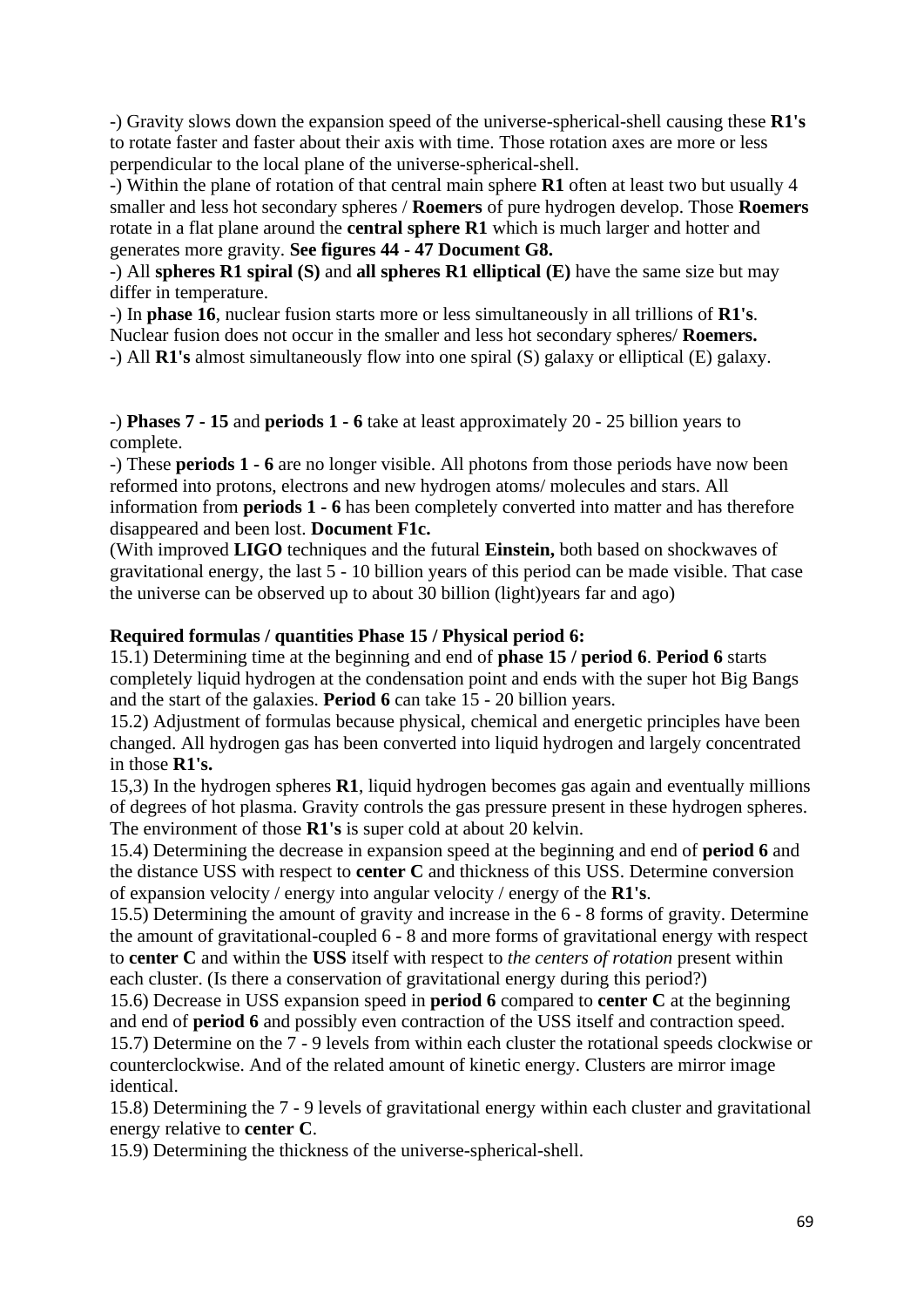-) Gravity slows down the expansion speed of the universe-spherical-shell causing these **R1's** to rotate faster and faster about their axis with time. Those rotation axes are more or less perpendicular to the local plane of the universe-spherical-shell.

-) Within the plane of rotation of that central main sphere **R1** often at least two but usually 4 smaller and less hot secondary spheres / **Roemers** of pure hydrogen develop. Those **Roemers** rotate in a flat plane around the **central sphere R1** which is much larger and hotter and generates more gravity. **See figures 44 - 47 Document G8.**

-) All **spheres R1 spiral (S)** and **all spheres R1 elliptical (E)** have the same size but may differ in temperature.

-) In **phase 16**, nuclear fusion starts more or less simultaneously in all trillions of **R1's**. Nuclear fusion does not occur in the smaller and less hot secondary spheres/ **Roemers.**

-) All **R1's** almost simultaneously flow into one spiral (S) galaxy or elliptical (E) galaxy.

-) **Phases 7 - 15** and **periods 1 - 6** take at least approximately 20 - 25 billion years to complete.

-) These **periods 1 - 6** are no longer visible. All photons from those periods have now been reformed into protons, electrons and new hydrogen atoms/ molecules and stars. All information from **periods 1 - 6** has been completely converted into matter and has therefore disappeared and been lost. **Document F1c.**

(With improved **LIGO** techniques and the futural **Einstein,** both based on shockwaves of gravitational energy, the last 5 - 10 billion years of this period can be made visible. That case the universe can be observed up to about 30 billion (light)years far and ago)

**Required formulas / quantities Phase 15 / Physical period 6:**

15.1) Determining time at the beginning and end of **phase 15 / period 6**. **Period 6** starts completely liquid hydrogen at the condensation point and ends with the super hot Big Bangs and the start of the galaxies. **Period 6** can take 15 - 20 billion years.

15.2) Adjustment of formulas because physical, chemical and energetic principles have been changed. All hydrogen gas has been converted into liquid hydrogen and largely concentrated in those **R1's.**

15,3) In the hydrogen spheres **R1**, liquid hydrogen becomes gas again and eventually millions of degrees of hot plasma. Gravity controls the gas pressure present in these hydrogen spheres. The environment of those **R1's** is super cold at about 20 kelvin.

15.4) Determining the decrease in expansion speed at the beginning and end of **period 6** and the distance USS with respect to **center C** and thickness of this USS. Determine conversion of expansion velocity / energy into angular velocity / energy of the **R1's**.

15.5) Determining the amount of gravity and increase in the 6 - 8 forms of gravity. Determine the amount of gravitational-coupled 6 - 8 and more forms of gravitational energy with respect to **center C** and within the **USS** itself with respect to *the centers of rotation* present within each cluster. (Is there a conservation of gravitational energy during this period?)

15.6) Decrease in USS expansion speed in **period 6** compared to **center C** at the beginning and end of **period 6** and possibly even contraction of the USS itself and contraction speed.

15.7) Determine on the 7 - 9 levels from within each cluster the rotational speeds clockwise or counterclockwise. And of the related amount of kinetic energy. Clusters are mirror image identical.

15.8) Determining the 7 - 9 levels of gravitational energy within each cluster and gravitational energy relative to **center C**.

15.9) Determining the thickness of the universe-spherical-shell.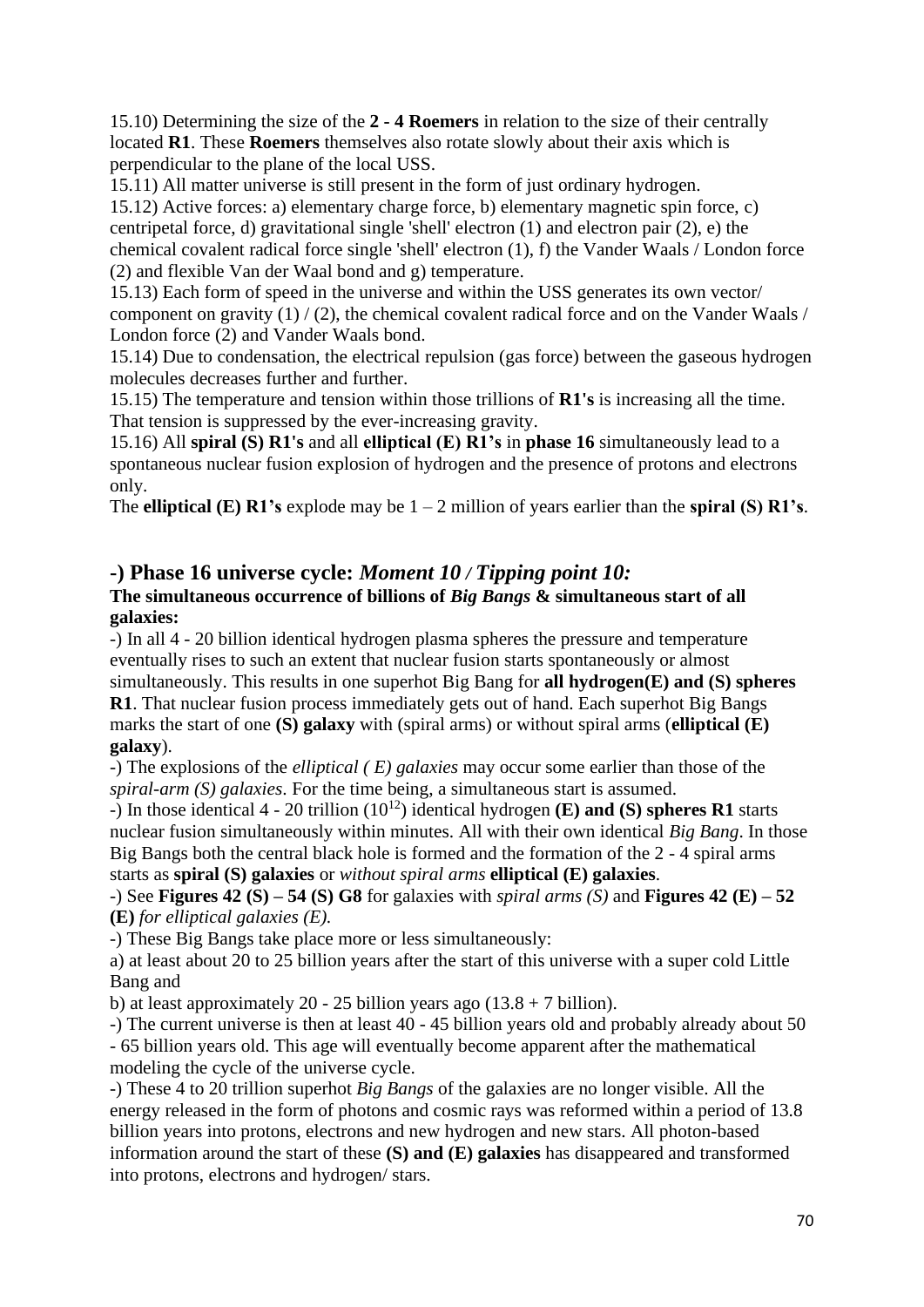15.10) Determining the size of the **2 - 4 Roemers** in relation to the size of their centrally located **R1**. These **Roemers** themselves also rotate slowly about their axis which is perpendicular to the plane of the local USS.
15.11) All matter universe is still present in the form of just ordinary hydrogen.
15.12) Active forces: a) elementary charge force, b) elementary magnetic spin force, c) centripetal force, d) gravitational single 'shell' electron (1) and electron pair (2), e) the chemical covalent radical force single 'shell' electron (1), f) the Vander Waals / London force (2) and flexible Van der Waal bond and g) temperature.
15.13) Each form of speed in the universe and within the USS generates its own vector/ component on gravity (1) / (2), the chemical covalent radical force and on the Vander Waals / London force (2) and Vander Waals bond.
15.14) Due to condensation, the electrical repulsion (gas force) between the gaseous hydrogen molecules decreases further and further.
15.15) The temperature and tension within those trillions of **R1's** is increasing all the time. That tension is suppressed by the ever-increasing gravity.
15.16) All **spiral (S) R1's** and all **elliptical (E) R1's** in **phase 16** simultaneously lead to a spontaneous nuclear fusion explosion of hydrogen and the presence of protons and electrons only.
The **elliptical (E) R1's** explode may be 1 – 2 million of years earlier than the **spiral (S) R1's**.

## -) Phase 16 universe cycle: *Moment 10 / Tipping point 10:*

**The simultaneous occurrence of billions of *Big Bangs* & simultaneous start of all galaxies:**

-) In all 4 - 20 billion identical hydrogen plasma spheres the pressure and temperature eventually rises to such an extent that nuclear fusion starts spontaneously or almost simultaneously. This results in one superhot Big Bang for **all hydrogen(E) and (S) spheres R1**. That nuclear fusion process immediately gets out of hand. Each superhot Big Bangs marks the start of one **(S) galaxy** with (spiral arms) or without spiral arms (**elliptical (E) galaxy**).
-) The explosions of the *elliptical ( E) galaxies* may occur some earlier than those of the *spiral-arm (S) galaxies*. For the time being, a simultaneous start is assumed.
-) In those identical 4 - 20 trillion ($10^{12}$) identical hydrogen **(E) and (S) spheres R1** starts nuclear fusion simultaneously within minutes. All with their own identical *Big Bang*. In those Big Bangs both the central black hole is formed and the formation of the 2 - 4 spiral arms starts as **spiral (S) galaxies** or *without spiral arms* **elliptical (E) galaxies**.
-) See **Figures 42 (S) – 54 (S) G8** for galaxies with *spiral arms (S)* and **Figures 42 (E) – 52 (E)** *for elliptical galaxies (E).*
-) These Big Bangs take place more or less simultaneously:
a) at least about 20 to 25 billion years after the start of this universe with a super cold Little Bang and
b) at least approximately 20 - 25 billion years ago (13.8 + 7 billion).
-) The current universe is then at least 40 - 45 billion years old and probably already about 50 - 65 billion years old. This age will eventually become apparent after the mathematical modeling the cycle of the universe cycle.
-) These 4 to 20 trillion superhot *Big Bangs* of the galaxies are no longer visible. All the energy released in the form of photons and cosmic rays was reformed within a period of 13.8 billion years into protons, electrons and new hydrogen and new stars. All photon-based information around the start of these **(S) and (E) galaxies** has disappeared and transformed into protons, electrons and hydrogen/ stars.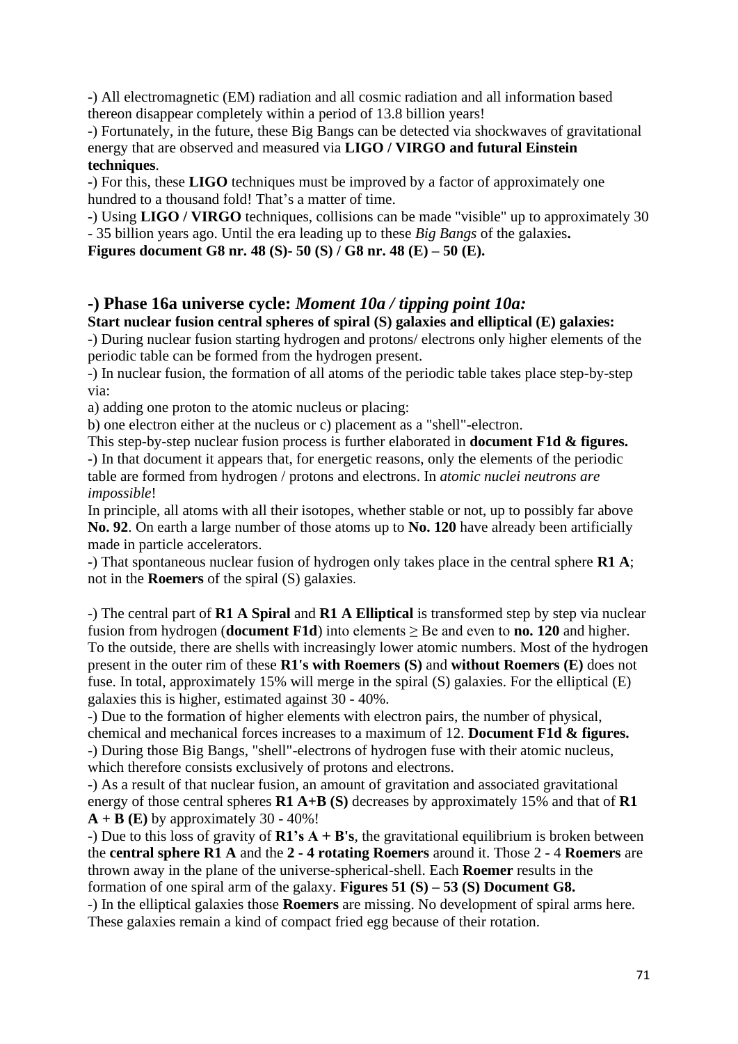-) All electromagnetic (EM) radiation and all cosmic radiation and all information based thereon disappear completely within a period of 13.8 billion years!

-) Fortunately, in the future, these Big Bangs can be detected via shockwaves of gravitational energy that are observed and measured via **LIGO / VIRGO and futural Einstein techniques**.

-) For this, these **LIGO** techniques must be improved by a factor of approximately one hundred to a thousand fold! That's a matter of time.

-) Using **LIGO / VIRGO** techniques, collisions can be made "visible" up to approximately 30 - 35 billion years ago. Until the era leading up to these *Big Bangs* of the galaxies**.**

**Figures document G8 nr. 48 (S)- 50 (S) / G8 nr. 48 (E) – 50 (E).**

## -) Phase 16a universe cycle: *Moment 10a / tipping point 10a:*

**Start nuclear fusion central spheres of spiral (S) galaxies and elliptical (E) galaxies:**

-) During nuclear fusion starting hydrogen and protons/ electrons only higher elements of the periodic table can be formed from the hydrogen present.

-) In nuclear fusion, the formation of all atoms of the periodic table takes place step-by-step via:

a) adding one proton to the atomic nucleus or placing:

b) one electron either at the nucleus or c) placement as a "shell"-electron.

This step-by-step nuclear fusion process is further elaborated in **document F1d & figures.**

-) In that document it appears that, for energetic reasons, only the elements of the periodic table are formed from hydrogen / protons and electrons. In *atomic nuclei neutrons are impossible*!

In principle, all atoms with all their isotopes, whether stable or not, up to possibly far above **No. 92**. On earth a large number of those atoms up to **No. 120** have already been artificially made in particle accelerators.

-) That spontaneous nuclear fusion of hydrogen only takes place in the central sphere **R1 A**; not in the **Roemers** of the spiral (S) galaxies.

-) The central part of **R1 A Spiral** and **R1 A Elliptical** is transformed step by step via nuclear fusion from hydrogen (**document F1d**) into elements ≥ Be and even to **no. 120** and higher. To the outside, there are shells with increasingly lower atomic numbers. Most of the hydrogen present in the outer rim of these **R1's with Roemers (S)** and **without Roemers (E)** does not fuse. In total, approximately 15% will merge in the spiral (S) galaxies. For the elliptical (E) galaxies this is higher, estimated against 30 - 40%.

-) Due to the formation of higher elements with electron pairs, the number of physical, chemical and mechanical forces increases to a maximum of 12. **Document F1d & figures.**

-) During those Big Bangs, "shell"-electrons of hydrogen fuse with their atomic nucleus, which therefore consists exclusively of protons and electrons.

-) As a result of that nuclear fusion, an amount of gravitation and associated gravitational energy of those central spheres **R1 A+B (S)** decreases by approximately 15% and that of **R1 A + B (E)** by approximately 30 - 40%!

-) Due to this loss of gravity of **R1's A + B's**, the gravitational equilibrium is broken between the **central sphere R1 A** and the **2 - 4 rotating Roemers** around it. Those 2 - 4 **Roemers** are thrown away in the plane of the universe-spherical-shell. Each **Roemer** results in the formation of one spiral arm of the galaxy. **Figures 51 (S) – 53 (S) Document G8.**

-) In the elliptical galaxies those **Roemers** are missing. No development of spiral arms here. These galaxies remain a kind of compact fried egg because of their rotation.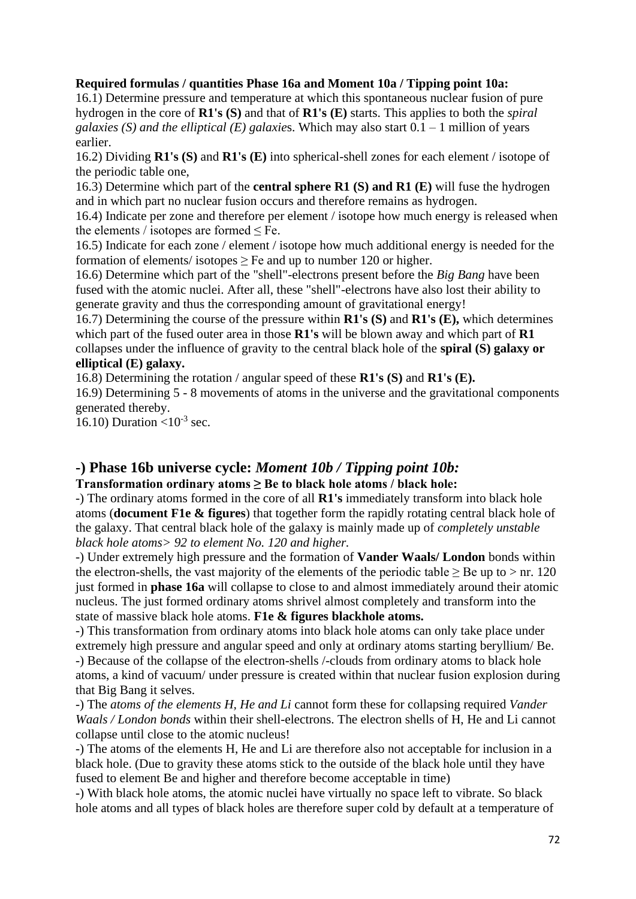**Required formulas / quantities Phase 16a and Moment 10a / Tipping point 10a:**

16.1) Determine pressure and temperature at which this spontaneous nuclear fusion of pure hydrogen in the core of **R1's (S)** and that of **R1's (E)** starts. This applies to both the *spiral galaxies (S) and the elliptical (E) galaxie*s. Which may also start 0.1 – 1 million of years earlier.

16.2) Dividing **R1's (S)** and **R1's (E)** into spherical-shell zones for each element / isotope of the periodic table one,

16.3) Determine which part of the **central sphere R1 (S) and R1 (E)** will fuse the hydrogen and in which part no nuclear fusion occurs and therefore remains as hydrogen.

16.4) Indicate per zone and therefore per element / isotope how much energy is released when the elements / isotopes are formed ≤ Fe.

16.5) Indicate for each zone / element / isotope how much additional energy is needed for the formation of elements/ isotopes ≥ Fe and up to number 120 or higher.

16.6) Determine which part of the "shell"-electrons present before the *Big Bang* have been fused with the atomic nuclei. After all, these "shell"-electrons have also lost their ability to generate gravity and thus the corresponding amount of gravitational energy!

16.7) Determining the course of the pressure within **R1's (S)** and **R1's (E),** which determines which part of the fused outer area in those **R1's** will be blown away and which part of **R1** collapses under the influence of gravity to the central black hole of the **spiral (S) galaxy or elliptical (E) galaxy.**

16.8) Determining the rotation / angular speed of these **R1's (S)** and **R1's (E).**

16.9) Determining 5 - 8 movements of atoms in the universe and the gravitational components generated thereby.

16.10) Duration $<10^{-3}$ sec.

## -) Phase 16b universe cycle: *Moment 10b / Tipping point 10b:*

**Transformation ordinary atoms ≥ Be to black hole atoms / black hole:**

-) The ordinary atoms formed in the core of all **R1's** immediately transform into black hole atoms (**document F1e & figures**) that together form the rapidly rotating central black hole of the galaxy. That central black hole of the galaxy is mainly made up of *completely unstable black hole atoms> 92 to element No. 120 and higher.*

-) Under extremely high pressure and the formation of **Vander Waals/ London** bonds within the electron-shells, the vast majority of the elements of the periodic table ≥ Be up to > nr. 120 just formed in **phase 16a** will collapse to close to and almost immediately around their atomic nucleus. The just formed ordinary atoms shrivel almost completely and transform into the state of massive black hole atoms. **F1e & figures blackhole atoms.**

-) This transformation from ordinary atoms into black hole atoms can only take place under extremely high pressure and angular speed and only at ordinary atoms starting beryllium/ Be.

-) Because of the collapse of the electron-shells /-clouds from ordinary atoms to black hole atoms, a kind of vacuum/ under pressure is created within that nuclear fusion explosion during that Big Bang it selves.

-) The *atoms of the elements H, He and Li* cannot form these for collapsing required *Vander Waals / London bonds* within their shell-electrons. The electron shells of H, He and Li cannot collapse until close to the atomic nucleus!

-) The atoms of the elements H, He and Li are therefore also not acceptable for inclusion in a black hole. (Due to gravity these atoms stick to the outside of the black hole until they have fused to element Be and higher and therefore become acceptable in time)

-) With black hole atoms, the atomic nuclei have virtually no space left to vibrate. So black hole atoms and all types of black holes are therefore super cold by default at a temperature of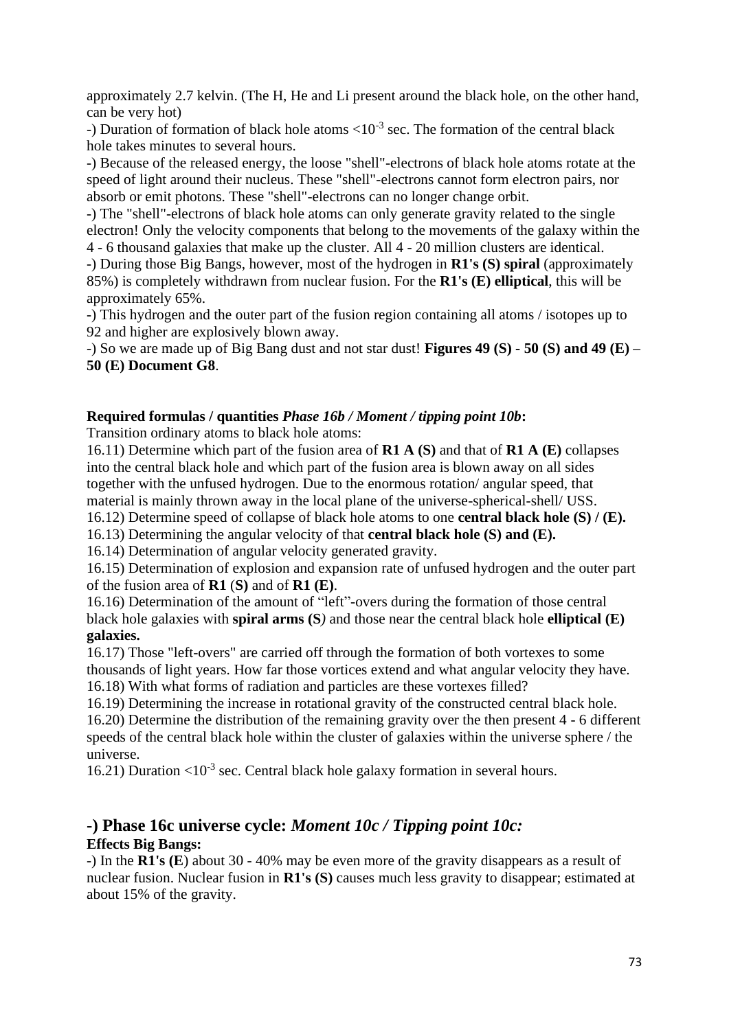approximately 2.7 kelvin. (The H, He and Li present around the black hole, on the other hand, can be very hot)

-) Duration of formation of black hole atoms $<10^{-3}$ sec. The formation of the central black hole takes minutes to several hours.

-) Because of the released energy, the loose "shell"-electrons of black hole atoms rotate at the speed of light around their nucleus. These "shell"-electrons cannot form electron pairs, nor absorb or emit photons. These "shell"-electrons can no longer change orbit.

-) The "shell"-electrons of black hole atoms can only generate gravity related to the single electron! Only the velocity components that belong to the movements of the galaxy within the 4 - 6 thousand galaxies that make up the cluster. All 4 - 20 million clusters are identical.

-) During those Big Bangs, however, most of the hydrogen in **R1's (S) spiral** (approximately 85%) is completely withdrawn from nuclear fusion. For the **R1's (E) elliptical**, this will be approximately 65%.

-) This hydrogen and the outer part of the fusion region containing all atoms / isotopes up to 92 and higher are explosively blown away.

-) So we are made up of Big Bang dust and not star dust! **Figures 49 (S) - 50 (S) and 49 (E) – 50 (E) Document G8**.

**Required formulas / quantities** ***Phase 16b / Moment / tipping point 10b*****:**
Transition ordinary atoms to black hole atoms:

16.11) Determine which part of the fusion area of **R1 A (S)** and that of **R1 A (E)** collapses into the central black hole and which part of the fusion area is blown away on all sides together with the unfused hydrogen. Due to the enormous rotation/ angular speed, that material is mainly thrown away in the local plane of the universe-spherical-shell/ USS.

16.12) Determine speed of collapse of black hole atoms to one **central black hole (S) / (E).**

16.13) Determining the angular velocity of that **central black hole (S) and (E).**

16.14) Determination of angular velocity generated gravity.

16.15) Determination of explosion and expansion rate of unfused hydrogen and the outer part of the fusion area of **R1** (**S)** and of **R1 (E)**.

16.16) Determination of the amount of "left"-overs during the formation of those central black hole galaxies with **spiral arms (S***)* and those near the central black hole **elliptical (E) galaxies.**

16.17) Those "left-overs" are carried off through the formation of both vortexes to some thousands of light years. How far those vortices extend and what angular velocity they have.

16.18) With what forms of radiation and particles are these vortexes filled?

16.19) Determining the increase in rotational gravity of the constructed central black hole.

16.20) Determine the distribution of the remaining gravity over the then present 4 - 6 different speeds of the central black hole within the cluster of galaxies within the universe sphere / the universe.

16.21) Duration $<10^{-3}$ sec. Central black hole galaxy formation in several hours.

## -) Phase 16c universe cycle: *Moment 10c / Tipping point 10c:*

**Effects Big Bangs:**

-) In the **R1's (E**) about 30 - 40% may be even more of the gravity disappears as a result of nuclear fusion. Nuclear fusion in **R1's (S)** causes much less gravity to disappear; estimated at about 15% of the gravity.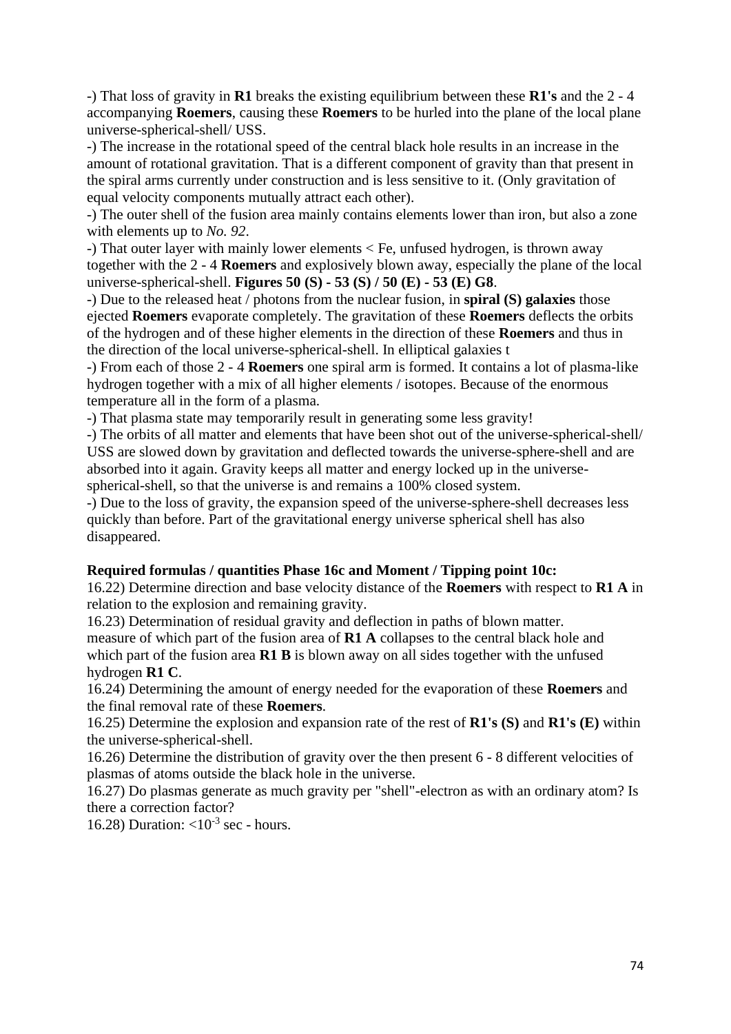-) That loss of gravity in **R1** breaks the existing equilibrium between these **R1's** and the 2 - 4 accompanying **Roemers**, causing these **Roemers** to be hurled into the plane of the local plane universe-spherical-shell/ USS.

-) The increase in the rotational speed of the central black hole results in an increase in the amount of rotational gravitation. That is a different component of gravity than that present in the spiral arms currently under construction and is less sensitive to it. (Only gravitation of equal velocity components mutually attract each other).

-) The outer shell of the fusion area mainly contains elements lower than iron, but also a zone with elements up to *No. 92*.

-) That outer layer with mainly lower elements < Fe, unfused hydrogen, is thrown away together with the 2 - 4 **Roemers** and explosively blown away, especially the plane of the local universe-spherical-shell. **Figures 50 (S) - 53 (S) / 50 (E) - 53 (E) G8**.

-) Due to the released heat / photons from the nuclear fusion, in **spiral (S) galaxies** those ejected **Roemers** evaporate completely. The gravitation of these **Roemers** deflects the orbits of the hydrogen and of these higher elements in the direction of these **Roemers** and thus in the direction of the local universe-spherical-shell. In elliptical galaxies t

-) From each of those 2 - 4 **Roemers** one spiral arm is formed. It contains a lot of plasma-like hydrogen together with a mix of all higher elements / isotopes. Because of the enormous temperature all in the form of a plasma.

-) That plasma state may temporarily result in generating some less gravity!

-) The orbits of all matter and elements that have been shot out of the universe-spherical-shell/ USS are slowed down by gravitation and deflected towards the universe-sphere-shell and are absorbed into it again. Gravity keeps all matter and energy locked up in the universe-spherical-shell, so that the universe is and remains a 100% closed system.

-) Due to the loss of gravity, the expansion speed of the universe-sphere-shell decreases less quickly than before. Part of the gravitational energy universe spherical shell has also disappeared.

**Required formulas / quantities Phase 16c and Moment / Tipping point 10c:**

16.22) Determine direction and base velocity distance of the **Roemers** with respect to **R1 A** in relation to the explosion and remaining gravity.

16.23) Determination of residual gravity and deflection in paths of blown matter.
measure of which part of the fusion area of **R1 A** collapses to the central black hole and which part of the fusion area **R1 B** is blown away on all sides together with the unfused hydrogen **R1 C**.

16.24) Determining the amount of energy needed for the evaporation of these **Roemers** and the final removal rate of these **Roemers**.

16.25) Determine the explosion and expansion rate of the rest of **R1's (S)** and **R1's (E)** within the universe-spherical-shell.

16.26) Determine the distribution of gravity over the then present 6 - 8 different velocities of plasmas of atoms outside the black hole in the universe.

16.27) Do plasmas generate as much gravity per "shell"-electron as with an ordinary atom? Is there a correction factor?

16.28) Duration: $<10^{-3}$ sec - hours.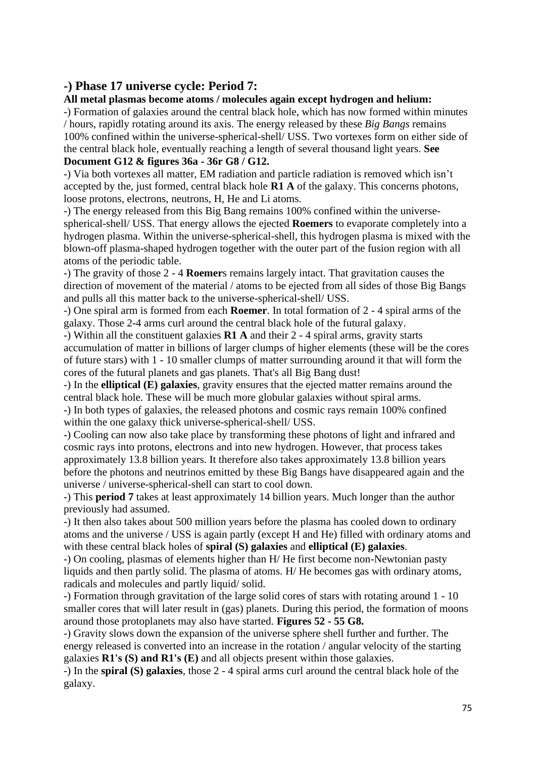## -) Phase 17 universe cycle: Period 7:

**All metal plasmas become atoms / molecules again except hydrogen and helium:**

-) Formation of galaxies around the central black hole, which has now formed within minutes / hours, rapidly rotating around its axis. The energy released by these *Big Bangs* remains 100% confined within the universe-spherical-shell/ USS. Two vortexes form on either side of the central black hole, eventually reaching a length of several thousand light years. **See Document G12 & figures 36a - 36r G8 / G12.**

-) Via both vortexes all matter, EM radiation and particle radiation is removed which isn't accepted by the, just formed, central black hole **R1 A** of the galaxy. This concerns photons, loose protons, electrons, neutrons, H, He and Li atoms.

-) The energy released from this Big Bang remains 100% confined within the universe-spherical-shell/ USS. That energy allows the ejected **Roemers** to evaporate completely into a hydrogen plasma. Within the universe-spherical-shell, this hydrogen plasma is mixed with the blown-off plasma-shaped hydrogen together with the outer part of the fusion region with all atoms of the periodic table.

-) The gravity of those 2 - 4 **Roemer**s remains largely intact. That gravitation causes the direction of movement of the material / atoms to be ejected from all sides of those Big Bangs and pulls all this matter back to the universe-spherical-shell/ USS.

-) One spiral arm is formed from each **Roemer**. In total formation of 2 - 4 spiral arms of the galaxy. Those 2-4 arms curl around the central black hole of the futural galaxy.

-) Within all the constituent galaxies **R1 A** and their 2 - 4 spiral arms, gravity starts accumulation of matter in billions of larger clumps of higher elements (these will be the cores of future stars) with 1 - 10 smaller clumps of matter surrounding around it that will form the cores of the futural planets and gas planets. That's all Big Bang dust!

-) In the **elliptical (E) galaxies**, gravity ensures that the ejected matter remains around the central black hole. These will be much more globular galaxies without spiral arms.

-) In both types of galaxies, the released photons and cosmic rays remain 100% confined within the one galaxy thick universe-spherical-shell/ USS.

-) Cooling can now also take place by transforming these photons of light and infrared and cosmic rays into protons, electrons and into new hydrogen. However, that process takes approximately 13.8 billion years. It therefore also takes approximately 13.8 billion years before the photons and neutrinos emitted by these Big Bangs have disappeared again and the universe / universe-spherical-shell can start to cool down.

-) This **period 7** takes at least approximately 14 billion years. Much longer than the author previously had assumed.

-) It then also takes about 500 million years before the plasma has cooled down to ordinary atoms and the universe / USS is again partly (except H and He) filled with ordinary atoms and with these central black holes of **spiral (S) galaxies** and **elliptical (E) galaxies**.

-) On cooling, plasmas of elements higher than H/ He first become non-Newtonian pasty liquids and then partly solid. The plasma of atoms. H/ He becomes gas with ordinary atoms, radicals and molecules and partly liquid/ solid.

-) Formation through gravitation of the large solid cores of stars with rotating around 1 - 10 smaller cores that will later result in (gas) planets. During this period, the formation of moons around those protoplanets may also have started. **Figures 52 - 55 G8.**

-) Gravity slows down the expansion of the universe sphere shell further and further. The energy released is converted into an increase in the rotation / angular velocity of the starting galaxies **R1's (S) and R1's (E)** and all objects present within those galaxies.

-) In the **spiral (S) galaxies**, those 2 - 4 spiral arms curl around the central black hole of the galaxy.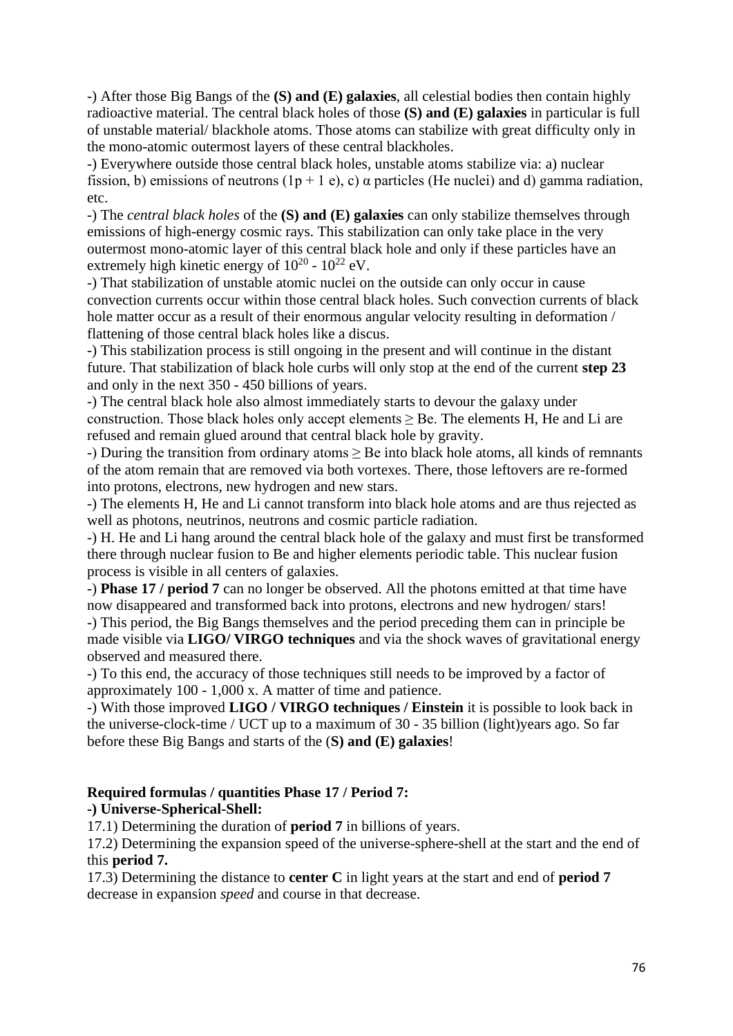-) After those Big Bangs of the **(S) and (E) galaxies**, all celestial bodies then contain highly radioactive material. The central black holes of those **(S) and (E) galaxies** in particular is full of unstable material/ blackhole atoms. Those atoms can stabilize with great difficulty only in the mono-atomic outermost layers of these central blackholes.

-) Everywhere outside those central black holes, unstable atoms stabilize via: a) nuclear fission, b) emissions of neutrons (1p + 1 e), c) α particles (He nuclei) and d) gamma radiation, etc.

-) The *central black holes* of the **(S) and (E) galaxies** can only stabilize themselves through emissions of high-energy cosmic rays. This stabilization can only take place in the very outermost mono-atomic layer of this central black hole and only if these particles have an extremely high kinetic energy of $10^{20}$ - $10^{22}$ eV.

-) That stabilization of unstable atomic nuclei on the outside can only occur in cause convection currents occur within those central black holes. Such convection currents of black hole matter occur as a result of their enormous angular velocity resulting in deformation / flattening of those central black holes like a discus.

-) This stabilization process is still ongoing in the present and will continue in the distant future. That stabilization of black hole curbs will only stop at the end of the current **step 23** and only in the next 350 - 450 billions of years.

-) The central black hole also almost immediately starts to devour the galaxy under construction. Those black holes only accept elements ≥ Be. The elements H, He and Li are refused and remain glued around that central black hole by gravity.

-) During the transition from ordinary atoms ≥ Be into black hole atoms, all kinds of remnants of the atom remain that are removed via both vortexes. There, those leftovers are re-formed into protons, electrons, new hydrogen and new stars.

-) The elements H, He and Li cannot transform into black hole atoms and are thus rejected as well as photons, neutrinos, neutrons and cosmic particle radiation.

-) H. He and Li hang around the central black hole of the galaxy and must first be transformed there through nuclear fusion to Be and higher elements periodic table. This nuclear fusion process is visible in all centers of galaxies.

-) **Phase 17 / period 7** can no longer be observed. All the photons emitted at that time have now disappeared and transformed back into protons, electrons and new hydrogen/ stars!

-) This period, the Big Bangs themselves and the period preceding them can in principle be made visible via **LIGO/ VIRGO techniques** and via the shock waves of gravitational energy observed and measured there.

-) To this end, the accuracy of those techniques still needs to be improved by a factor of approximately 100 - 1,000 x. A matter of time and patience.

-) With those improved **LIGO / VIRGO techniques / Einstein** it is possible to look back in the universe-clock-time / UCT up to a maximum of 30 - 35 billion (light)years ago. So far before these Big Bangs and starts of the (**S) and (E) galaxies**!

**Required formulas / quantities Phase 17 / Period 7:**

**-) Universe-Spherical-Shell:**

17.1) Determining the duration of **period 7** in billions of years.

17.2) Determining the expansion speed of the universe-sphere-shell at the start and the end of this **period 7.**

17.3) Determining the distance to **center C** in light years at the start and end of **period 7** decrease in expansion *speed* and course in that decrease.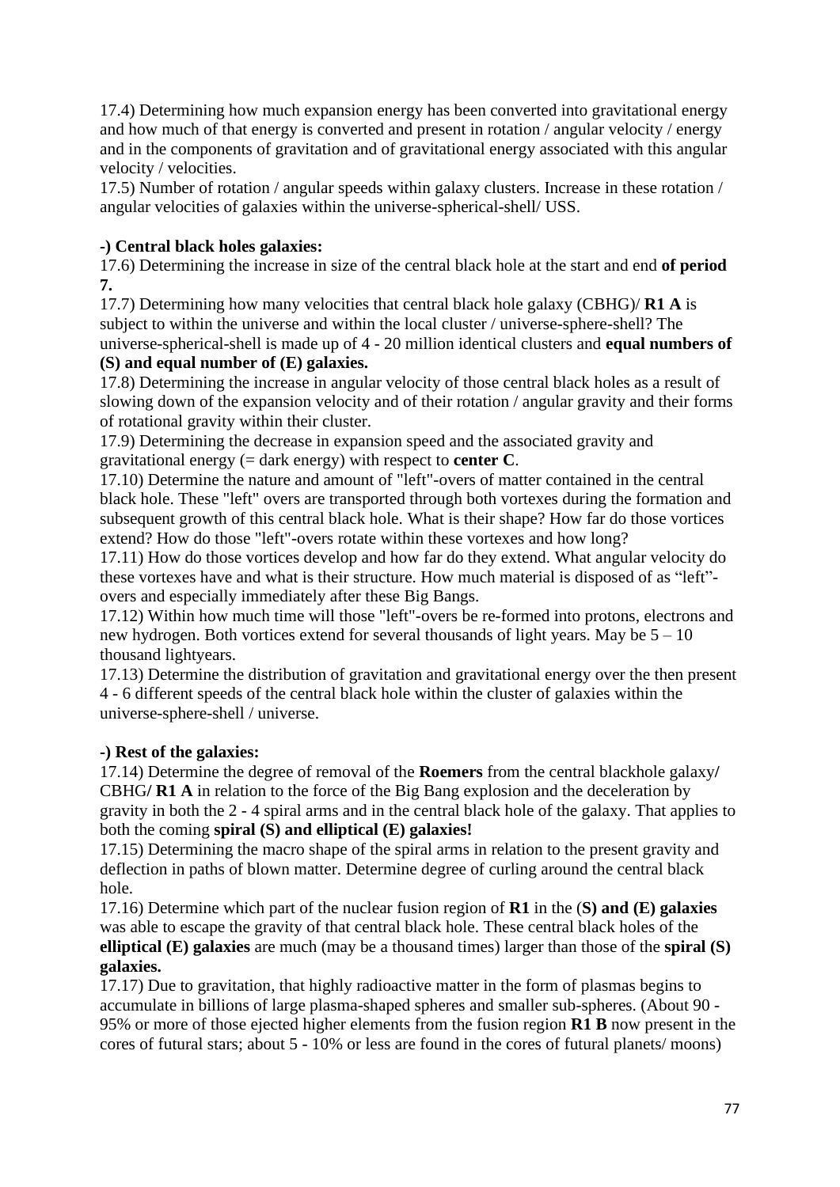17.4) Determining how much expansion energy has been converted into gravitational energy and how much of that energy is converted and present in rotation / angular velocity / energy and in the components of gravitation and of gravitational energy associated with this angular velocity / velocities.

17.5) Number of rotation / angular speeds within galaxy clusters. Increase in these rotation / angular velocities of galaxies within the universe-spherical-shell/ USS.

**-) Central black holes galaxies:**

17.6) Determining the increase in size of the central black hole at the start and end **of period 7.**

17.7) Determining how many velocities that central black hole galaxy (CBHG)/ **R1 A** is subject to within the universe and within the local cluster / universe-sphere-shell? The universe-spherical-shell is made up of 4 - 20 million identical clusters and **equal numbers of (S) and equal number of (E) galaxies.**

17.8) Determining the increase in angular velocity of those central black holes as a result of slowing down of the expansion velocity and of their rotation / angular gravity and their forms of rotational gravity within their cluster.

17.9) Determining the decrease in expansion speed and the associated gravity and gravitational energy (= dark energy) with respect to **center C**.

17.10) Determine the nature and amount of "left"-overs of matter contained in the central black hole. These "left" overs are transported through both vortexes during the formation and subsequent growth of this central black hole. What is their shape? How far do those vortices extend? How do those "left"-overs rotate within these vortexes and how long?

17.11) How do those vortices develop and how far do they extend. What angular velocity do these vortexes have and what is their structure. How much material is disposed of as "left"-overs and especially immediately after these Big Bangs.

17.12) Within how much time will those "left"-overs be re-formed into protons, electrons and new hydrogen. Both vortices extend for several thousands of light years. May be 5 – 10 thousand lightyears.

17.13) Determine the distribution of gravitation and gravitational energy over the then present 4 - 6 different speeds of the central black hole within the cluster of galaxies within the universe-sphere-shell / universe.

**-) Rest of the galaxies:**

17.14) Determine the degree of removal of the **Roemers** from the central blackhole galaxy**/** CBHG**/ R1 A** in relation to the force of the Big Bang explosion and the deceleration by gravity in both the 2 - 4 spiral arms and in the central black hole of the galaxy. That applies to both the coming **spiral (S) and elliptical (E) galaxies!**

17.15) Determining the macro shape of the spiral arms in relation to the present gravity and deflection in paths of blown matter. Determine degree of curling around the central black hole.

17.16) Determine which part of the nuclear fusion region of **R1** in the (**S) and (E) galaxies** was able to escape the gravity of that central black hole. These central black holes of the **elliptical (E) galaxies** are much (may be a thousand times) larger than those of the **spiral (S) galaxies.**

17.17) Due to gravitation, that highly radioactive matter in the form of plasmas begins to accumulate in billions of large plasma-shaped spheres and smaller sub-spheres. (About 90 - 95% or more of those ejected higher elements from the fusion region **R1 B** now present in the cores of futural stars; about 5 - 10% or less are found in the cores of futural planets/ moons)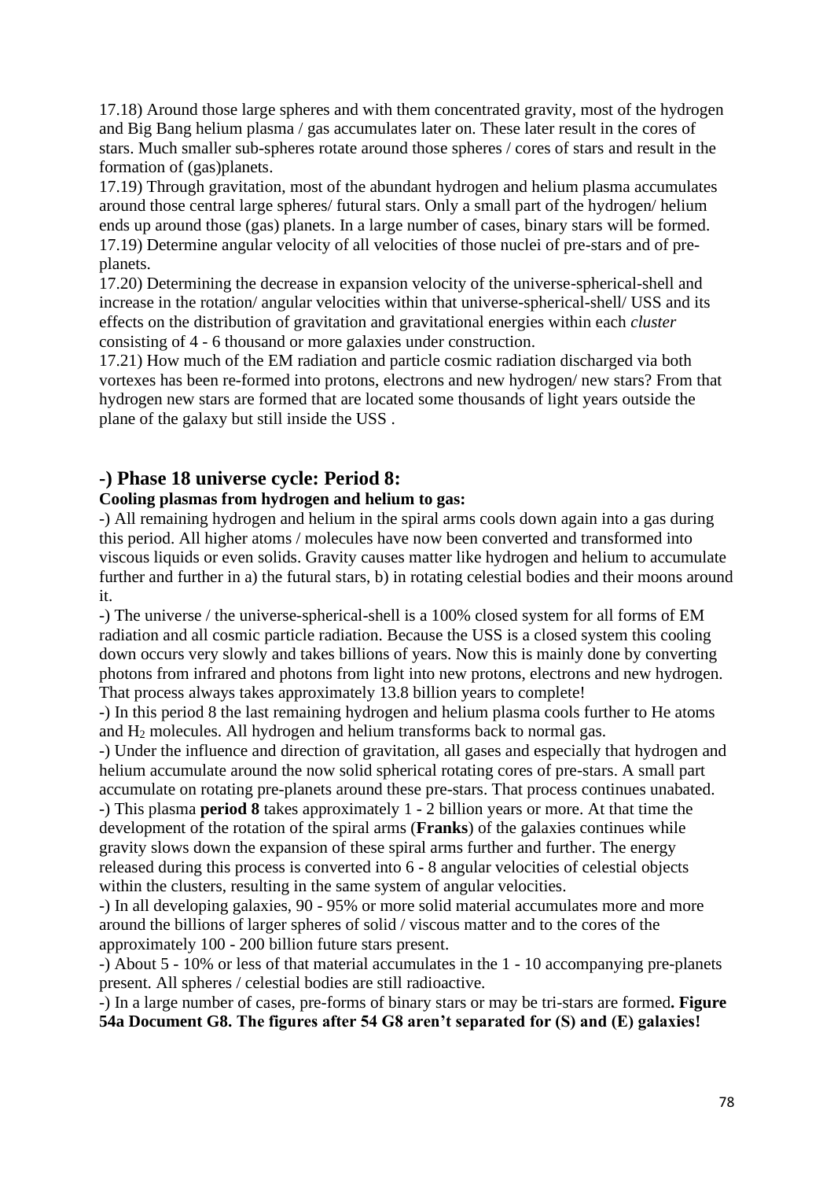17.18) Around those large spheres and with them concentrated gravity, most of the hydrogen and Big Bang helium plasma / gas accumulates later on. These later result in the cores of stars. Much smaller sub-spheres rotate around those spheres / cores of stars and result in the formation of (gas)planets.
17.19) Through gravitation, most of the abundant hydrogen and helium plasma accumulates around those central large spheres/ futural stars. Only a small part of the hydrogen/ helium ends up around those (gas) planets. In a large number of cases, binary stars will be formed.
17.19) Determine angular velocity of all velocities of those nuclei of pre-stars and of pre-planets.
17.20) Determining the decrease in expansion velocity of the universe-spherical-shell and increase in the rotation/ angular velocities within that universe-spherical-shell/ USS and its effects on the distribution of gravitation and gravitational energies within each *cluster* consisting of 4 - 6 thousand or more galaxies under construction.
17.21) How much of the EM radiation and particle cosmic radiation discharged via both vortexes has been re-formed into protons, electrons and new hydrogen/ new stars? From that hydrogen new stars are formed that are located some thousands of light years outside the plane of the galaxy but still inside the USS .

## -) Phase 18 universe cycle: Period 8:

**Cooling plasmas from hydrogen and helium to gas:**

-) All remaining hydrogen and helium in the spiral arms cools down again into a gas during this period. All higher atoms / molecules have now been converted and transformed into viscous liquids or even solids. Gravity causes matter like hydrogen and helium to accumulate further and further in a) the futural stars, b) in rotating celestial bodies and their moons around it.
-) The universe / the universe-spherical-shell is a 100% closed system for all forms of EM radiation and all cosmic particle radiation. Because the USS is a closed system this cooling down occurs very slowly and takes billions of years. Now this is mainly done by converting photons from infrared and photons from light into new protons, electrons and new hydrogen. That process always takes approximately 13.8 billion years to complete!
-) In this period 8 the last remaining hydrogen and helium plasma cools further to He atoms and $H_2$ molecules. All hydrogen and helium transforms back to normal gas.
-) Under the influence and direction of gravitation, all gases and especially that hydrogen and helium accumulate around the now solid spherical rotating cores of pre-stars. A small part accumulate on rotating pre-planets around these pre-stars. That process continues unabated.
-) This plasma **period 8** takes approximately 1 - 2 billion years or more. At that time the development of the rotation of the spiral arms (**Franks**) of the galaxies continues while gravity slows down the expansion of these spiral arms further and further. The energy released during this process is converted into 6 - 8 angular velocities of celestial objects within the clusters, resulting in the same system of angular velocities.
-) In all developing galaxies, 90 - 95% or more solid material accumulates more and more around the billions of larger spheres of solid / viscous matter and to the cores of the approximately 100 - 200 billion future stars present.
-) About 5 - 10% or less of that material accumulates in the 1 - 10 accompanying pre-planets present. All spheres / celestial bodies are still radioactive.
-) In a large number of cases, pre-forms of binary stars or may be tri-stars are formed**. Figure 54a Document G8. The figures after 54 G8 aren't separated for (S) and (E) galaxies!**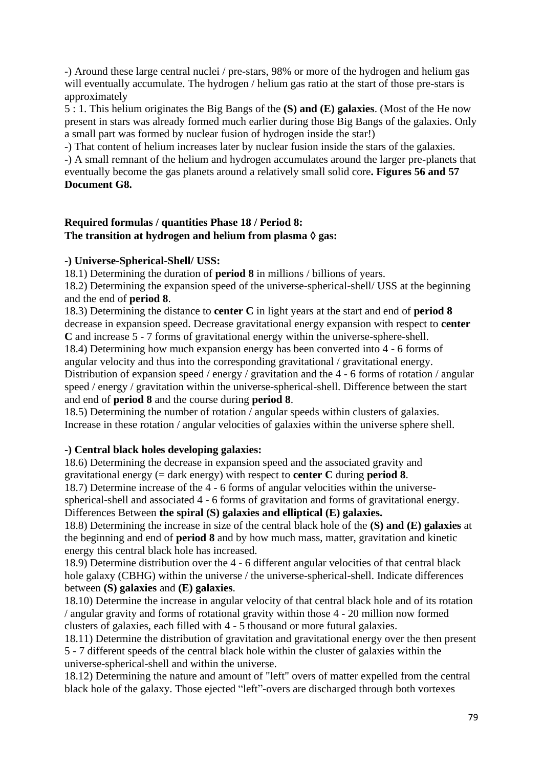-) Around these large central nuclei / pre-stars, 98% or more of the hydrogen and helium gas will eventually accumulate. The hydrogen / helium gas ratio at the start of those pre-stars is approximately

5 : 1. This helium originates the Big Bangs of the **(S) and (E) galaxies**. (Most of the He now present in stars was already formed much earlier during those Big Bangs of the galaxies. Only a small part was formed by nuclear fusion of hydrogen inside the star!)

-) That content of helium increases later by nuclear fusion inside the stars of the galaxies.

-) A small remnant of the helium and hydrogen accumulates around the larger pre-planets that eventually become the gas planets around a relatively small solid core**. Figures 56 and 57 Document G8.**

**Required formulas / quantities Phase 18 / Period 8:**
**The transition at hydrogen and helium from plasma ◊ gas:**

**-) Universe-Spherical-Shell/ USS:**

18.1) Determining the duration of **period 8** in millions / billions of years.

18.2) Determining the expansion speed of the universe-spherical-shell/ USS at the beginning and the end of **period 8**.

18.3) Determining the distance to **center C** in light years at the start and end of **period 8** decrease in expansion speed. Decrease gravitational energy expansion with respect to **center C** and increase 5 - 7 forms of gravitational energy within the universe-sphere-shell.

18.4) Determining how much expansion energy has been converted into 4 - 6 forms of angular velocity and thus into the corresponding gravitational / gravitational energy. Distribution of expansion speed / energy / gravitation and the 4 - 6 forms of rotation / angular speed / energy / gravitation within the universe-spherical-shell. Difference between the start and end of **period 8** and the course during **period 8**.

18.5) Determining the number of rotation / angular speeds within clusters of galaxies. Increase in these rotation / angular velocities of galaxies within the universe sphere shell.

**-) Central black holes developing galaxies:**

18.6) Determining the decrease in expansion speed and the associated gravity and gravitational energy (= dark energy) with respect to **center C** during **period 8**.

18.7) Determine increase of the 4 - 6 forms of angular velocities within the universe-spherical-shell and associated 4 - 6 forms of gravitation and forms of gravitational energy. Differences Between **the spiral (S) galaxies and elliptical (E) galaxies.**

18.8) Determining the increase in size of the central black hole of the **(S) and (E) galaxies** at the beginning and end of **period 8** and by how much mass, matter, gravitation and kinetic energy this central black hole has increased.

18.9) Determine distribution over the 4 - 6 different angular velocities of that central black hole galaxy (CBHG) within the universe / the universe-spherical-shell. Indicate differences between **(S) galaxies** and **(E) galaxies**.

18.10) Determine the increase in angular velocity of that central black hole and of its rotation / angular gravity and forms of rotational gravity within those 4 - 20 million now formed clusters of galaxies, each filled with 4 - 5 thousand or more futural galaxies.

18.11) Determine the distribution of gravitation and gravitational energy over the then present 5 - 7 different speeds of the central black hole within the cluster of galaxies within the universe-spherical-shell and within the universe.

18.12) Determining the nature and amount of "left" overs of matter expelled from the central black hole of the galaxy. Those ejected "left"-overs are discharged through both vortexes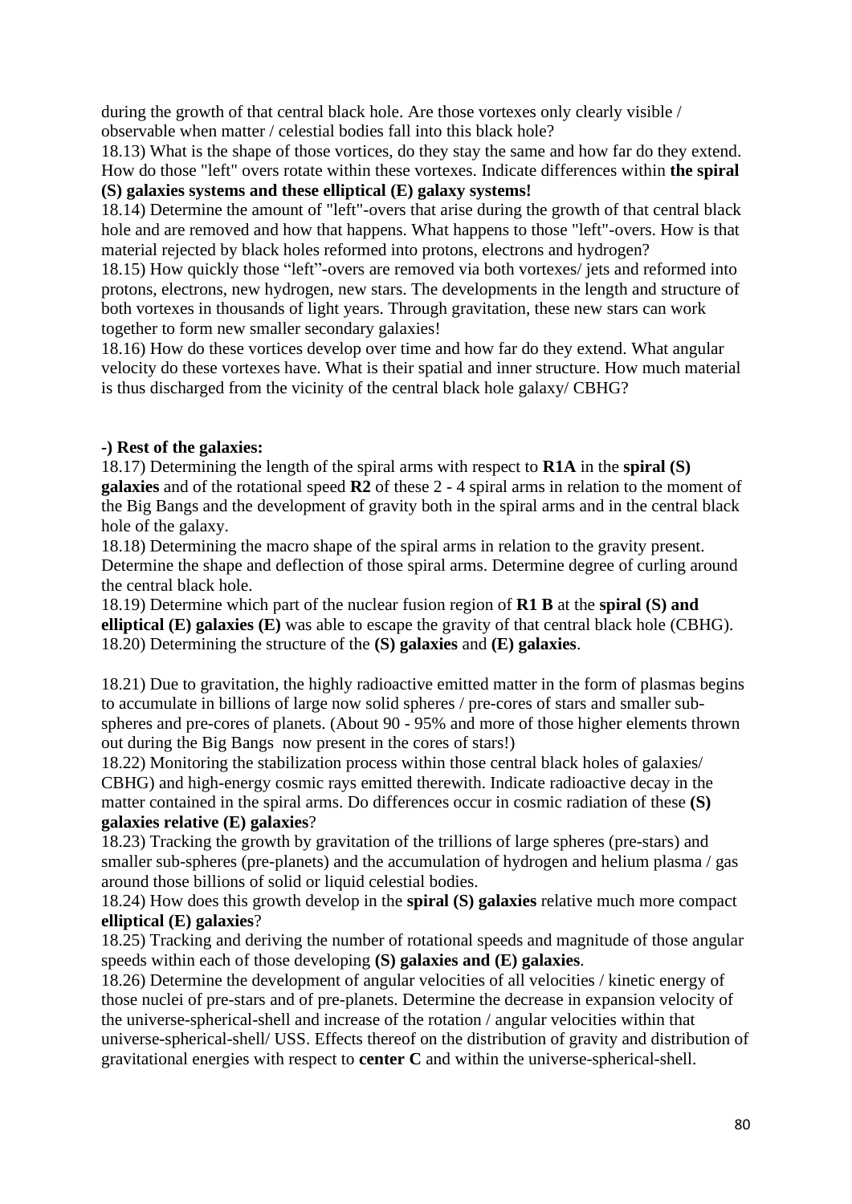during the growth of that central black hole. Are those vortexes only clearly visible / observable when matter / celestial bodies fall into this black hole?

18.13) What is the shape of those vortices, do they stay the same and how far do they extend. How do those "left" overs rotate within these vortexes. Indicate differences within **the spiral (S) galaxies systems and these elliptical (E) galaxy systems!**

18.14) Determine the amount of "left"-overs that arise during the growth of that central black hole and are removed and how that happens. What happens to those "left"-overs. How is that material rejected by black holes reformed into protons, electrons and hydrogen?

18.15) How quickly those "left"-overs are removed via both vortexes/ jets and reformed into protons, electrons, new hydrogen, new stars. The developments in the length and structure of both vortexes in thousands of light years. Through gravitation, these new stars can work together to form new smaller secondary galaxies!

18.16) How do these vortices develop over time and how far do they extend. What angular velocity do these vortexes have. What is their spatial and inner structure. How much material is thus discharged from the vicinity of the central black hole galaxy/ CBHG?

**-) Rest of the galaxies:**

18.17) Determining the length of the spiral arms with respect to **R1A** in the **spiral (S) galaxies** and of the rotational speed **R2** of these 2 - 4 spiral arms in relation to the moment of the Big Bangs and the development of gravity both in the spiral arms and in the central black hole of the galaxy.

18.18) Determining the macro shape of the spiral arms in relation to the gravity present. Determine the shape and deflection of those spiral arms. Determine degree of curling around the central black hole.

18.19) Determine which part of the nuclear fusion region of **R1 B** at the **spiral (S) and elliptical (E) galaxies (E)** was able to escape the gravity of that central black hole (CBHG).

18.20) Determining the structure of the **(S) galaxies** and **(E) galaxies**.

18.21) Due to gravitation, the highly radioactive emitted matter in the form of plasmas begins to accumulate in billions of large now solid spheres / pre-cores of stars and smaller sub-spheres and pre-cores of planets. (About 90 - 95% and more of those higher elements thrown out during the Big Bangs now present in the cores of stars!)

18.22) Monitoring the stabilization process within those central black holes of galaxies/ CBHG) and high-energy cosmic rays emitted therewith. Indicate radioactive decay in the matter contained in the spiral arms. Do differences occur in cosmic radiation of these **(S) galaxies relative (E) galaxies**?

18.23) Tracking the growth by gravitation of the trillions of large spheres (pre-stars) and smaller sub-spheres (pre-planets) and the accumulation of hydrogen and helium plasma / gas around those billions of solid or liquid celestial bodies.

18.24) How does this growth develop in the **spiral (S) galaxies** relative much more compact **elliptical (E) galaxies**?

18.25) Tracking and deriving the number of rotational speeds and magnitude of those angular speeds within each of those developing **(S) galaxies and (E) galaxies**.

18.26) Determine the development of angular velocities of all velocities / kinetic energy of those nuclei of pre-stars and of pre-planets. Determine the decrease in expansion velocity of the universe-spherical-shell and increase of the rotation / angular velocities within that universe-spherical-shell/ USS. Effects thereof on the distribution of gravity and distribution of gravitational energies with respect to **center C** and within the universe-spherical-shell.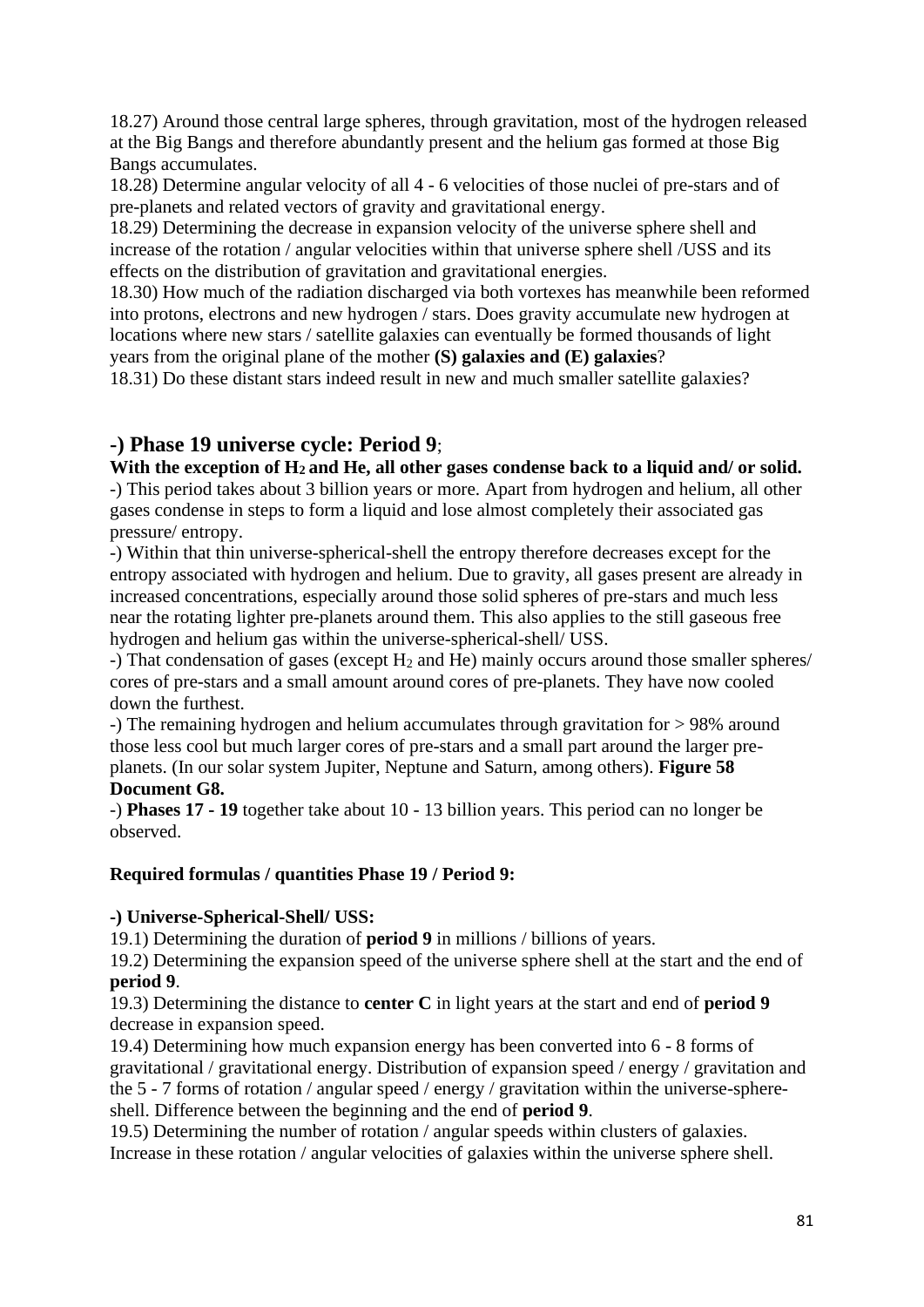18.27) Around those central large spheres, through gravitation, most of the hydrogen released at the Big Bangs and therefore abundantly present and the helium gas formed at those Big Bangs accumulates.

18.28) Determine angular velocity of all 4 - 6 velocities of those nuclei of pre-stars and of pre-planets and related vectors of gravity and gravitational energy.

18.29) Determining the decrease in expansion velocity of the universe sphere shell and increase of the rotation / angular velocities within that universe sphere shell /USS and its effects on the distribution of gravitation and gravitational energies.

18.30) How much of the radiation discharged via both vortexes has meanwhile been reformed into protons, electrons and new hydrogen / stars. Does gravity accumulate new hydrogen at locations where new stars / satellite galaxies can eventually be formed thousands of light years from the original plane of the mother **(S) galaxies and (E) galaxies**?

18.31) Do these distant stars indeed result in new and much smaller satellite galaxies?

## -) Phase 19 universe cycle: Period 9;

**With the exception of $H_2$ and He, all other gases condense back to a liquid and/ or solid.**

-) This period takes about 3 billion years or more. Apart from hydrogen and helium, all other gases condense in steps to form a liquid and lose almost completely their associated gas pressure/ entropy.

-) Within that thin universe-spherical-shell the entropy therefore decreases except for the entropy associated with hydrogen and helium. Due to gravity, all gases present are already in increased concentrations, especially around those solid spheres of pre-stars and much less near the rotating lighter pre-planets around them. This also applies to the still gaseous free hydrogen and helium gas within the universe-spherical-shell/ USS.

-) That condensation of gases (except $H_2$ and He) mainly occurs around those smaller spheres/ cores of pre-stars and a small amount around cores of pre-planets. They have now cooled down the furthest.

-) The remaining hydrogen and helium accumulates through gravitation for > 98% around those less cool but much larger cores of pre-stars and a small part around the larger pre-planets. (In our solar system Jupiter, Neptune and Saturn, among others). **Figure 58 Document G8.**

-) **Phases 17 - 19** together take about 10 - 13 billion years. This period can no longer be observed.

**Required formulas / quantities Phase 19 / Period 9:**

**-) Universe-Spherical-Shell/ USS:**

19.1) Determining the duration of **period 9** in millions / billions of years.

19.2) Determining the expansion speed of the universe sphere shell at the start and the end of **period 9**.

19.3) Determining the distance to **center C** in light years at the start and end of **period 9** decrease in expansion speed.

19.4) Determining how much expansion energy has been converted into 6 - 8 forms of gravitational / gravitational energy. Distribution of expansion speed / energy / gravitation and the 5 - 7 forms of rotation / angular speed / energy / gravitation within the universe-sphere-shell. Difference between the beginning and the end of **period 9**.

19.5) Determining the number of rotation / angular speeds within clusters of galaxies. Increase in these rotation / angular velocities of galaxies within the universe sphere shell.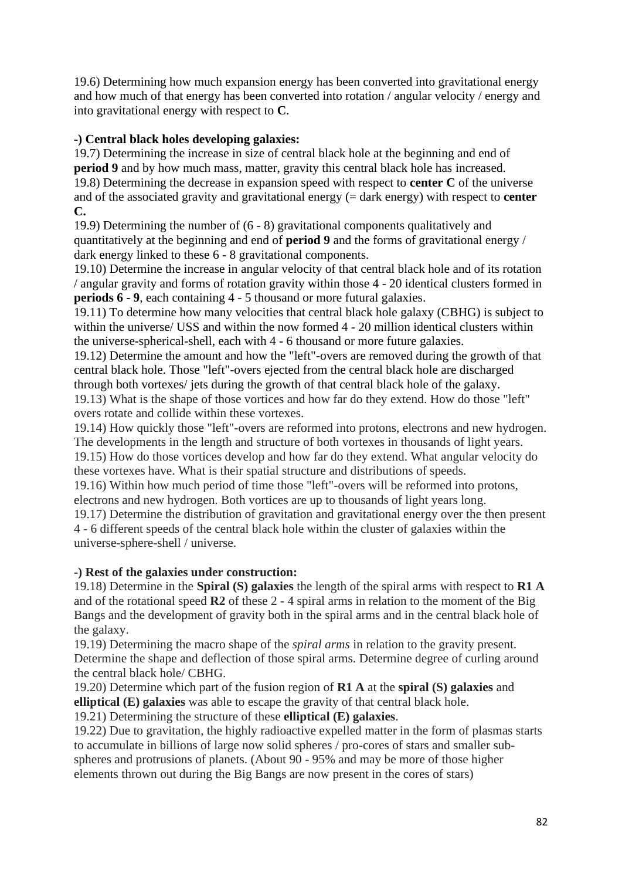19.6) Determining how much expansion energy has been converted into gravitational energy and how much of that energy has been converted into rotation / angular velocity / energy and into gravitational energy with respect to **C**.

**-) Central black holes developing galaxies:**

19.7) Determining the increase in size of central black hole at the beginning and end of **period 9** and by how much mass, matter, gravity this central black hole has increased.
19.8) Determining the decrease in expansion speed with respect to **center C** of the universe and of the associated gravity and gravitational energy (= dark energy) with respect to **center C.**
19.9) Determining the number of (6 - 8) gravitational components qualitatively and quantitatively at the beginning and end of **period 9** and the forms of gravitational energy / dark energy linked to these 6 - 8 gravitational components.
19.10) Determine the increase in angular velocity of that central black hole and of its rotation / angular gravity and forms of rotation gravity within those 4 - 20 identical clusters formed in **periods 6 - 9**, each containing 4 - 5 thousand or more futural galaxies.
19.11) To determine how many velocities that central black hole galaxy (CBHG) is subject to within the universe/ USS and within the now formed 4 - 20 million identical clusters within the universe-spherical-shell, each with 4 - 6 thousand or more future galaxies.
19.12) Determine the amount and how the "left"-overs are removed during the growth of that central black hole. Those "left"-overs ejected from the central black hole are discharged through both vortexes/ jets during the growth of that central black hole of the galaxy.
19.13) What is the shape of those vortices and how far do they extend. How do those "left" overs rotate and collide within these vortexes.
19.14) How quickly those "left"-overs are reformed into protons, electrons and new hydrogen. The developments in the length and structure of both vortexes in thousands of light years.
19.15) How do those vortices develop and how far do they extend. What angular velocity do these vortexes have. What is their spatial structure and distributions of speeds.
19.16) Within how much period of time those "left"-overs will be reformed into protons, electrons and new hydrogen. Both vortices are up to thousands of light years long.
19.17) Determine the distribution of gravitation and gravitational energy over the then present 4 - 6 different speeds of the central black hole within the cluster of galaxies within the universe-sphere-shell / universe.

**-) Rest of the galaxies under construction:**

19.18) Determine in the **Spiral (S) galaxies** the length of the spiral arms with respect to **R1 A** and of the rotational speed **R2** of these 2 - 4 spiral arms in relation to the moment of the Big Bangs and the development of gravity both in the spiral arms and in the central black hole of the galaxy.
19.19) Determining the macro shape of the *spiral arms* in relation to the gravity present. Determine the shape and deflection of those spiral arms. Determine degree of curling around the central black hole/ CBHG.
19.20) Determine which part of the fusion region of **R1 A** at the **spiral (S) galaxies** and **elliptical (E) galaxies** was able to escape the gravity of that central black hole.
19.21) Determining the structure of these **elliptical (E) galaxies**.
19.22) Due to gravitation, the highly radioactive expelled matter in the form of plasmas starts to accumulate in billions of large now solid spheres / pro-cores of stars and smaller sub-spheres and protrusions of planets. (About 90 - 95% and may be more of those higher elements thrown out during the Big Bangs are now present in the cores of stars)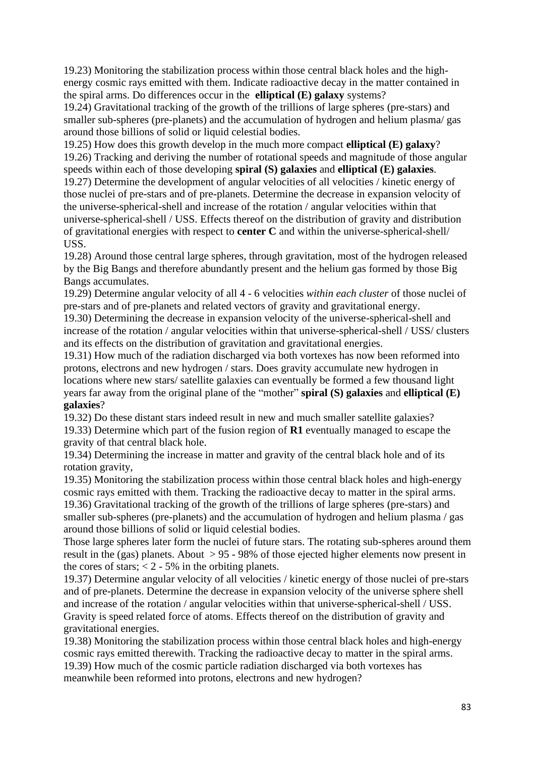19.23) Monitoring the stabilization process within those central black holes and the high-energy cosmic rays emitted with them. Indicate radioactive decay in the matter contained in the spiral arms. Do differences occur in the **elliptical (E) galaxy** systems?

19.24) Gravitational tracking of the growth of the trillions of large spheres (pre-stars) and smaller sub-spheres (pre-planets) and the accumulation of hydrogen and helium plasma/ gas around those billions of solid or liquid celestial bodies.

19.25) How does this growth develop in the much more compact **elliptical (E) galaxy**?

19.26) Tracking and deriving the number of rotational speeds and magnitude of those angular speeds within each of those developing **spiral (S) galaxies** and **elliptical (E) galaxies**.

19.27) Determine the development of angular velocities of all velocities / kinetic energy of those nuclei of pre-stars and of pre-planets. Determine the decrease in expansion velocity of the universe-spherical-shell and increase of the rotation / angular velocities within that universe-spherical-shell / USS. Effects thereof on the distribution of gravity and distribution of gravitational energies with respect to **center C** and within the universe-spherical-shell/ USS.

19.28) Around those central large spheres, through gravitation, most of the hydrogen released by the Big Bangs and therefore abundantly present and the helium gas formed by those Big Bangs accumulates.

19.29) Determine angular velocity of all 4 - 6 velocities *within each cluster* of those nuclei of pre-stars and of pre-planets and related vectors of gravity and gravitational energy.

19.30) Determining the decrease in expansion velocity of the universe-spherical-shell and increase of the rotation / angular velocities within that universe-spherical-shell / USS/ clusters and its effects on the distribution of gravitation and gravitational energies.

19.31) How much of the radiation discharged via both vortexes has now been reformed into protons, electrons and new hydrogen / stars. Does gravity accumulate new hydrogen in locations where new stars/ satellite galaxies can eventually be formed a few thousand light years far away from the original plane of the "mother" **spiral (S) galaxies** and **elliptical (E) galaxies**?

19.32) Do these distant stars indeed result in new and much smaller satellite galaxies?

19.33) Determine which part of the fusion region of **R1** eventually managed to escape the gravity of that central black hole.

19.34) Determining the increase in matter and gravity of the central black hole and of its rotation gravity,

19.35) Monitoring the stabilization process within those central black holes and high-energy cosmic rays emitted with them. Tracking the radioactive decay to matter in the spiral arms.

19.36) Gravitational tracking of the growth of the trillions of large spheres (pre-stars) and smaller sub-spheres (pre-planets) and the accumulation of hydrogen and helium plasma / gas around those billions of solid or liquid celestial bodies.

Those large spheres later form the nuclei of future stars. The rotating sub-spheres around them result in the (gas) planets. About > 95 - 98% of those ejected higher elements now present in the cores of stars; < 2 - 5% in the orbiting planets.

19.37) Determine angular velocity of all velocities / kinetic energy of those nuclei of pre-stars and of pre-planets. Determine the decrease in expansion velocity of the universe sphere shell and increase of the rotation / angular velocities within that universe-spherical-shell / USS. Gravity is speed related force of atoms. Effects thereof on the distribution of gravity and gravitational energies.

19.38) Monitoring the stabilization process within those central black holes and high-energy cosmic rays emitted therewith. Tracking the radioactive decay to matter in the spiral arms.

19.39) How much of the cosmic particle radiation discharged via both vortexes has meanwhile been reformed into protons, electrons and new hydrogen?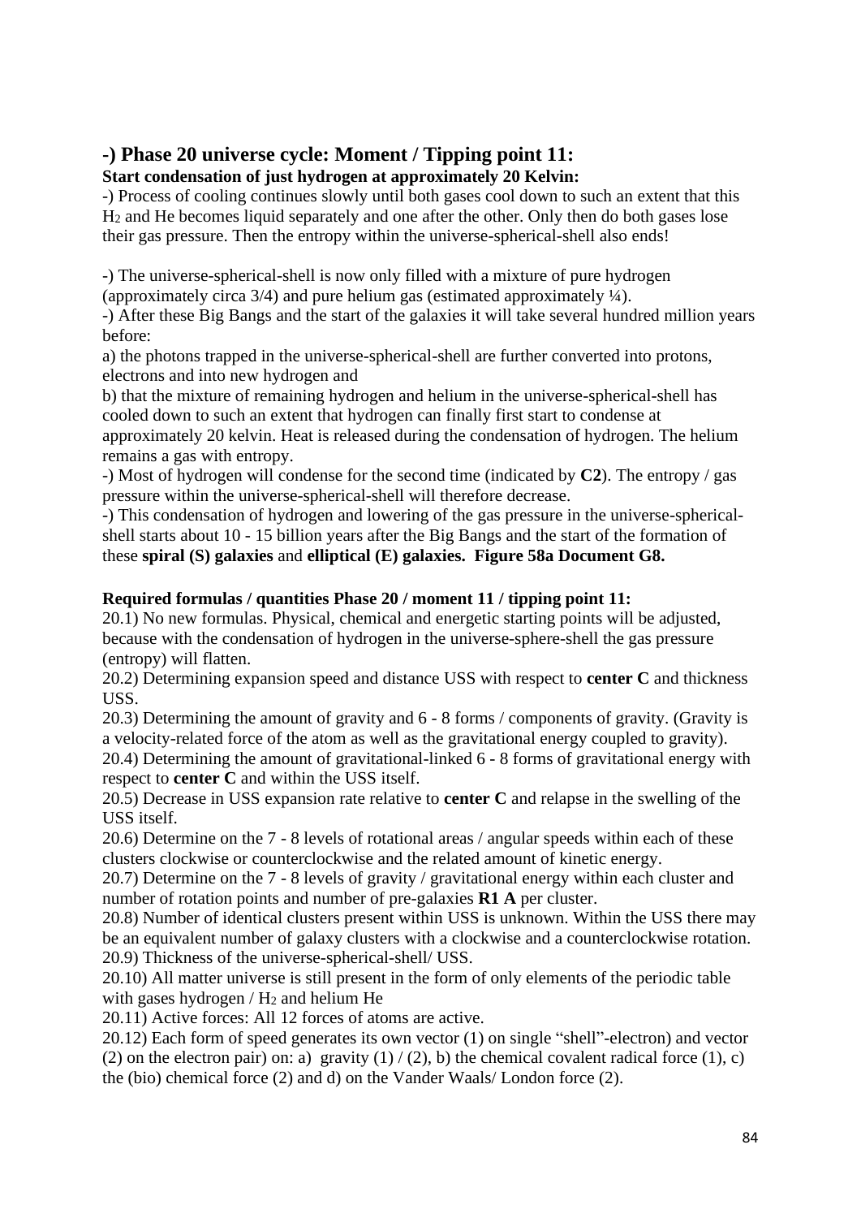## -) Phase 20 universe cycle: Moment / Tipping point 11:

**Start condensation of just hydrogen at approximately 20 Kelvin:**

-) Process of cooling continues slowly until both gases cool down to such an extent that this $H_2$ and He becomes liquid separately and one after the other. Only then do both gases lose their gas pressure. Then the entropy within the universe-spherical-shell also ends!

-) The universe-spherical-shell is now only filled with a mixture of pure hydrogen (approximately circa 3/4) and pure helium gas (estimated approximately ¼).

-) After these Big Bangs and the start of the galaxies it will take several hundred million years before:

a) the photons trapped in the universe-spherical-shell are further converted into protons, electrons and into new hydrogen and

b) that the mixture of remaining hydrogen and helium in the universe-spherical-shell has cooled down to such an extent that hydrogen can finally first start to condense at approximately 20 kelvin. Heat is released during the condensation of hydrogen. The helium remains a gas with entropy.

-) Most of hydrogen will condense for the second time (indicated by **C2**). The entropy / gas pressure within the universe-spherical-shell will therefore decrease.

-) This condensation of hydrogen and lowering of the gas pressure in the universe-spherical-shell starts about 10 - 15 billion years after the Big Bangs and the start of the formation of these **spiral (S) galaxies** and **elliptical (E) galaxies. Figure 58a Document G8.**

**Required formulas / quantities Phase 20 / moment 11 / tipping point 11:**

20.1) No new formulas. Physical, chemical and energetic starting points will be adjusted, because with the condensation of hydrogen in the universe-sphere-shell the gas pressure (entropy) will flatten.

20.2) Determining expansion speed and distance USS with respect to **center C** and thickness USS.

20.3) Determining the amount of gravity and 6 - 8 forms / components of gravity. (Gravity is a velocity-related force of the atom as well as the gravitational energy coupled to gravity).

20.4) Determining the amount of gravitational-linked 6 - 8 forms of gravitational energy with respect to **center C** and within the USS itself.

20.5) Decrease in USS expansion rate relative to **center C** and relapse in the swelling of the USS itself.

20.6) Determine on the 7 - 8 levels of rotational areas / angular speeds within each of these clusters clockwise or counterclockwise and the related amount of kinetic energy.

20.7) Determine on the 7 - 8 levels of gravity / gravitational energy within each cluster and number of rotation points and number of pre-galaxies **R1 A** per cluster.

20.8) Number of identical clusters present within USS is unknown. Within the USS there may be an equivalent number of galaxy clusters with a clockwise and a counterclockwise rotation.

20.9) Thickness of the universe-spherical-shell/ USS.

20.10) All matter universe is still present in the form of only elements of the periodic table with gases hydrogen / $H_2$ and helium He

20.11) Active forces: All 12 forces of atoms are active.

20.12) Each form of speed generates its own vector (1) on single "shell"-electron) and vector (2) on the electron pair) on: a) gravity (1) / (2), b) the chemical covalent radical force (1), c) the (bio) chemical force (2) and d) on the Vander Waals/ London force (2).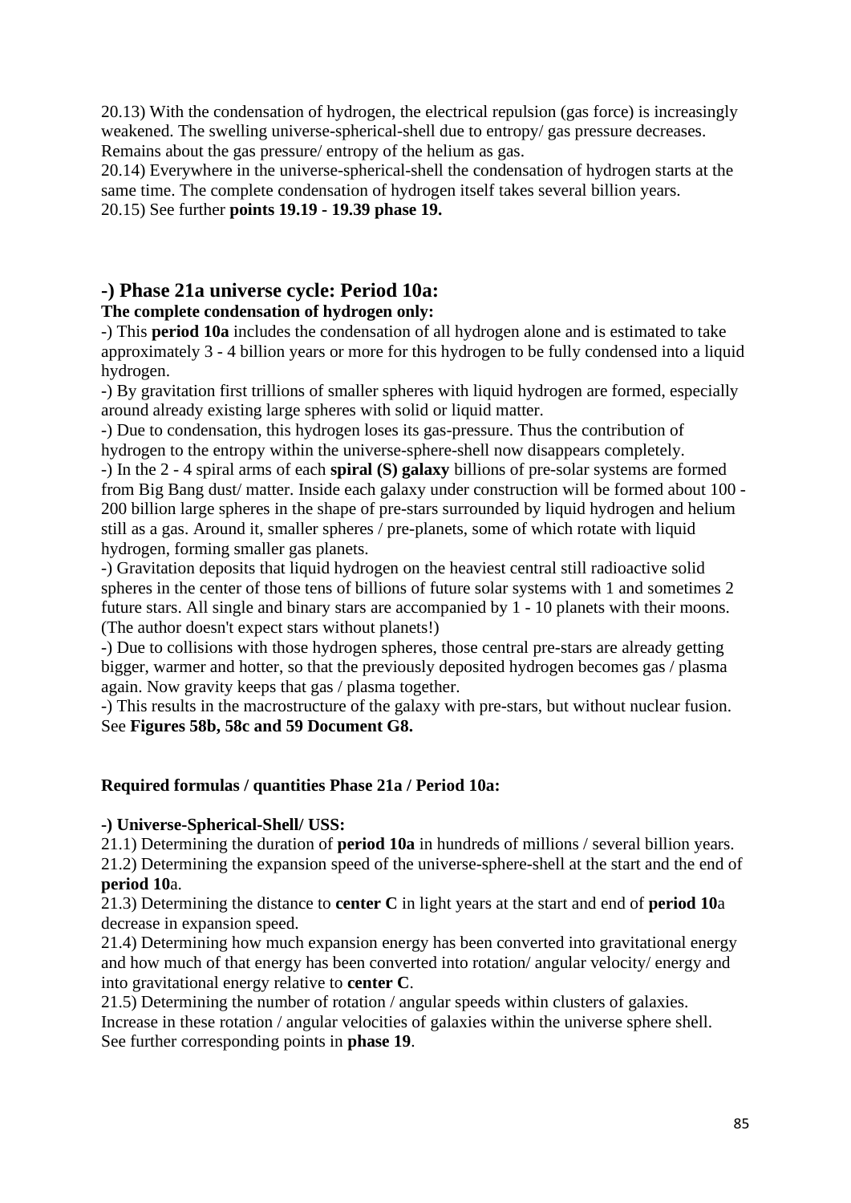20.13) With the condensation of hydrogen, the electrical repulsion (gas force) is increasingly weakened. The swelling universe-spherical-shell due to entropy/ gas pressure decreases. Remains about the gas pressure/ entropy of the helium as gas.
20.14) Everywhere in the universe-spherical-shell the condensation of hydrogen starts at the same time. The complete condensation of hydrogen itself takes several billion years.
20.15) See further **points 19.19 - 19.39 phase 19.**

## -) Phase 21a universe cycle: Period 10a:

**The complete condensation of hydrogen only:**

-) This **period 10a** includes the condensation of all hydrogen alone and is estimated to take approximately 3 - 4 billion years or more for this hydrogen to be fully condensed into a liquid hydrogen.
-) By gravitation first trillions of smaller spheres with liquid hydrogen are formed, especially around already existing large spheres with solid or liquid matter.
-) Due to condensation, this hydrogen loses its gas-pressure. Thus the contribution of hydrogen to the entropy within the universe-sphere-shell now disappears completely.
-) In the 2 - 4 spiral arms of each **spiral (S) galaxy** billions of pre-solar systems are formed from Big Bang dust/ matter. Inside each galaxy under construction will be formed about 100 - 200 billion large spheres in the shape of pre-stars surrounded by liquid hydrogen and helium still as a gas. Around it, smaller spheres / pre-planets, some of which rotate with liquid hydrogen, forming smaller gas planets.
-) Gravitation deposits that liquid hydrogen on the heaviest central still radioactive solid spheres in the center of those tens of billions of future solar systems with 1 and sometimes 2 future stars. All single and binary stars are accompanied by 1 - 10 planets with their moons. (The author doesn't expect stars without planets!)
-) Due to collisions with those hydrogen spheres, those central pre-stars are already getting bigger, warmer and hotter, so that the previously deposited hydrogen becomes gas / plasma again. Now gravity keeps that gas / plasma together.
-) This results in the macrostructure of the galaxy with pre-stars, but without nuclear fusion. See **Figures 58b, 58c and 59 Document G8.**

**Required formulas / quantities Phase 21a / Period 10a:**

**-) Universe-Spherical-Shell/ USS:**

21.1) Determining the duration of **period 10a** in hundreds of millions / several billion years.
21.2) Determining the expansion speed of the universe-sphere-shell at the start and the end of **period 10**a.
21.3) Determining the distance to **center C** in light years at the start and end of **period 10**a decrease in expansion speed.
21.4) Determining how much expansion energy has been converted into gravitational energy and how much of that energy has been converted into rotation/ angular velocity/ energy and into gravitational energy relative to **center C**.
21.5) Determining the number of rotation / angular speeds within clusters of galaxies. Increase in these rotation / angular velocities of galaxies within the universe sphere shell. See further corresponding points in **phase 19**.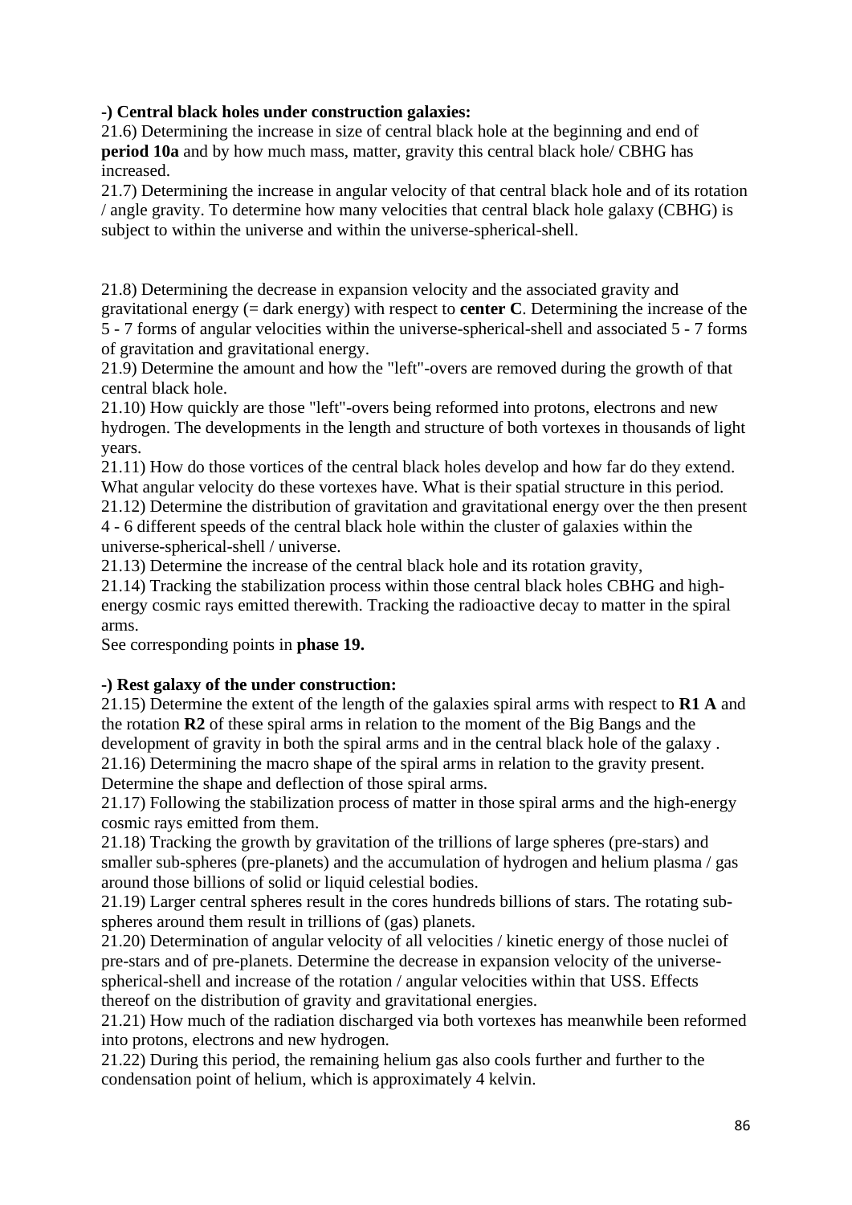**-) Central black holes under construction galaxies:**

21.6) Determining the increase in size of central black hole at the beginning and end of **period 10a** and by how much mass, matter, gravity this central black hole/ CBHG has increased.

21.7) Determining the increase in angular velocity of that central black hole and of its rotation / angle gravity. To determine how many velocities that central black hole galaxy (CBHG) is subject to within the universe and within the universe-spherical-shell.

21.8) Determining the decrease in expansion velocity and the associated gravity and gravitational energy (= dark energy) with respect to **center C**. Determining the increase of the 5 - 7 forms of angular velocities within the universe-spherical-shell and associated 5 - 7 forms of gravitation and gravitational energy.

21.9) Determine the amount and how the "left"-overs are removed during the growth of that central black hole.

21.10) How quickly are those "left"-overs being reformed into protons, electrons and new hydrogen. The developments in the length and structure of both vortexes in thousands of light years.

21.11) How do those vortices of the central black holes develop and how far do they extend. What angular velocity do these vortexes have. What is their spatial structure in this period.

21.12) Determine the distribution of gravitation and gravitational energy over the then present 4 - 6 different speeds of the central black hole within the cluster of galaxies within the universe-spherical-shell / universe.

21.13) Determine the increase of the central black hole and its rotation gravity,

21.14) Tracking the stabilization process within those central black holes CBHG and high-energy cosmic rays emitted therewith. Tracking the radioactive decay to matter in the spiral arms.

See corresponding points in **phase 19.**

**-) Rest galaxy of the under construction:**

21.15) Determine the extent of the length of the galaxies spiral arms with respect to **R1 A** and the rotation **R2** of these spiral arms in relation to the moment of the Big Bangs and the development of gravity in both the spiral arms and in the central black hole of the galaxy .

21.16) Determining the macro shape of the spiral arms in relation to the gravity present. Determine the shape and deflection of those spiral arms.

21.17) Following the stabilization process of matter in those spiral arms and the high-energy cosmic rays emitted from them.

21.18) Tracking the growth by gravitation of the trillions of large spheres (pre-stars) and smaller sub-spheres (pre-planets) and the accumulation of hydrogen and helium plasma / gas around those billions of solid or liquid celestial bodies.

21.19) Larger central spheres result in the cores hundreds billions of stars. The rotating sub-spheres around them result in trillions of (gas) planets.

21.20) Determination of angular velocity of all velocities / kinetic energy of those nuclei of pre-stars and of pre-planets. Determine the decrease in expansion velocity of the universe-spherical-shell and increase of the rotation / angular velocities within that USS. Effects thereof on the distribution of gravity and gravitational energies.

21.21) How much of the radiation discharged via both vortexes has meanwhile been reformed into protons, electrons and new hydrogen.

21.22) During this period, the remaining helium gas also cools further and further to the condensation point of helium, which is approximately 4 kelvin.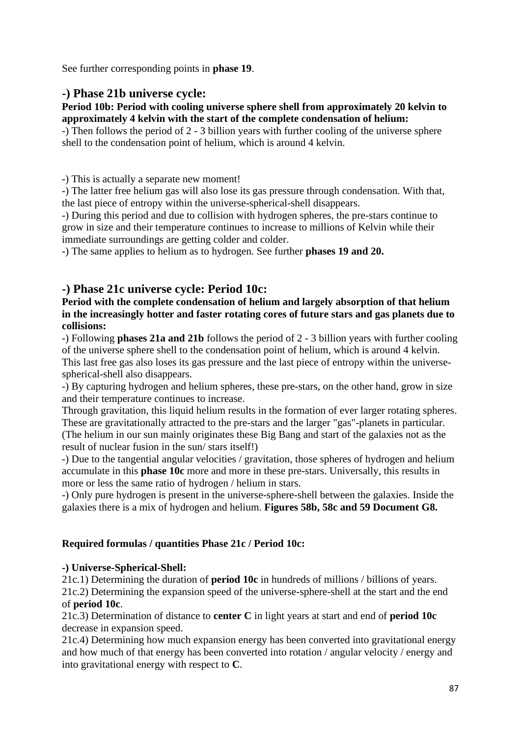See further corresponding points in **phase 19**.

## -) Phase 21b universe cycle:

**Period 10b: Period with cooling universe sphere shell from approximately 20 kelvin to approximately 4 kelvin with the start of the complete condensation of helium:**

-) Then follows the period of 2 - 3 billion years with further cooling of the universe sphere shell to the condensation point of helium, which is around 4 kelvin.

-) This is actually a separate new moment!
-) The latter free helium gas will also lose its gas pressure through condensation. With that, the last piece of entropy within the universe-spherical-shell disappears.
-) During this period and due to collision with hydrogen spheres, the pre-stars continue to grow in size and their temperature continues to increase to millions of Kelvin while their immediate surroundings are getting colder and colder.
-) The same applies to helium as to hydrogen. See further **phases 19 and 20.**

## -) Phase 21c universe cycle: Period 10c:

**Period with the complete condensation of helium and largely absorption of that helium in the increasingly hotter and faster rotating cores of future stars and gas planets due to collisions:**

-) Following **phases 21a and 21b** follows the period of 2 - 3 billion years with further cooling of the universe sphere shell to the condensation point of helium, which is around 4 kelvin. This last free gas also loses its gas pressure and the last piece of entropy within the universe-spherical-shell also disappears.
-) By capturing hydrogen and helium spheres, these pre-stars, on the other hand, grow in size and their temperature continues to increase.
Through gravitation, this liquid helium results in the formation of ever larger rotating spheres. These are gravitationally attracted to the pre-stars and the larger "gas"-planets in particular. (The helium in our sun mainly originates these Big Bang and start of the galaxies not as the result of nuclear fusion in the sun/ stars itself!)
-) Due to the tangential angular velocities / gravitation, those spheres of hydrogen and helium accumulate in this **phase 10c** more and more in these pre-stars. Universally, this results in more or less the same ratio of hydrogen / helium in stars.
-) Only pure hydrogen is present in the universe-sphere-shell between the galaxies. Inside the galaxies there is a mix of hydrogen and helium. **Figures 58b, 58c and 59 Document G8.**

**Required formulas / quantities Phase 21c / Period 10c:**

**-) Universe-Spherical-Shell:**
21c.1) Determining the duration of **period 10c** in hundreds of millions / billions of years.
21c.2) Determining the expansion speed of the universe-sphere-shell at the start and the end of **period 10c**.
21c.3) Determination of distance to **center C** in light years at start and end of **period 10c** decrease in expansion speed.
21c.4) Determining how much expansion energy has been converted into gravitational energy and how much of that energy has been converted into rotation / angular velocity / energy and into gravitational energy with respect to **C**.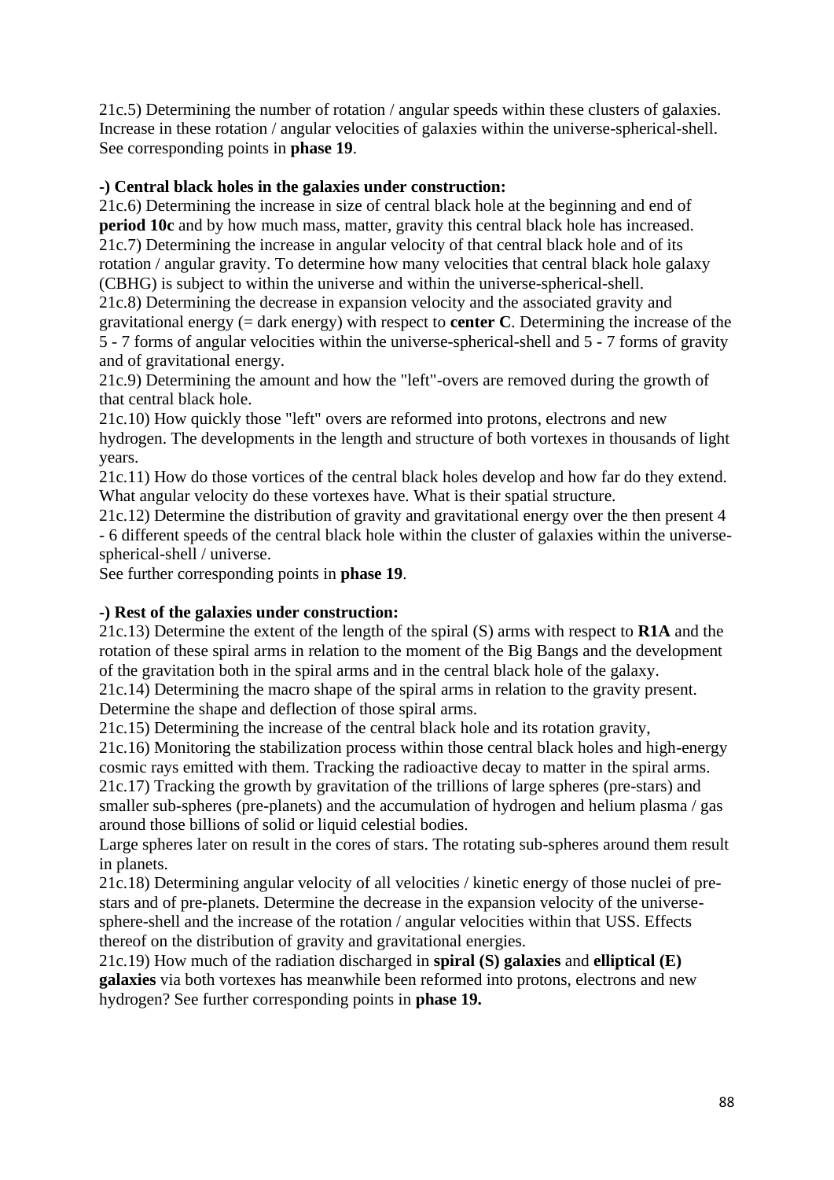21c.5) Determining the number of rotation / angular speeds within these clusters of galaxies. Increase in these rotation / angular velocities of galaxies within the universe-spherical-shell. See corresponding points in **phase 19**.

**-) Central black holes in the galaxies under construction:**

21c.6) Determining the increase in size of central black hole at the beginning and end of **period 10c** and by how much mass, matter, gravity this central black hole has increased.
21c.7) Determining the increase in angular velocity of that central black hole and of its rotation / angular gravity. To determine how many velocities that central black hole galaxy (CBHG) is subject to within the universe and within the universe-spherical-shell.
21c.8) Determining the decrease in expansion velocity and the associated gravity and gravitational energy (= dark energy) with respect to **center C**. Determining the increase of the 5 - 7 forms of angular velocities within the universe-spherical-shell and 5 - 7 forms of gravity and of gravitational energy.
21c.9) Determining the amount and how the "left"-overs are removed during the growth of that central black hole.
21c.10) How quickly those "left" overs are reformed into protons, electrons and new hydrogen. The developments in the length and structure of both vortexes in thousands of light years.
21c.11) How do those vortices of the central black holes develop and how far do they extend. What angular velocity do these vortexes have. What is their spatial structure.
21c.12) Determine the distribution of gravity and gravitational energy over the then present 4 - 6 different speeds of the central black hole within the cluster of galaxies within the universe-spherical-shell / universe.
See further corresponding points in **phase 19**.

**-) Rest of the galaxies under construction:**

21c.13) Determine the extent of the length of the spiral (S) arms with respect to **R1A** and the rotation of these spiral arms in relation to the moment of the Big Bangs and the development of the gravitation both in the spiral arms and in the central black hole of the galaxy.
21c.14) Determining the macro shape of the spiral arms in relation to the gravity present. Determine the shape and deflection of those spiral arms.
21c.15) Determining the increase of the central black hole and its rotation gravity,
21c.16) Monitoring the stabilization process within those central black holes and high-energy cosmic rays emitted with them. Tracking the radioactive decay to matter in the spiral arms.
21c.17) Tracking the growth by gravitation of the trillions of large spheres (pre-stars) and smaller sub-spheres (pre-planets) and the accumulation of hydrogen and helium plasma / gas around those billions of solid or liquid celestial bodies.
Large spheres later on result in the cores of stars. The rotating sub-spheres around them result in planets.
21c.18) Determining angular velocity of all velocities / kinetic energy of those nuclei of pre-stars and of pre-planets. Determine the decrease in the expansion velocity of the universe-sphere-shell and the increase of the rotation / angular velocities within that USS. Effects thereof on the distribution of gravity and gravitational energies.
21c.19) How much of the radiation discharged in **spiral (S) galaxies** and **elliptical (E) galaxies** via both vortexes has meanwhile been reformed into protons, electrons and new hydrogen? See further corresponding points in **phase 19.**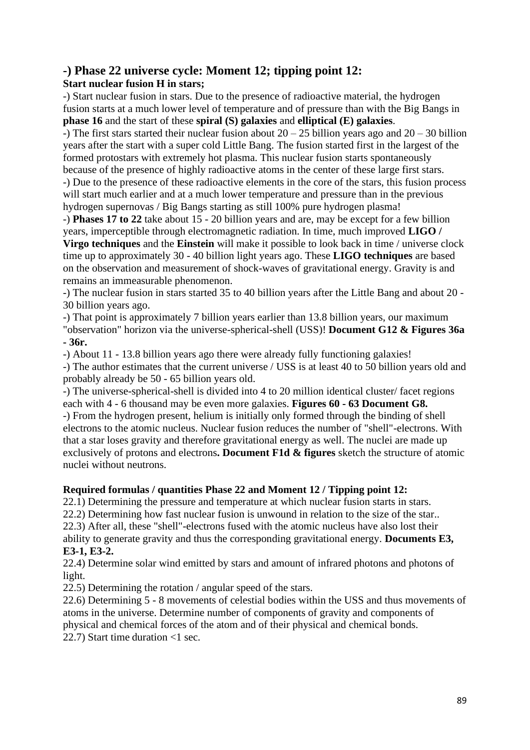## -) Phase 22 universe cycle: Moment 12; tipping point 12:

**Start nuclear fusion H in stars;**

-) Start nuclear fusion in stars. Due to the presence of radioactive material, the hydrogen fusion starts at a much lower level of temperature and of pressure than with the Big Bangs in **phase 16** and the start of these **spiral (S) galaxies** and **elliptical (E) galaxies**.

-) The first stars started their nuclear fusion about 20 – 25 billion years ago and 20 – 30 billion years after the start with a super cold Little Bang. The fusion started first in the largest of the formed protostars with extremely hot plasma. This nuclear fusion starts spontaneously because of the presence of highly radioactive atoms in the center of these large first stars.

-) Due to the presence of these radioactive elements in the core of the stars, this fusion process will start much earlier and at a much lower temperature and pressure than in the previous hydrogen supernovas / Big Bangs starting as still 100% pure hydrogen plasma!

-) **Phases 17 to 22** take about 15 - 20 billion years and are, may be except for a few billion years, imperceptible through electromagnetic radiation. In time, much improved **LIGO / Virgo techniques** and the **Einstein** will make it possible to look back in time / universe clock time up to approximately 30 - 40 billion light years ago. These **LIGO techniques** are based on the observation and measurement of shock-waves of gravitational energy. Gravity is and remains an immeasurable phenomenon.

-) The nuclear fusion in stars started 35 to 40 billion years after the Little Bang and about 20 - 30 billion years ago.

-) That point is approximately 7 billion years earlier than 13.8 billion years, our maximum "observation" horizon via the universe-spherical-shell (USS)! **Document G12 & Figures 36a - 36r.**

-) About 11 - 13.8 billion years ago there were already fully functioning galaxies!

-) The author estimates that the current universe / USS is at least 40 to 50 billion years old and probably already be 50 - 65 billion years old.

-) The universe-spherical-shell is divided into 4 to 20 million identical cluster/ facet regions each with 4 - 6 thousand may be even more galaxies. **Figures 60 - 63 Document G8.**

-) From the hydrogen present, helium is initially only formed through the binding of shell electrons to the atomic nucleus. Nuclear fusion reduces the number of "shell"-electrons. With that a star loses gravity and therefore gravitational energy as well. The nuclei are made up exclusively of protons and electrons**. Document F1d & figures** sketch the structure of atomic nuclei without neutrons.

**Required formulas / quantities Phase 22 and Moment 12 / Tipping point 12:**

22.1) Determining the pressure and temperature at which nuclear fusion starts in stars.

22.2) Determining how fast nuclear fusion is unwound in relation to the size of the star..

22.3) After all, these "shell"-electrons fused with the atomic nucleus have also lost their ability to generate gravity and thus the corresponding gravitational energy. **Documents E3, E3-1, E3-2.**

22.4) Determine solar wind emitted by stars and amount of infrared photons and photons of light.

22.5) Determining the rotation / angular speed of the stars.

22.6) Determining 5 - 8 movements of celestial bodies within the USS and thus movements of atoms in the universe. Determine number of components of gravity and components of physical and chemical forces of the atom and of their physical and chemical bonds.

22.7) Start time duration <1 sec.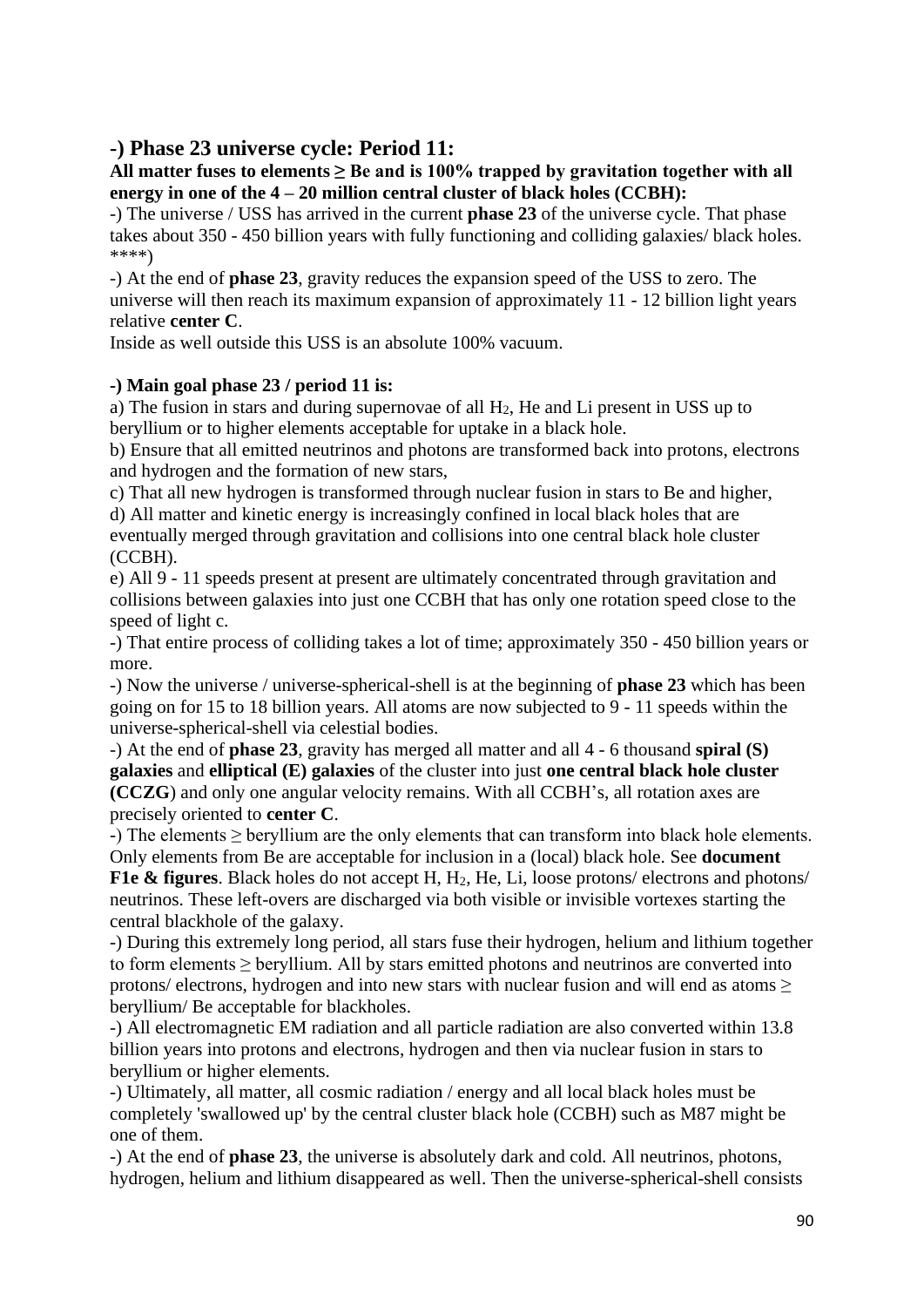## -) Phase 23 universe cycle: Period 11:

**All matter fuses to elements ≥ Be and is 100% trapped by gravitation together with all energy in one of the 4 – 20 million central cluster of black holes (CCBH):**

-) The universe / USS has arrived in the current **phase 23** of the universe cycle. That phase takes about 350 - 450 billion years with fully functioning and colliding galaxies/ black holes. ****)

-) At the end of **phase 23**, gravity reduces the expansion speed of the USS to zero. The universe will then reach its maximum expansion of approximately 11 - 12 billion light years relative **center C**.

Inside as well outside this USS is an absolute 100% vacuum.

**-) Main goal phase 23 / period 11 is:**

a) The fusion in stars and during supernovae of all $H_2$, He and Li present in USS up to beryllium or to higher elements acceptable for uptake in a black hole.

b) Ensure that all emitted neutrinos and photons are transformed back into protons, electrons and hydrogen and the formation of new stars,

c) That all new hydrogen is transformed through nuclear fusion in stars to Be and higher,

d) All matter and kinetic energy is increasingly confined in local black holes that are eventually merged through gravitation and collisions into one central black hole cluster (CCBH).

e) All 9 - 11 speeds present at present are ultimately concentrated through gravitation and collisions between galaxies into just one CCBH that has only one rotation speed close to the speed of light c.

-) That entire process of colliding takes a lot of time; approximately 350 - 450 billion years or more.

-) Now the universe / universe-spherical-shell is at the beginning of **phase 23** which has been going on for 15 to 18 billion years. All atoms are now subjected to 9 - 11 speeds within the universe-spherical-shell via celestial bodies.

-) At the end of **phase 23**, gravity has merged all matter and all 4 - 6 thousand **spiral (S) galaxies** and **elliptical (E) galaxies** of the cluster into just **one central black hole cluster (CCZG**) and only one angular velocity remains. With all CCBH's, all rotation axes are precisely oriented to **center C**.

-) The elements ≥ beryllium are the only elements that can transform into black hole elements. Only elements from Be are acceptable for inclusion in a (local) black hole. See **document F1e & figures**. Black holes do not accept H, $H_2$, He, Li, loose protons/ electrons and photons/ neutrinos. These left-overs are discharged via both visible or invisible vortexes starting the central blackhole of the galaxy.

-) During this extremely long period, all stars fuse their hydrogen, helium and lithium together to form elements ≥ beryllium. All by stars emitted photons and neutrinos are converted into protons/ electrons, hydrogen and into new stars with nuclear fusion and will end as atoms ≥ beryllium/ Be acceptable for blackholes.

-) All electromagnetic EM radiation and all particle radiation are also converted within 13.8 billion years into protons and electrons, hydrogen and then via nuclear fusion in stars to beryllium or higher elements.

-) Ultimately, all matter, all cosmic radiation / energy and all local black holes must be completely 'swallowed up' by the central cluster black hole (CCBH) such as M87 might be one of them.

-) At the end of **phase 23**, the universe is absolutely dark and cold. All neutrinos, photons, hydrogen, helium and lithium disappeared as well. Then the universe-spherical-shell consists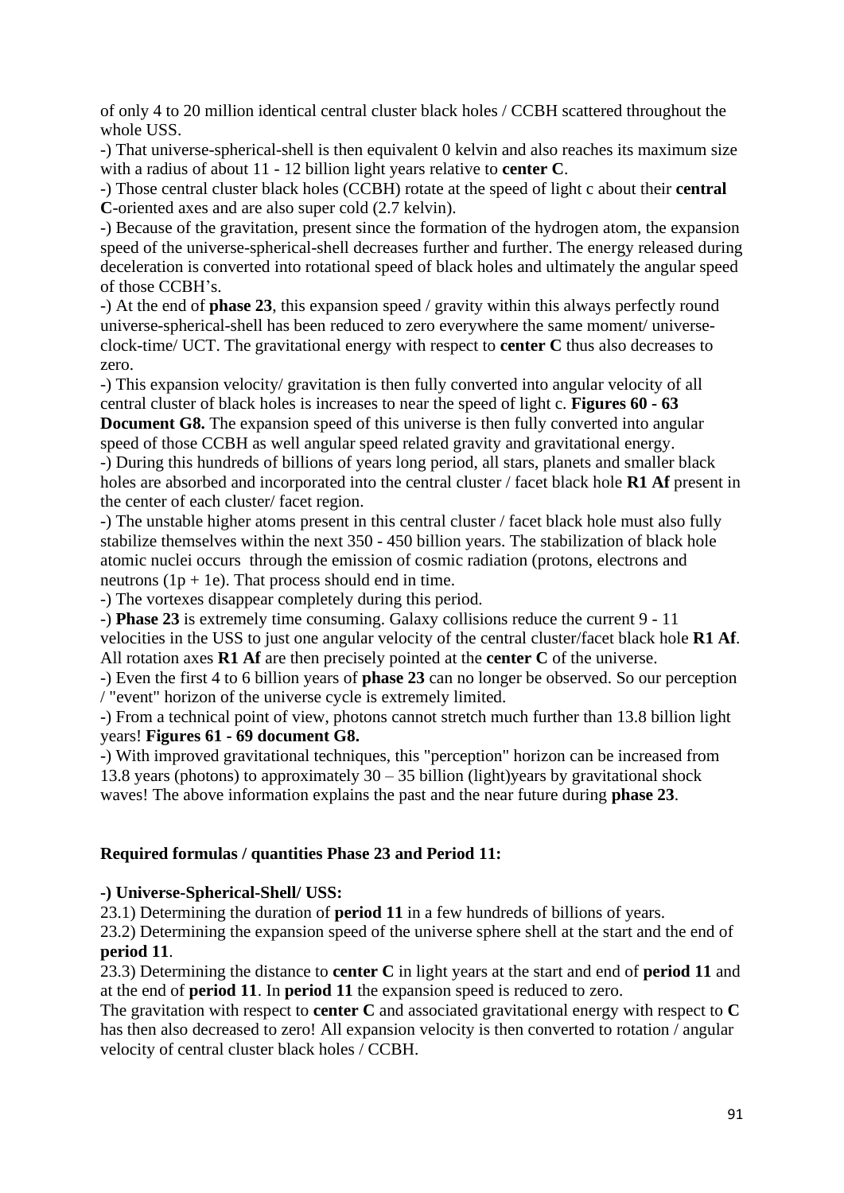of only 4 to 20 million identical central cluster black holes / CCBH scattered throughout the whole USS.

-) That universe-spherical-shell is then equivalent 0 kelvin and also reaches its maximum size with a radius of about 11 - 12 billion light years relative to **center C**.

-) Those central cluster black holes (CCBH) rotate at the speed of light c about their **central C**-oriented axes and are also super cold (2.7 kelvin).

-) Because of the gravitation, present since the formation of the hydrogen atom, the expansion speed of the universe-spherical-shell decreases further and further. The energy released during deceleration is converted into rotational speed of black holes and ultimately the angular speed of those CCBH's.

-) At the end of **phase 23**, this expansion speed / gravity within this always perfectly round universe-spherical-shell has been reduced to zero everywhere the same moment/ universe-clock-time/ UCT. The gravitational energy with respect to **center C** thus also decreases to zero.

-) This expansion velocity/ gravitation is then fully converted into angular velocity of all central cluster of black holes is increases to near the speed of light c. **Figures 60 - 63 Document G8.** The expansion speed of this universe is then fully converted into angular speed of those CCBH as well angular speed related gravity and gravitational energy.

-) During this hundreds of billions of years long period, all stars, planets and smaller black holes are absorbed and incorporated into the central cluster / facet black hole **R1 Af** present in the center of each cluster/ facet region.

-) The unstable higher atoms present in this central cluster / facet black hole must also fully stabilize themselves within the next 350 - 450 billion years. The stabilization of black hole atomic nuclei occurs through the emission of cosmic radiation (protons, electrons and neutrons (1p + 1e). That process should end in time.

-) The vortexes disappear completely during this period.

-) **Phase 23** is extremely time consuming. Galaxy collisions reduce the current 9 - 11 velocities in the USS to just one angular velocity of the central cluster/facet black hole **R1 Af**. All rotation axes **R1 Af** are then precisely pointed at the **center C** of the universe.

-) Even the first 4 to 6 billion years of **phase 23** can no longer be observed. So our perception / "event" horizon of the universe cycle is extremely limited.

-) From a technical point of view, photons cannot stretch much further than 13.8 billion light years! **Figures 61 - 69 document G8.**

-) With improved gravitational techniques, this "perception" horizon can be increased from 13.8 years (photons) to approximately 30 – 35 billion (light)years by gravitational shock waves! The above information explains the past and the near future during **phase 23**.

**Required formulas / quantities Phase 23 and Period 11:**

**-) Universe-Spherical-Shell/ USS:**

23.1) Determining the duration of **period 11** in a few hundreds of billions of years.

23.2) Determining the expansion speed of the universe sphere shell at the start and the end of **period 11**.

23.3) Determining the distance to **center C** in light years at the start and end of **period 11** and at the end of **period 11**. In **period 11** the expansion speed is reduced to zero.

The gravitation with respect to **center C** and associated gravitational energy with respect to **C** has then also decreased to zero! All expansion velocity is then converted to rotation / angular velocity of central cluster black holes / CCBH.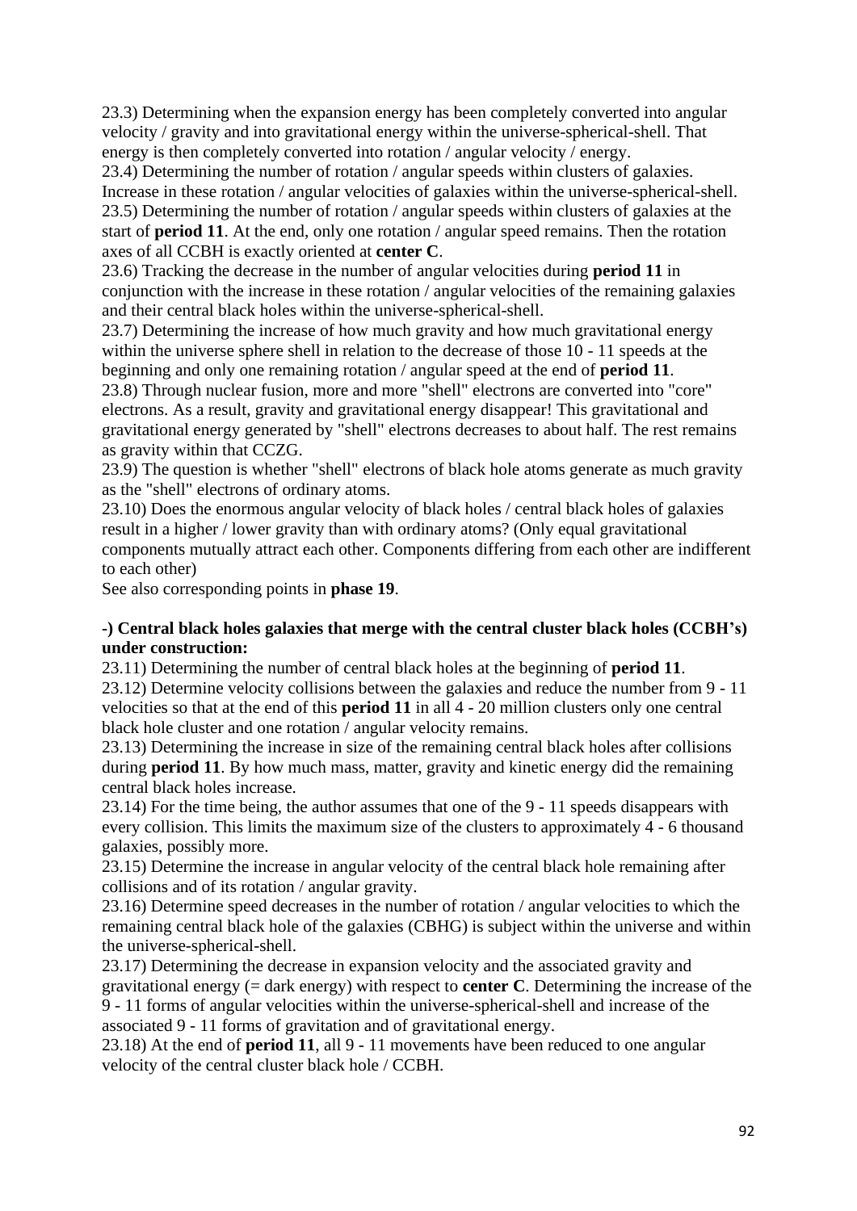23.3) Determining when the expansion energy has been completely converted into angular velocity / gravity and into gravitational energy within the universe-spherical-shell. That energy is then completely converted into rotation / angular velocity / energy.

23.4) Determining the number of rotation / angular speeds within clusters of galaxies. Increase in these rotation / angular velocities of galaxies within the universe-spherical-shell.

23.5) Determining the number of rotation / angular speeds within clusters of galaxies at the start of **period 11**. At the end, only one rotation / angular speed remains. Then the rotation axes of all CCBH is exactly oriented at **center C**.

23.6) Tracking the decrease in the number of angular velocities during **period 11** in conjunction with the increase in these rotation / angular velocities of the remaining galaxies and their central black holes within the universe-spherical-shell.

23.7) Determining the increase of how much gravity and how much gravitational energy within the universe sphere shell in relation to the decrease of those 10 - 11 speeds at the beginning and only one remaining rotation / angular speed at the end of **period 11**.

23.8) Through nuclear fusion, more and more "shell" electrons are converted into "core" electrons. As a result, gravity and gravitational energy disappear! This gravitational and gravitational energy generated by "shell" electrons decreases to about half. The rest remains as gravity within that CCZG.

23.9) The question is whether "shell" electrons of black hole atoms generate as much gravity as the "shell" electrons of ordinary atoms.

23.10) Does the enormous angular velocity of black holes / central black holes of galaxies result in a higher / lower gravity than with ordinary atoms? (Only equal gravitational components mutually attract each other. Components differing from each other are indifferent to each other)

See also corresponding points in **phase 19**.

**-) Central black holes galaxies that merge with the central cluster black holes (CCBH's) under construction:**

23.11) Determining the number of central black holes at the beginning of **period 11**.

23.12) Determine velocity collisions between the galaxies and reduce the number from 9 - 11 velocities so that at the end of this **period 11** in all 4 - 20 million clusters only one central black hole cluster and one rotation / angular velocity remains.

23.13) Determining the increase in size of the remaining central black holes after collisions during **period 11**. By how much mass, matter, gravity and kinetic energy did the remaining central black holes increase.

23.14) For the time being, the author assumes that one of the 9 - 11 speeds disappears with every collision. This limits the maximum size of the clusters to approximately 4 - 6 thousand galaxies, possibly more.

23.15) Determine the increase in angular velocity of the central black hole remaining after collisions and of its rotation / angular gravity.

23.16) Determine speed decreases in the number of rotation / angular velocities to which the remaining central black hole of the galaxies (CBHG) is subject within the universe and within the universe-spherical-shell.

23.17) Determining the decrease in expansion velocity and the associated gravity and gravitational energy (= dark energy) with respect to **center C**. Determining the increase of the 9 - 11 forms of angular velocities within the universe-spherical-shell and increase of the associated 9 - 11 forms of gravitation and of gravitational energy.

23.18) At the end of **period 11**, all 9 - 11 movements have been reduced to one angular velocity of the central cluster black hole / CCBH.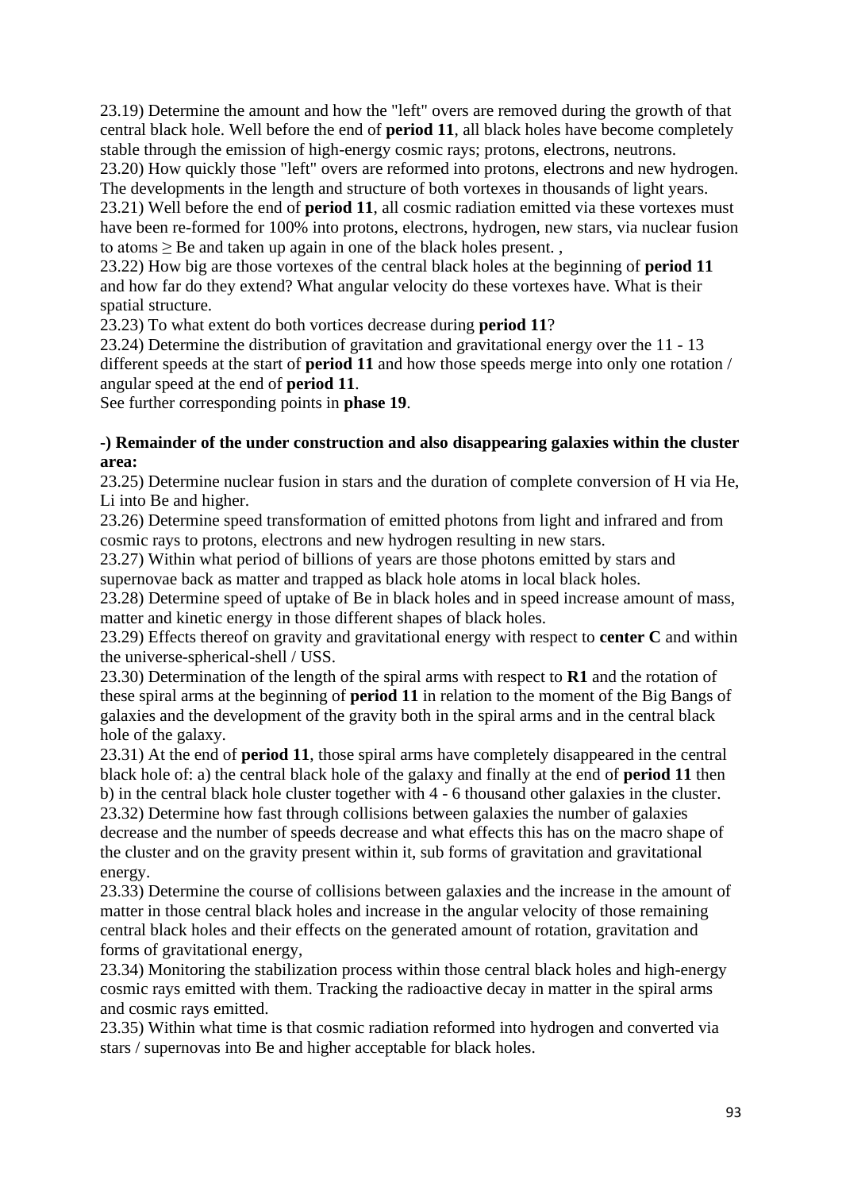23.19) Determine the amount and how the "left" overs are removed during the growth of that central black hole. Well before the end of **period 11**, all black holes have become completely stable through the emission of high-energy cosmic rays; protons, electrons, neutrons.
23.20) How quickly those "left" overs are reformed into protons, electrons and new hydrogen. The developments in the length and structure of both vortexes in thousands of light years.
23.21) Well before the end of **period 11**, all cosmic radiation emitted via these vortexes must have been re-formed for 100% into protons, electrons, hydrogen, new stars, via nuclear fusion to atoms ≥ Be and taken up again in one of the black holes present. ,
23.22) How big are those vortexes of the central black holes at the beginning of **period 11** and how far do they extend? What angular velocity do these vortexes have. What is their spatial structure.
23.23) To what extent do both vortices decrease during **period 11**?
23.24) Determine the distribution of gravitation and gravitational energy over the 11 - 13 different speeds at the start of **period 11** and how those speeds merge into only one rotation / angular speed at the end of **period 11**.
See further corresponding points in **phase 19**.

**-) Remainder of the under construction and also disappearing galaxies within the cluster area:**

23.25) Determine nuclear fusion in stars and the duration of complete conversion of H via He, Li into Be and higher.
23.26) Determine speed transformation of emitted photons from light and infrared and from cosmic rays to protons, electrons and new hydrogen resulting in new stars.
23.27) Within what period of billions of years are those photons emitted by stars and supernovae back as matter and trapped as black hole atoms in local black holes.
23.28) Determine speed of uptake of Be in black holes and in speed increase amount of mass, matter and kinetic energy in those different shapes of black holes.
23.29) Effects thereof on gravity and gravitational energy with respect to **center C** and within the universe-spherical-shell / USS.
23.30) Determination of the length of the spiral arms with respect to **R1** and the rotation of these spiral arms at the beginning of **period 11** in relation to the moment of the Big Bangs of galaxies and the development of the gravity both in the spiral arms and in the central black hole of the galaxy.
23.31) At the end of **period 11**, those spiral arms have completely disappeared in the central black hole of: a) the central black hole of the galaxy and finally at the end of **period 11** then b) in the central black hole cluster together with 4 - 6 thousand other galaxies in the cluster.
23.32) Determine how fast through collisions between galaxies the number of galaxies decrease and the number of speeds decrease and what effects this has on the macro shape of the cluster and on the gravity present within it, sub forms of gravitation and gravitational energy.
23.33) Determine the course of collisions between galaxies and the increase in the amount of matter in those central black holes and increase in the angular velocity of those remaining central black holes and their effects on the generated amount of rotation, gravitation and forms of gravitational energy,
23.34) Monitoring the stabilization process within those central black holes and high-energy cosmic rays emitted with them. Tracking the radioactive decay in matter in the spiral arms and cosmic rays emitted.
23.35) Within what time is that cosmic radiation reformed into hydrogen and converted via stars / supernovas into Be and higher acceptable for black holes.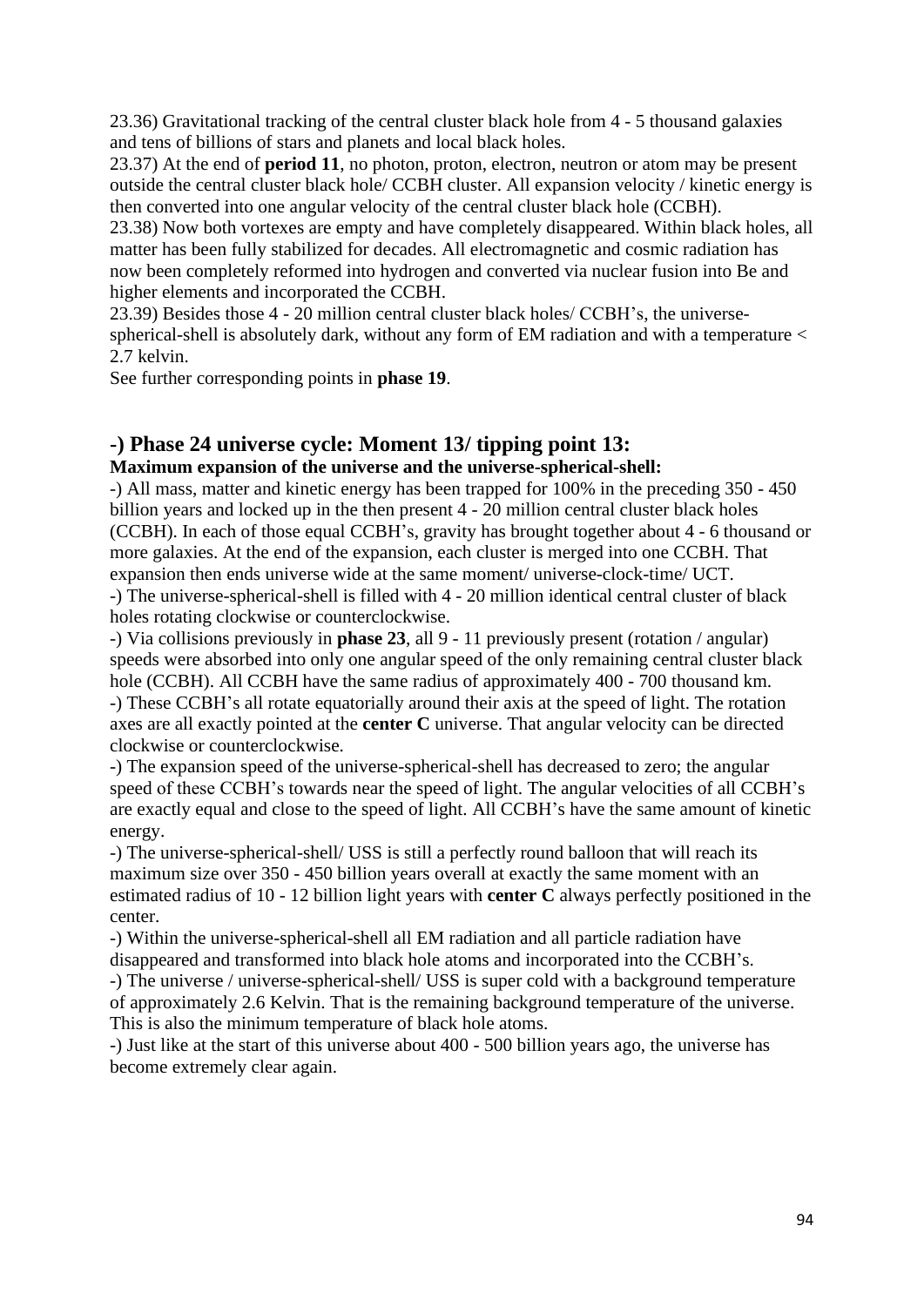23.36) Gravitational tracking of the central cluster black hole from 4 - 5 thousand galaxies and tens of billions of stars and planets and local black holes.

23.37) At the end of **period 11**, no photon, proton, electron, neutron or atom may be present outside the central cluster black hole/ CCBH cluster. All expansion velocity / kinetic energy is then converted into one angular velocity of the central cluster black hole (CCBH).

23.38) Now both vortexes are empty and have completely disappeared. Within black holes, all matter has been fully stabilized for decades. All electromagnetic and cosmic radiation has now been completely reformed into hydrogen and converted via nuclear fusion into Be and higher elements and incorporated the CCBH.

23.39) Besides those 4 - 20 million central cluster black holes/ CCBH's, the universe-spherical-shell is absolutely dark, without any form of EM radiation and with a temperature < 2.7 kelvin.

See further corresponding points in **phase 19**.

## -) Phase 24 universe cycle: Moment 13/ tipping point 13:

**Maximum expansion of the universe and the universe-spherical-shell:**

-) All mass, matter and kinetic energy has been trapped for 100% in the preceding 350 - 450 billion years and locked up in the then present 4 - 20 million central cluster black holes (CCBH). In each of those equal CCBH's, gravity has brought together about 4 - 6 thousand or more galaxies. At the end of the expansion, each cluster is merged into one CCBH. That expansion then ends universe wide at the same moment/ universe-clock-time/ UCT.

-) The universe-spherical-shell is filled with 4 - 20 million identical central cluster of black holes rotating clockwise or counterclockwise.

-) Via collisions previously in **phase 23**, all 9 - 11 previously present (rotation / angular) speeds were absorbed into only one angular speed of the only remaining central cluster black hole (CCBH). All CCBH have the same radius of approximately 400 - 700 thousand km.

-) These CCBH's all rotate equatorially around their axis at the speed of light. The rotation axes are all exactly pointed at the **center C** universe. That angular velocity can be directed clockwise or counterclockwise.

-) The expansion speed of the universe-spherical-shell has decreased to zero; the angular speed of these CCBH's towards near the speed of light. The angular velocities of all CCBH's are exactly equal and close to the speed of light. All CCBH's have the same amount of kinetic energy.

-) The universe-spherical-shell/ USS is still a perfectly round balloon that will reach its maximum size over 350 - 450 billion years overall at exactly the same moment with an estimated radius of 10 - 12 billion light years with **center C** always perfectly positioned in the center.

-) Within the universe-spherical-shell all EM radiation and all particle radiation have disappeared and transformed into black hole atoms and incorporated into the CCBH's.

-) The universe / universe-spherical-shell/ USS is super cold with a background temperature of approximately 2.6 Kelvin. That is the remaining background temperature of the universe. This is also the minimum temperature of black hole atoms.

-) Just like at the start of this universe about 400 - 500 billion years ago, the universe has become extremely clear again.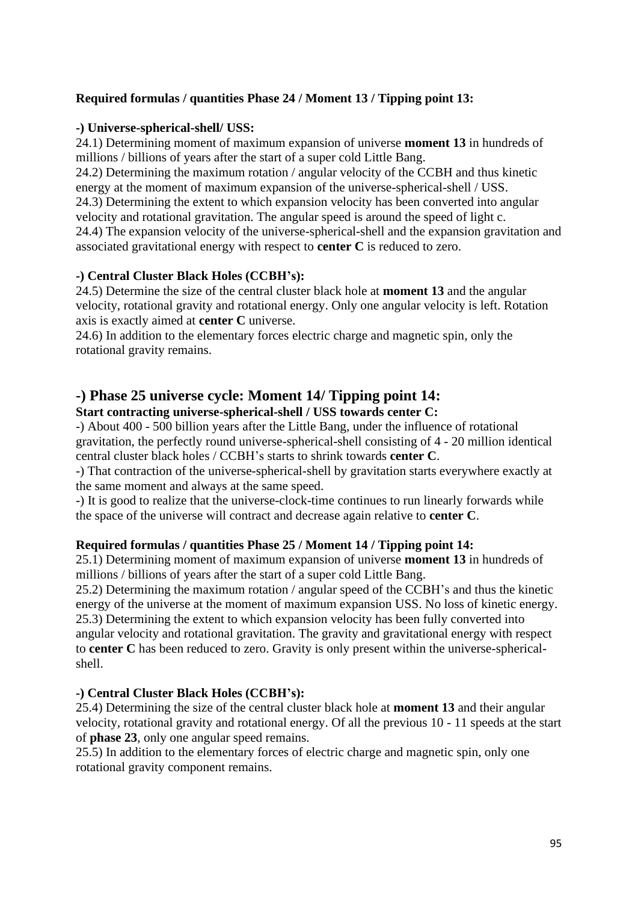**Required formulas / quantities Phase 24 / Moment 13 / Tipping point 13:**

**-) Universe-spherical-shell/ USS:**

24.1) Determining moment of maximum expansion of universe **moment 13** in hundreds of millions / billions of years after the start of a super cold Little Bang.
24.2) Determining the maximum rotation / angular velocity of the CCBH and thus kinetic energy at the moment of maximum expansion of the universe-spherical-shell / USS.
24.3) Determining the extent to which expansion velocity has been converted into angular velocity and rotational gravitation. The angular speed is around the speed of light c.
24.4) The expansion velocity of the universe-spherical-shell and the expansion gravitation and associated gravitational energy with respect to **center C** is reduced to zero.

**-) Central Cluster Black Holes (CCBH's):**

24.5) Determine the size of the central cluster black hole at **moment 13** and the angular velocity, rotational gravity and rotational energy. Only one angular velocity is left. Rotation axis is exactly aimed at **center C** universe.
24.6) In addition to the elementary forces electric charge and magnetic spin, only the rotational gravity remains.

## -) Phase 25 universe cycle: Moment 14/ Tipping point 14:

**Start contracting universe-spherical-shell / USS towards center C:**

-) About 400 - 500 billion years after the Little Bang, under the influence of rotational gravitation, the perfectly round universe-spherical-shell consisting of 4 - 20 million identical central cluster black holes / CCBH's starts to shrink towards **center C**.
-) That contraction of the universe-spherical-shell by gravitation starts everywhere exactly at the same moment and always at the same speed.
-) It is good to realize that the universe-clock-time continues to run linearly forwards while the space of the universe will contract and decrease again relative to **center C**.

**Required formulas / quantities Phase 25 / Moment 14 / Tipping point 14:**

25.1) Determining moment of maximum expansion of universe **moment 13** in hundreds of millions / billions of years after the start of a super cold Little Bang.
25.2) Determining the maximum rotation / angular speed of the CCBH's and thus the kinetic energy of the universe at the moment of maximum expansion USS. No loss of kinetic energy.
25.3) Determining the extent to which expansion velocity has been fully converted into angular velocity and rotational gravitation. The gravity and gravitational energy with respect to **center C** has been reduced to zero. Gravity is only present within the universe-spherical-shell.

**-) Central Cluster Black Holes (CCBH's):**

25.4) Determining the size of the central cluster black hole at **moment 13** and their angular velocity, rotational gravity and rotational energy. Of all the previous 10 - 11 speeds at the start of **phase 23**, only one angular speed remains.
25.5) In addition to the elementary forces of electric charge and magnetic spin, only one rotational gravity component remains.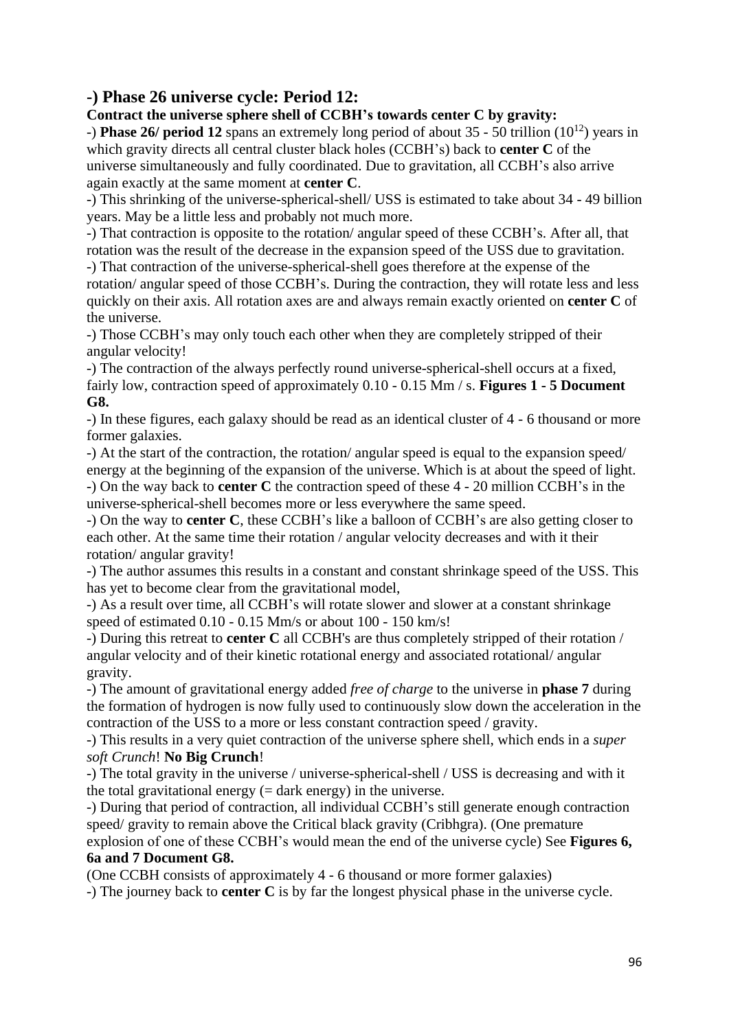## -) Phase 26 universe cycle: Period 12:

**Contract the universe sphere shell of CCBH's towards center C by gravity:**

-) **Phase 26/ period 12** spans an extremely long period of about 35 - 50 trillion ($10^{12}$) years in which gravity directs all central cluster black holes (CCBH's) back to **center C** of the universe simultaneously and fully coordinated. Due to gravitation, all CCBH's also arrive again exactly at the same moment at **center C**.

-) This shrinking of the universe-spherical-shell/ USS is estimated to take about 34 - 49 billion years. May be a little less and probably not much more.

-) That contraction is opposite to the rotation/ angular speed of these CCBH's. After all, that rotation was the result of the decrease in the expansion speed of the USS due to gravitation.

-) That contraction of the universe-spherical-shell goes therefore at the expense of the rotation/ angular speed of those CCBH's. During the contraction, they will rotate less and less quickly on their axis. All rotation axes are and always remain exactly oriented on **center C** of the universe.

-) Those CCBH's may only touch each other when they are completely stripped of their angular velocity!

-) The contraction of the always perfectly round universe-spherical-shell occurs at a fixed, fairly low, contraction speed of approximately 0.10 - 0.15 Mm / s. **Figures 1 - 5 Document G8.**

-) In these figures, each galaxy should be read as an identical cluster of 4 - 6 thousand or more former galaxies.

-) At the start of the contraction, the rotation/ angular speed is equal to the expansion speed/ energy at the beginning of the expansion of the universe. Which is at about the speed of light.

-) On the way back to **center C** the contraction speed of these 4 - 20 million CCBH's in the universe-spherical-shell becomes more or less everywhere the same speed.

-) On the way to **center C**, these CCBH's like a balloon of CCBH's are also getting closer to each other. At the same time their rotation / angular velocity decreases and with it their rotation/ angular gravity!

-) The author assumes this results in a constant and constant shrinkage speed of the USS. This has yet to become clear from the gravitational model,

-) As a result over time, all CCBH's will rotate slower and slower at a constant shrinkage speed of estimated 0.10 - 0.15 Mm/s or about 100 - 150 km/s!

-) During this retreat to **center C** all CCBH's are thus completely stripped of their rotation / angular velocity and of their kinetic rotational energy and associated rotational/ angular gravity.

-) The amount of gravitational energy added *free of charge* to the universe in **phase 7** during the formation of hydrogen is now fully used to continuously slow down the acceleration in the contraction of the USS to a more or less constant contraction speed / gravity.

-) This results in a very quiet contraction of the universe sphere shell, which ends in a *super soft Crunch*! **No Big Crunch**!

-) The total gravity in the universe / universe-spherical-shell / USS is decreasing and with it the total gravitational energy (= dark energy) in the universe.

-) During that period of contraction, all individual CCBH's still generate enough contraction speed/ gravity to remain above the Critical black gravity (Cribhgra). (One premature explosion of one of these CCBH's would mean the end of the universe cycle) See **Figures 6, 6a and 7 Document G8.**

(One CCBH consists of approximately 4 - 6 thousand or more former galaxies)

-) The journey back to **center C** is by far the longest physical phase in the universe cycle.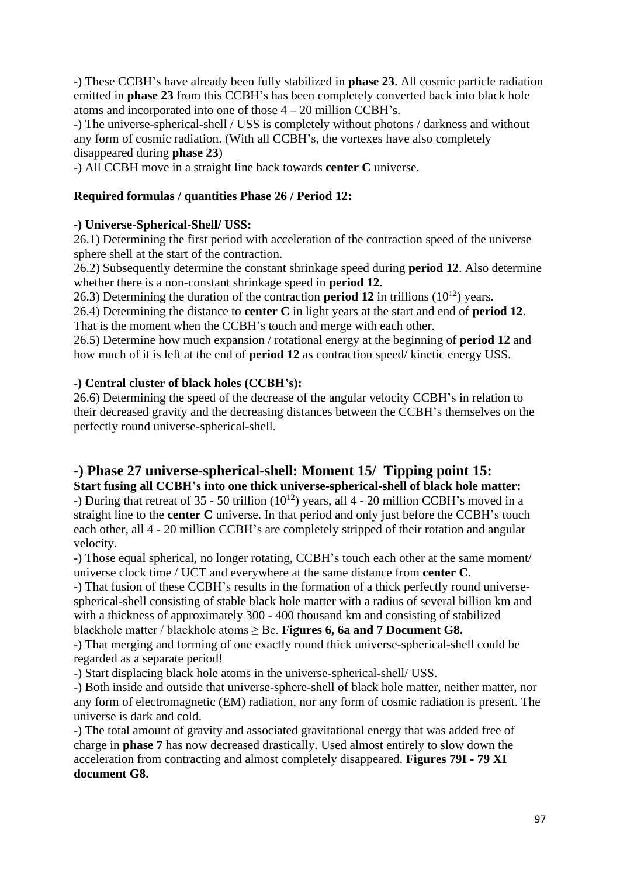-) These CCBH's have already been fully stabilized in **phase 23**. All cosmic particle radiation emitted in **phase 23** from this CCBH's has been completely converted back into black hole atoms and incorporated into one of those 4 – 20 million CCBH's.
-) The universe-spherical-shell / USS is completely without photons / darkness and without any form of cosmic radiation. (With all CCBH's, the vortexes have also completely disappeared during **phase 23**)
-) All CCBH move in a straight line back towards **center C** universe.

**Required formulas / quantities Phase 26 / Period 12:**

**-) Universe-Spherical-Shell/ USS:**
26.1) Determining the first period with acceleration of the contraction speed of the universe sphere shell at the start of the contraction.
26.2) Subsequently determine the constant shrinkage speed during **period 12**. Also determine whether there is a non-constant shrinkage speed in **period 12**.
26.3) Determining the duration of the contraction **period 12** in trillions ($10^{12}$) years.
26.4) Determining the distance to **center C** in light years at the start and end of **period 12**. That is the moment when the CCBH's touch and merge with each other.
26.5) Determine how much expansion / rotational energy at the beginning of **period 12** and how much of it is left at the end of **period 12** as contraction speed/ kinetic energy USS.

**-) Central cluster of black holes (CCBH's):**
26.6) Determining the speed of the decrease of the angular velocity CCBH's in relation to their decreased gravity and the decreasing distances between the CCBH's themselves on the perfectly round universe-spherical-shell.

## -) Phase 27 universe-spherical-shell: Moment 15/ Tipping point 15:

**Start fusing all CCBH's into one thick universe-spherical-shell of black hole matter:**
-) During that retreat of 35 - 50 trillion ($10^{12}$) years, all 4 - 20 million CCBH's moved in a straight line to the **center C** universe. In that period and only just before the CCBH's touch each other, all 4 - 20 million CCBH's are completely stripped of their rotation and angular velocity.
-) Those equal spherical, no longer rotating, CCBH's touch each other at the same moment/ universe clock time / UCT and everywhere at the same distance from **center C**.
-) That fusion of these CCBH's results in the formation of a thick perfectly round universe-spherical-shell consisting of stable black hole matter with a radius of several billion km and with a thickness of approximately 300 - 400 thousand km and consisting of stabilized blackhole matter / blackhole atoms ≥ Be. **Figures 6, 6a and 7 Document G8.**
-) That merging and forming of one exactly round thick universe-spherical-shell could be regarded as a separate period!
-) Start displacing black hole atoms in the universe-spherical-shell/ USS.
-) Both inside and outside that universe-sphere-shell of black hole matter, neither matter, nor any form of electromagnetic (EM) radiation, nor any form of cosmic radiation is present. The universe is dark and cold.
-) The total amount of gravity and associated gravitational energy that was added free of charge in **phase 7** has now decreased drastically. Used almost entirely to slow down the acceleration from contracting and almost completely disappeared. **Figures 79I - 79 XI document G8.**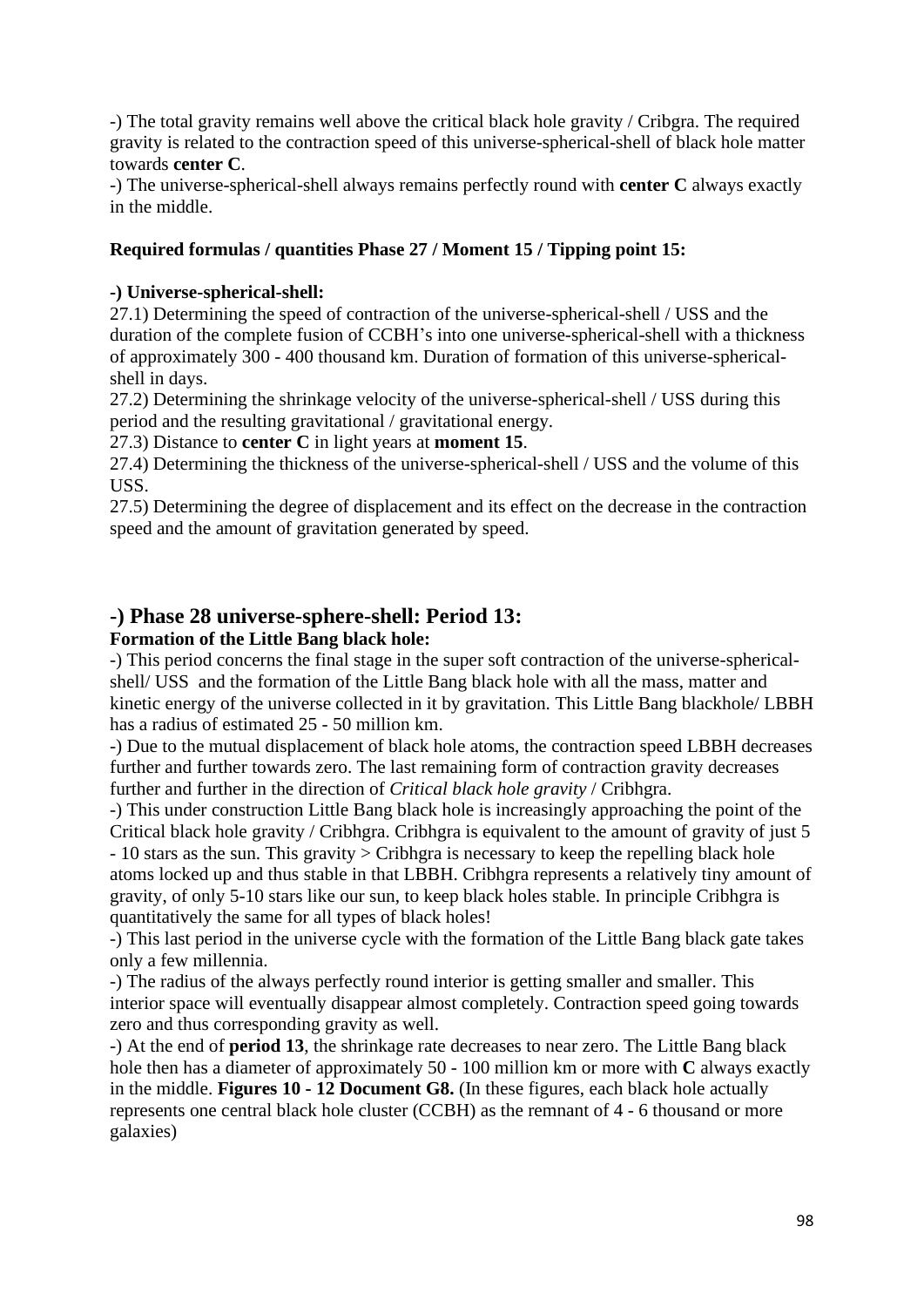-) The total gravity remains well above the critical black hole gravity / Cribgra. The required gravity is related to the contraction speed of this universe-spherical-shell of black hole matter towards **center C**.

-) The universe-spherical-shell always remains perfectly round with **center C** always exactly in the middle.

**Required formulas / quantities Phase 27 / Moment 15 / Tipping point 15:**

**-) Universe-spherical-shell:**

27.1) Determining the speed of contraction of the universe-spherical-shell / USS and the duration of the complete fusion of CCBH's into one universe-spherical-shell with a thickness of approximately 300 - 400 thousand km. Duration of formation of this universe-spherical-shell in days.

27.2) Determining the shrinkage velocity of the universe-spherical-shell / USS during this period and the resulting gravitational / gravitational energy.

27.3) Distance to **center C** in light years at **moment 15**.

27.4) Determining the thickness of the universe-spherical-shell / USS and the volume of this USS.

27.5) Determining the degree of displacement and its effect on the decrease in the contraction speed and the amount of gravitation generated by speed.

## -) Phase 28 universe-sphere-shell: Period 13:

**Formation of the Little Bang black hole:**

-) This period concerns the final stage in the super soft contraction of the universe-spherical-shell/ USS and the formation of the Little Bang black hole with all the mass, matter and kinetic energy of the universe collected in it by gravitation. This Little Bang blackhole/ LBBH has a radius of estimated 25 - 50 million km.

-) Due to the mutual displacement of black hole atoms, the contraction speed LBBH decreases further and further towards zero. The last remaining form of contraction gravity decreases further and further in the direction of *Critical black hole gravity* / Cribhgra.

-) This under construction Little Bang black hole is increasingly approaching the point of the Critical black hole gravity / Cribhgra. Cribhgra is equivalent to the amount of gravity of just 5 - 10 stars as the sun. This gravity > Cribhgra is necessary to keep the repelling black hole atoms locked up and thus stable in that LBBH. Cribhgra represents a relatively tiny amount of gravity, of only 5-10 stars like our sun, to keep black holes stable. In principle Cribhgra is quantitatively the same for all types of black holes!

-) This last period in the universe cycle with the formation of the Little Bang black gate takes only a few millennia.

-) The radius of the always perfectly round interior is getting smaller and smaller. This interior space will eventually disappear almost completely. Contraction speed going towards zero and thus corresponding gravity as well.

-) At the end of **period 13**, the shrinkage rate decreases to near zero. The Little Bang black hole then has a diameter of approximately 50 - 100 million km or more with **C** always exactly in the middle. **Figures 10 - 12 Document G8.** (In these figures, each black hole actually represents one central black hole cluster (CCBH) as the remnant of 4 - 6 thousand or more galaxies)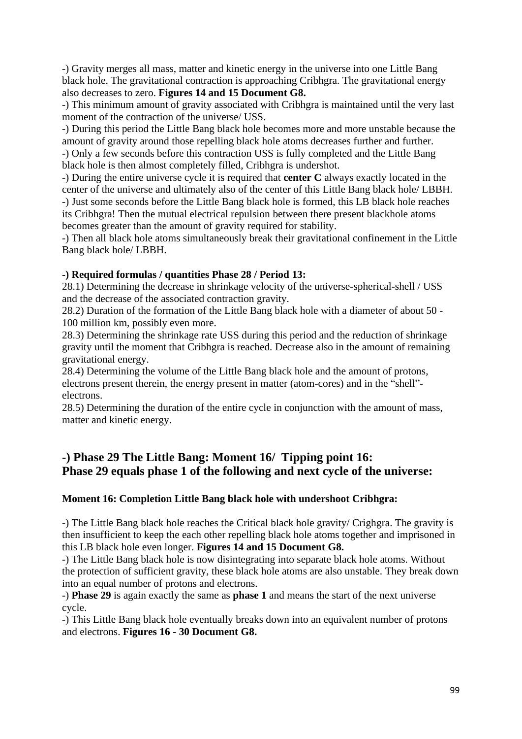-) Gravity merges all mass, matter and kinetic energy in the universe into one Little Bang black hole. The gravitational contraction is approaching Cribhgra. The gravitational energy also decreases to zero. **Figures 14 and 15 Document G8.**

-) This minimum amount of gravity associated with Cribhgra is maintained until the very last moment of the contraction of the universe/ USS.

-) During this period the Little Bang black hole becomes more and more unstable because the amount of gravity around those repelling black hole atoms decreases further and further.

-) Only a few seconds before this contraction USS is fully completed and the Little Bang black hole is then almost completely filled, Cribhgra is undershot.

-) During the entire universe cycle it is required that **center C** always exactly located in the center of the universe and ultimately also of the center of this Little Bang black hole/ LBBH.

-) Just some seconds before the Little Bang black hole is formed, this LB black hole reaches its Cribhgra! Then the mutual electrical repulsion between there present blackhole atoms becomes greater than the amount of gravity required for stability.

-) Then all black hole atoms simultaneously break their gravitational confinement in the Little Bang black hole/ LBBH.

**-) Required formulas / quantities Phase 28 / Period 13:**

28.1) Determining the decrease in shrinkage velocity of the universe-spherical-shell / USS and the decrease of the associated contraction gravity.

28.2) Duration of the formation of the Little Bang black hole with a diameter of about 50 - 100 million km, possibly even more.

28.3) Determining the shrinkage rate USS during this period and the reduction of shrinkage gravity until the moment that Cribhgra is reached. Decrease also in the amount of remaining gravitational energy.

28.4) Determining the volume of the Little Bang black hole and the amount of protons, electrons present therein, the energy present in matter (atom-cores) and in the "shell"-electrons.

28.5) Determining the duration of the entire cycle in conjunction with the amount of mass, matter and kinetic energy.

## -) Phase 29 The Little Bang: Moment 16/ Tipping point 16: Phase 29 equals phase 1 of the following and next cycle of the universe:

**Moment 16: Completion Little Bang black hole with undershoot Cribhgra:**

-) The Little Bang black hole reaches the Critical black hole gravity/ Crighgra. The gravity is then insufficient to keep the each other repelling black hole atoms together and imprisoned in this LB black hole even longer. **Figures 14 and 15 Document G8.**

-) The Little Bang black hole is now disintegrating into separate black hole atoms. Without the protection of sufficient gravity, these black hole atoms are also unstable. They break down into an equal number of protons and electrons.

-) **Phase 29** is again exactly the same as **phase 1** and means the start of the next universe cycle.

-) This Little Bang black hole eventually breaks down into an equivalent number of protons and electrons. **Figures 16 - 30 Document G8.**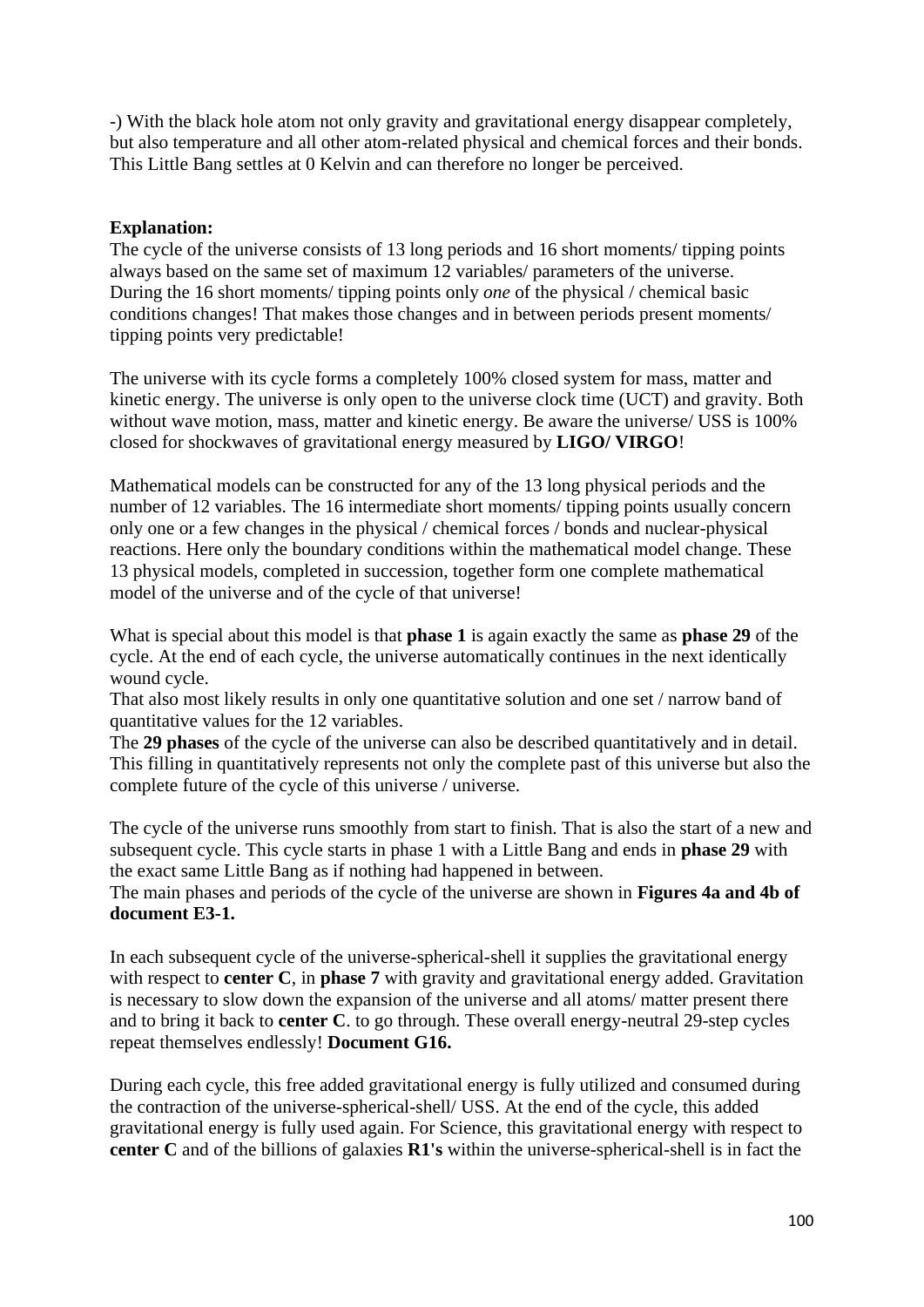-) With the black hole atom not only gravity and gravitational energy disappear completely, but also temperature and all other atom-related physical and chemical forces and their bonds. This Little Bang settles at 0 Kelvin and can therefore no longer be perceived.

**Explanation:**
The cycle of the universe consists of 13 long periods and 16 short moments/ tipping points always based on the same set of maximum 12 variables/ parameters of the universe.
During the 16 short moments/ tipping points only *one* of the physical / chemical basic conditions changes! That makes those changes and in between periods present moments/ tipping points very predictable!

The universe with its cycle forms a completely 100% closed system for mass, matter and kinetic energy. The universe is only open to the universe clock time (UCT) and gravity. Both without wave motion, mass, matter and kinetic energy. Be aware the universe/ USS is 100% closed for shockwaves of gravitational energy measured by **LIGO/ VIRGO**!

Mathematical models can be constructed for any of the 13 long physical periods and the number of 12 variables. The 16 intermediate short moments/ tipping points usually concern only one or a few changes in the physical / chemical forces / bonds and nuclear-physical reactions. Here only the boundary conditions within the mathematical model change. These 13 physical models, completed in succession, together form one complete mathematical model of the universe and of the cycle of that universe!

What is special about this model is that **phase 1** is again exactly the same as **phase 29** of the cycle. At the end of each cycle, the universe automatically continues in the next identically wound cycle.
That also most likely results in only one quantitative solution and one set / narrow band of quantitative values for the 12 variables.
The **29 phases** of the cycle of the universe can also be described quantitatively and in detail. This filling in quantitatively represents not only the complete past of this universe but also the complete future of the cycle of this universe / universe.

The cycle of the universe runs smoothly from start to finish. That is also the start of a new and subsequent cycle. This cycle starts in phase 1 with a Little Bang and ends in **phase 29** with the exact same Little Bang as if nothing had happened in between.
The main phases and periods of the cycle of the universe are shown in **Figures 4a and 4b of document E3-1.**

In each subsequent cycle of the universe-spherical-shell it supplies the gravitational energy with respect to **center C**, in **phase 7** with gravity and gravitational energy added. Gravitation is necessary to slow down the expansion of the universe and all atoms/ matter present there and to bring it back to **center C**. to go through. These overall energy-neutral 29-step cycles repeat themselves endlessly! **Document G16.**

During each cycle, this free added gravitational energy is fully utilized and consumed during the contraction of the universe-spherical-shell/ USS. At the end of the cycle, this added gravitational energy is fully used again. For Science, this gravitational energy with respect to **center C** and of the billions of galaxies **R1's** within the universe-spherical-shell is in fact the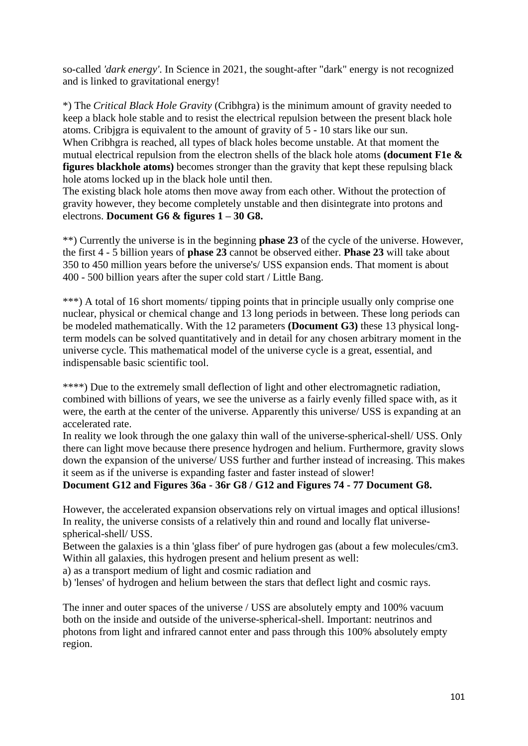so-called *'dark energy'*. In Science in 2021, the sought-after "dark" energy is not recognized and is linked to gravitational energy!

*) The *Critical Black Hole Gravity* (Cribhgra) is the minimum amount of gravity needed to keep a black hole stable and to resist the electrical repulsion between the present black hole atoms. Cribjgra is equivalent to the amount of gravity of 5 - 10 stars like our sun.
When Cribhgra is reached, all types of black holes become unstable. At that moment the mutual electrical repulsion from the electron shells of the black hole atoms **(document F1e & figures blackhole atoms)** becomes stronger than the gravity that kept these repulsing black hole atoms locked up in the black hole until then.
The existing black hole atoms then move away from each other. Without the protection of gravity however, they become completely unstable and then disintegrate into protons and electrons. **Document G6 & figures 1 – 30 G8.**

**) Currently the universe is in the beginning **phase 23** of the cycle of the universe. However, the first 4 - 5 billion years of **phase 23** cannot be observed either. **Phase 23** will take about 350 to 450 million years before the universe's/ USS expansion ends. That moment is about 400 - 500 billion years after the super cold start / Little Bang.

***) A total of 16 short moments/ tipping points that in principle usually only comprise one nuclear, physical or chemical change and 13 long periods in between. These long periods can be modeled mathematically. With the 12 parameters **(Document G3)** these 13 physical long-term models can be solved quantitatively and in detail for any chosen arbitrary moment in the universe cycle. This mathematical model of the universe cycle is a great, essential, and indispensable basic scientific tool.

****) Due to the extremely small deflection of light and other electromagnetic radiation, combined with billions of years, we see the universe as a fairly evenly filled space with, as it were, the earth at the center of the universe. Apparently this universe/ USS is expanding at an accelerated rate.
In reality we look through the one galaxy thin wall of the universe-spherical-shell/ USS. Only there can light move because there presence hydrogen and helium. Furthermore, gravity slows down the expansion of the universe/ USS further and further instead of increasing. This makes it seem as if the universe is expanding faster and faster instead of slower!
**Document G12 and Figures 36a - 36r G8 / G12 and Figures 74 - 77 Document G8.**

However, the accelerated expansion observations rely on virtual images and optical illusions! In reality, the universe consists of a relatively thin and round and locally flat universe-spherical-shell/ USS.
Between the galaxies is a thin 'glass fiber' of pure hydrogen gas (about a few molecules/cm3. Within all galaxies, this hydrogen present and helium present as well:
a) as a transport medium of light and cosmic radiation and
b) 'lenses' of hydrogen and helium between the stars that deflect light and cosmic rays.

The inner and outer spaces of the universe / USS are absolutely empty and 100% vacuum both on the inside and outside of the universe-spherical-shell. Important: neutrinos and photons from light and infrared cannot enter and pass through this 100% absolutely empty region.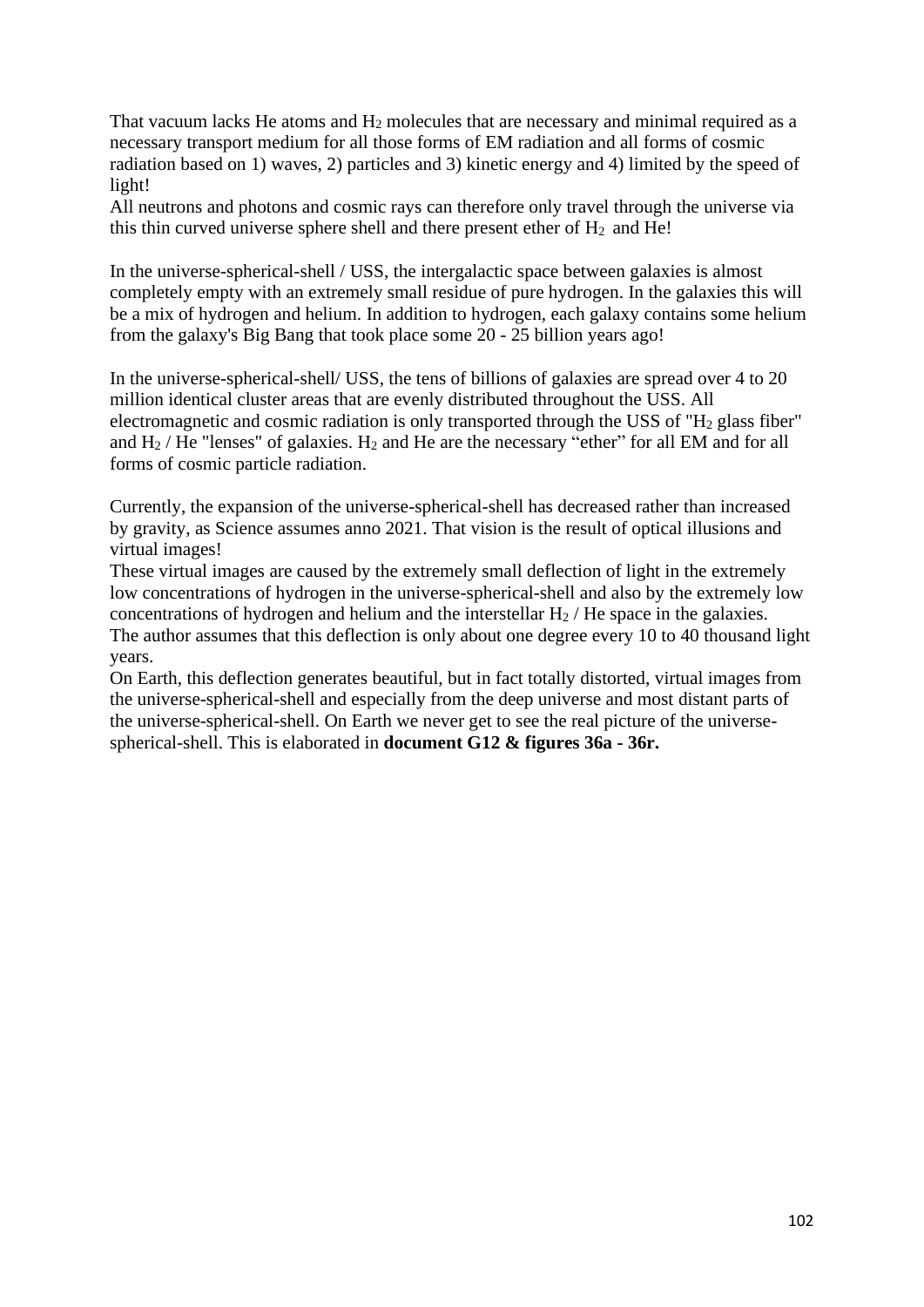That vacuum lacks He atoms and $H_2$ molecules that are necessary and minimal required as a necessary transport medium for all those forms of EM radiation and all forms of cosmic radiation based on 1) waves, 2) particles and 3) kinetic energy and 4) limited by the speed of light!
All neutrons and photons and cosmic rays can therefore only travel through the universe via this thin curved universe sphere shell and there present ether of $H_2$ and He!

In the universe-spherical-shell / USS, the intergalactic space between galaxies is almost completely empty with an extremely small residue of pure hydrogen. In the galaxies this will be a mix of hydrogen and helium. In addition to hydrogen, each galaxy contains some helium from the galaxy's Big Bang that took place some 20 - 25 billion years ago!

In the universe-spherical-shell/ USS, the tens of billions of galaxies are spread over 4 to 20 million identical cluster areas that are evenly distributed throughout the USS. All electromagnetic and cosmic radiation is only transported through the USS of "$H_2$ glass fiber" and $H_2$ / He "lenses" of galaxies. $H_2$ and He are the necessary "ether" for all EM and for all forms of cosmic particle radiation.

Currently, the expansion of the universe-spherical-shell has decreased rather than increased by gravity, as Science assumes anno 2021. That vision is the result of optical illusions and virtual images!
These virtual images are caused by the extremely small deflection of light in the extremely low concentrations of hydrogen in the universe-spherical-shell and also by the extremely low concentrations of hydrogen and helium and the interstellar $H_2$ / He space in the galaxies.
The author assumes that this deflection is only about one degree every 10 to 40 thousand light years.
On Earth, this deflection generates beautiful, but in fact totally distorted, virtual images from the universe-spherical-shell and especially from the deep universe and most distant parts of the universe-spherical-shell. On Earth we never get to see the real picture of the universe-spherical-shell. This is elaborated in **document G12 & figures 36a - 36r.**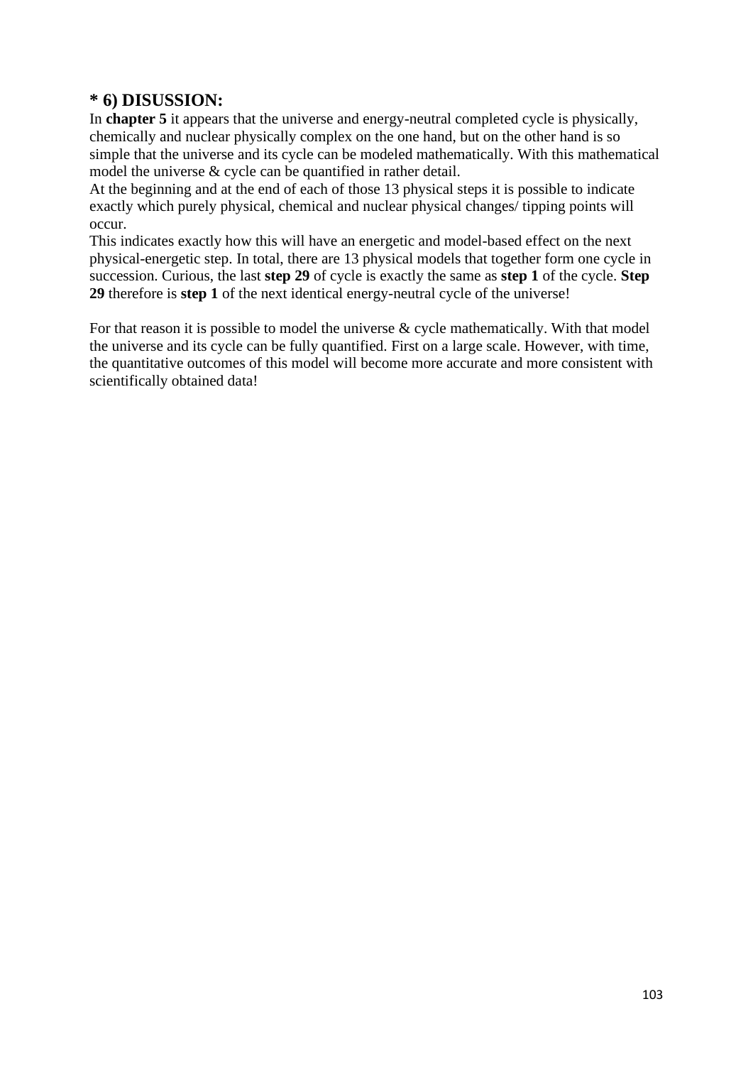## * 6) DISUSSION:

In **chapter 5** it appears that the universe and energy-neutral completed cycle is physically, chemically and nuclear physically complex on the one hand, but on the other hand is so simple that the universe and its cycle can be modeled mathematically. With this mathematical model the universe & cycle can be quantified in rather detail.
At the beginning and at the end of each of those 13 physical steps it is possible to indicate exactly which purely physical, chemical and nuclear physical changes/ tipping points will occur.
This indicates exactly how this will have an energetic and model-based effect on the next physical-energetic step. In total, there are 13 physical models that together form one cycle in succession. Curious, the last **step 29** of cycle is exactly the same as **step 1** of the cycle. **Step 29** therefore is **step 1** of the next identical energy-neutral cycle of the universe!

For that reason it is possible to model the universe & cycle mathematically. With that model the universe and its cycle can be fully quantified. First on a large scale. However, with time, the quantitative outcomes of this model will become more accurate and more consistent with scientifically obtained data!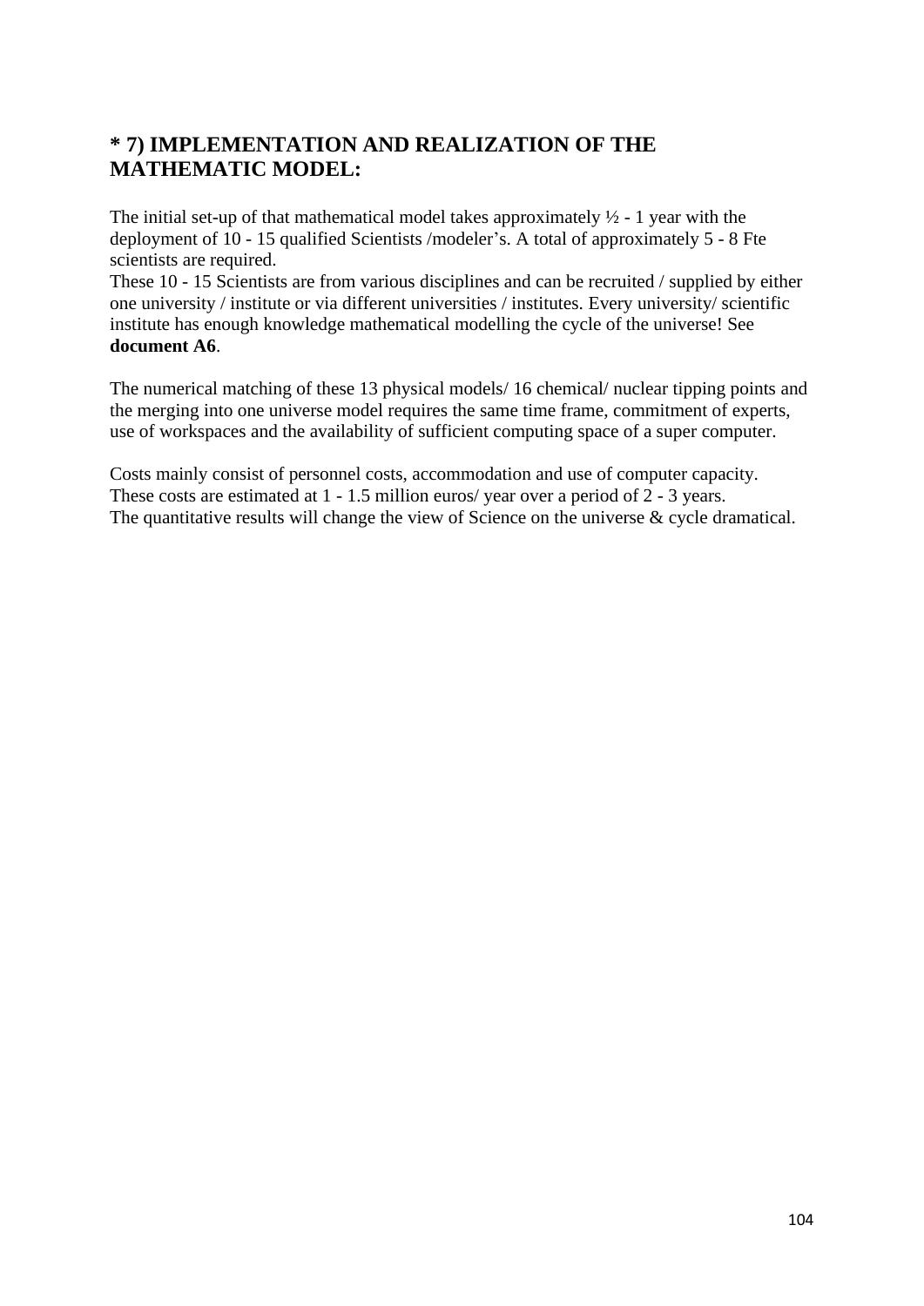## * 7) IMPLEMENTATION AND REALIZATION OF THE MATHEMATIC MODEL:

The initial set-up of that mathematical model takes approximately ½ - 1 year with the deployment of 10 - 15 qualified Scientists /modeler's. A total of approximately 5 - 8 Fte scientists are required.
These 10 - 15 Scientists are from various disciplines and can be recruited / supplied by either one university / institute or via different universities / institutes. Every university/ scientific institute has enough knowledge mathematical modelling the cycle of the universe! See **document A6**.

The numerical matching of these 13 physical models/ 16 chemical/ nuclear tipping points and the merging into one universe model requires the same time frame, commitment of experts, use of workspaces and the availability of sufficient computing space of a super computer.

Costs mainly consist of personnel costs, accommodation and use of computer capacity.
These costs are estimated at 1 - 1.5 million euros/ year over a period of 2 - 3 years.
The quantitative results will change the view of Science on the universe & cycle dramatical.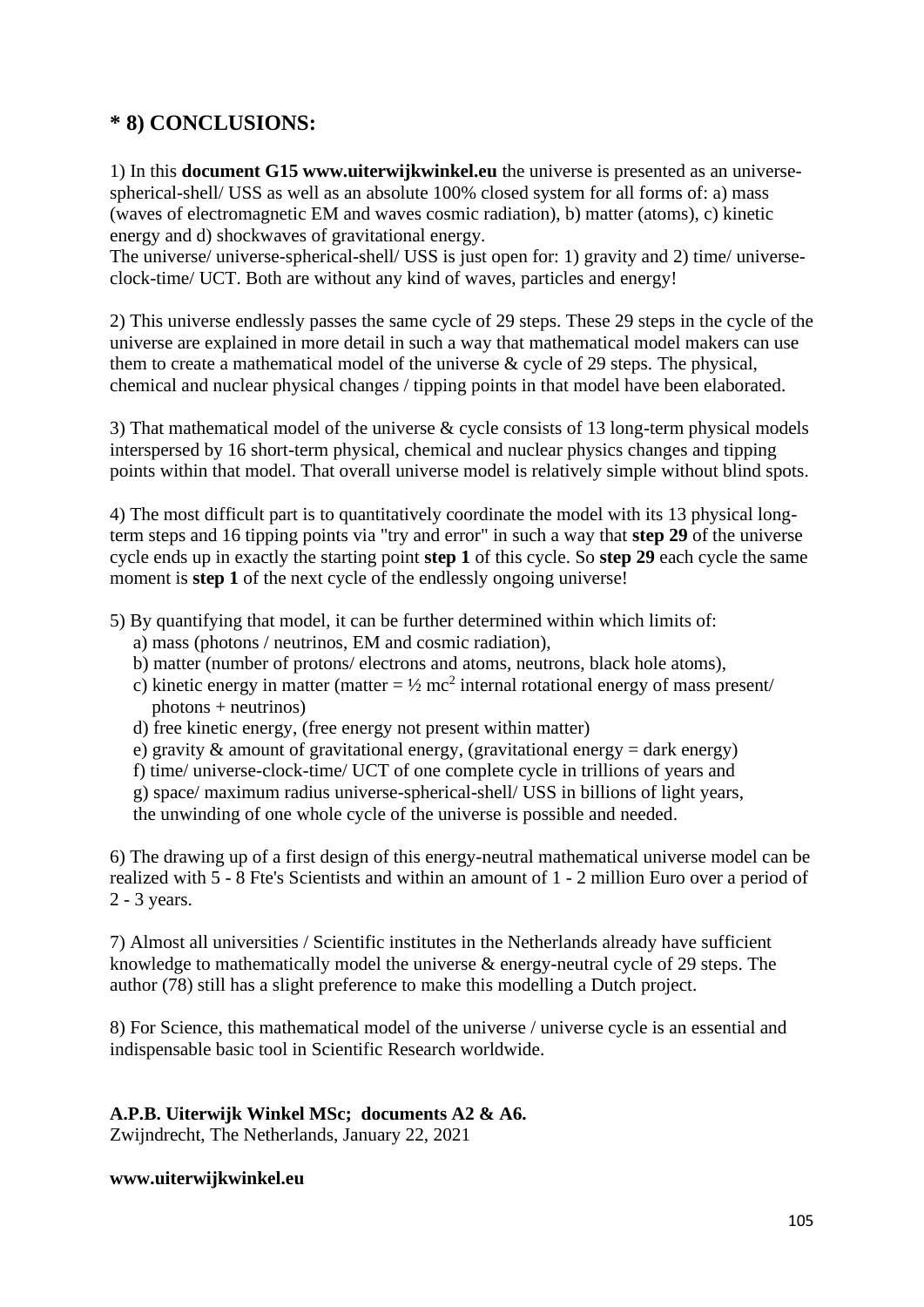## * 8) CONCLUSIONS:

1) In this **document G15 www.uiterwijkwinkel.eu** the universe is presented as an universe-spherical-shell/ USS as well as an absolute 100% closed system for all forms of: a) mass (waves of electromagnetic EM and waves cosmic radiation), b) matter (atoms), c) kinetic energy and d) shockwaves of gravitational energy.
The universe/ universe-spherical-shell/ USS is just open for: 1) gravity and 2) time/ universe-clock-time/ UCT. Both are without any kind of waves, particles and energy!

2) This universe endlessly passes the same cycle of 29 steps. These 29 steps in the cycle of the universe are explained in more detail in such a way that mathematical model makers can use them to create a mathematical model of the universe & cycle of 29 steps. The physical, chemical and nuclear physical changes / tipping points in that model have been elaborated.

3) That mathematical model of the universe & cycle consists of 13 long-term physical models interspersed by 16 short-term physical, chemical and nuclear physics changes and tipping points within that model. That overall universe model is relatively simple without blind spots.

4) The most difficult part is to quantitatively coordinate the model with its 13 physical long-term steps and 16 tipping points via "try and error" in such a way that **step 29** of the universe cycle ends up in exactly the starting point **step 1** of this cycle. So **step 29** each cycle the same moment is **step 1** of the next cycle of the endlessly ongoing universe!

5) By quantifying that model, it can be further determined within which limits of:
   a) mass (photons / neutrinos, EM and cosmic radiation),
   b) matter (number of protons/ electrons and atoms, neutrons, black hole atoms),
   c) kinetic energy in matter (matter = $\frac{1}{2}$ $mc^2$ internal rotational energy of mass present/ photons + neutrinos)
   d) free kinetic energy, (free energy not present within matter)
   e) gravity & amount of gravitational energy, (gravitational energy = dark energy)
   f) time/ universe-clock-time/ UCT of one complete cycle in trillions of years and
   g) space/ maximum radius universe-spherical-shell/ USS in billions of light years,
   the unwinding of one whole cycle of the universe is possible and needed.

6) The drawing up of a first design of this energy-neutral mathematical universe model can be realized with 5 - 8 Fte's Scientists and within an amount of 1 - 2 million Euro over a period of 2 - 3 years.

7) Almost all universities / Scientific institutes in the Netherlands already have sufficient knowledge to mathematically model the universe & energy-neutral cycle of 29 steps. The author (78) still has a slight preference to make this modelling a Dutch project.

8) For Science, this mathematical model of the universe / universe cycle is an essential and indispensable basic tool in Scientific Research worldwide.

**A.P.B. Uiterwijk Winkel MSc; documents A2 & A6.**
Zwijndrecht, The Netherlands, January 22, 2021

**www.uiterwijkwinkel.eu**